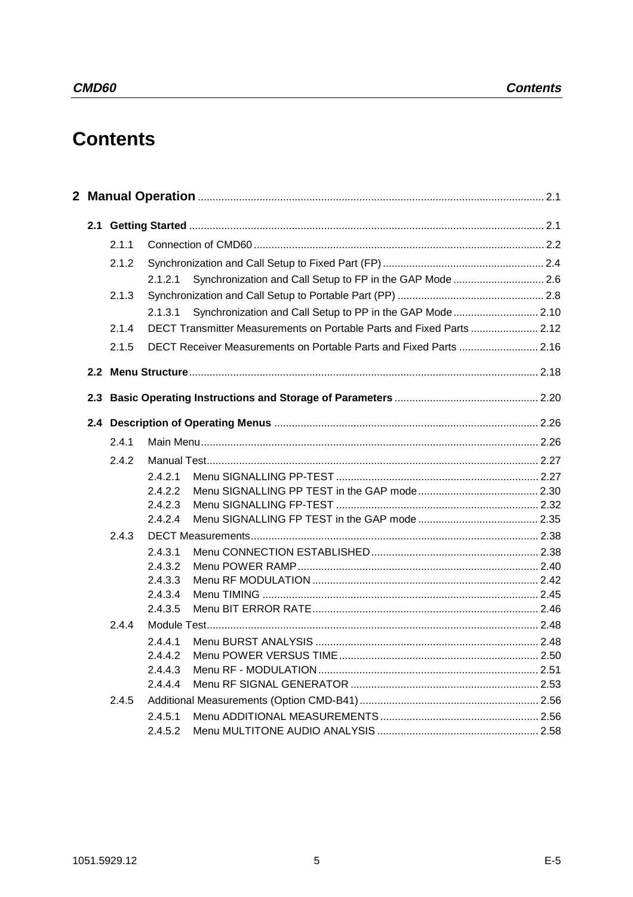# Contents

**2 Manual Operation** ........ 2.1

**2.1 Getting Started** ........ 2.1

- 2.1.1 Connection of CMD60 ........ 2.2
- 2.1.2 Synchronization and Call Setup to Fixed Part (FP) ........ 2.4
  - 2.1.2.1 Synchronization and Call Setup to FP in the GAP Mode ........ 2.6
- 2.1.3 Synchronization and Call Setup to Portable Part (PP) ........ 2.8
  - 2.1.3.1 Synchronization and Call Setup to PP in the GAP Mode ........ 2.10
- 2.1.4 DECT Transmitter Measurements on Portable Parts and Fixed Parts ........ 2.12
- 2.1.5 DECT Receiver Measurements on Portable Parts and Fixed Parts ........ 2.16

**2.2 Menu Structure** ........ 2.18

**2.3 Basic Operating Instructions and Storage of Parameters** ........ 2.20

**2.4 Description of Operating Menus** ........ 2.26

- 2.4.1 Main Menu ........ 2.26
- 2.4.2 Manual Test ........ 2.27
  - 2.4.2.1 Menu SIGNALLING PP-TEST ........ 2.27
  - 2.4.2.2 Menu SIGNALLING PP TEST in the GAP mode ........ 2.30
  - 2.4.2.3 Menu SIGNALLING FP-TEST ........ 2.32
  - 2.4.2.4 Menu SIGNALLING FP TEST in the GAP mode ........ 2.35
- 2.4.3 DECT Measurements ........ 2.38
  - 2.4.3.1 Menu CONNECTION ESTABLISHED ........ 2.38
  - 2.4.3.2 Menu POWER RAMP ........ 2.40
  - 2.4.3.3 Menu RF MODULATION ........ 2.42
  - 2.4.3.4 Menu TIMING ........ 2.45
  - 2.4.3.5 Menu BIT ERROR RATE ........ 2.46
- 2.4.4 Module Test ........ 2.48
  - 2.4.4.1 Menu BURST ANALYSIS ........ 2.48
  - 2.4.4.2 Menu POWER VERSUS TIME ........ 2.50
  - 2.4.4.3 Menu RF - MODULATION ........ 2.51
  - 2.4.4.4 Menu RF SIGNAL GENERATOR ........ 2.53
- 2.4.5 Additional Measurements (Option CMD-B41) ........ 2.56
  - 2.4.5.1 Menu ADDITIONAL MEASUREMENTS ........ 2.56
  - 2.4.5.2 Menu MULTITONE AUDIO ANALYSIS ........ 2.58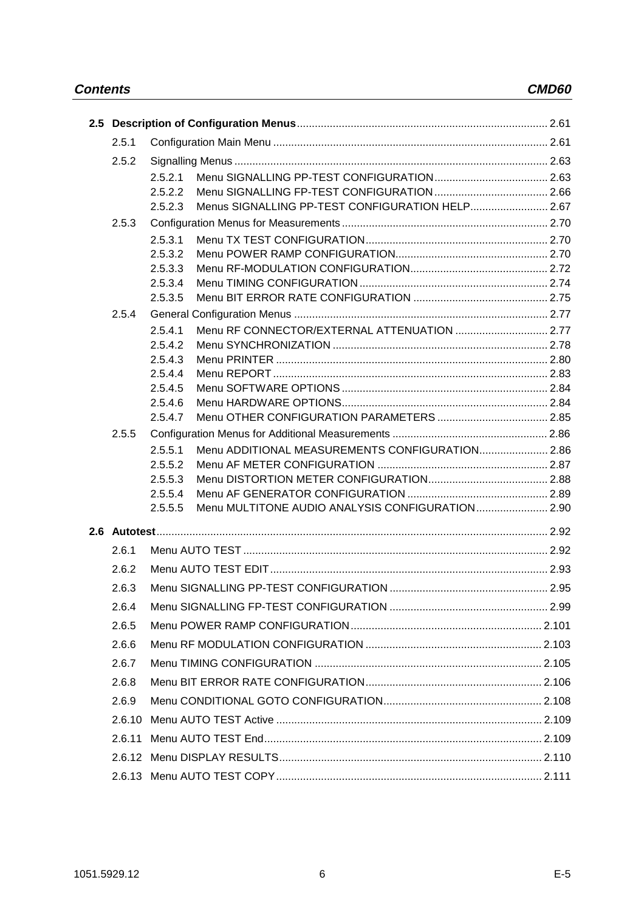| | | | |
|---|---|---|---|
| **2.5** | **Description of Configuration Menus** | | 2.61 |
| | 2.5.1 | Configuration Main Menu | 2.61 |
| | 2.5.2 | Signalling Menus | 2.63 |
| | | 2.5.2.1 Menu SIGNALLING PP-TEST CONFIGURATION | 2.63 |
| | | 2.5.2.2 Menu SIGNALLING FP-TEST CONFIGURATION | 2.66 |
| | | 2.5.2.3 Menus SIGNALLING PP-TEST CONFIGURATION HELP | 2.67 |
| | 2.5.3 | Configuration Menus for Measurements | 2.70 |
| | | 2.5.3.1 Menu TX TEST CONFIGURATION | 2.70 |
| | | 2.5.3.2 Menu POWER RAMP CONFIGURATION | 2.70 |
| | | 2.5.3.3 Menu RF-MODULATION CONFIGURATION | 2.72 |
| | | 2.5.3.4 Menu TIMING CONFIGURATION | 2.74 |
| | | 2.5.3.5 Menu BIT ERROR RATE CONFIGURATION | 2.75 |
| | 2.5.4 | General Configuration Menus | 2.77 |
| | | 2.5.4.1 Menu RF CONNECTOR/EXTERNAL ATTENUATION | 2.77 |
| | | 2.5.4.2 Menu SYNCHRONIZATION | 2.78 |
| | | 2.5.4.3 Menu PRINTER | 2.80 |
| | | 2.5.4.4 Menu REPORT | 2.83 |
| | | 2.5.4.5 Menu SOFTWARE OPTIONS | 2.84 |
| | | 2.5.4.6 Menu HARDWARE OPTIONS | 2.84 |
| | | 2.5.4.7 Menu OTHER CONFIGURATION PARAMETERS | 2.85 |
| | 2.5.5 | Configuration Menus for Additional Measurements | 2.86 |
| | | 2.5.5.1 Menu ADDITIONAL MEASUREMENTS CONFIGURATION | 2.86 |
| | | 2.5.5.2 Menu AF METER CONFIGURATION | 2.87 |
| | | 2.5.5.3 Menu DISTORTION METER CONFIGURATION | 2.88 |
| | | 2.5.5.4 Menu AF GENERATOR CONFIGURATION | 2.89 |
| | | 2.5.5.5 Menu MULTITONE AUDIO ANALYSIS CONFIGURATION | 2.90 |
| **2.6** | **Autotest** | | 2.92 |
| | 2.6.1 | Menu AUTO TEST | 2.92 |
| | 2.6.2 | Menu AUTO TEST EDIT | 2.93 |
| | 2.6.3 | Menu SIGNALLING PP-TEST CONFIGURATION | 2.95 |
| | 2.6.4 | Menu SIGNALLING FP-TEST CONFIGURATION | 2.99 |
| | 2.6.5 | Menu POWER RAMP CONFIGURATION | 2.101 |
| | 2.6.6 | Menu RF MODULATION CONFIGURATION | 2.103 |
| | 2.6.7 | Menu TIMING CONFIGURATION | 2.105 |
| | 2.6.8 | Menu BIT ERROR RATE CONFIGURATION | 2.106 |
| | 2.6.9 | Menu CONDITIONAL GOTO CONFIGURATION | 2.108 |
| | 2.6.10 | Menu AUTO TEST Active | 2.109 |
| | 2.6.11 | Menu AUTO TEST End | 2.109 |
| | 2.6.12 | Menu DISPLAY RESULTS | 2.110 |
| | 2.6.13 | Menu AUTO TEST COPY | 2.111 |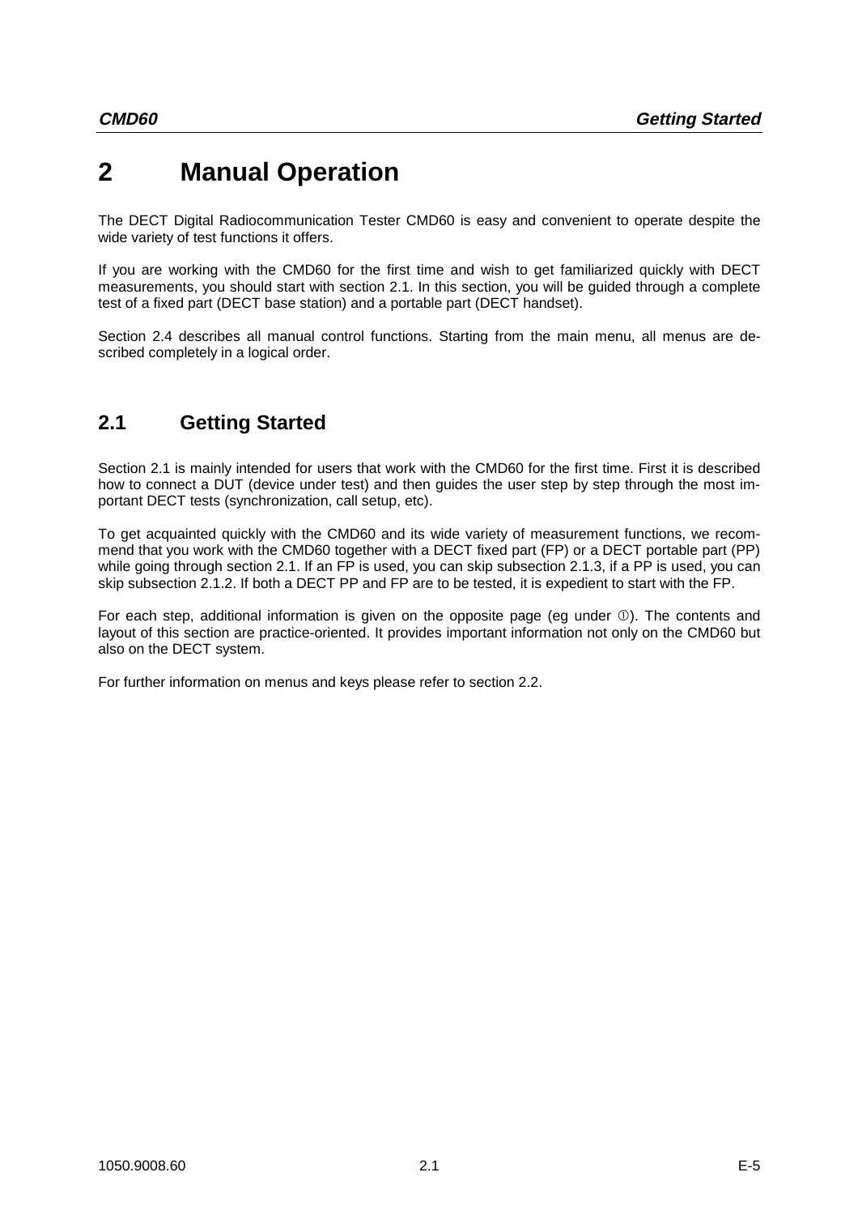# 2 Manual Operation

The DECT Digital Radiocommunication Tester CMD60 is easy and convenient to operate despite the wide variety of test functions it offers.

If you are working with the CMD60 for the first time and wish to get familiarized quickly with DECT measurements, you should start with section 2.1. In this section, you will be guided through a complete test of a fixed part (DECT base station) and a portable part (DECT handset).

Section 2.4 describes all manual control functions. Starting from the main menu, all menus are described completely in a logical order.

## 2.1 Getting Started

Section 2.1 is mainly intended for users that work with the CMD60 for the first time. First it is described how to connect a DUT (device under test) and then guides the user step by step through the most important DECT tests (synchronization, call setup, etc).

To get acquainted quickly with the CMD60 and its wide variety of measurement functions, we recommend that you work with the CMD60 together with a DECT fixed part (FP) or a DECT portable part (PP) while going through section 2.1. If an FP is used, you can skip subsection 2.1.3, if a PP is used, you can skip subsection 2.1.2. If both a DECT PP and FP are to be tested, it is expedient to start with the FP.

For each step, additional information is given on the opposite page (eg under ①). The contents and layout of this section are practice-oriented. It provides important information not only on the CMD60 but also on the DECT system.

For further information on menus and keys please refer to section 2.2.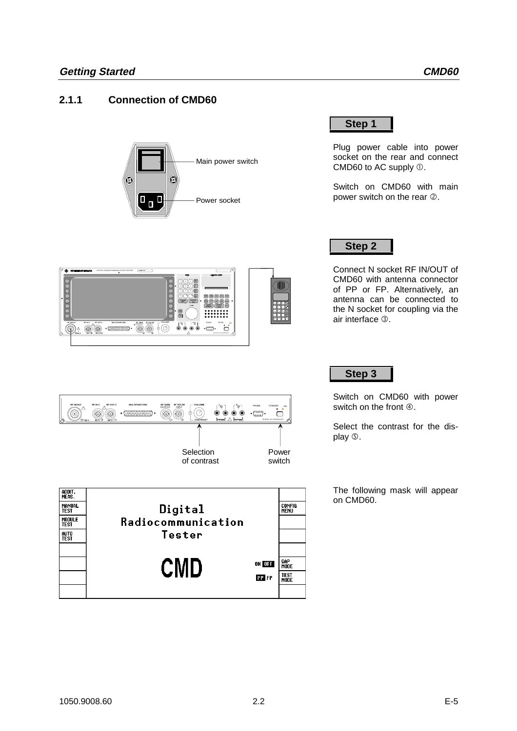## 2.1.1 Connection of CMD60

Main power switch

Power socket

**Step 1**

Plug power cable into power socket on the rear and connect CMD60 to AC supply ①.

Switch on CMD60 with main power switch on the rear ②.

**Step 2**

Connect N socket RF IN/OUT of CMD60 with antenna connector of PP or FP. Alternatively, an antenna can be connected to the N socket for coupling via the air interface ③.

**Step 3**

Switch on CMD60 with power switch on the front ④.

Select the contrast for the display ⑤.

Selection of contrast

Power switch

The following mask will appear on CMD60.

| ADDIT. MEAS. | | |
|---|---|---|
| MANUAL TEST | Digital | CONFIG MENU |
| MODULE TEST | Radiocommunication | |
| AUTO TEST | Tester | |
| | | |
| | CMD ON OFF | GAP MODE |
| | PP FP | TEST MODE |
| | | |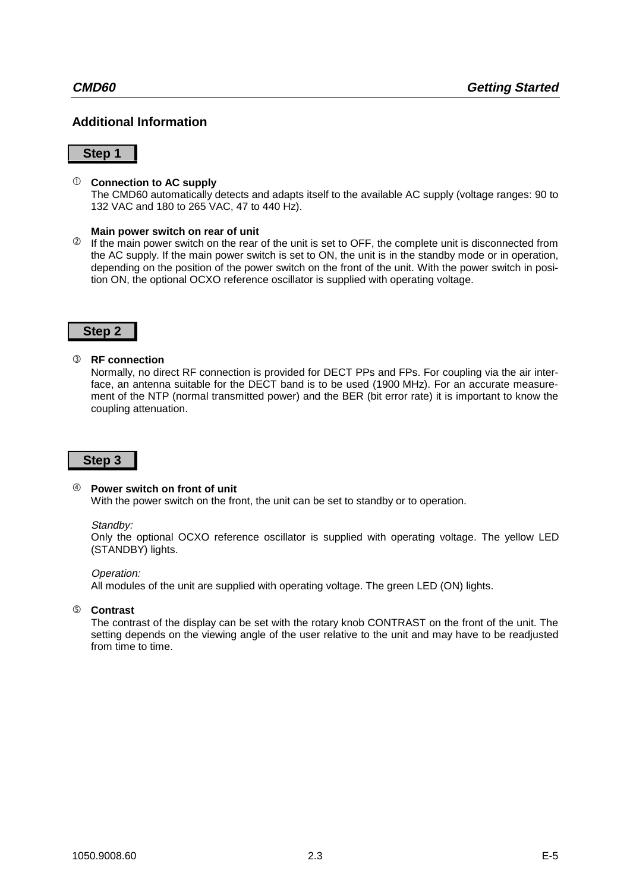## Additional Information

**Step 1**

① **Connection to AC supply**
The CMD60 automatically detects and adapts itself to the available AC supply (voltage ranges: 90 to 132 VAC and 180 to 265 VAC, 47 to 440 Hz).

② **Main power switch on rear of unit**
If the main power switch on the rear of the unit is set to OFF, the complete unit is disconnected from the AC supply. If the main power switch is set to ON, the unit is in the standby mode or in operation, depending on the position of the power switch on the front of the unit. With the power switch in position ON, the optional OCXO reference oscillator is supplied with operating voltage.

**Step 2**

③ **RF connection**
Normally, no direct RF connection is provided for DECT PPs and FPs. For coupling via the air interface, an antenna suitable for the DECT band is to be used (1900 MHz). For an accurate measurement of the NTP (normal transmitted power) and the BER (bit error rate) it is important to know the coupling attenuation.

**Step 3**

④ **Power switch on front of unit**
With the power switch on the front, the unit can be set to standby or to operation.

*Standby:*
Only the optional OCXO reference oscillator is supplied with operating voltage. The yellow LED (STANDBY) lights.

*Operation:*
All modules of the unit are supplied with operating voltage. The green LED (ON) lights.

⑤ **Contrast**
The contrast of the display can be set with the rotary knob CONTRAST on the front of the unit. The setting depends on the viewing angle of the user relative to the unit and may have to be readjusted from time to time.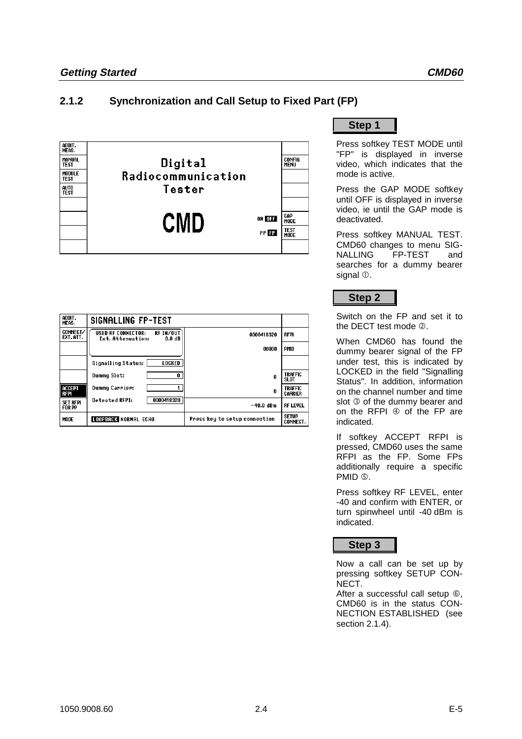## 2.1.2 Synchronization and Call Setup to Fixed Part (FP)

| ADDIT. MEAS. | | |
|---|---|---|
| MANUAL TEST | Digital Radiocommunication Tester | CONFIG MENU |
| MODULE TEST | | |
| AUTO TEST | | |
| | | |
| | CMD ON OFF | GAP MODE |
| | PP FP | TEST MODE |
| | | |

**Step 1**

Press softkey TEST MODE until "FP" is displayed in inverse video, which indicates that the mode is active.

Press the GAP MODE softkey until OFF is displayed in inverse video, ie until the GAP mode is deactivated.

Press softkey MANUAL TEST. CMD60 changes to menu SIGNALLING FP-TEST and searches for a dummy bearer signal ①.

| ADDIT. MEAS. | SIGNALLING FP-TEST | | |
|---|---|---|---|
| CONNECT/ EXT. ATT. | USED RF CONNECTOR: RF IN/OUT<br>Ext. Attenuation: 0.0 dB | 0000418320 | RFPI |
| | | 00000 | PMID |
| | Signalling Status: LOCKED | | |
| | Dummy Slot: 0 | 8 | TRAFFIC SLOT |
| ACCEPT RFPI | Dummy Carrier: 1 | 0 | TRAFFIC CARRIER |
| SET RFPI FOR PP | Detected RFPI: 0000418320 | -40.0 dBm | RF LEVEL |
| MODE | LOOPBACK NORMAL ECHO | Press key to setup connection | SETUP CONNECT. |

**Step 2**

Switch on the FP and set it to the DECT test mode ②.

When CMD60 has found the dummy bearer signal of the FP under test, this is indicated by LOCKED in the field "Signalling Status". In addition, information on the channel number and time slot ③ of the dummy bearer and on the RFPI ④ of the FP are indicated.

If softkey ACCEPT RFPI is pressed, CMD60 uses the same RFPI as the FP. Some FPs additionally require a specific PMID ⑤.

Press softkey RF LEVEL, enter -40 and confirm with ENTER, or turn spinwheel until -40 dBm is indicated.

**Step 3**

Now a call can be set up by pressing softkey SETUP CONNECT.
After a successful call setup ⑥, CMD60 is in the status CONNECTION ESTABLISHED (see section 2.1.4).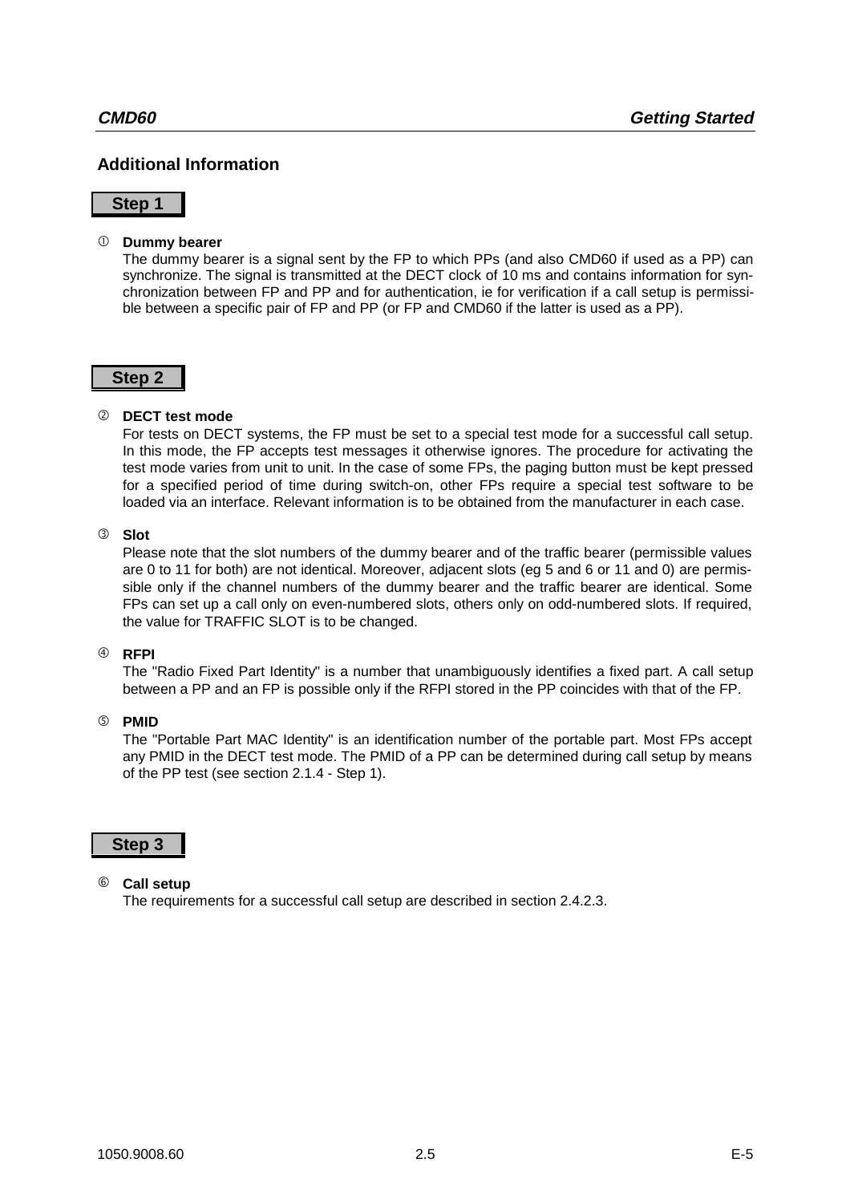## Additional Information

### Step 1

① **Dummy bearer**

The dummy bearer is a signal sent by the FP to which PPs (and also CMD60 if used as a PP) can synchronize. The signal is transmitted at the DECT clock of 10 ms and contains information for synchronization between FP and PP and for authentication, ie for verification if a call setup is permissible between a specific pair of FP and PP (or FP and CMD60 if the latter is used as a PP).

### Step 2

② **DECT test mode**

For tests on DECT systems, the FP must be set to a special test mode for a successful call setup. In this mode, the FP accepts test messages it otherwise ignores. The procedure for activating the test mode varies from unit to unit. In the case of some FPs, the paging button must be kept pressed for a specified period of time during switch-on, other FPs require a special test software to be loaded via an interface. Relevant information is to be obtained from the manufacturer in each case.

③ **Slot**

Please note that the slot numbers of the dummy bearer and of the traffic bearer (permissible values are 0 to 11 for both) are not identical. Moreover, adjacent slots (eg 5 and 6 or 11 and 0) are permissible only if the channel numbers of the dummy bearer and the traffic bearer are identical. Some FPs can set up a call only on even-numbered slots, others only on odd-numbered slots. If required, the value for TRAFFIC SLOT is to be changed.

④ **RFPI**

The "Radio Fixed Part Identity" is a number that unambiguously identifies a fixed part. A call setup between a PP and an FP is possible only if the RFPI stored in the PP coincides with that of the FP.

⑤ **PMID**

The "Portable Part MAC Identity" is an identification number of the portable part. Most FPs accept any PMID in the DECT test mode. The PMID of a PP can be determined during call setup by means of the PP test (see section 2.1.4 - Step 1).

### Step 3

⑥ **Call setup**

The requirements for a successful call setup are described in section 2.4.2.3.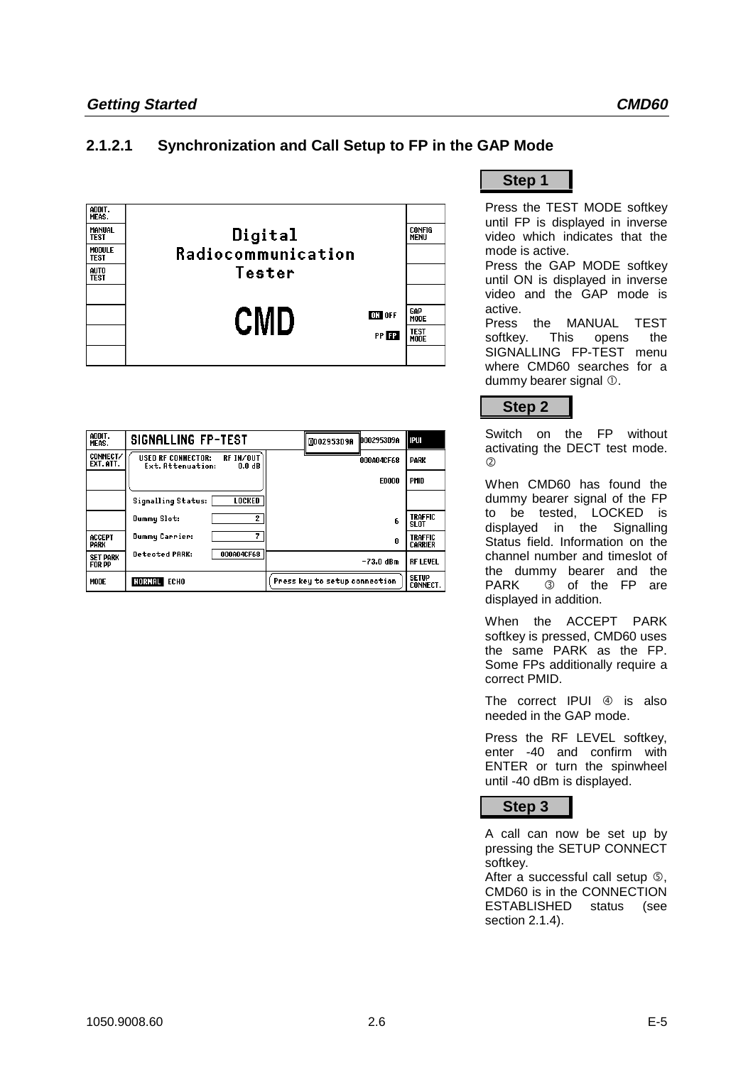### 2.1.2.1 Synchronization and Call Setup to FP in the GAP Mode

| ADDIT. MEAS. | | |
|---|---|---|
| MANUAL TEST | Digital | CONFIG MENU |
| MODULE TEST | Radiocommunication | |
| AUTO TEST | Tester | |
| | | |
| | CMD ON OFF | GAP MODE |
| | PP FP | TEST MODE |
| | | |

**Step 1**

Press the TEST MODE softkey until FP is displayed in inverse video which indicates that the mode is active.

Press the GAP MODE softkey until ON is displayed in inverse video and the GAP mode is active.

Press the MANUAL TEST softkey. This opens the SIGNALLING FP-TEST menu where CMD60 searches for a dummy bearer signal ①.

| ADDIT. MEAS. | SIGNALLING FP-TEST | ④002953D9A 0002953D9A | IPUI |
|---|---|---|---|
| CONNECT/ EXT. ATT. | USED RF CONNECTOR: RF IN/OUT Ext. Attenuation: 0.0 dB | 000A04CF68 | PARK |
| | | E0000 | PMID |
| | Signalling Status: LOCKED | | |
| | Dummy Slot: 2 | 6 | TRAFFIC SLOT |
| ACCEPT PARK | Dummy Carrier: 7 | 0 | TRAFFIC CARRIER |
| SET PARK FOR PP | Detected PARK: 000A04CF68 | -73.0 dBm | RF LEVEL |
| MODE | NORMAL ECHO | Press key to setup connection | SETUP CONNECT. |

**Step 2**

Switch on the FP without activating the DECT test mode. ②

When CMD60 has found the dummy bearer signal of the FP to be tested, LOCKED is displayed in the Signalling Status field. Information on the channel number and timeslot of the dummy bearer and the PARK ③ of the FP are displayed in addition.

When the ACCEPT PARK softkey is pressed, CMD60 uses the same PARK as the FP. Some FPs additionally require a correct PMID.

The correct IPUI ④ is also needed in the GAP mode.

Press the RF LEVEL softkey, enter -40 and confirm with ENTER or turn the spinwheel until -40 dBm is displayed.

**Step 3**

A call can now be set up by pressing the SETUP CONNECT softkey.

After a successful call setup ⑤, CMD60 is in the CONNECTION ESTABLISHED status (see section 2.1.4).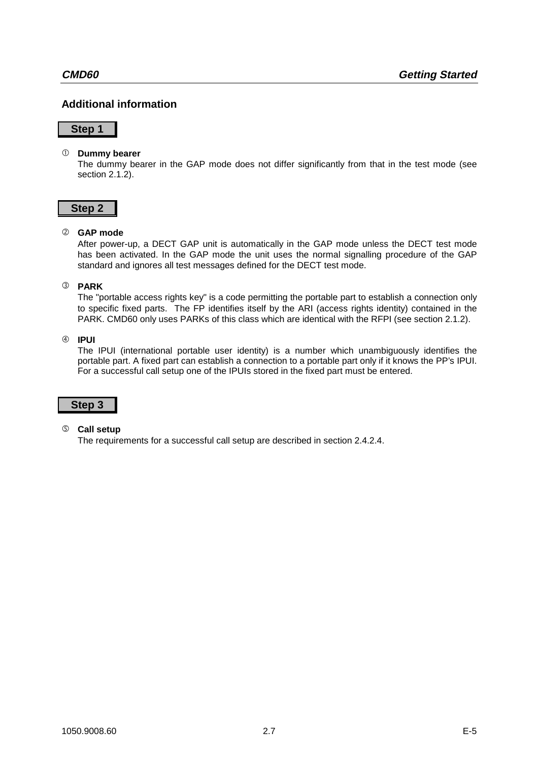## Additional information

**Step 1**

① **Dummy bearer**
The dummy bearer in the GAP mode does not differ significantly from that in the test mode (see section 2.1.2).

**Step 2**

② **GAP mode**
After power-up, a DECT GAP unit is automatically in the GAP mode unless the DECT test mode has been activated. In the GAP mode the unit uses the normal signalling procedure of the GAP standard and ignores all test messages defined for the DECT test mode.

③ **PARK**
The "portable access rights key" is a code permitting the portable part to establish a connection only to specific fixed parts. The FP identifies itself by the ARI (access rights identity) contained in the PARK. CMD60 only uses PARKs of this class which are identical with the RFPI (see section 2.1.2).

④ **IPUI**
The IPUI (international portable user identity) is a number which unambiguously identifies the portable part. A fixed part can establish a connection to a portable part only if it knows the PP's IPUI. For a successful call setup one of the IPUIs stored in the fixed part must be entered.

**Step 3**

⑤ **Call setup**
The requirements for a successful call setup are described in section 2.4.2.4.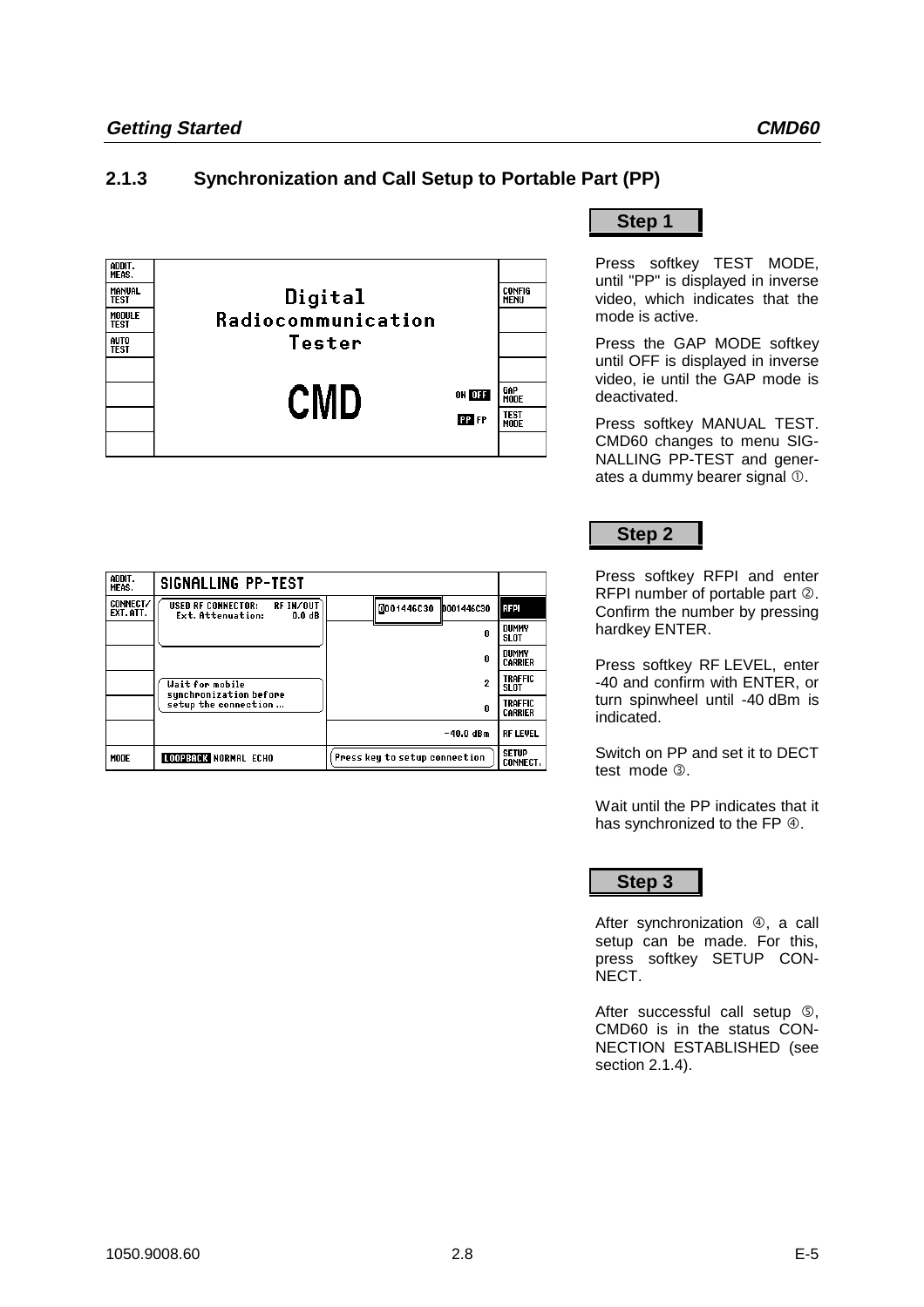## 2.1.3 Synchronization and Call Setup to Portable Part (PP)

| ADDIT. MEAS. | | |
|---|---|---|
| MANUAL TEST | Digital | CONFIG MENU |
| MODULE TEST | Radiocommunication | |
| AUTO TEST | Tester | |
| | | |
| | CMD &nbsp;&nbsp;&nbsp; ON **OFF** | GAP MODE |
| | **PP** FP | TEST MODE |
| | | |

**Step 1**

Press softkey TEST MODE, until "PP" is displayed in inverse video, which indicates that the mode is active.

Press the GAP MODE softkey until OFF is displayed in inverse video, ie until the GAP mode is deactivated.

Press softkey MANUAL TEST. CMD60 changes to menu SIGNALLING PP-TEST and generates a dummy bearer signal ①.

| ADDIT. MEAS. | SIGNALLING PP-TEST | | |
|---|---|---|---|
| CONNECT/ EXT. ATT. | USED RF CONNECTOR: RF IN/OUT Ext. Attenuation: 0.0 dB | 0001446C30 &nbsp; 0001446C30 | **RFPI** |
| | | 0 | DUMMY SLOT |
| | | 0 | DUMMY CARRIER |
| | Wait for mobile synchronization before setup the connection ... | 2 | TRAFFIC SLOT |
| | | 0 | TRAFFIC CARRIER |
| | | -40.0 dBm | RF LEVEL |
| MODE | **LOOPBACK** NORMAL ECHO | Press key to setup connection | SETUP CONNECT. |

**Step 2**

Press softkey RFPI and enter RFPI number of portable part ②. Confirm the number by pressing hardkey ENTER.

Press softkey RF LEVEL, enter -40 and confirm with ENTER, or turn spinwheel until -40 dBm is indicated.

Switch on PP and set it to DECT test mode ③.

Wait until the PP indicates that it has synchronized to the FP ④.

**Step 3**

After synchronization ④, a call setup can be made. For this, press softkey SETUP CONNECT.

After successful call setup ⑤, CMD60 is in the status CONNECTION ESTABLISHED (see section 2.1.4).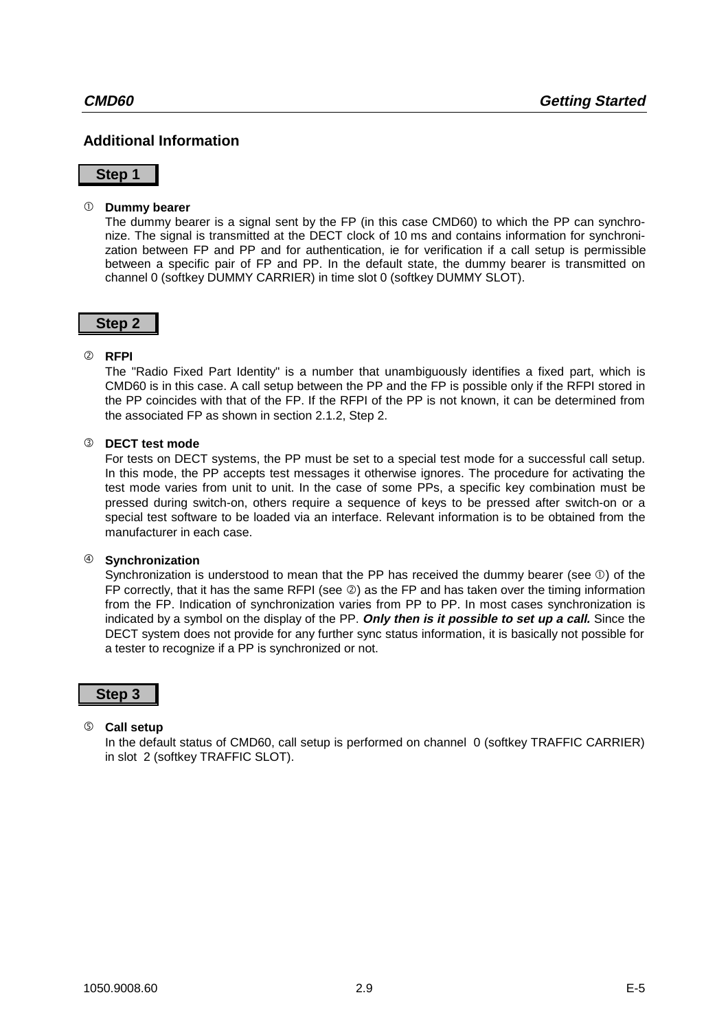## Additional Information

**Step 1**

① **Dummy bearer**
The dummy bearer is a signal sent by the FP (in this case CMD60) to which the PP can synchronize. The signal is transmitted at the DECT clock of 10 ms and contains information for synchronization between FP and PP and for authentication, ie for verification if a call setup is permissible between a specific pair of FP and PP. In the default state, the dummy bearer is transmitted on channel 0 (softkey DUMMY CARRIER) in time slot 0 (softkey DUMMY SLOT).

**Step 2**

② **RFPI**
The "Radio Fixed Part Identity" is a number that unambiguously identifies a fixed part, which is CMD60 is in this case. A call setup between the PP and the FP is possible only if the RFPI stored in the PP coincides with that of the FP. If the RFPI of the PP is not known, it can be determined from the associated FP as shown in section 2.1.2, Step 2.

③ **DECT test mode**
For tests on DECT systems, the PP must be set to a special test mode for a successful call setup. In this mode, the PP accepts test messages it otherwise ignores. The procedure for activating the test mode varies from unit to unit. In the case of some PPs, a specific key combination must be pressed during switch-on, others require a sequence of keys to be pressed after switch-on or a special test software to be loaded via an interface. Relevant information is to be obtained from the manufacturer in each case.

④ **Synchronization**
Synchronization is understood to mean that the PP has received the dummy bearer (see ①) of the FP correctly, that it has the same RFPI (see ②) as the FP and has taken over the timing information from the FP. Indication of synchronization varies from PP to PP. In most cases synchronization is indicated by a symbol on the display of the PP. ***Only then is it possible to set up a call.*** Since the DECT system does not provide for any further sync status information, it is basically not possible for a tester to recognize if a PP is synchronized or not.

**Step 3**

⑤ **Call setup**
In the default status of CMD60, call setup is performed on channel 0 (softkey TRAFFIC CARRIER) in slot 2 (softkey TRAFFIC SLOT).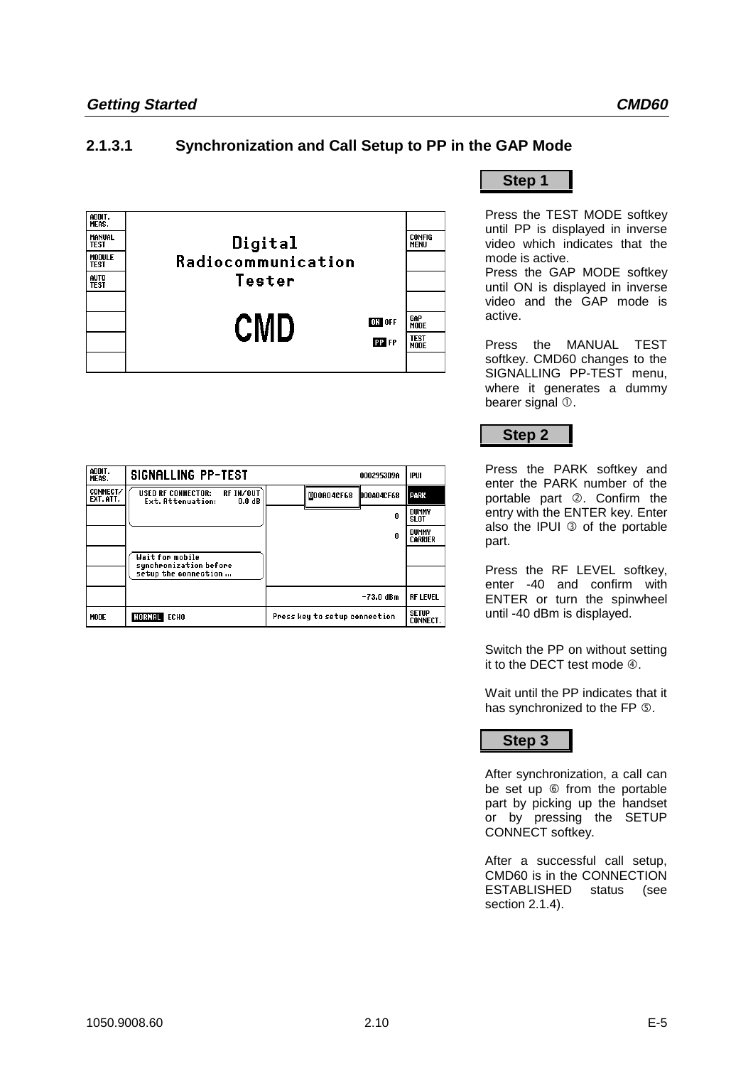### 2.1.3.1 Synchronization and Call Setup to PP in the GAP Mode

**Step 1**

Press the TEST MODE softkey until PP is displayed in inverse video which indicates that the mode is active.
Press the GAP MODE softkey until ON is displayed in inverse video and the GAP mode is active.

Press the MANUAL TEST softkey. CMD60 changes to the SIGNALLING PP-TEST menu, where it generates a dummy bearer signal ①.

**Step 2**

Press the PARK softkey and enter the PARK number of the portable part ②. Confirm the entry with the ENTER key. Enter also the IPUI ③ of the portable part.

Press the RF LEVEL softkey, enter -40 and confirm with ENTER or turn the spinwheel until -40 dBm is displayed.

Switch the PP on without setting it to the DECT test mode ④.

Wait until the PP indicates that it has synchronized to the FP ⑤.

**Step 3**

After synchronization, a call can be set up ⑥ from the portable part by picking up the handset or by pressing the SETUP CONNECT softkey.

After a successful call setup, CMD60 is in the CONNECTION ESTABLISHED status (see section 2.1.4).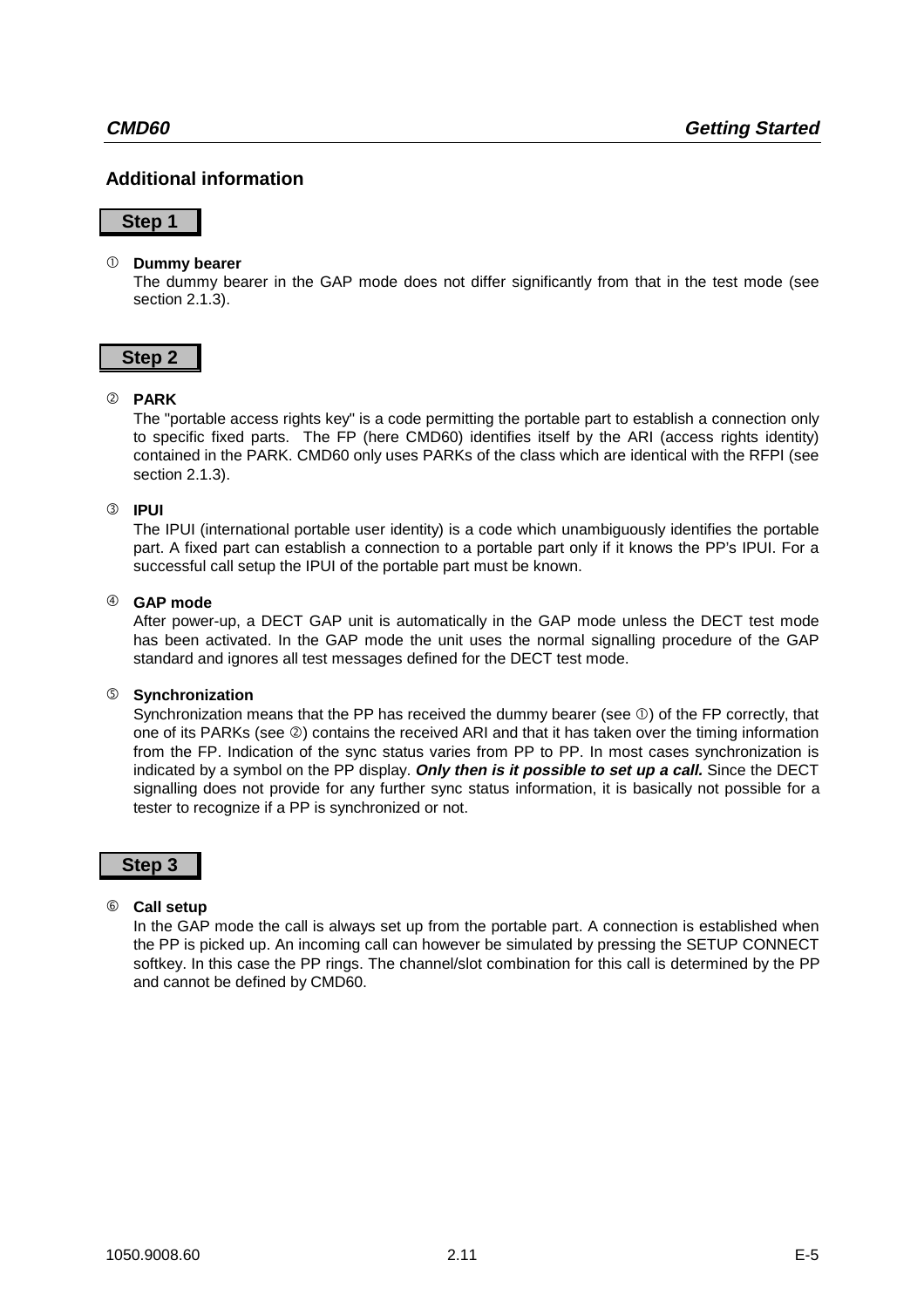## Additional information

### Step 1

① **Dummy bearer**
The dummy bearer in the GAP mode does not differ significantly from that in the test mode (see section 2.1.3).

### Step 2

② **PARK**
The "portable access rights key" is a code permitting the portable part to establish a connection only to specific fixed parts. The FP (here CMD60) identifies itself by the ARI (access rights identity) contained in the PARK. CMD60 only uses PARKs of the class which are identical with the RFPI (see section 2.1.3).

③ **IPUI**
The IPUI (international portable user identity) is a code which unambiguously identifies the portable part. A fixed part can establish a connection to a portable part only if it knows the PP's IPUI. For a successful call setup the IPUI of the portable part must be known.

④ **GAP mode**
After power-up, a DECT GAP unit is automatically in the GAP mode unless the DECT test mode has been activated. In the GAP mode the unit uses the normal signalling procedure of the GAP standard and ignores all test messages defined for the DECT test mode.

⑤ **Synchronization**
Synchronization means that the PP has received the dummy bearer (see ①) of the FP correctly, that one of its PARKs (see ②) contains the received ARI and that it has taken over the timing information from the FP. Indication of the sync status varies from PP to PP. In most cases synchronization is indicated by a symbol on the PP display. ***Only then is it possible to set up a call.*** Since the DECT signalling does not provide for any further sync status information, it is basically not possible for a tester to recognize if a PP is synchronized or not.

### Step 3

⑥ **Call setup**
In the GAP mode the call is always set up from the portable part. A connection is established when the PP is picked up. An incoming call can however be simulated by pressing the SETUP CONNECT softkey. In this case the PP rings. The channel/slot combination for this call is determined by the PP and cannot be defined by CMD60.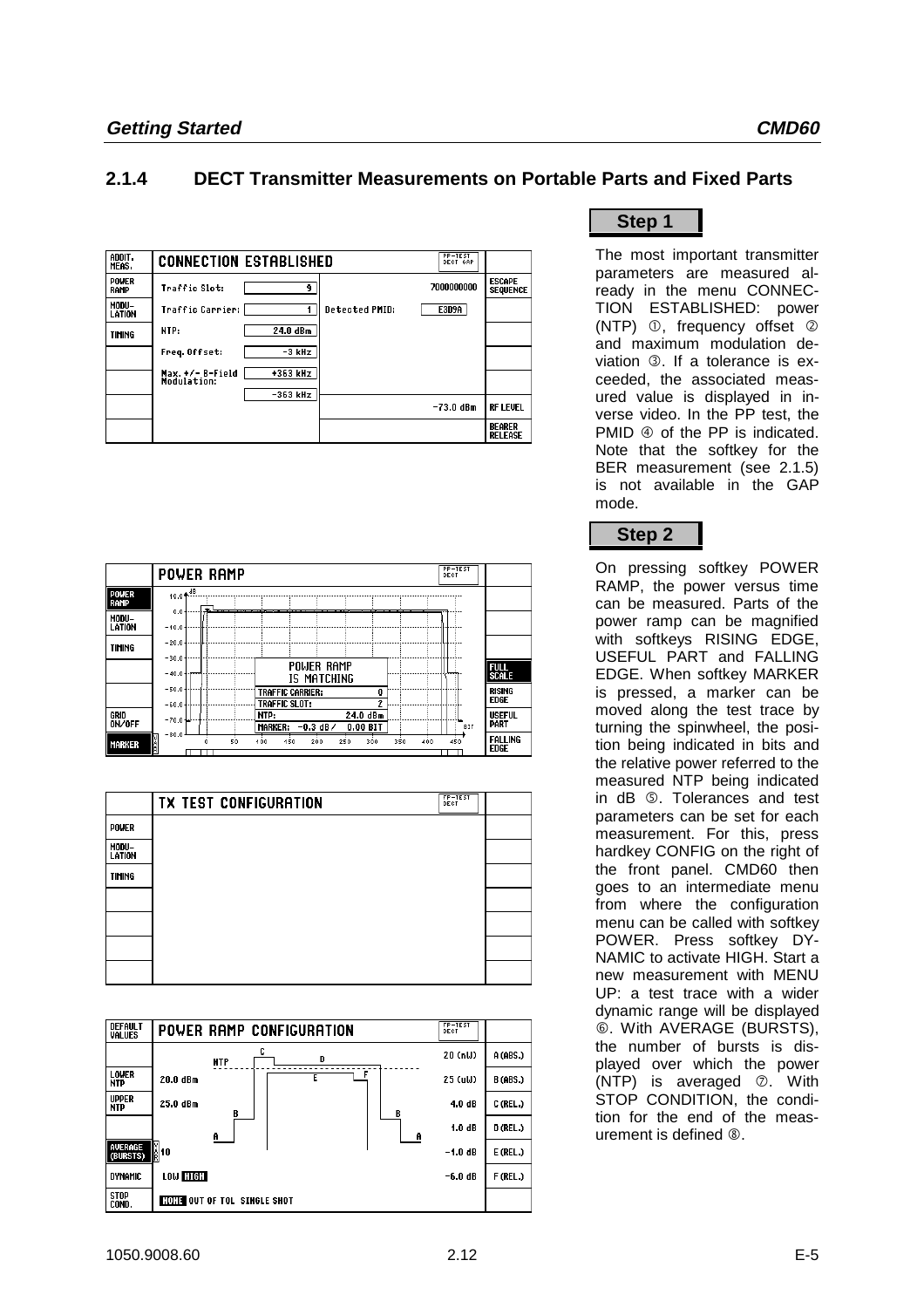## 2.1.4 DECT Transmitter Measurements on Portable Parts and Fixed Parts

| ADDIT. MEAS. | CONNECTION ESTABLISHED | | | PP-TEST DECT GAP | |
|---|---|---|---|---|---|
| POWER RAMP | Traffic Slot: | 9 | | 7000000000 | ESCAPE SEQUENCE |
| MODU-LATION | Traffic Carrier: | 1 | Detected PMID: | E3D9A | |
| TIMING | NTP: | 24.0 dBm | | | |
| | Freq. Offset: | -3 kHz | | | |
| | Max. +/- B-Field Modulation: | +363 kHz | | | |
| | | -363 kHz | | -73.0 dBm | RF LEVEL |
| | | | | | BEARER RELEASE |

**Step 1**

The most important transmitter parameters are measured already in the menu CONNECTION ESTABLISHED: power (NTP) ①, frequency offset ② and maximum modulation deviation ③. If a tolerance is exceeded, the associated measured value is displayed in inverse video. In the PP test, the PMID ④ of the PP is indicated. Note that the softkey for the BER measurement (see 2.1.5) is not available in the GAP mode.

| | POWER RAMP | PP-TEST DECT |
|---|---|---|
| POWER RAMP | POWER RAMP IS MATCHING | |
| MODU-LATION | TRAFFIC CARRIER: 0 | |
| TIMING | TRAFFIC SLOT: 2 | |
| | NTP: 24.0 dBm | FULL SCALE |
| | MARKER: -0.3 dB / 0.00 BIT | RISING EDGE |
| GRID ON/OFF | | USEFUL PART |
| MARKER | | FALLING EDGE |

**Step 2**

On pressing softkey POWER RAMP, the power versus time can be measured. Parts of the power ramp can be magnified with softkeys RISING EDGE, USEFUL PART and FALLING EDGE. When softkey MARKER is pressed, a marker can be moved along the test trace by turning the spinwheel, the position being indicated in bits and the relative power referred to the measured NTP being indicated in dB ⑤. Tolerances and test parameters can be set for each measurement. For this, press hardkey CONFIG on the right of the front panel. CMD60 then goes to an intermediate menu from where the configuration menu can be called with softkey POWER. Press softkey DYNAMIC to activate HIGH. Start a new measurement with MENU UP: a test trace with a wider dynamic range will be displayed ⑥. With AVERAGE (BURSTS), the number of bursts is displayed over which the power (NTP) is averaged ⑦. With STOP CONDITION, the condition for the end of the measurement is defined ⑧.

| | TX TEST CONFIGURATION | PP-TEST DECT |
|---|---|---|
| POWER | | |
| MODU-LATION | | |
| TIMING | | |

| DEFAULT VALUES | POWER RAMP CONFIGURATION | | PP-TEST DECT |
|---|---|---|---|
| | | 20 (mW) | A (ABS.) |
| LOWER NTP | 20.0 dBm | 25 (uW) | B (ABS.) |
| UPPER NTP | 25.0 dBm | 4.0 dB | C (REL.) |
| | | 1.0 dB | D (REL.) |
| AVERAGE (BURSTS) | 10 | -1.0 dB | E (REL.) |
| DYNAMIC | LOW HIGH | -6.0 dB | F (REL.) |
| STOP COND. | NONE OUT OF TOL SINGLE SHOT | | |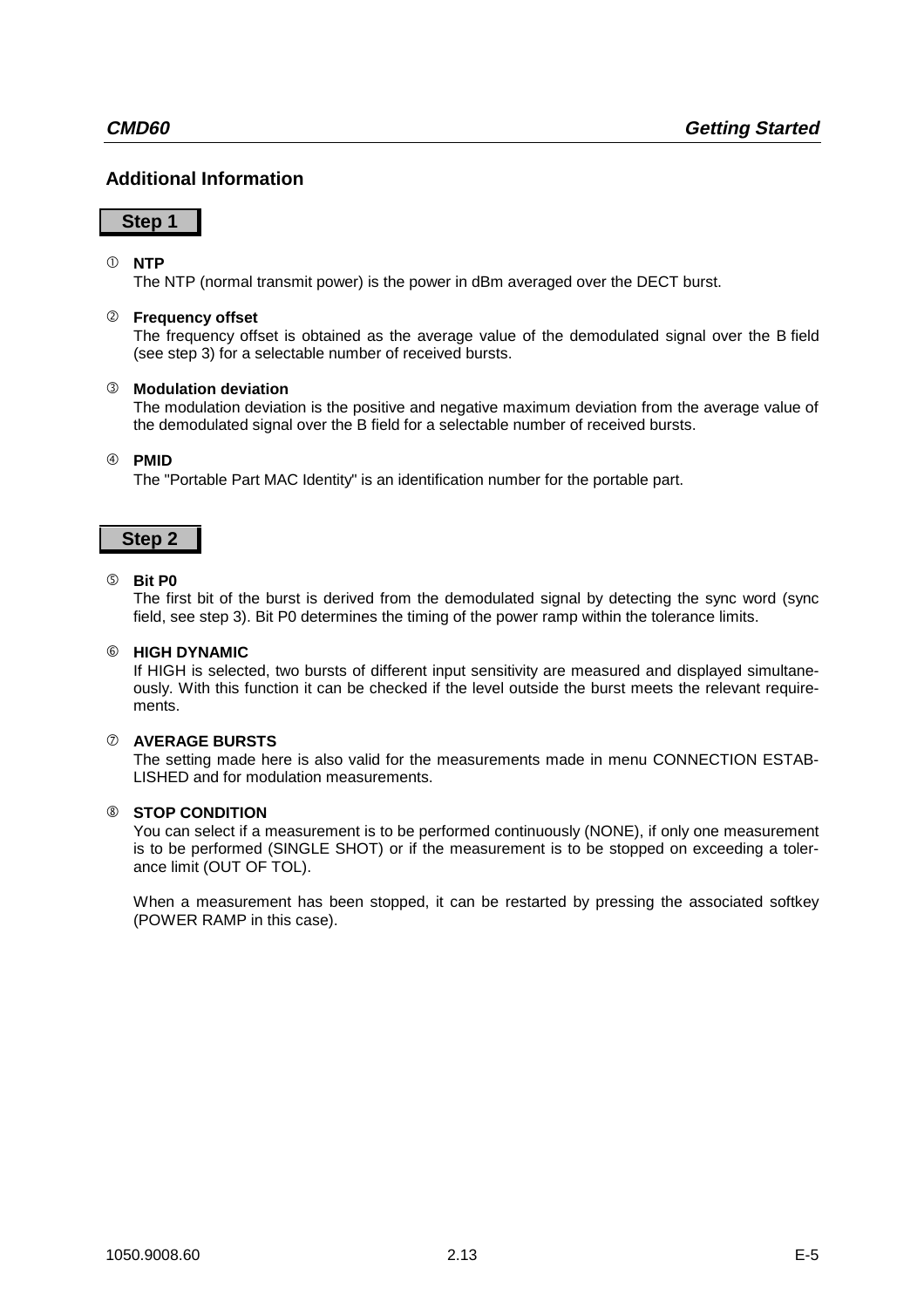## Additional Information

### Step 1

① **NTP**
The NTP (normal transmit power) is the power in dBm averaged over the DECT burst.

② **Frequency offset**
The frequency offset is obtained as the average value of the demodulated signal over the B field (see step 3) for a selectable number of received bursts.

③ **Modulation deviation**
The modulation deviation is the positive and negative maximum deviation from the average value of the demodulated signal over the B field for a selectable number of received bursts.

④ **PMID**
The "Portable Part MAC Identity" is an identification number for the portable part.

### Step 2

⑤ **Bit P0**
The first bit of the burst is derived from the demodulated signal by detecting the sync word (sync field, see step 3). Bit P0 determines the timing of the power ramp within the tolerance limits.

⑥ **HIGH DYNAMIC**
If HIGH is selected, two bursts of different input sensitivity are measured and displayed simultaneously. With this function it can be checked if the level outside the burst meets the relevant requirements.

⑦ **AVERAGE BURSTS**
The setting made here is also valid for the measurements made in menu CONNECTION ESTABLISHED and for modulation measurements.

⑧ **STOP CONDITION**
You can select if a measurement is to be performed continuously (NONE), if only one measurement is to be performed (SINGLE SHOT) or if the measurement is to be stopped on exceeding a tolerance limit (OUT OF TOL).

When a measurement has been stopped, it can be restarted by pressing the associated softkey (POWER RAMP in this case).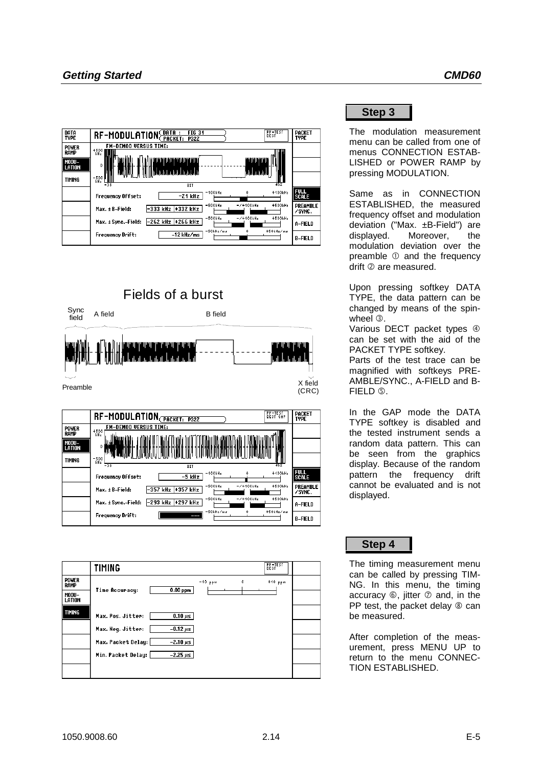## Step 3

The modulation measurement menu can be called from one of menus CONNECTION ESTABLISHED or POWER RAMP by pressing MODULATION.

Same as in CONNECTION ESTABLISHED, the measured frequency offset and modulation deviation ("Max. ±B-Field") are displayed. Moreover, the modulation deviation over the preamble ① and the frequency drift ② are measured.

Upon pressing softkey DATA TYPE, the data pattern can be changed by means of the spinwheel ③.

Various DECT packet types ④ can be set with the aid of the PACKET TYPE softkey.

Parts of the test trace can be magnified with softkeys PREAMBLE/SYNC., A-FIELD and B-FIELD ⑤.

In the GAP mode the DATA TYPE softkey is disabled and the tested instrument sends a random data pattern. This can be seen from the graphics display. Because of the random pattern the frequency drift cannot be evaluated and is not displayed.

## Step 4

The timing measurement menu can be called by pressing TIMING. In this menu, the timing accuracy ⑥, jitter ⑦ and, in the PP test, the packet delay ⑧ can be measured.

After completion of the measurement, press MENU UP to return to the menu CONNECTION ESTABLISHED.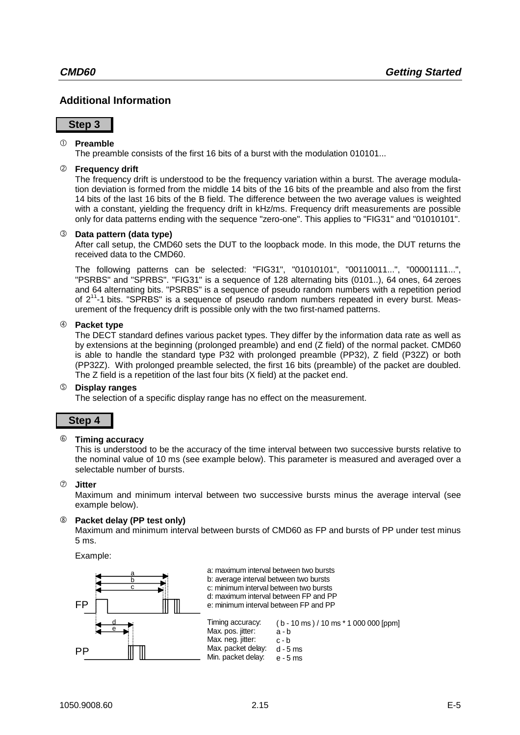## Additional Information

### Step 3

① **Preamble**
The preamble consists of the first 16 bits of a burst with the modulation 010101...

② **Frequency drift**
The frequency drift is understood to be the frequency variation within a burst. The average modulation deviation is formed from the middle 14 bits of the 16 bits of the preamble and also from the first 14 bits of the last 16 bits of the B field. The difference between the two average values is weighted with a constant, yielding the frequency drift in kHz/ms. Frequency drift measurements are possible only for data patterns ending with the sequence "zero-one". This applies to "FIG31" and "01010101".

③ **Data pattern (data type)**
After call setup, the CMD60 sets the DUT to the loopback mode. In this mode, the DUT returns the received data to the CMD60.

The following patterns can be selected: "FIG31", "01010101", "00110011...", "00001111...", "PSRBS" and "SPRBS". "FIG31" is a sequence of 128 alternating bits (0101..), 64 ones, 64 zeroes and 64 alternating bits. "PSRBS" is a sequence of pseudo random numbers with a repetition period of $2^{11}$-1 bits. "SPRBS" is a sequence of pseudo random numbers repeated in every burst. Measurement of the frequency drift is possible only with the two first-named patterns.

④ **Packet type**
The DECT standard defines various packet types. They differ by the information data rate as well as by extensions at the beginning (prolonged preamble) and end (Z field) of the normal packet. CMD60 is able to handle the standard type P32 with prolonged preamble (PP32), Z field (P32Z) or both (PP32Z). With prolonged preamble selected, the first 16 bits (preamble) of the packet are doubled. The Z field is a repetition of the last four bits (X field) at the packet end.

⑤ **Display ranges**
The selection of a specific display range has no effect on the measurement.

### Step 4

⑥ **Timing accuracy**
This is understood to be the accuracy of the time interval between two successive bursts relative to the nominal value of 10 ms (see example below). This parameter is measured and averaged over a selectable number of bursts.

⑦ **Jitter**
Maximum and minimum interval between two successive bursts minus the average interval (see example below).

⑧ **Packet delay (PP test only)**
Maximum and minimum interval between bursts of CMD60 as FP and bursts of PP under test minus 5 ms.

Example:

a: maximum interval between two bursts
b: average interval between two bursts
c: minimum interval between two bursts
d: maximum interval between FP and PP
e: minimum interval between FP and PP

| | |
|---|---|
| Timing accuracy: | ( b - 10 ms ) / 10 ms * 1 000 000 [ppm] |
| Max. pos. jitter: | a - b |
| Max. neg. jitter: | c - b |
| Max. packet delay: | d - 5 ms |
| Min. packet delay: | e - 5 ms |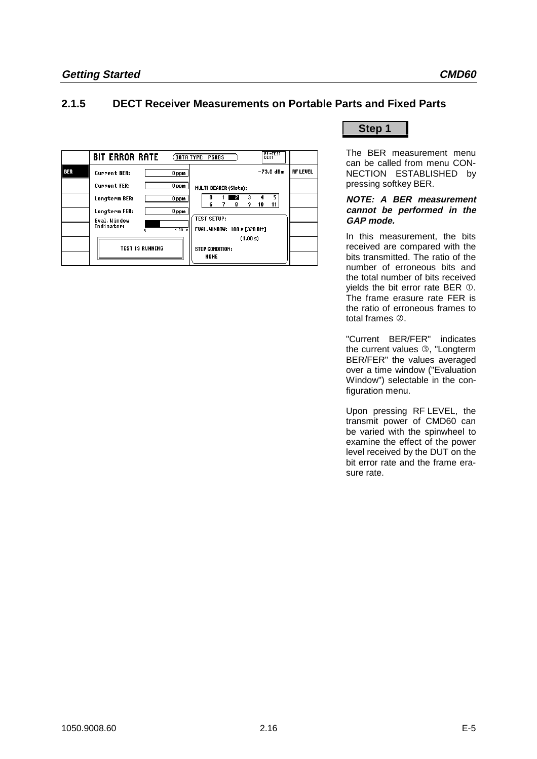## 2.1.5 DECT Receiver Measurements on Portable Parts and Fixed Parts

| | BIT ERROR RATE | DATA TYPE: PSRBS | RF-TEST DECT | |
|---|---|---|---|---|
| BER | Current BER: 0 ppm | | -73.0 dBm | RF LEVEL |
| | Current FER: 0 ppm | MULTI BEARER (Slots): | | |
| | Longterm BER: 0 ppm | 0 1 2 3 4 5 / 6 7 8 9 10 11 | | |
| | Longterm FER: 0 ppm | TEST SETUP: | | |
| | Eval. Window Indicator: 0 1.00 s | EVAL. WINDOW: 100 * [320 Bit] (1.00 s) | | |
| | TEST IS RUNNING | STOP CONDITION: NONE | | |

**Step 1**

The BER measurement menu can be called from menu CONNECTION ESTABLISHED by pressing softkey BER.

***NOTE: A BER measurement cannot be performed in the GAP mode.***

In this measurement, the bits received are compared with the bits transmitted. The ratio of the number of erroneous bits and the total number of bits received yields the bit error rate BER ①. The frame erasure rate FER is the ratio of erroneous frames to total frames ②.

"Current BER/FER" indicates the current values ③, "Longterm BER/FER" the values averaged over a time window ("Evaluation Window") selectable in the configuration menu.

Upon pressing RF LEVEL, the transmit power of CMD60 can be varied with the spinwheel to examine the effect of the power level received by the DUT on the bit error rate and the frame erasure rate.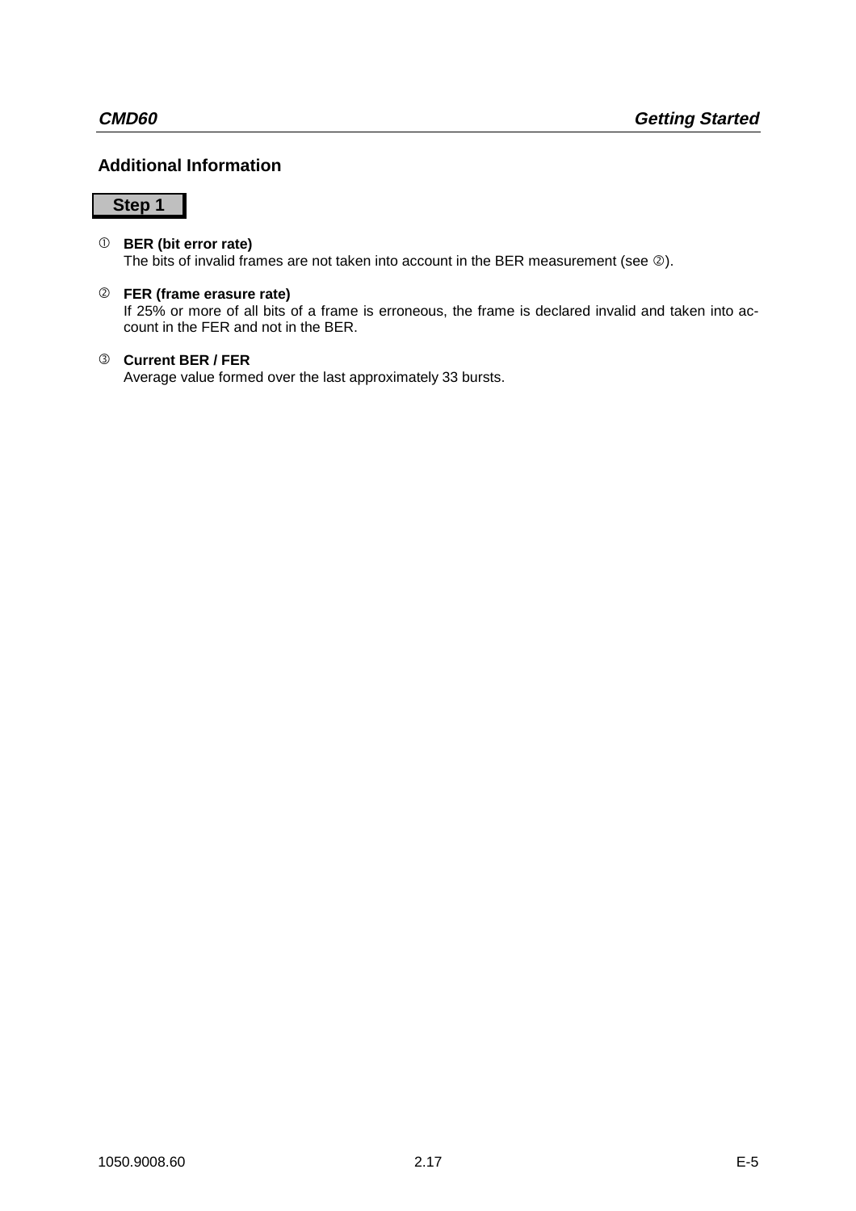## Additional Information

**Step 1**

① **BER (bit error rate)**
The bits of invalid frames are not taken into account in the BER measurement (see ②).

② **FER (frame erasure rate)**
If 25% or more of all bits of a frame is erroneous, the frame is declared invalid and taken into account in the FER and not in the BER.

③ **Current BER / FER**
Average value formed over the last approximately 33 bursts.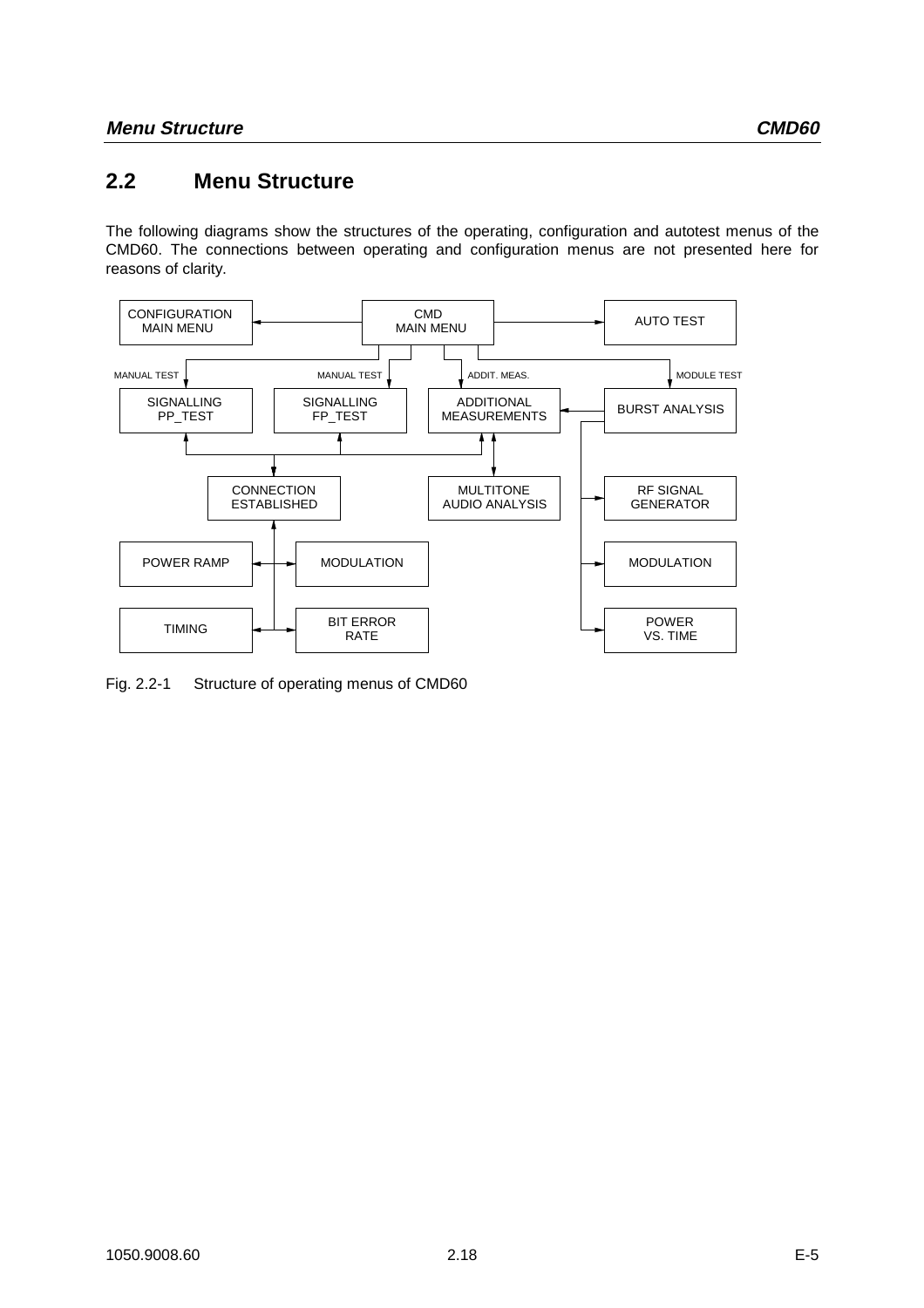## 2.2 Menu Structure

The following diagrams show the structures of the operating, configuration and autotest menus of the CMD60. The connections between operating and configuration menus are not presented here for reasons of clarity.

Fig. 2.2-1 Structure of operating menus of CMD60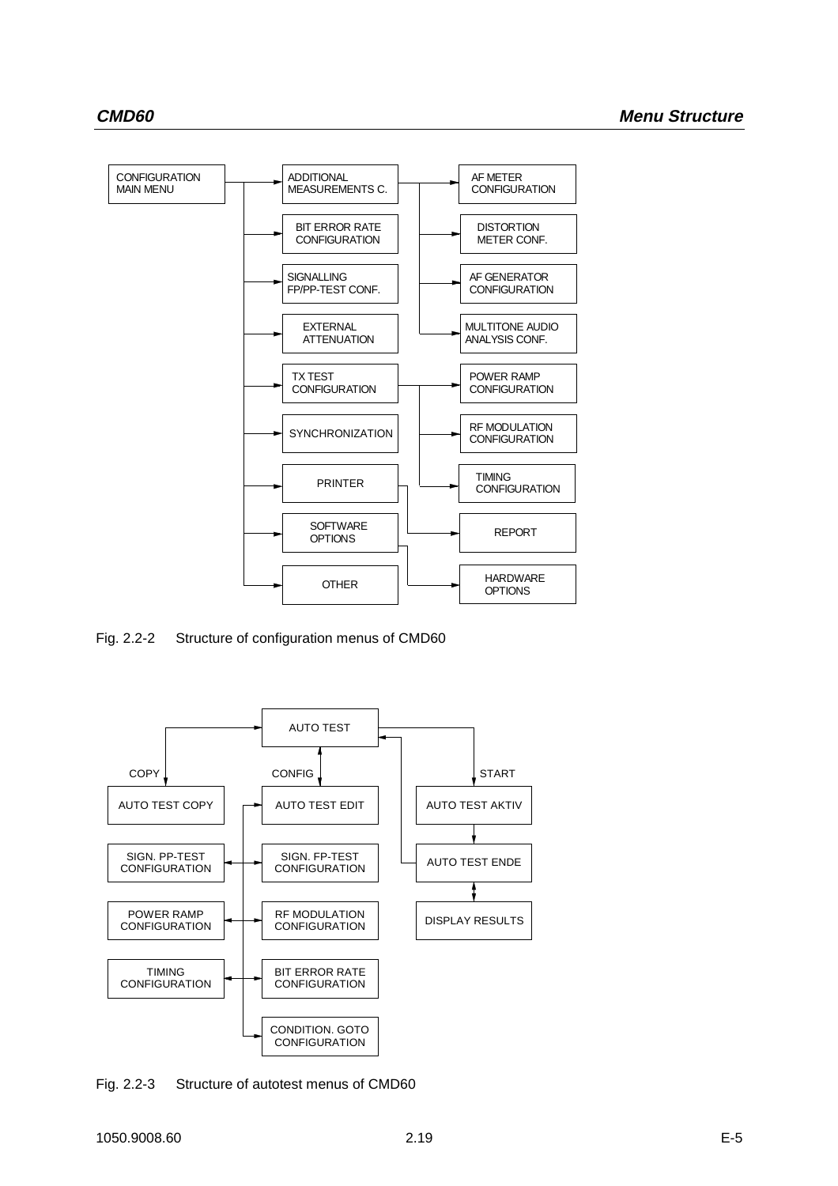- CONFIGURATION MAIN MENU
  - ADDITIONAL MEASUREMENTS C.
    - AF METER CONFIGURATION
    - DISTORTION METER CONF.
    - AF GENERATOR CONFIGURATION
    - MULTITONE AUDIO ANALYSIS CONF.
  - BIT ERROR RATE CONFIGURATION
  - SIGNALLING FP/PP-TEST CONF.
  - EXTERNAL ATTENUATION
  - TX TEST CONFIGURATION
    - POWER RAMP CONFIGURATION
    - RF MODULATION CONFIGURATION
    - TIMING CONFIGURATION
  - SYNCHRONIZATION
  - PRINTER
    - REPORT
  - SOFTWARE OPTIONS
    - HARDWARE OPTIONS
  - OTHER

Fig. 2.2-2 Structure of configuration menus of CMD60

- AUTO TEST
  - COPY: AUTO TEST COPY
  - CONFIG: AUTO TEST EDIT
    - SIGN. FP-TEST CONFIGURATION ↔ SIGN. PP-TEST CONFIGURATION
    - RF MODULATION CONFIGURATION ↔ POWER RAMP CONFIGURATION
    - BIT ERROR RATE CONFIGURATION ↔ TIMING CONFIGURATION
    - CONDITION. GOTO CONFIGURATION
  - START: AUTO TEST AKTIV
    - AUTO TEST ENDE (returns to AUTO TEST)
      - DISPLAY RESULTS

Fig. 2.2-3 Structure of autotest menus of CMD60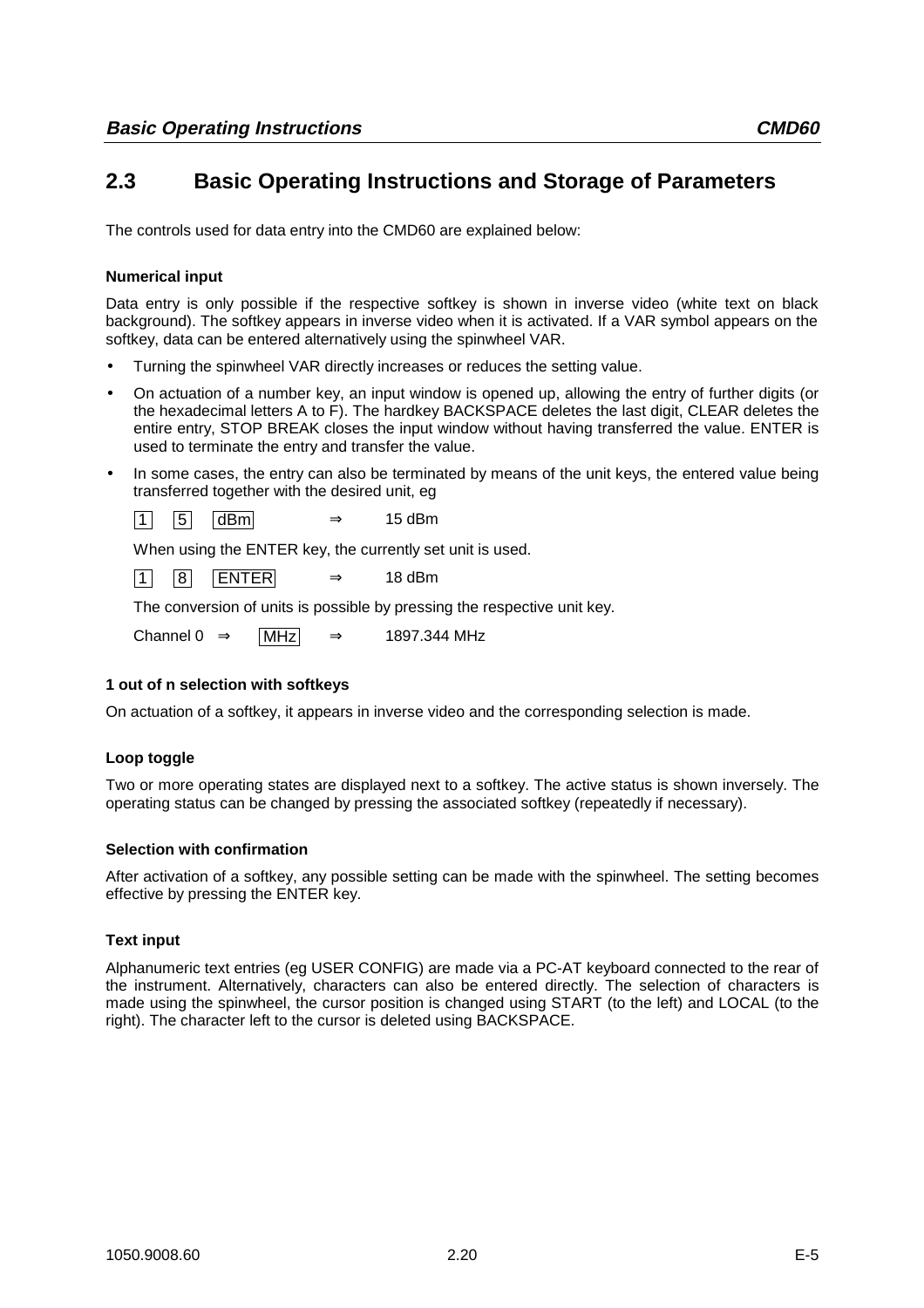## 2.3 Basic Operating Instructions and Storage of Parameters

The controls used for data entry into the CMD60 are explained below:

**Numerical input**

Data entry is only possible if the respective softkey is shown in inverse video (white text on black background). The softkey appears in inverse video when it is activated. If a VAR symbol appears on the softkey, data can be entered alternatively using the spinwheel VAR.

- Turning the spinwheel VAR directly increases or reduces the setting value.
- On actuation of a number key, an input window is opened up, allowing the entry of further digits (or the hexadecimal letters A to F). The hardkey BACKSPACE deletes the last digit, CLEAR deletes the entire entry, STOP BREAK closes the input window without having transferred the value. ENTER is used to terminate the entry and transfer the value.
- In some cases, the entry can also be terminated by means of the unit keys, the entered value being transferred together with the desired unit, eg

  [1] [5] [dBm] ⇒ 15 dBm

  When using the ENTER key, the currently set unit is used.

  [1] [8] [ENTER] ⇒ 18 dBm

  The conversion of units is possible by pressing the respective unit key.

  Channel 0 ⇒ [MHz] ⇒ 1897.344 MHz

**1 out of n selection with softkeys**

On actuation of a softkey, it appears in inverse video and the corresponding selection is made.

**Loop toggle**

Two or more operating states are displayed next to a softkey. The active status is shown inversely. The operating status can be changed by pressing the associated softkey (repeatedly if necessary).

**Selection with confirmation**

After activation of a softkey, any possible setting can be made with the spinwheel. The setting becomes effective by pressing the ENTER key.

**Text input**

Alphanumeric text entries (eg USER CONFIG) are made via a PC-AT keyboard connected to the rear of the instrument. Alternatively, characters can also be entered directly. The selection of characters is made using the spinwheel, the cursor position is changed using START (to the left) and LOCAL (to the right). The character left to the cursor is deleted using BACKSPACE.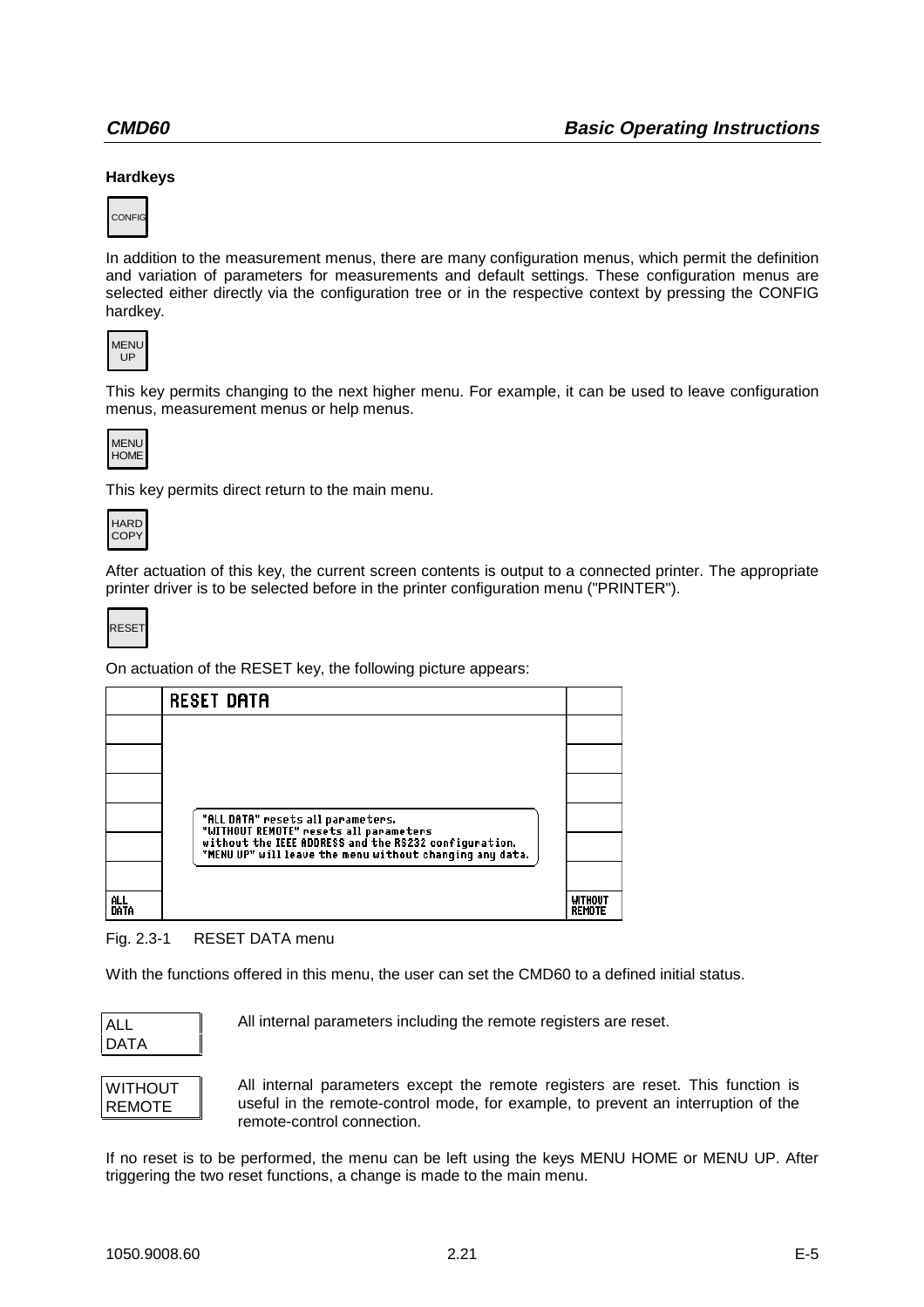#### Hardkeys

CONFIG

In addition to the measurement menus, there are many configuration menus, which permit the definition and variation of parameters for measurements and default settings. These configuration menus are selected either directly via the configuration tree or in the respective context by pressing the CONFIG hardkey.

MENU UP

This key permits changing to the next higher menu. For example, it can be used to leave configuration menus, measurement menus or help menus.

MENU HOME

This key permits direct return to the main menu.

HARD COPY

After actuation of this key, the current screen contents is output to a connected printer. The appropriate printer driver is to be selected before in the printer configuration menu ("PRINTER").

RESET

On actuation of the RESET key, the following picture appears:

| | RESET DATA | |
|---|---|---|
| | | |
| | | |
| | | |
| | "ALL DATA" resets all parameters. "WITHOUT REMOTE" resets all parameters without the IEEE ADDRESS and the RS232 configuration. "MENU UP" will leave the menu without changing any data. | |
| | | |
| ALL DATA | | WITHOUT REMOTE |

Fig. 2.3-1 RESET DATA menu

With the functions offered in this menu, the user can set the CMD60 to a defined initial status.

**ALL DATA** All internal parameters including the remote registers are reset.

**WITHOUT REMOTE** All internal parameters except the remote registers are reset. This function is useful in the remote-control mode, for example, to prevent an interruption of the remote-control connection.

If no reset is to be performed, the menu can be left using the keys MENU HOME or MENU UP. After triggering the two reset functions, a change is made to the main menu.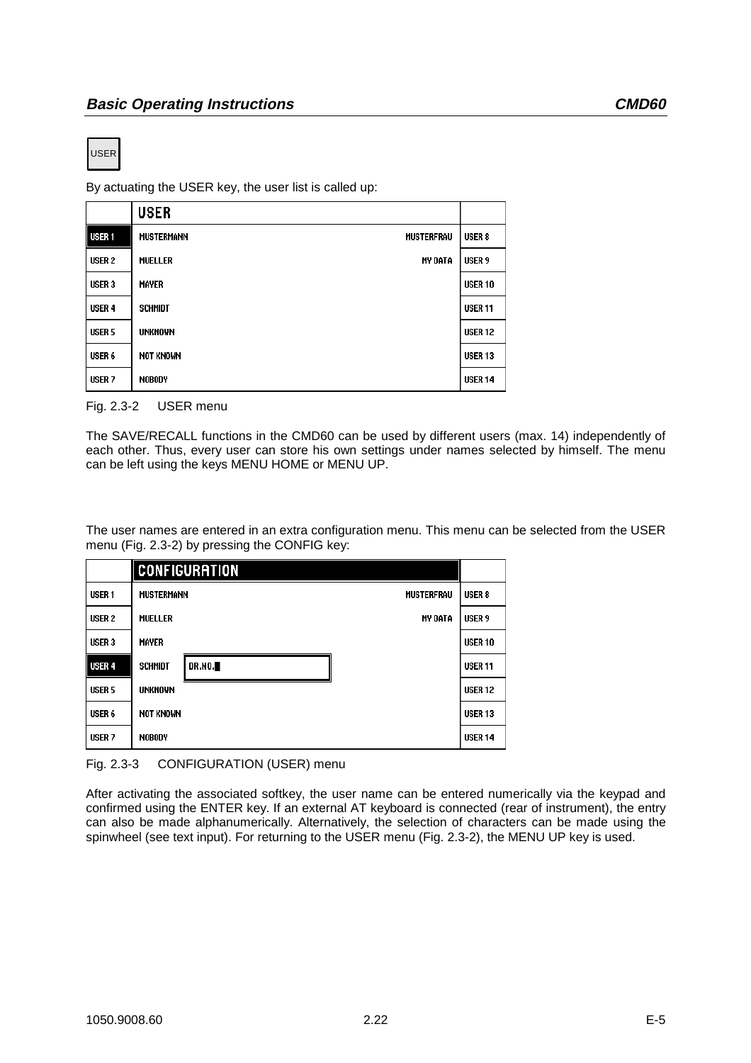USER

By actuating the USER key, the user list is called up:

| | USER | | |
|---|---|---|---|
| USER 1 | MUSTERMANN | MUSTERFRAU | USER 8 |
| USER 2 | MUELLER | MY DATA | USER 9 |
| USER 3 | MAYER | | USER 10 |
| USER 4 | SCHMIDT | | USER 11 |
| USER 5 | UNKNOWN | | USER 12 |
| USER 6 | NOT KNOWN | | USER 13 |
| USER 7 | NOBODY | | USER 14 |

Fig. 2.3-2 USER menu

The SAVE/RECALL functions in the CMD60 can be used by different users (max. 14) independently of each other. Thus, every user can store his own settings under names selected by himself. The menu can be left using the keys MENU HOME or MENU UP.

The user names are entered in an extra configuration menu. This menu can be selected from the USER menu (Fig. 2.3-2) by pressing the CONFIG key:

| | CONFIGURATION | | |
|---|---|---|---|
| USER 1 | MUSTERMANN | MUSTERFRAU | USER 8 |
| USER 2 | MUELLER | MY DATA | USER 9 |
| USER 3 | MAYER | | USER 10 |
| USER 4 | SCHMIDT DR.NO. | | USER 11 |
| USER 5 | UNKNOWN | | USER 12 |
| USER 6 | NOT KNOWN | | USER 13 |
| USER 7 | NOBODY | | USER 14 |

Fig. 2.3-3 CONFIGURATION (USER) menu

After activating the associated softkey, the user name can be entered numerically via the keypad and confirmed using the ENTER key. If an external AT keyboard is connected (rear of instrument), the entry can also be made alphanumerically. Alternatively, the selection of characters can be made using the spinwheel (see text input). For returning to the USER menu (Fig. 2.3-2), the MENU UP key is used.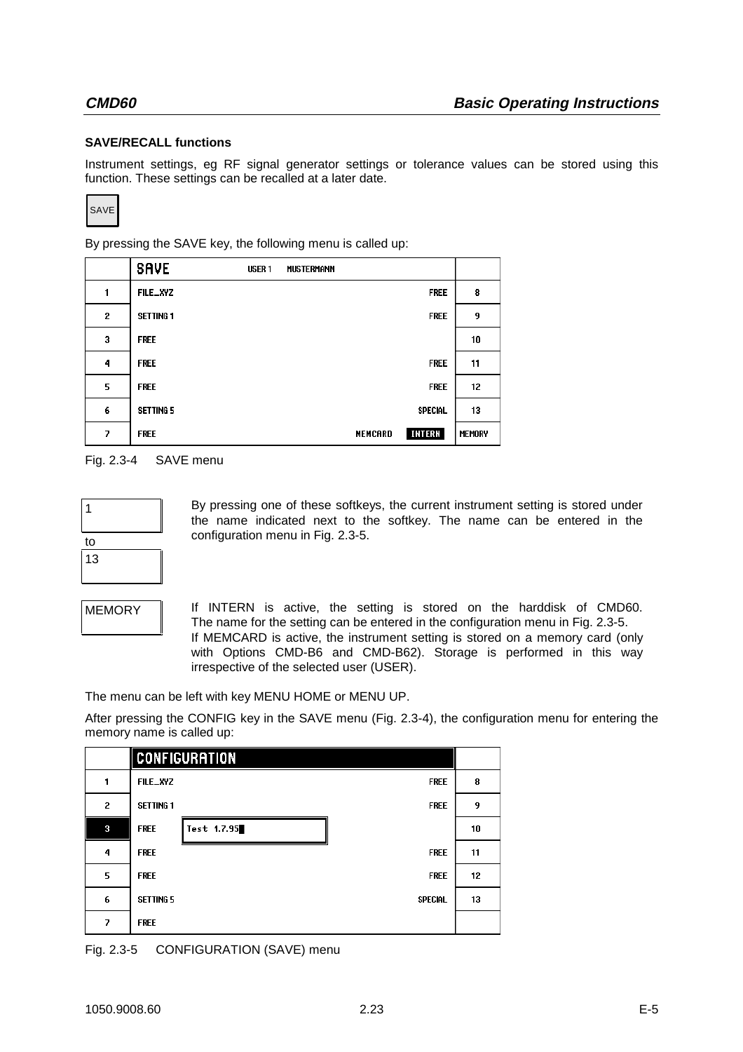**SAVE/RECALL functions**

Instrument settings, eg RF signal generator settings or tolerance values can be stored using this function. These settings can be recalled at a later date.

SAVE

By pressing the SAVE key, the following menu is called up:

| | SAVE USER 1 MUSTERMANN | | |
|---|---|---|---|
| 1 | FILE_XYZ | FREE | 8 |
| 2 | SETTING 1 | FREE | 9 |
| 3 | FREE | | 10 |
| 4 | FREE | FREE | 11 |
| 5 | FREE | FREE | 12 |
| 6 | SETTING 5 | SPECIAL | 13 |
| 7 | FREE | MEMCARD INTERN | MEMORY |

Fig. 2.3-4 SAVE menu

1 to 13 — By pressing one of these softkeys, the current instrument setting is stored under the name indicated next to the softkey. The name can be entered in the configuration menu in Fig. 2.3-5.

MEMORY — If INTERN is active, the setting is stored on the harddisk of CMD60. The name for the setting can be entered in the configuration menu in Fig. 2.3-5.
If MEMCARD is active, the instrument setting is stored on a memory card (only with Options CMD-B6 and CMD-B62). Storage is performed in this way irrespective of the selected user (USER).

The menu can be left with key MENU HOME or MENU UP.

After pressing the CONFIG key in the SAVE menu (Fig. 2.3-4), the configuration menu for entering the memory name is called up:

| | CONFIGURATION | | |
|---|---|---|---|
| 1 | FILE_XYZ | FREE | 8 |
| 2 | SETTING 1 | FREE | 9 |
| 3 | FREE Test 1.7.95 | | 10 |
| 4 | FREE | FREE | 11 |
| 5 | FREE | FREE | 12 |
| 6 | SETTING 5 | SPECIAL | 13 |
| 7 | FREE | | |

Fig. 2.3-5 CONFIGURATION (SAVE) menu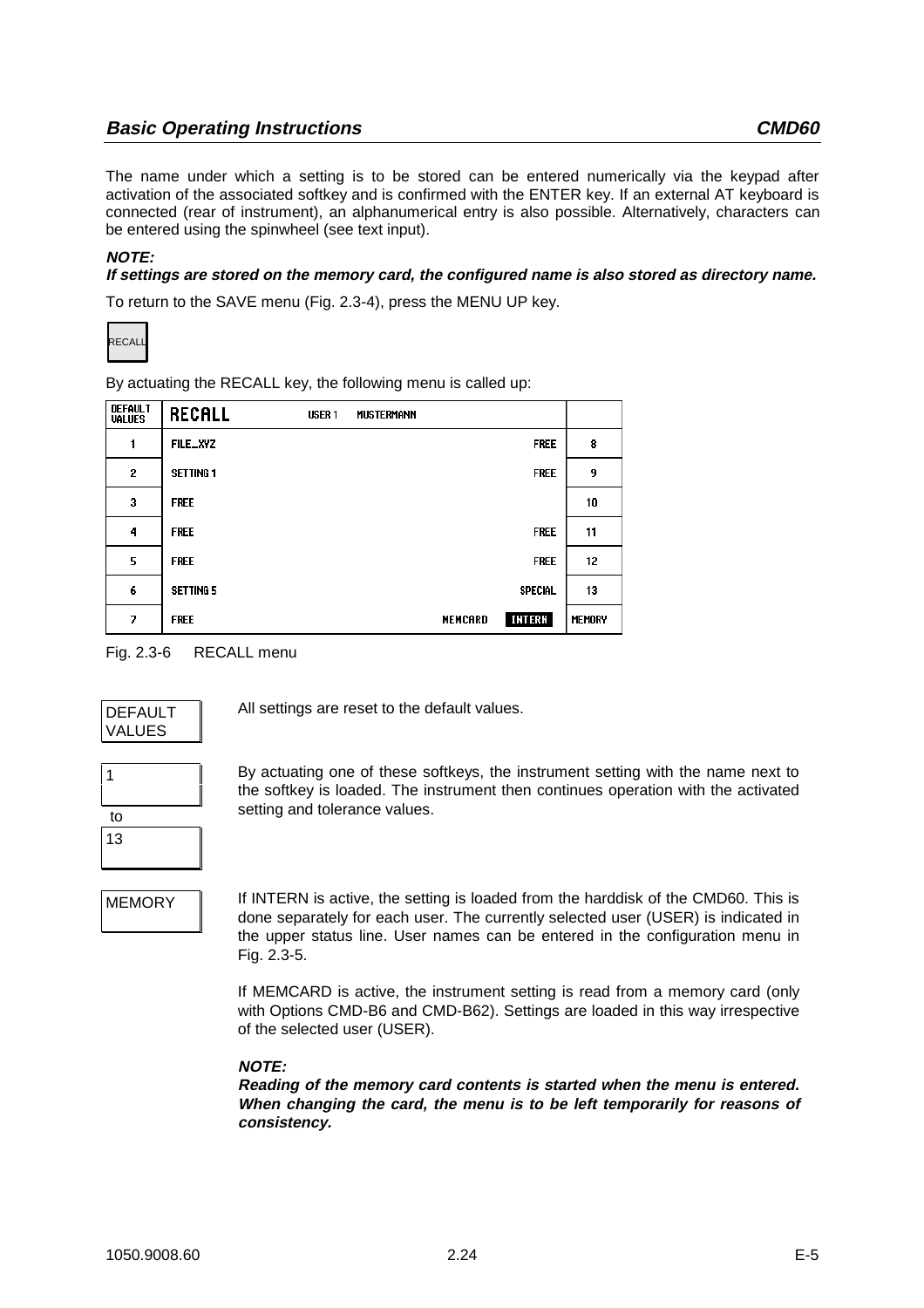The name under which a setting is to be stored can be entered numerically via the keypad after activation of the associated softkey and is confirmed with the ENTER key. If an external AT keyboard is connected (rear of instrument), an alphanumerical entry is also possible. Alternatively, characters can be entered using the spinwheel (see text input).

***NOTE:***
***If settings are stored on the memory card, the configured name is also stored as directory name.***

To return to the SAVE menu (Fig. 2.3-4), press the MENU UP key.

RECALL

By actuating the RECALL key, the following menu is called up:

| DEFAULT VALUES | RECALL &nbsp; USER 1 &nbsp; MUSTERMANN | | |
|---|---|---|---|
| 1 | FILE_XYZ | FREE | 8 |
| 2 | SETTING 1 | FREE | 9 |
| 3 | FREE | | 10 |
| 4 | FREE | FREE | 11 |
| 5 | FREE | FREE | 12 |
| 6 | SETTING 5 | SPECIAL | 13 |
| 7 | FREE | MEMCARD &nbsp; INTERN | MEMORY |

Fig. 2.3-6 RECALL menu

DEFAULT VALUES — All settings are reset to the default values.

1 to 13 — By actuating one of these softkeys, the instrument setting with the name next to the softkey is loaded. The instrument then continues operation with the activated setting and tolerance values.

MEMORY — If INTERN is active, the setting is loaded from the harddisk of the CMD60. This is done separately for each user. The currently selected user (USER) is indicated in the upper status line. User names can be entered in the configuration menu in Fig. 2.3-5.

If MEMCARD is active, the instrument setting is read from a memory card (only with Options CMD-B6 and CMD-B62). Settings are loaded in this way irrespective of the selected user (USER).

***NOTE:***
***Reading of the memory card contents is started when the menu is entered. When changing the card, the menu is to be left temporarily for reasons of consistency.***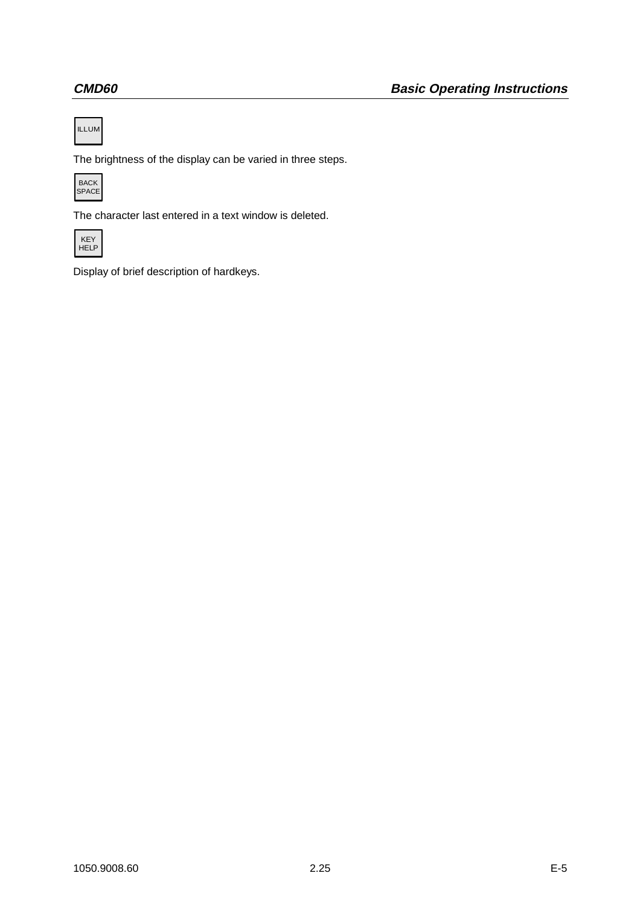ILLUM

The brightness of the display can be varied in three steps.

BACK SPACE

The character last entered in a text window is deleted.

KEY HELP

Display of brief description of hardkeys.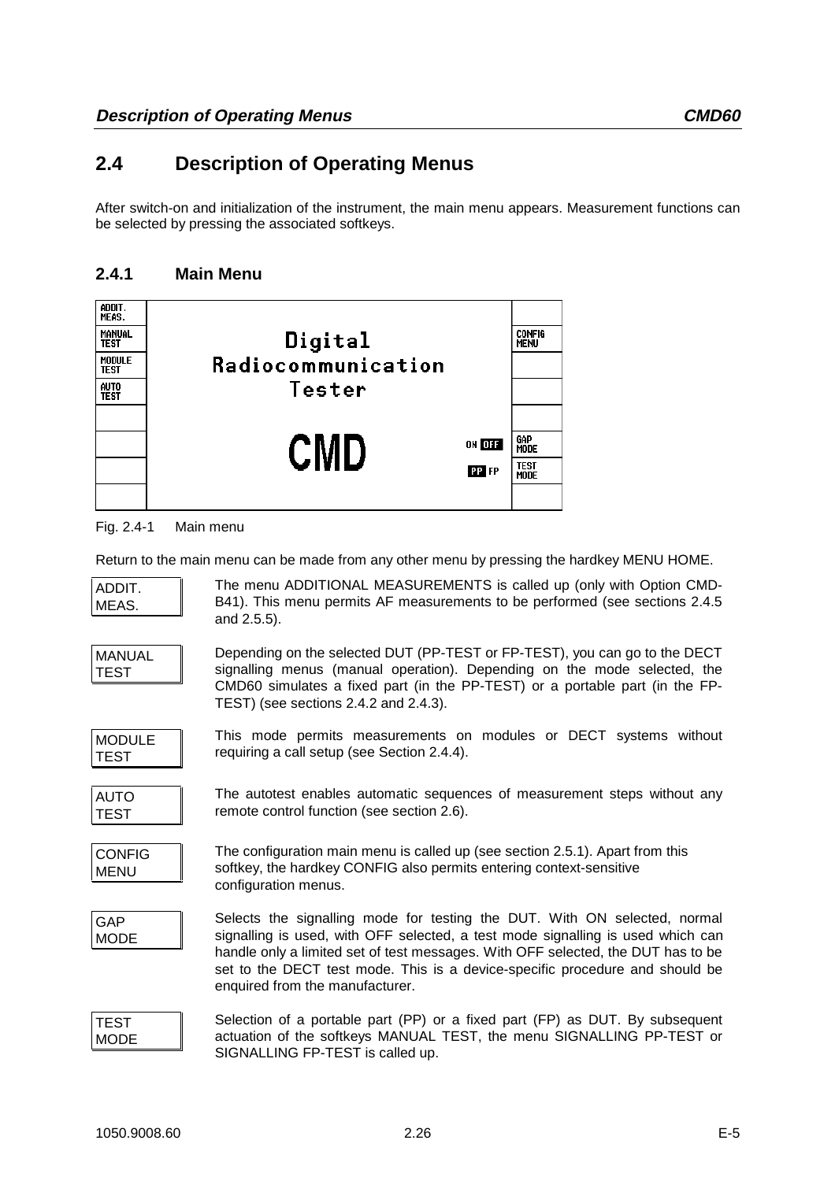## 2.4 Description of Operating Menus

After switch-on and initialization of the instrument, the main menu appears. Measurement functions can be selected by pressing the associated softkeys.

### 2.4.1 Main Menu

| ADDIT. MEAS. | | |
|---|---|---|
| MANUAL TEST | Digital | CONFIG MENU |
| MODULE TEST | Radiocommunication | |
| AUTO TEST | Tester | |
| | | |
| | CMD ON OFF | GAP MODE |
| | PP FP | TEST MODE |
| | | |

Fig. 2.4-1 Main menu

Return to the main menu can be made from any other menu by pressing the hardkey MENU HOME.

**ADDIT. MEAS.** The menu ADDITIONAL MEASUREMENTS is called up (only with Option CMD-B41). This menu permits AF measurements to be performed (see sections 2.4.5 and 2.5.5).

**MANUAL TEST** Depending on the selected DUT (PP-TEST or FP-TEST), you can go to the DECT signalling menus (manual operation). Depending on the mode selected, the CMD60 simulates a fixed part (in the PP-TEST) or a portable part (in the FP-TEST) (see sections 2.4.2 and 2.4.3).

**MODULE TEST** This mode permits measurements on modules or DECT systems without requiring a call setup (see Section 2.4.4).

**AUTO TEST** The autotest enables automatic sequences of measurement steps without any remote control function (see section 2.6).

**CONFIG MENU** The configuration main menu is called up (see section 2.5.1). Apart from this softkey, the hardkey CONFIG also permits entering context-sensitive configuration menus.

**GAP MODE** Selects the signalling mode for testing the DUT. With ON selected, normal signalling is used, with OFF selected, a test mode signalling is used which can handle only a limited set of test messages. With OFF selected, the DUT has to be set to the DECT test mode. This is a device-specific procedure and should be enquired from the manufacturer.

**TEST MODE** Selection of a portable part (PP) or a fixed part (FP) as DUT. By subsequent actuation of the softkeys MANUAL TEST, the menu SIGNALLING PP-TEST or SIGNALLING FP-TEST is called up.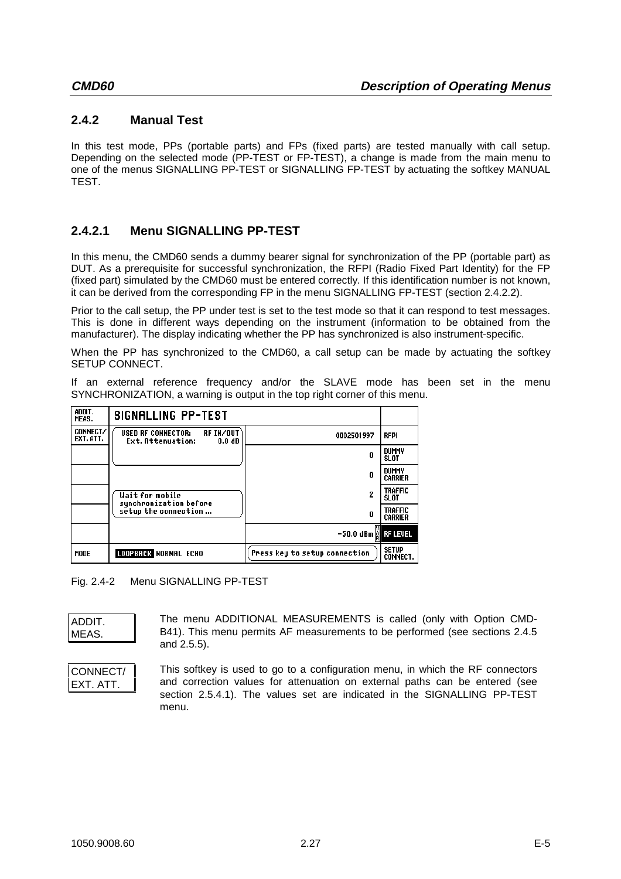### 2.4.2 Manual Test

In this test mode, PPs (portable parts) and FPs (fixed parts) are tested manually with call setup. Depending on the selected mode (PP-TEST or FP-TEST), a change is made from the main menu to one of the menus SIGNALLING PP-TEST or SIGNALLING FP-TEST by actuating the softkey MANUAL TEST.

#### 2.4.2.1 Menu SIGNALLING PP-TEST

In this menu, the CMD60 sends a dummy bearer signal for synchronization of the PP (portable part) as DUT. As a prerequisite for successful synchronization, the RFPI (Radio Fixed Part Identity) for the FP (fixed part) simulated by the CMD60 must be entered correctly. If this identification number is not known, it can be derived from the corresponding FP in the menu SIGNALLING FP-TEST (section 2.4.2.2).

Prior to the call setup, the PP under test is set to the test mode so that it can respond to test messages. This is done in different ways depending on the instrument (information to be obtained from the manufacturer). The display indicating whether the PP has synchronized is also instrument-specific.

When the PP has synchronized to the CMD60, a call setup can be made by actuating the softkey SETUP CONNECT.

If an external reference frequency and/or the SLAVE mode has been set in the menu SYNCHRONIZATION, a warning is output in the top right corner of this menu.

| ADDIT. MEAS. | SIGNALLING PP-TEST | | |
|---|---|---|---|
| CONNECT/ EXT. ATT. | USED RF CONNECTOR: RF IN/OUT Ext. Attenuation: 0.0 dB | 0002501997 | RFPI |
| | | 0 | DUMMY SLOT |
| | | 0 | DUMMY CARRIER |
| | Wait for mobile synchronization before setup the connection ... | 2 | TRAFFIC SLOT |
| | | 0 | TRAFFIC CARRIER |
| | | -50.0 dBm VAR | RF LEVEL |
| MODE | LOOPBACK NORMAL ECHO | Press key to setup connection | SETUP CONNECT. |

Fig. 2.4-2 Menu SIGNALLING PP-TEST

**ADDIT. MEAS.** The menu ADDITIONAL MEASUREMENTS is called (only with Option CMD-B41). This menu permits AF measurements to be performed (see sections 2.4.5 and 2.5.5).

**CONNECT/ EXT. ATT.** This softkey is used to go to a configuration menu, in which the RF connectors and correction values for attenuation on external paths can be entered (see section 2.5.4.1). The values set are indicated in the SIGNALLING PP-TEST menu.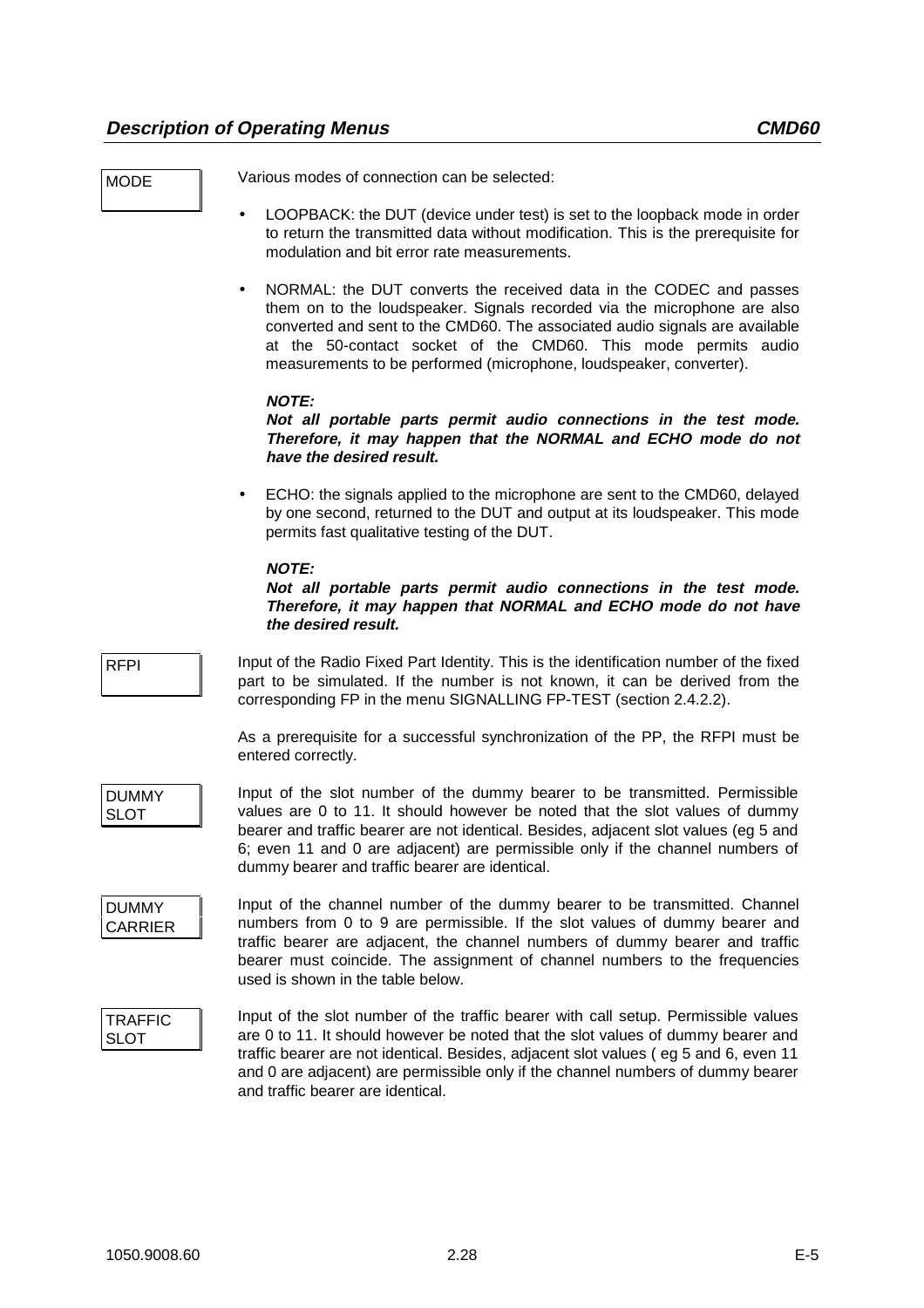MODE

Various modes of connection can be selected:

- LOOPBACK: the DUT (device under test) is set to the loopback mode in order to return the transmitted data without modification. This is the prerequisite for modulation and bit error rate measurements.

- NORMAL: the DUT converts the received data in the CODEC and passes them on to the loudspeaker. Signals recorded via the microphone are also converted and sent to the CMD60. The associated audio signals are available at the 50-contact socket of the CMD60. This mode permits audio measurements to be performed (microphone, loudspeaker, converter).

  ***NOTE:***
  ***Not all portable parts permit audio connections in the test mode. Therefore, it may happen that the NORMAL and ECHO mode do not have the desired result.***

- ECHO: the signals applied to the microphone are sent to the CMD60, delayed by one second, returned to the DUT and output at its loudspeaker. This mode permits fast qualitative testing of the DUT.

  ***NOTE:***
  ***Not all portable parts permit audio connections in the test mode. Therefore, it may happen that NORMAL and ECHO mode do not have the desired result.***

RFPI

Input of the Radio Fixed Part Identity. This is the identification number of the fixed part to be simulated. If the number is not known, it can be derived from the corresponding FP in the menu SIGNALLING FP-TEST (section 2.4.2.2).

As a prerequisite for a successful synchronization of the PP, the RFPI must be entered correctly.

DUMMY SLOT

Input of the slot number of the dummy bearer to be transmitted. Permissible values are 0 to 11. It should however be noted that the slot values of dummy bearer and traffic bearer are not identical. Besides, adjacent slot values (eg 5 and 6; even 11 and 0 are adjacent) are permissible only if the channel numbers of dummy bearer and traffic bearer are identical.

DUMMY CARRIER

Input of the channel number of the dummy bearer to be transmitted. Channel numbers from 0 to 9 are permissible. If the slot values of dummy bearer and traffic bearer are adjacent, the channel numbers of dummy bearer and traffic bearer must coincide. The assignment of channel numbers to the frequencies used is shown in the table below.

TRAFFIC SLOT

Input of the slot number of the traffic bearer with call setup. Permissible values are 0 to 11. It should however be noted that the slot values of dummy bearer and traffic bearer are not identical. Besides, adjacent slot values ( eg 5 and 6, even 11 and 0 are adjacent) are permissible only if the channel numbers of dummy bearer and traffic bearer are identical.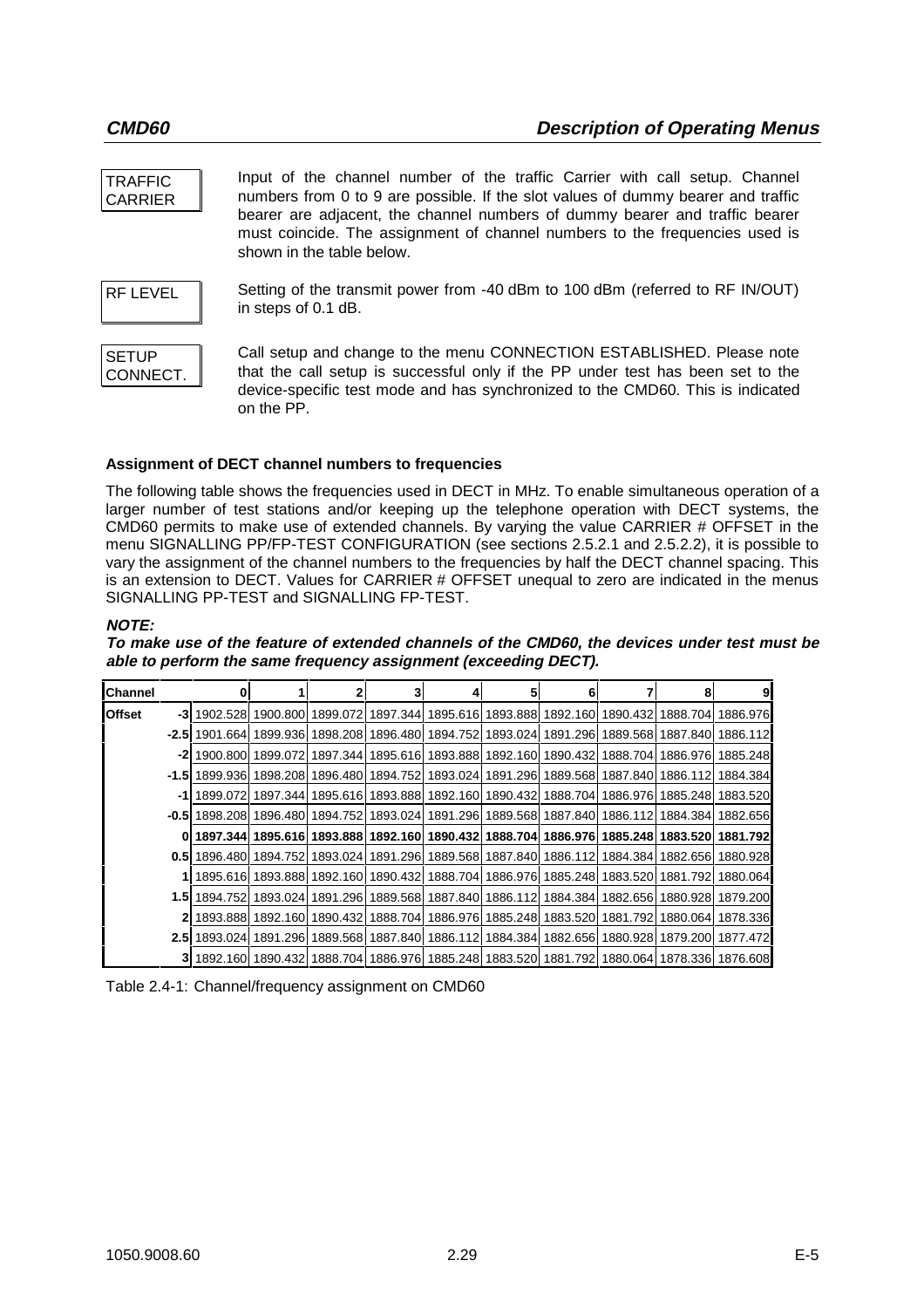| TRAFFIC CARRIER | Input of the channel number of the traffic Carrier with call setup. Channel numbers from 0 to 9 are possible. If the slot values of dummy bearer and traffic bearer are adjacent, the channel numbers of dummy bearer and traffic bearer must coincide. The assignment of channel numbers to the frequencies used is shown in the table below. |
|---|---|
| RF LEVEL | Setting of the transmit power from -40 dBm to 100 dBm (referred to RF IN/OUT) in steps of 0.1 dB. |
| SETUP CONNECT. | Call setup and change to the menu CONNECTION ESTABLISHED. Please note that the call setup is successful only if the PP under test has been set to the device-specific test mode and has synchronized to the CMD60. This is indicated on the PP. |

**Assignment of DECT channel numbers to frequencies**

The following table shows the frequencies used in DECT in MHz. To enable simultaneous operation of a larger number of test stations and/or keeping up the telephone operation with DECT systems, the CMD60 permits to make use of extended channels. By varying the value CARRIER # OFFSET in the menu SIGNALLING PP/FP-TEST CONFIGURATION (see sections 2.5.2.1 and 2.5.2.2), it is possible to vary the assignment of the channel numbers to the frequencies by half the DECT channel spacing. This is an extension to DECT. Values for CARRIER # OFFSET unequal to zero are indicated in the menus SIGNALLING PP-TEST and SIGNALLING FP-TEST.

***NOTE:***

***To make use of the feature of extended channels of the CMD60, the devices under test must be able to perform the same frequency assignment (exceeding DECT).***

| **Channel** | | **0** | **1** | **2** | **3** | **4** | **5** | **6** | **7** | **8** | **9** |
|---|---|---|---|---|---|---|---|---|---|---|---|
| **Offset** | **-3** | 1902.528 | 1900.800 | 1899.072 | 1897.344 | 1895.616 | 1893.888 | 1892.160 | 1890.432 | 1888.704 | 1886.976 |
| | **-2.5** | 1901.664 | 1899.936 | 1898.208 | 1896.480 | 1894.752 | 1893.024 | 1891.296 | 1889.568 | 1887.840 | 1886.112 |
| | **-2** | 1900.800 | 1899.072 | 1897.344 | 1895.616 | 1893.888 | 1892.160 | 1890.432 | 1888.704 | 1886.976 | 1885.248 |
| | **-1.5** | 1899.936 | 1898.208 | 1896.480 | 1894.752 | 1893.024 | 1891.296 | 1889.568 | 1887.840 | 1886.112 | 1884.384 |
| | **-1** | 1899.072 | 1897.344 | 1895.616 | 1893.888 | 1892.160 | 1890.432 | 1888.704 | 1886.976 | 1885.248 | 1883.520 |
| | **-0.5** | 1898.208 | 1896.480 | 1894.752 | 1893.024 | 1891.296 | 1889.568 | 1887.840 | 1886.112 | 1884.384 | 1882.656 |
| | **0** | **1897.344** | **1895.616** | **1893.888** | **1892.160** | **1890.432** | **1888.704** | **1886.976** | **1885.248** | **1883.520** | **1881.792** |
| | **0.5** | 1896.480 | 1894.752 | 1893.024 | 1891.296 | 1889.568 | 1887.840 | 1886.112 | 1884.384 | 1882.656 | 1880.928 |
| | **1** | 1895.616 | 1893.888 | 1892.160 | 1890.432 | 1888.704 | 1886.976 | 1885.248 | 1883.520 | 1881.792 | 1880.064 |
| | **1.5** | 1894.752 | 1893.024 | 1891.296 | 1889.568 | 1887.840 | 1886.112 | 1884.384 | 1882.656 | 1880.928 | 1879.200 |
| | **2** | 1893.888 | 1892.160 | 1890.432 | 1888.704 | 1886.976 | 1885.248 | 1883.520 | 1881.792 | 1880.064 | 1878.336 |
| | **2.5** | 1893.024 | 1891.296 | 1889.568 | 1887.840 | 1886.112 | 1884.384 | 1882.656 | 1880.928 | 1879.200 | 1877.472 |
| | **3** | 1892.160 | 1890.432 | 1888.704 | 1886.976 | 1885.248 | 1883.520 | 1881.792 | 1880.064 | 1878.336 | 1876.608 |

Table 2.4-1: Channel/frequency assignment on CMD60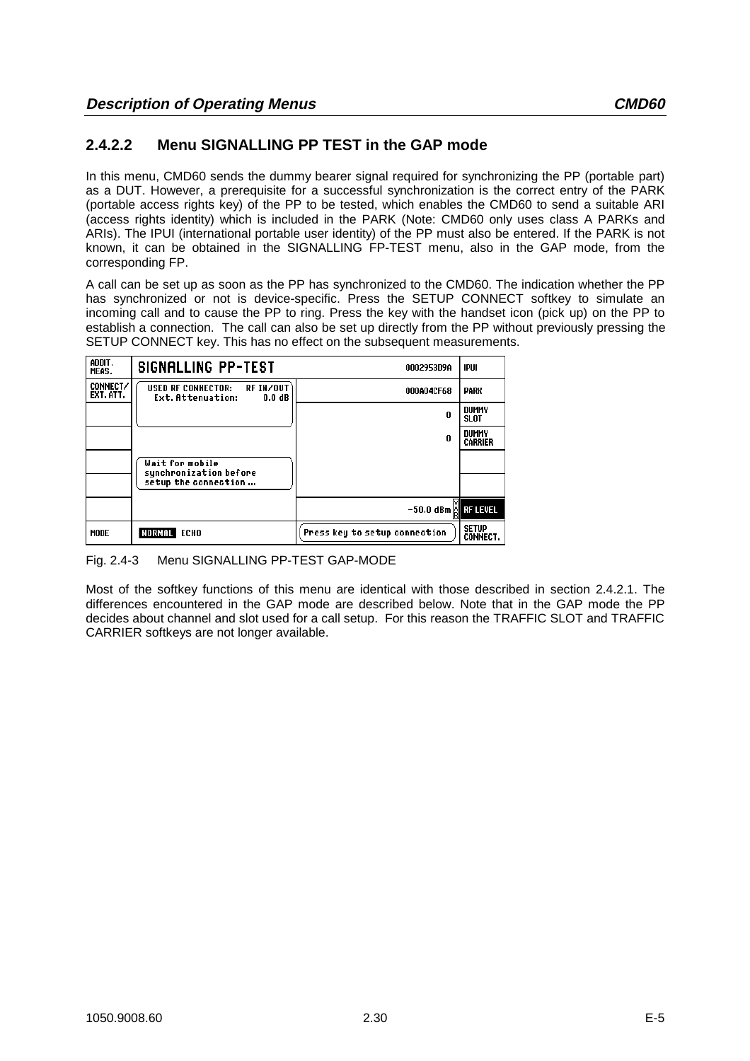## 2.4.2.2 Menu SIGNALLING PP TEST in the GAP mode

In this menu, CMD60 sends the dummy bearer signal required for synchronizing the PP (portable part) as a DUT. However, a prerequisite for a successful synchronization is the correct entry of the PARK (portable access rights key) of the PP to be tested, which enables the CMD60 to send a suitable ARI (access rights identity) which is included in the PARK (Note: CMD60 only uses class A PARKs and ARIs). The IPUI (international portable user identity) of the PP must also be entered. If the PARK is not known, it can be obtained in the SIGNALLING FP-TEST menu, also in the GAP mode, from the corresponding FP.

A call can be set up as soon as the PP has synchronized to the CMD60. The indication whether the PP has synchronized or not is device-specific. Press the SETUP CONNECT softkey to simulate an incoming call and to cause the PP to ring. Press the key with the handset icon (pick up) on the PP to establish a connection. The call can also be set up directly from the PP without previously pressing the SETUP CONNECT key. This has no effect on the subsequent measurements.

| | | | |
|---|---|---|---|
| ADDIT. MEAS. | SIGNALLING PP-TEST | 0002953D9A | IPUI |
| CONNECT/ EXT.ATT. | USED RF CONNECTOR: RF IN/OUT Ext. Attenuation: 0.0 dB | 000A04CF68 | PARK |
| | | 0 | DUMMY SLOT |
| | | 0 | DUMMY CARRIER |
| | Wait for mobile synchronization before setup the connection ... | | |
| | | -50.0 dBm VAR | RF LEVEL |
| MODE | NORMAL ECHO | Press key to setup connection | SETUP CONNECT. |

Fig. 2.4-3 Menu SIGNALLING PP-TEST GAP-MODE

Most of the softkey functions of this menu are identical with those described in section 2.4.2.1. The differences encountered in the GAP mode are described below. Note that in the GAP mode the PP decides about channel and slot used for a call setup. For this reason the TRAFFIC SLOT and TRAFFIC CARRIER softkeys are not longer available.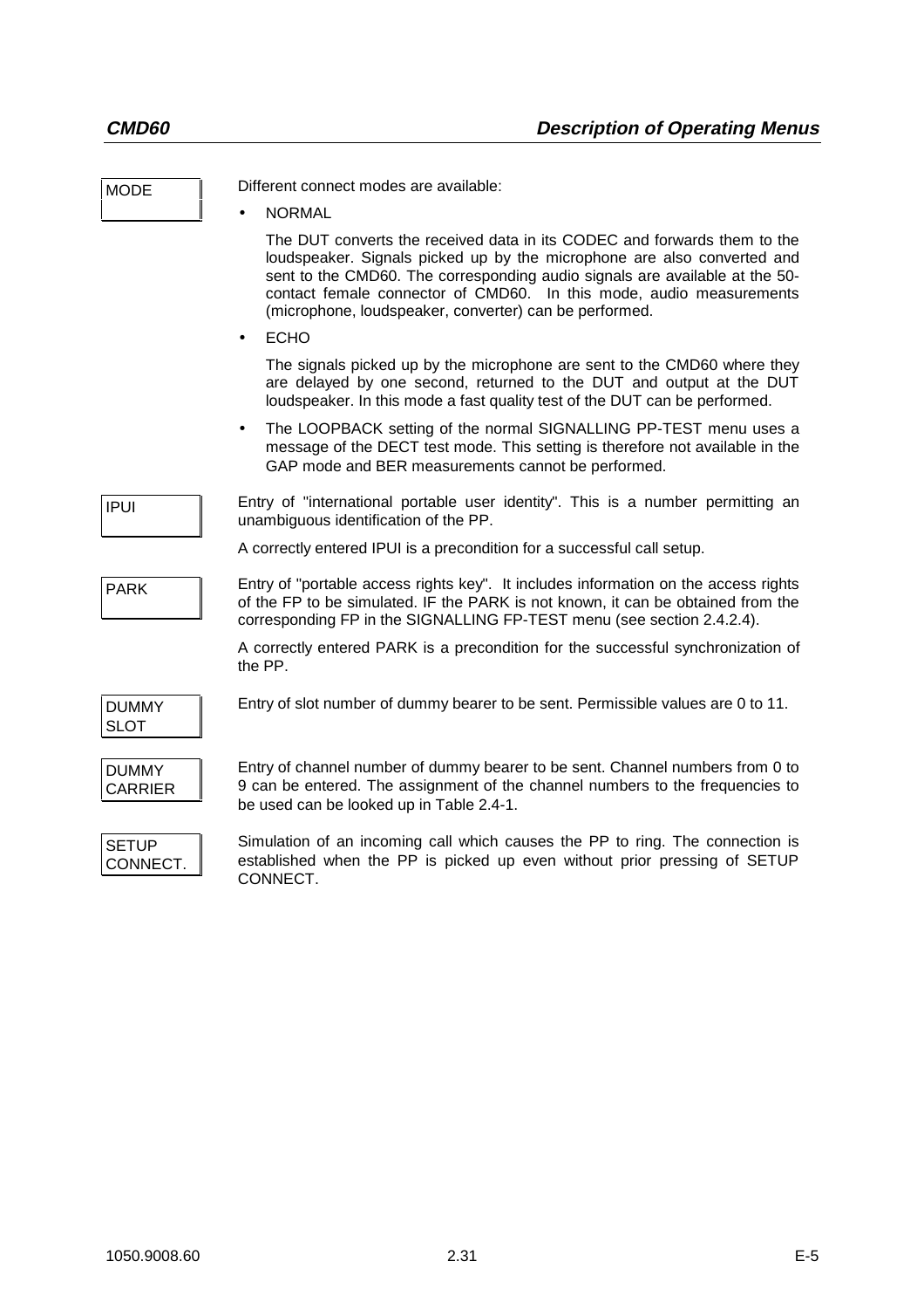**MODE**

Different connect modes are available:

- NORMAL

  The DUT converts the received data in its CODEC and forwards them to the loudspeaker. Signals picked up by the microphone are also converted and sent to the CMD60. The corresponding audio signals are available at the 50-contact female connector of CMD60. In this mode, audio measurements (microphone, loudspeaker, converter) can be performed.

- ECHO

  The signals picked up by the microphone are sent to the CMD60 where they are delayed by one second, returned to the DUT and output at the DUT loudspeaker. In this mode a fast quality test of the DUT can be performed.

- The LOOPBACK setting of the normal SIGNALLING PP-TEST menu uses a message of the DECT test mode. This setting is therefore not available in the GAP mode and BER measurements cannot be performed.

**IPUI**

Entry of "international portable user identity". This is a number permitting an unambiguous identification of the PP.

A correctly entered IPUI is a precondition for a successful call setup.

**PARK**

Entry of "portable access rights key". It includes information on the access rights of the FP to be simulated. IF the PARK is not known, it can be obtained from the corresponding FP in the SIGNALLING FP-TEST menu (see section 2.4.2.4).

A correctly entered PARK is a precondition for the successful synchronization of the PP.

**DUMMY SLOT**

Entry of slot number of dummy bearer to be sent. Permissible values are 0 to 11.

**DUMMY CARRIER**

Entry of channel number of dummy bearer to be sent. Channel numbers from 0 to 9 can be entered. The assignment of the channel numbers to the frequencies to be used can be looked up in Table 2.4-1.

**SETUP CONNECT.**

Simulation of an incoming call which causes the PP to ring. The connection is established when the PP is picked up even without prior pressing of SETUP CONNECT.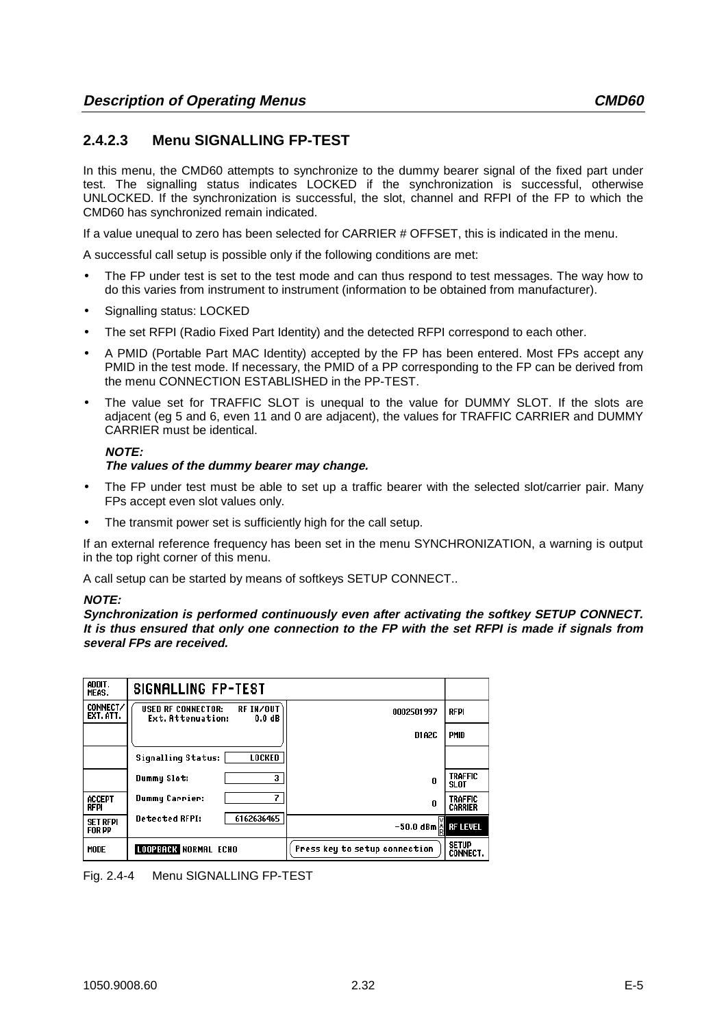## 2.4.2.3 Menu SIGNALLING FP-TEST

In this menu, the CMD60 attempts to synchronize to the dummy bearer signal of the fixed part under test. The signalling status indicates LOCKED if the synchronization is successful, otherwise UNLOCKED. If the synchronization is successful, the slot, channel and RFPI of the FP to which the CMD60 has synchronized remain indicated.

If a value unequal to zero has been selected for CARRIER # OFFSET, this is indicated in the menu.

A successful call setup is possible only if the following conditions are met:

- The FP under test is set to the test mode and can thus respond to test messages. The way how to do this varies from instrument to instrument (information to be obtained from manufacturer).
- Signalling status: LOCKED
- The set RFPI (Radio Fixed Part Identity) and the detected RFPI correspond to each other.
- A PMID (Portable Part MAC Identity) accepted by the FP has been entered. Most FPs accept any PMID in the test mode. If necessary, the PMID of a PP corresponding to the FP can be derived from the menu CONNECTION ESTABLISHED in the PP-TEST.
- The value set for TRAFFIC SLOT is unequal to the value for DUMMY SLOT. If the slots are adjacent (eg 5 and 6, even 11 and 0 are adjacent), the values for TRAFFIC CARRIER and DUMMY CARRIER must be identical.

  ***NOTE:***
  ***The values of the dummy bearer may change.***

- The FP under test must be able to set up a traffic bearer with the selected slot/carrier pair. Many FPs accept even slot values only.
- The transmit power set is sufficiently high for the call setup.

If an external reference frequency has been set in the menu SYNCHRONIZATION, a warning is output in the top right corner of this menu.

A call setup can be started by means of softkeys SETUP CONNECT..

***NOTE:***
***Synchronization is performed continuously even after activating the softkey SETUP CONNECT. It is thus ensured that only one connection to the FP with the set RFPI is made if signals from several FPs are received.***

| ADDIT. MEAS. | SIGNALLING FP-TEST | | |
|---|---|---|---|
| CONNECT/ EXT. ATT. | USED RF CONNECTOR: RF IN/OUT<br>Ext. Attenuation: 0.0 dB | 0002501997 | RFPI |
| | | D1A2C | PMID |
| | Signalling Status: LOCKED | | |
| | Dummy Slot: 3 | 0 | TRAFFIC SLOT |
| ACCEPT RFPI | Dummy Carrier: 7 | 0 | TRAFFIC CARRIER |
| SET RFPI FOR PP | Detected RFPI: 6162636465 | -50.0 dBm VAR | RF LEVEL |
| MODE | LOOPBACK NORMAL ECHO | Press key to setup connection | SETUP CONNECT. |

Fig. 2.4-4 Menu SIGNALLING FP-TEST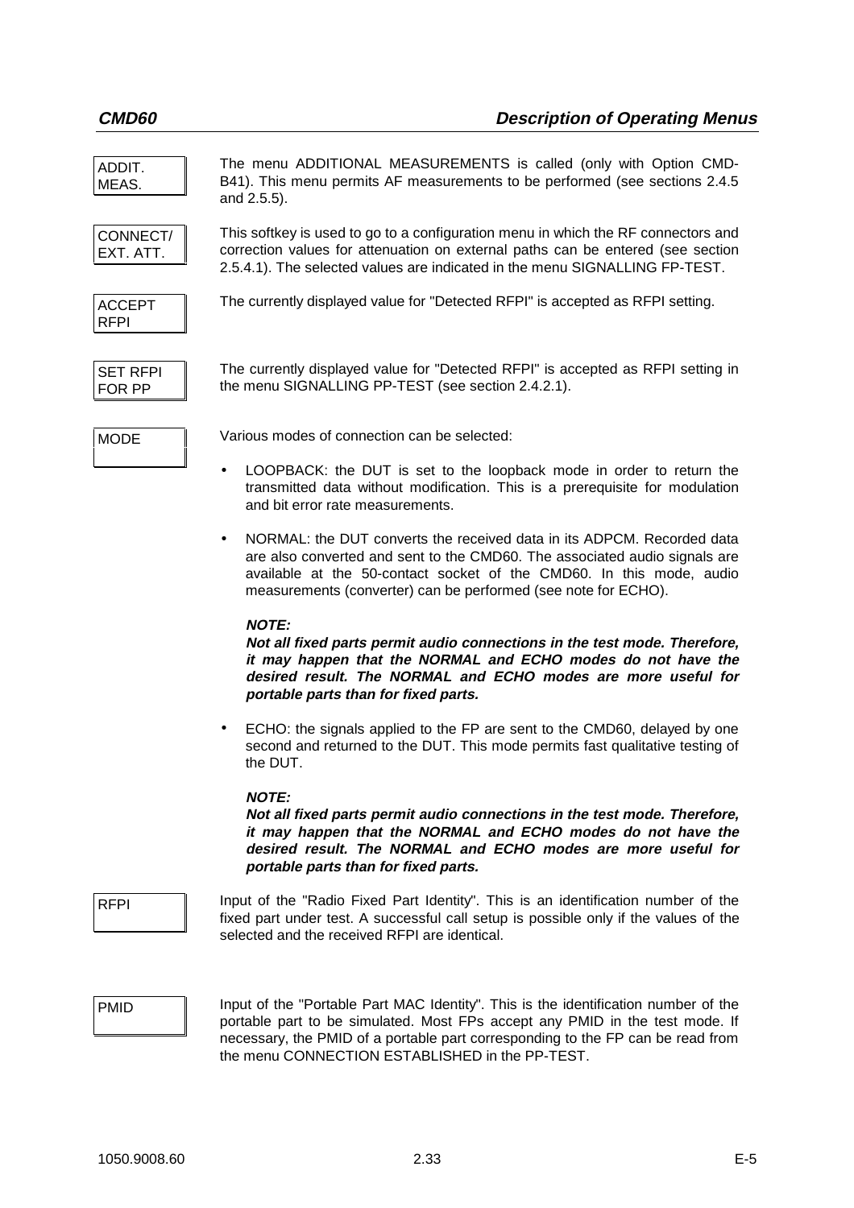| | |
|---|---|
| ADDIT. MEAS. | The menu ADDITIONAL MEASUREMENTS is called (only with Option CMD-B41). This menu permits AF measurements to be performed (see sections 2.4.5 and 2.5.5). |
| CONNECT/ EXT. ATT. | This softkey is used to go to a configuration menu in which the RF connectors and correction values for attenuation on external paths can be entered (see section 2.5.4.1). The selected values are indicated in the menu SIGNALLING FP-TEST. |
| ACCEPT RFPI | The currently displayed value for "Detected RFPI" is accepted as RFPI setting. |
| SET RFPI FOR PP | The currently displayed value for "Detected RFPI" is accepted as RFPI setting in the menu SIGNALLING PP-TEST (see section 2.4.2.1). |

**MODE**

Various modes of connection can be selected:

- LOOPBACK: the DUT is set to the loopback mode in order to return the transmitted data without modification. This is a prerequisite for modulation and bit error rate measurements.

- NORMAL: the DUT converts the received data in its ADPCM. Recorded data are also converted and sent to the CMD60. The associated audio signals are available at the 50-contact socket of the CMD60. In this mode, audio measurements (converter) can be performed (see note for ECHO).

  ***NOTE:***
  ***Not all fixed parts permit audio connections in the test mode. Therefore, it may happen that the NORMAL and ECHO modes do not have the desired result. The NORMAL and ECHO modes are more useful for portable parts than for fixed parts.***

- ECHO: the signals applied to the FP are sent to the CMD60, delayed by one second and returned to the DUT. This mode permits fast qualitative testing of the DUT.

  ***NOTE:***
  ***Not all fixed parts permit audio connections in the test mode. Therefore, it may happen that the NORMAL and ECHO modes do not have the desired result. The NORMAL and ECHO modes are more useful for portable parts than for fixed parts.***

| | |
|---|---|
| RFPI | Input of the "Radio Fixed Part Identity". This is an identification number of the fixed part under test. A successful call setup is possible only if the values of the selected and the received RFPI are identical. |
| PMID | Input of the "Portable Part MAC Identity". This is the identification number of the portable part to be simulated. Most FPs accept any PMID in the test mode. If necessary, the PMID of a portable part corresponding to the FP can be read from the menu CONNECTION ESTABLISHED in the PP-TEST. |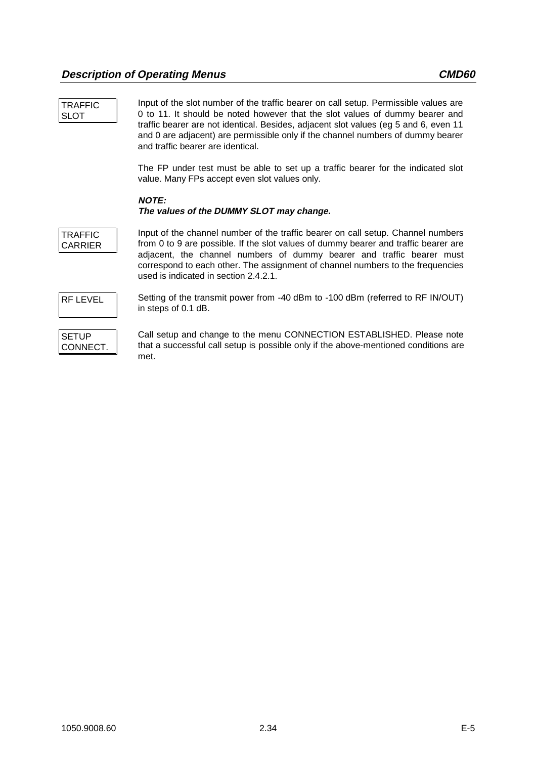**TRAFFIC SLOT**

Input of the slot number of the traffic bearer on call setup. Permissible values are 0 to 11. It should be noted however that the slot values of dummy bearer and traffic bearer are not identical. Besides, adjacent slot values (eg 5 and 6, even 11 and 0 are adjacent) are permissible only if the channel numbers of dummy bearer and traffic bearer are identical.

The FP under test must be able to set up a traffic bearer for the indicated slot value. Many FPs accept even slot values only.

***NOTE:***
***The values of the DUMMY SLOT may change.***

**TRAFFIC CARRIER**

Input of the channel number of the traffic bearer on call setup. Channel numbers from 0 to 9 are possible. If the slot values of dummy bearer and traffic bearer are adjacent, the channel numbers of dummy bearer and traffic bearer must correspond to each other. The assignment of channel numbers to the frequencies used is indicated in section 2.4.2.1.

**RF LEVEL**

Setting of the transmit power from -40 dBm to -100 dBm (referred to RF IN/OUT) in steps of 0.1 dB.

**SETUP CONNECT.**

Call setup and change to the menu CONNECTION ESTABLISHED. Please note that a successful call setup is possible only if the above-mentioned conditions are met.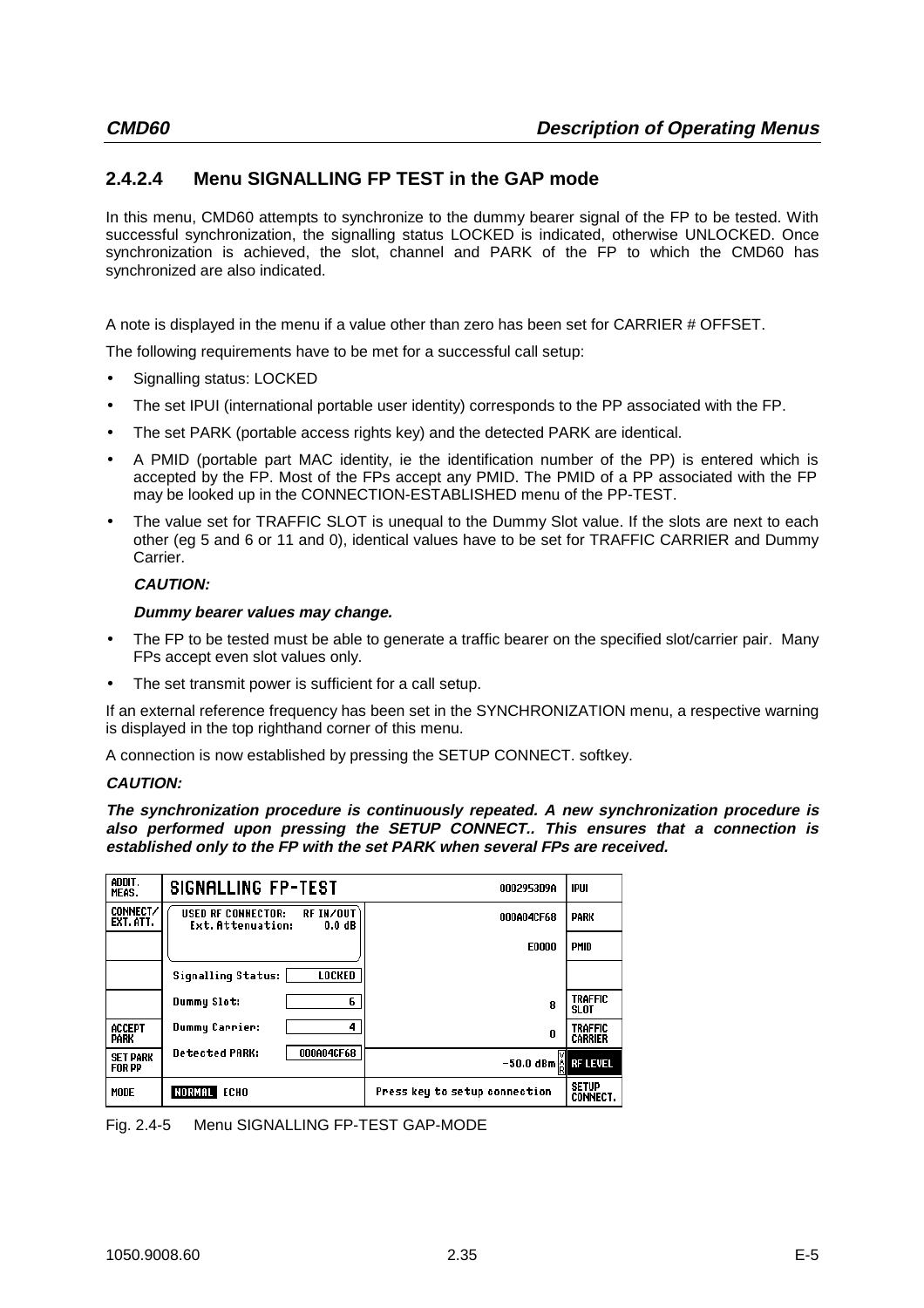## 2.4.2.4 Menu SIGNALLING FP TEST in the GAP mode

In this menu, CMD60 attempts to synchronize to the dummy bearer signal of the FP to be tested. With successful synchronization, the signalling status LOCKED is indicated, otherwise UNLOCKED. Once synchronization is achieved, the slot, channel and PARK of the FP to which the CMD60 has synchronized are also indicated.

A note is displayed in the menu if a value other than zero has been set for CARRIER # OFFSET.

The following requirements have to be met for a successful call setup:

- Signalling status: LOCKED
- The set IPUI (international portable user identity) corresponds to the PP associated with the FP.
- The set PARK (portable access rights key) and the detected PARK are identical.
- A PMID (portable part MAC identity, ie the identification number of the PP) is entered which is accepted by the FP. Most of the FPs accept any PMID. The PMID of a PP associated with the FP may be looked up in the CONNECTION-ESTABLISHED menu of the PP-TEST.
- The value set for TRAFFIC SLOT is unequal to the Dummy Slot value. If the slots are next to each other (eg 5 and 6 or 11 and 0), identical values have to be set for TRAFFIC CARRIER and Dummy Carrier.

  ***CAUTION:***

  ***Dummy bearer values may change.***

- The FP to be tested must be able to generate a traffic bearer on the specified slot/carrier pair. Many FPs accept even slot values only.
- The set transmit power is sufficient for a call setup.

If an external reference frequency has been set in the SYNCHRONIZATION menu, a respective warning is displayed in the top righthand corner of this menu.

A connection is now established by pressing the SETUP CONNECT. softkey.

***CAUTION:***

***The synchronization procedure is continuously repeated. A new synchronization procedure is also performed upon pressing the SETUP CONNECT.. This ensures that a connection is established only to the FP with the set PARK when several FPs are received.***

| ADDIT. MEAS. | SIGNALLING FP-TEST | 0002953D9A | IPUI |
|---|---|---|---|
| CONNECT/ EXT. ATT. | USED RF CONNECTOR: RF IN/OUT Ext. Attenuation: 0.0 dB | 000A04CF68 | PARK |
| | | E0000 | PMID |
| | Signalling Status: LOCKED | | |
| | Dummy Slot: 6 | 8 | TRAFFIC SLOT |
| ACCEPT PARK | Dummy Carrier: 4 | 0 | TRAFFIC CARRIER |
| SET PARK FOR PP | Detected PARK: 000A04CF68 | -50.0 dBm VAR | RF LEVEL |
| MODE | NORMAL ECHO | Press key to setup connection | SETUP CONNECT. |

Fig. 2.4-5 Menu SIGNALLING FP-TEST GAP-MODE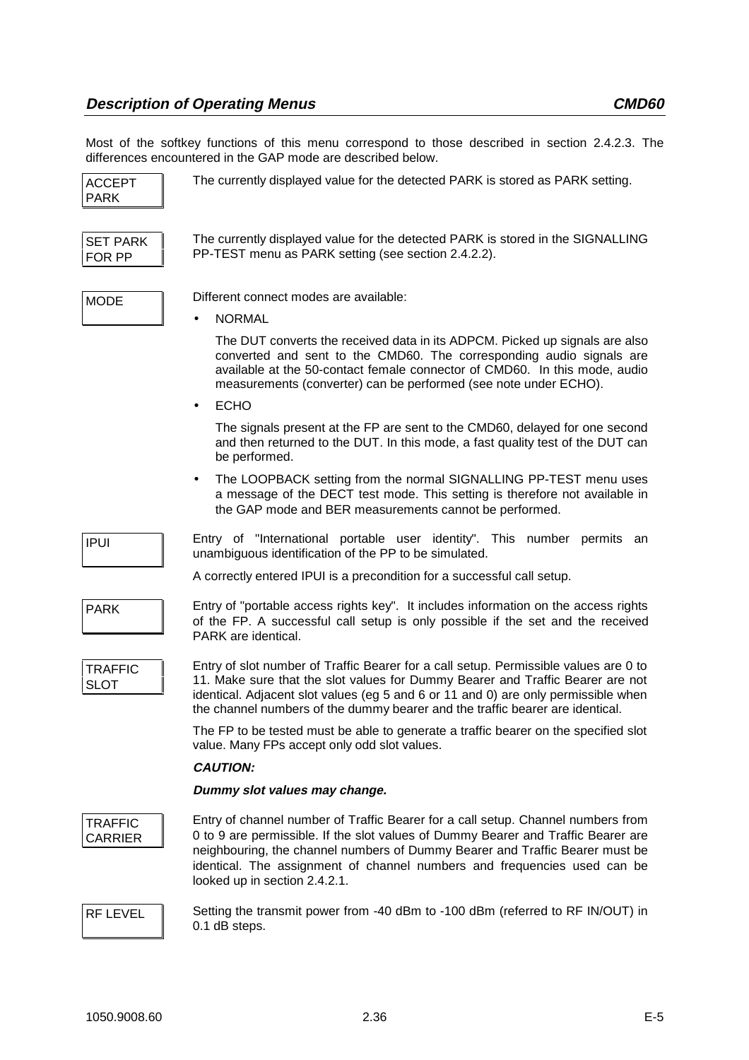Most of the softkey functions of this menu correspond to those described in section 2.4.2.3. The differences encountered in the GAP mode are described below.

**ACCEPT PARK**

The currently displayed value for the detected PARK is stored as PARK setting.

**SET PARK FOR PP**

The currently displayed value for the detected PARK is stored in the SIGNALLING PP-TEST menu as PARK setting (see section 2.4.2.2).

**MODE**

Different connect modes are available:

- NORMAL

  The DUT converts the received data in its ADPCM. Picked up signals are also converted and sent to the CMD60. The corresponding audio signals are available at the 50-contact female connector of CMD60. In this mode, audio measurements (converter) can be performed (see note under ECHO).

- ECHO

  The signals present at the FP are sent to the CMD60, delayed for one second and then returned to the DUT. In this mode, a fast quality test of the DUT can be performed.

- The LOOPBACK setting from the normal SIGNALLING PP-TEST menu uses a message of the DECT test mode. This setting is therefore not available in the GAP mode and BER measurements cannot be performed.

**IPUI**

Entry of "International portable user identity". This number permits an unambiguous identification of the PP to be simulated.

A correctly entered IPUI is a precondition for a successful call setup.

**PARK**

Entry of "portable access rights key". It includes information on the access rights of the FP. A successful call setup is only possible if the set and the received PARK are identical.

**TRAFFIC SLOT**

Entry of slot number of Traffic Bearer for a call setup. Permissible values are 0 to 11. Make sure that the slot values for Dummy Bearer and Traffic Bearer are not identical. Adjacent slot values (eg 5 and 6 or 11 and 0) are only permissible when the channel numbers of the dummy bearer and the traffic bearer are identical.

The FP to be tested must be able to generate a traffic bearer on the specified slot value. Many FPs accept only odd slot values.

***CAUTION:***

***Dummy slot values may change.***

**TRAFFIC CARRIER**

Entry of channel number of Traffic Bearer for a call setup. Channel numbers from 0 to 9 are permissible. If the slot values of Dummy Bearer and Traffic Bearer are neighbouring, the channel numbers of Dummy Bearer and Traffic Bearer must be identical. The assignment of channel numbers and frequencies used can be looked up in section 2.4.2.1.

**RF LEVEL**

Setting the transmit power from -40 dBm to -100 dBm (referred to RF IN/OUT) in 0.1 dB steps.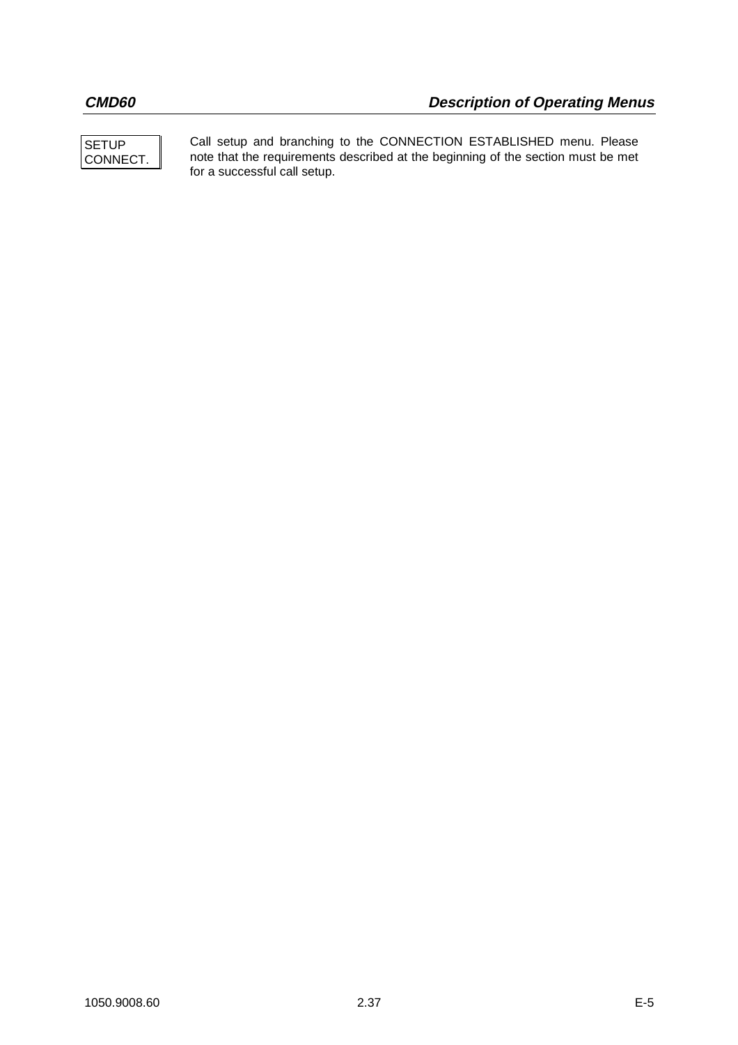| SETUP CONNECT. | Call setup and branching to the CONNECTION ESTABLISHED menu. Please note that the requirements described at the beginning of the section must be met for a successful call setup. |
|---|---|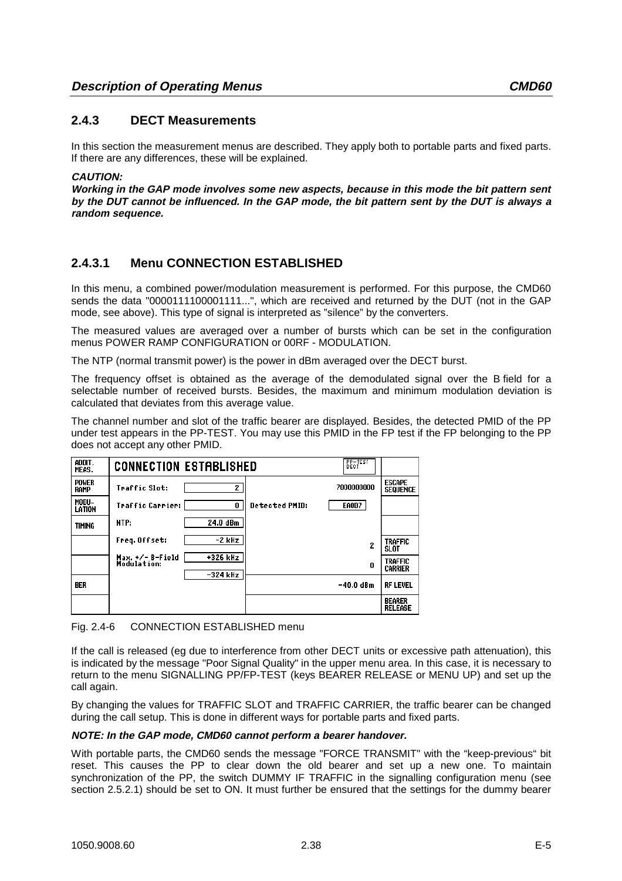### 2.4.3 DECT Measurements

In this section the measurement menus are described. They apply both to portable parts and fixed parts. If there are any differences, these will be explained.

***CAUTION:***
***Working in the GAP mode involves some new aspects, because in this mode the bit pattern sent by the DUT cannot be influenced. In the GAP mode, the bit pattern sent by the DUT is always a random sequence.***

#### 2.4.3.1 Menu CONNECTION ESTABLISHED

In this menu, a combined power/modulation measurement is performed. For this purpose, the CMD60 sends the data "0000111100001111...", which are received and returned by the DUT (not in the GAP mode, see above). This type of signal is interpreted as "silence" by the converters.

The measured values are averaged over a number of bursts which can be set in the configuration menus POWER RAMP CONFIGURATION or 00RF - MODULATION.

The NTP (normal transmit power) is the power in dBm averaged over the DECT burst.

The frequency offset is obtained as the average of the demodulated signal over the B field for a selectable number of received bursts. Besides, the maximum and minimum modulation deviation is calculated that deviates from this average value.

The channel number and slot of the traffic bearer are displayed. Besides, the detected PMID of the PP under test appears in the PP-TEST. You may use this PMID in the FP test if the FP belonging to the PP does not accept any other PMID.

| ADDIT. MEAS. | CONNECTION ESTABLISHED | | PP-TEST DECT | |
|---|---|---|---|---|
| POWER RAMP | Traffic Slot: | 2 | 7000000000 | ESCAPE SEQUENCE |
| MODU-LATION | Traffic Carrier: | 0 | Detected PMID: EA0D7 | |
| TIMING | NTP: | 24.0 dBm | | |
| | Freq. Offset: | -2 kHz | 2 | TRAFFIC SLOT |
| | Max. +/- B-Field Modulation: | +326 kHz / -324 kHz | 0 | TRAFFIC CARRIER |
| BER | | | -40.0 dBm | RF LEVEL |
| | | | | BEARER RELEASE |

Fig. 2.4-6 CONNECTION ESTABLISHED menu

If the call is released (eg due to interference from other DECT units or excessive path attenuation), this is indicated by the message "Poor Signal Quality" in the upper menu area. In this case, it is necessary to return to the menu SIGNALLING PP/FP-TEST (keys BEARER RELEASE or MENU UP) and set up the call again.

By changing the values for TRAFFIC SLOT and TRAFFIC CARRIER, the traffic bearer can be changed during the call setup. This is done in different ways for portable parts and fixed parts.

***NOTE: In the GAP mode, CMD60 cannot perform a bearer handover.***

With portable parts, the CMD60 sends the message "FORCE TRANSMIT" with the "keep-previous" bit reset. This causes the PP to clear down the old bearer and set up a new one. To maintain synchronization of the PP, the switch DUMMY IF TRAFFIC in the signalling configuration menu (see section 2.5.2.1) should be set to ON. It must further be ensured that the settings for the dummy bearer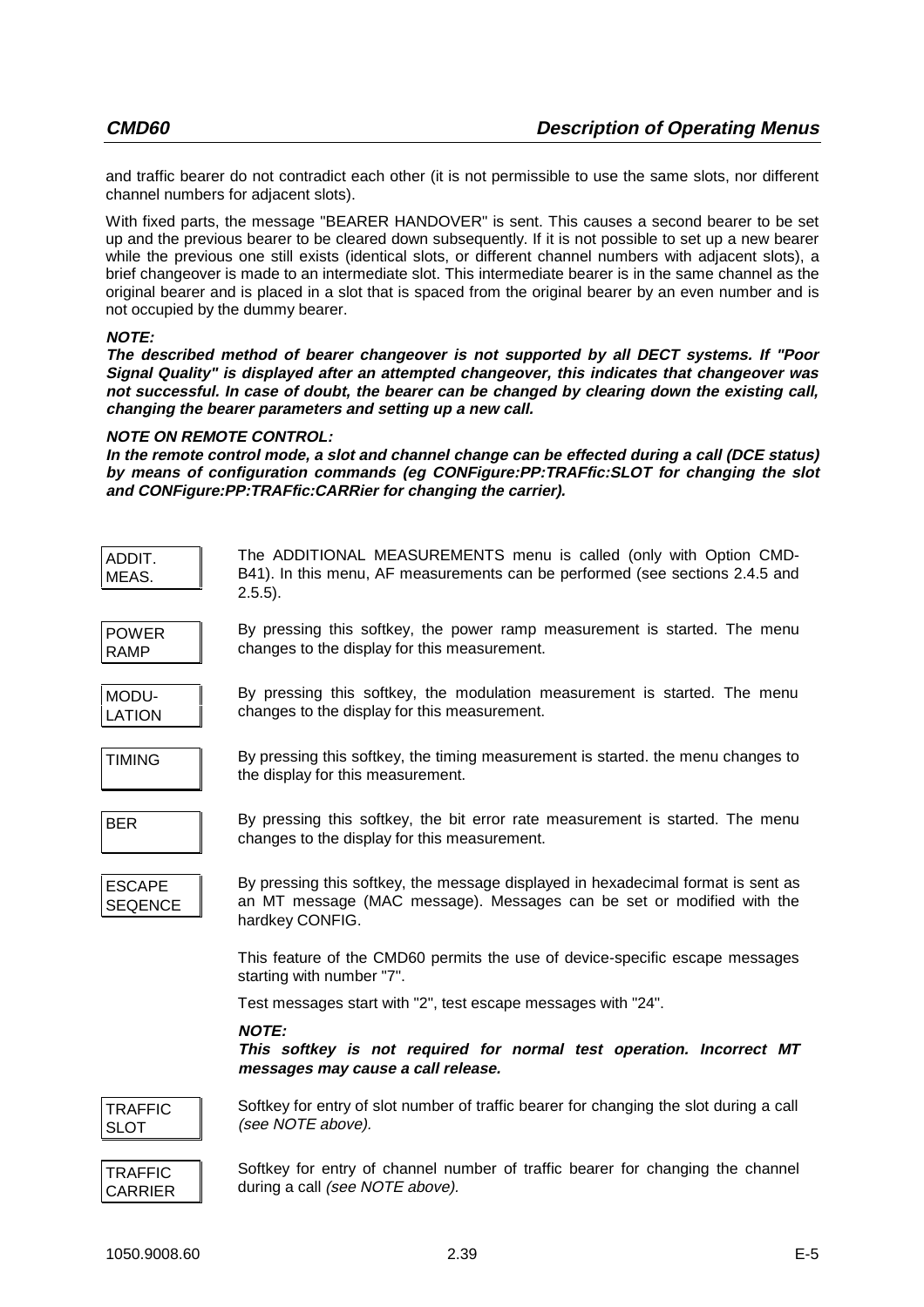and traffic bearer do not contradict each other (it is not permissible to use the same slots, nor different channel numbers for adjacent slots).

With fixed parts, the message "BEARER HANDOVER" is sent. This causes a second bearer to be set up and the previous bearer to be cleared down subsequently. If it is not possible to set up a new bearer while the previous one still exists (identical slots, or different channel numbers with adjacent slots), a brief changeover is made to an intermediate slot. This intermediate bearer is in the same channel as the original bearer and is placed in a slot that is spaced from the original bearer by an even number and is not occupied by the dummy bearer.

***NOTE:***
***The described method of bearer changeover is not supported by all DECT systems. If "Poor Signal Quality" is displayed after an attempted changeover, this indicates that changeover was not successful. In case of doubt, the bearer can be changed by clearing down the existing call, changing the bearer parameters and setting up a new call.***

***NOTE ON REMOTE CONTROL:***
***In the remote control mode, a slot and channel change can be effected during a call (DCE status) by means of configuration commands (eg CONFigure:PP:TRAFfic:SLOT for changing the slot and CONFigure:PP:TRAFfic:CARRier for changing the carrier).***

**ADDIT. MEAS.** — The ADDITIONAL MEASUREMENTS menu is called (only with Option CMD-B41). In this menu, AF measurements can be performed (see sections 2.4.5 and 2.5.5).

**POWER RAMP** — By pressing this softkey, the power ramp measurement is started. The menu changes to the display for this measurement.

**MODU-LATION** — By pressing this softkey, the modulation measurement is started. The menu changes to the display for this measurement.

**TIMING** — By pressing this softkey, the timing measurement is started. the menu changes to the display for this measurement.

**BER** — By pressing this softkey, the bit error rate measurement is started. The menu changes to the display for this measurement.

**ESCAPE SEQENCE** — By pressing this softkey, the message displayed in hexadecimal format is sent as an MT message (MAC message). Messages can be set or modified with the hardkey CONFIG.

This feature of the CMD60 permits the use of device-specific escape messages starting with number "7".

Test messages start with "2", test escape messages with "24".

***NOTE:***
***This softkey is not required for normal test operation. Incorrect MT messages may cause a call release.***

**TRAFFIC SLOT** — Softkey for entry of slot number of traffic bearer for changing the slot during a call *(see NOTE above).*

**TRAFFIC CARRIER** — Softkey for entry of channel number of traffic bearer for changing the channel during a call *(see NOTE above).*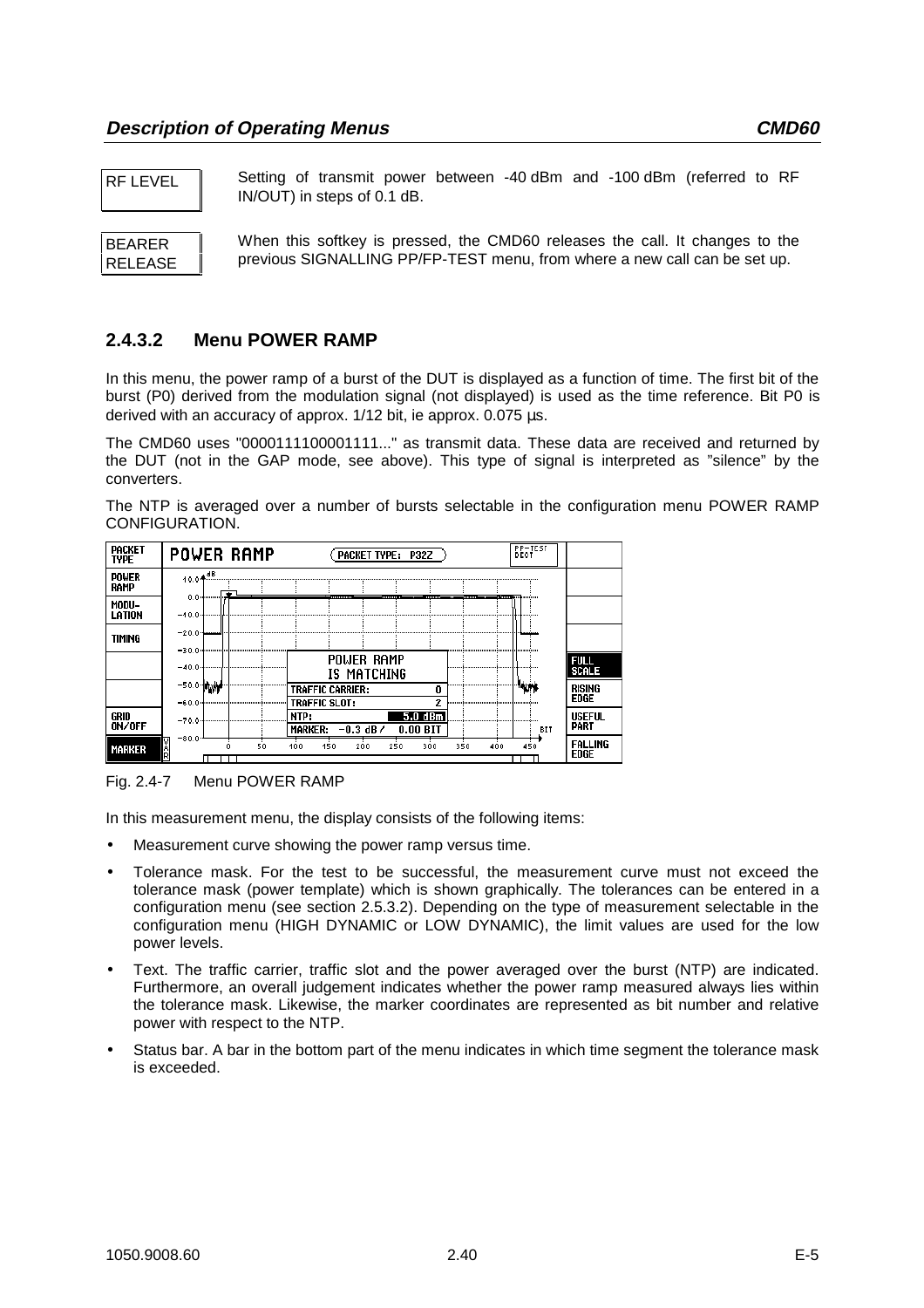RF LEVEL — Setting of transmit power between -40 dBm and -100 dBm (referred to RF IN/OUT) in steps of 0.1 dB.

BEARER RELEASE — When this softkey is pressed, the CMD60 releases the call. It changes to the previous SIGNALLING PP/FP-TEST menu, from where a new call can be set up.

### 2.4.3.2 Menu POWER RAMP

In this menu, the power ramp of a burst of the DUT is displayed as a function of time. The first bit of the burst (P0) derived from the modulation signal (not displayed) is used as the time reference. Bit P0 is derived with an accuracy of approx. 1/12 bit, ie approx. 0.075 µs.

The CMD60 uses "0000111100001111..." as transmit data. These data are received and returned by the DUT (not in the GAP mode, see above). This type of signal is interpreted as "silence" by the converters.

The NTP is averaged over a number of bursts selectable in the configuration menu POWER RAMP CONFIGURATION.

Fig. 2.4-7 Menu POWER RAMP

In this measurement menu, the display consists of the following items:

- Measurement curve showing the power ramp versus time.
- Tolerance mask. For the test to be successful, the measurement curve must not exceed the tolerance mask (power template) which is shown graphically. The tolerances can be entered in a configuration menu (see section 2.5.3.2). Depending on the type of measurement selectable in the configuration menu (HIGH DYNAMIC or LOW DYNAMIC), the limit values are used for the low power levels.
- Text. The traffic carrier, traffic slot and the power averaged over the burst (NTP) are indicated. Furthermore, an overall judgement indicates whether the power ramp measured always lies within the tolerance mask. Likewise, the marker coordinates are represented as bit number and relative power with respect to the NTP.
- Status bar. A bar in the bottom part of the menu indicates in which time segment the tolerance mask is exceeded.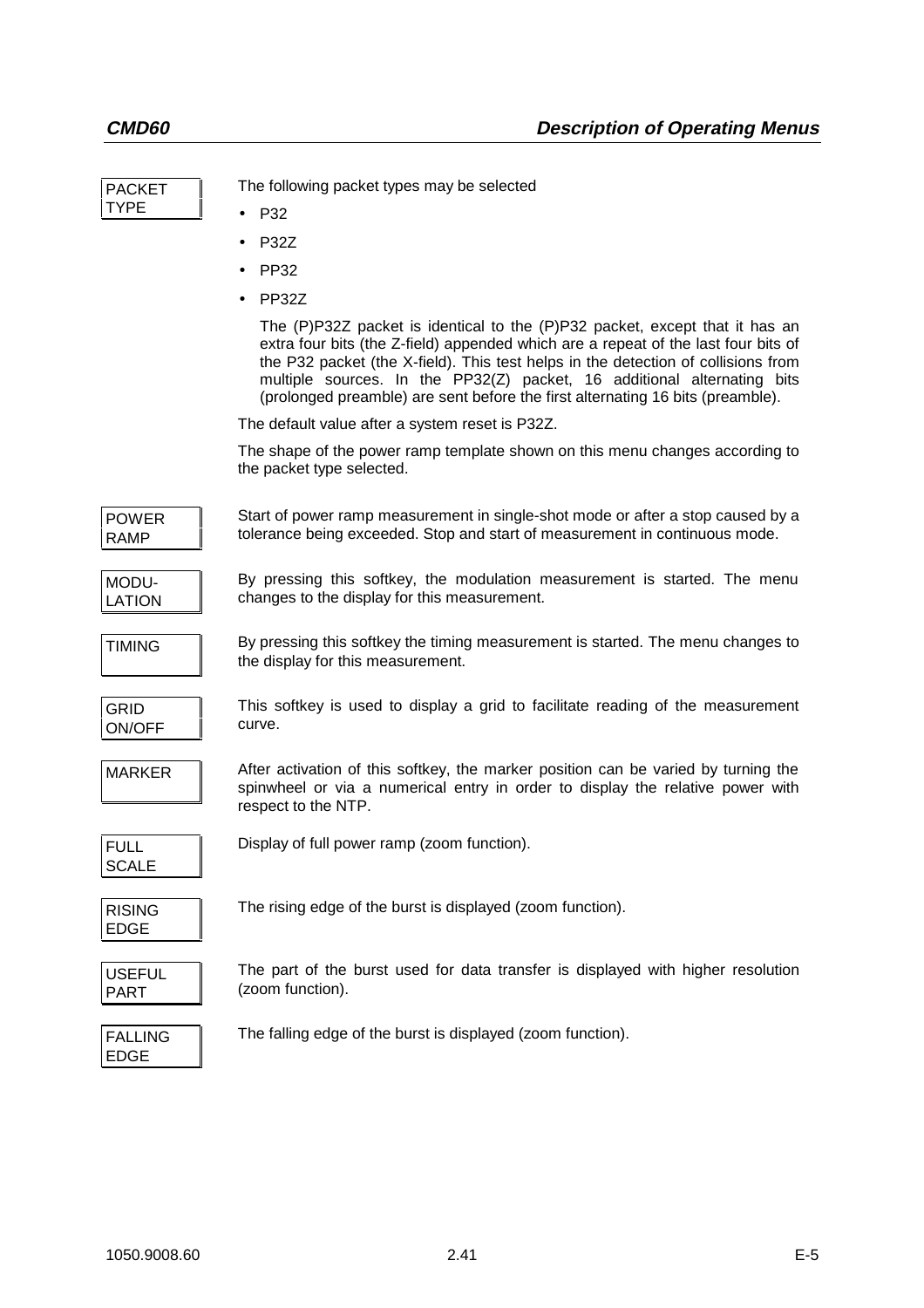**PACKET TYPE**

The following packet types may be selected

- P32
- P32Z
- PP32
- PP32Z

  The (P)P32Z packet is identical to the (P)P32 packet, except that it has an extra four bits (the Z-field) appended which are a repeat of the last four bits of the P32 packet (the X-field). This test helps in the detection of collisions from multiple sources. In the PP32(Z) packet, 16 additional alternating bits (prolonged preamble) are sent before the first alternating 16 bits (preamble).

The default value after a system reset is P32Z.

The shape of the power ramp template shown on this menu changes according to the packet type selected.

**POWER RAMP**

Start of power ramp measurement in single-shot mode or after a stop caused by a tolerance being exceeded. Stop and start of measurement in continuous mode.

**MODU-LATION**

By pressing this softkey, the modulation measurement is started. The menu changes to the display for this measurement.

**TIMING**

By pressing this softkey the timing measurement is started. The menu changes to the display for this measurement.

**GRID ON/OFF**

This softkey is used to display a grid to facilitate reading of the measurement curve.

**MARKER**

After activation of this softkey, the marker position can be varied by turning the spinwheel or via a numerical entry in order to display the relative power with respect to the NTP.

**FULL SCALE**

Display of full power ramp (zoom function).

**RISING EDGE**

The rising edge of the burst is displayed (zoom function).

**USEFUL PART**

The part of the burst used for data transfer is displayed with higher resolution (zoom function).

**FALLING EDGE**

The falling edge of the burst is displayed (zoom function).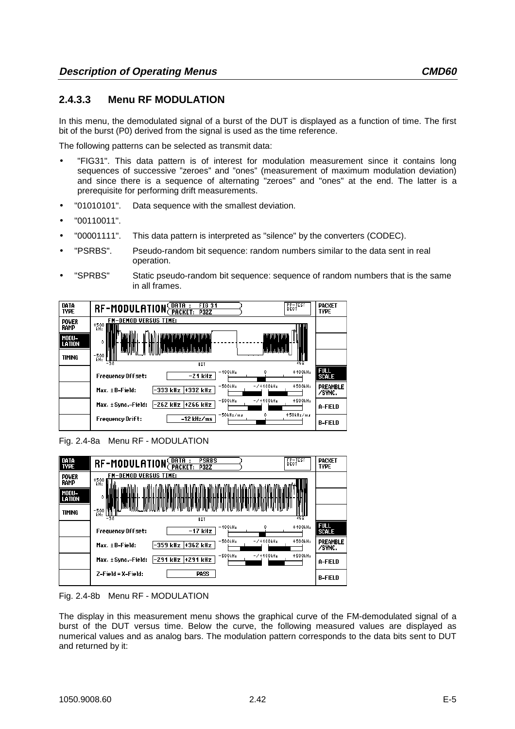### 2.4.3.3 Menu RF MODULATION

In this menu, the demodulated signal of a burst of the DUT is displayed as a function of time. The first bit of the burst (P0) derived from the signal is used as the time reference.

The following patterns can be selected as transmit data:

- "FIG31". This data pattern is of interest for modulation measurement since it contains long sequences of successive "zeroes" and "ones" (measurement of maximum modulation deviation) and since there is a sequence of alternating "zeroes" and "ones" at the end. The latter is a prerequisite for performing drift measurements.
- "01010101". Data sequence with the smallest deviation.
- "00110011".
- "00001111". This data pattern is interpreted as "silence" by the converters (CODEC).
- "PSRBS". Pseudo-random bit sequence: random numbers similar to the data sent in real operation.
- "SPRBS" Static pseudo-random bit sequence: sequence of random numbers that is the same in all frames.

Fig. 2.4-8a Menu RF - MODULATION

Fig. 2.4-8b Menu RF - MODULATION

The display in this measurement menu shows the graphical curve of the FM-demodulated signal of a burst of the DUT versus time. Below the curve, the following measured values are displayed as numerical values and as analog bars. The modulation pattern corresponds to the data bits sent to DUT and returned by it: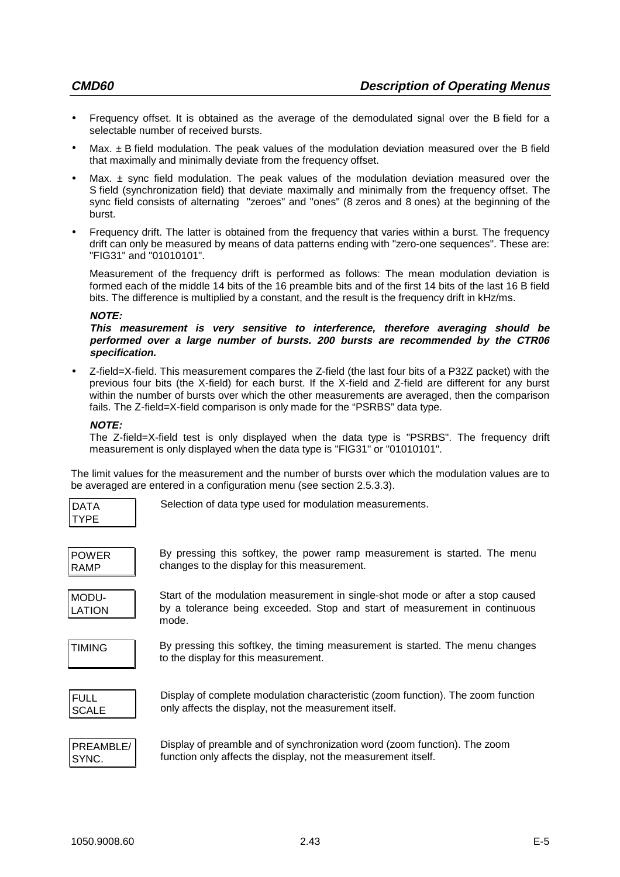- Frequency offset. It is obtained as the average of the demodulated signal over the B field for a selectable number of received bursts.
- Max. ± B field modulation. The peak values of the modulation deviation measured over the B field that maximally and minimally deviate from the frequency offset.
- Max. ± sync field modulation. The peak values of the modulation deviation measured over the S field (synchronization field) that deviate maximally and minimally from the frequency offset. The sync field consists of alternating "zeroes" and "ones" (8 zeros and 8 ones) at the beginning of the burst.
- Frequency drift. The latter is obtained from the frequency that varies within a burst. The frequency drift can only be measured by means of data patterns ending with "zero-one sequences". These are: "FIG31" and "01010101".

  Measurement of the frequency drift is performed as follows: The mean modulation deviation is formed each of the middle 14 bits of the 16 preamble bits and of the first 14 bits of the last 16 B field bits. The difference is multiplied by a constant, and the result is the frequency drift in kHz/ms.

  ***NOTE:***
  ***This measurement is very sensitive to interference, therefore averaging should be performed over a large number of bursts. 200 bursts are recommended by the CTR06 specification.***

- Z-field=X-field. This measurement compares the Z-field (the last four bits of a P32Z packet) with the previous four bits (the X-field) for each burst. If the X-field and Z-field are different for any burst within the number of bursts over which the other measurements are averaged, then the comparison fails. The Z-field=X-field comparison is only made for the “PSRBS” data type.

  ***NOTE:***
  The Z-field=X-field test is only displayed when the data type is "PSRBS". The frequency drift measurement is only displayed when the data type is "FIG31" or "01010101".

The limit values for the measurement and the number of bursts over which the modulation values are to be averaged are entered in a configuration menu (see section 2.5.3.3).

| Softkey | Description |
|---|---|
| DATA TYPE | Selection of data type used for modulation measurements. |
| POWER RAMP | By pressing this softkey, the power ramp measurement is started. The menu changes to the display for this measurement. |
| MODU-LATION | Start of the modulation measurement in single-shot mode or after a stop caused by a tolerance being exceeded. Stop and start of measurement in continuous mode. |
| TIMING | By pressing this softkey, the timing measurement is started. The menu changes to the display for this measurement. |
| FULL SCALE | Display of complete modulation characteristic (zoom function). The zoom function only affects the display, not the measurement itself. |
| PREAMBLE/ SYNC. | Display of preamble and of synchronization word (zoom function). The zoom function only affects the display, not the measurement itself. |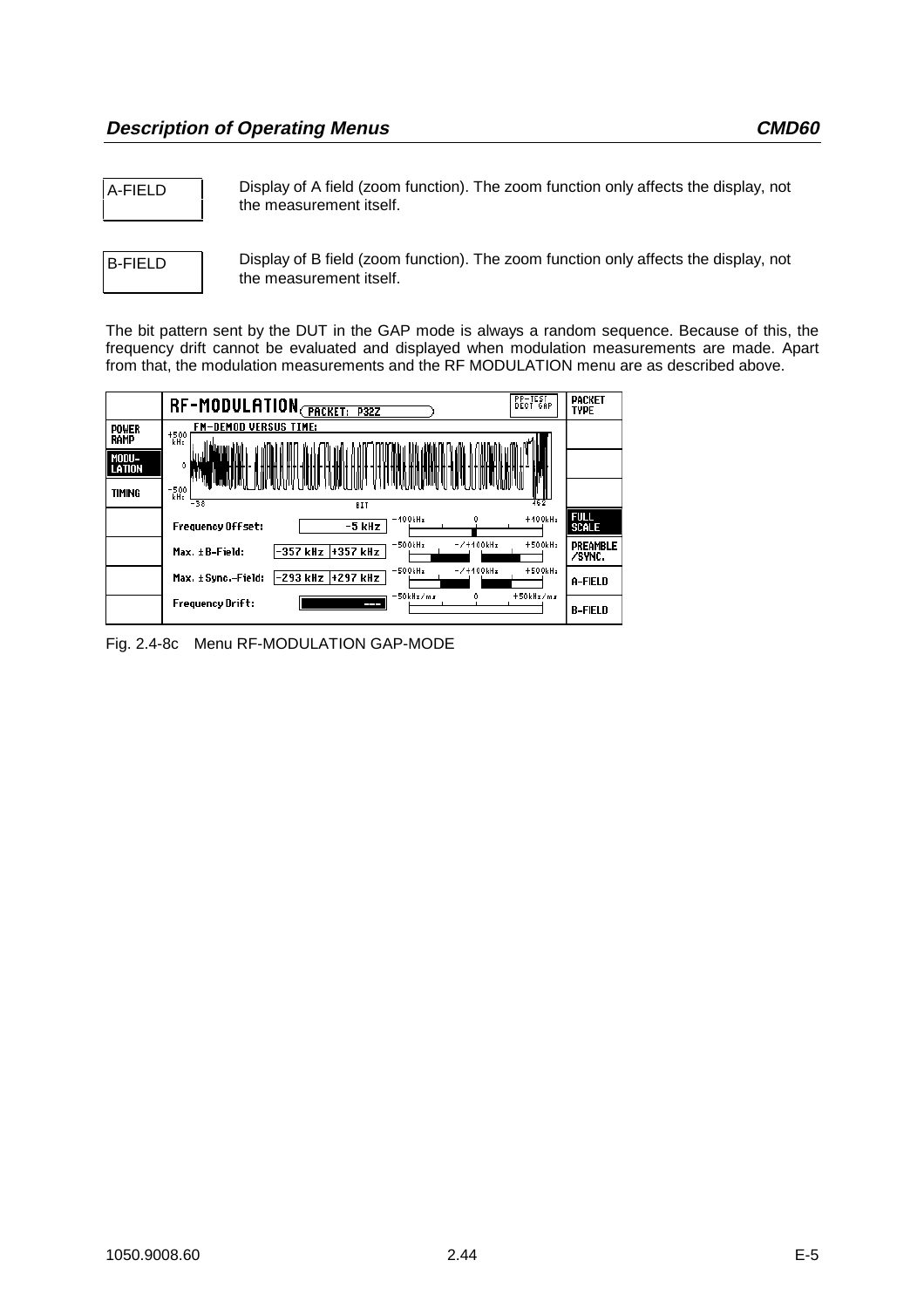A-FIELD

Display of A field (zoom function). The zoom function only affects the display, not the measurement itself.

B-FIELD

Display of B field (zoom function). The zoom function only affects the display, not the measurement itself.

The bit pattern sent by the DUT in the GAP mode is always a random sequence. Because of this, the frequency drift cannot be evaluated and displayed when modulation measurements are made. Apart from that, the modulation measurements and the RF MODULATION menu are as described above.

Fig. 2.4-8c Menu RF-MODULATION GAP-MODE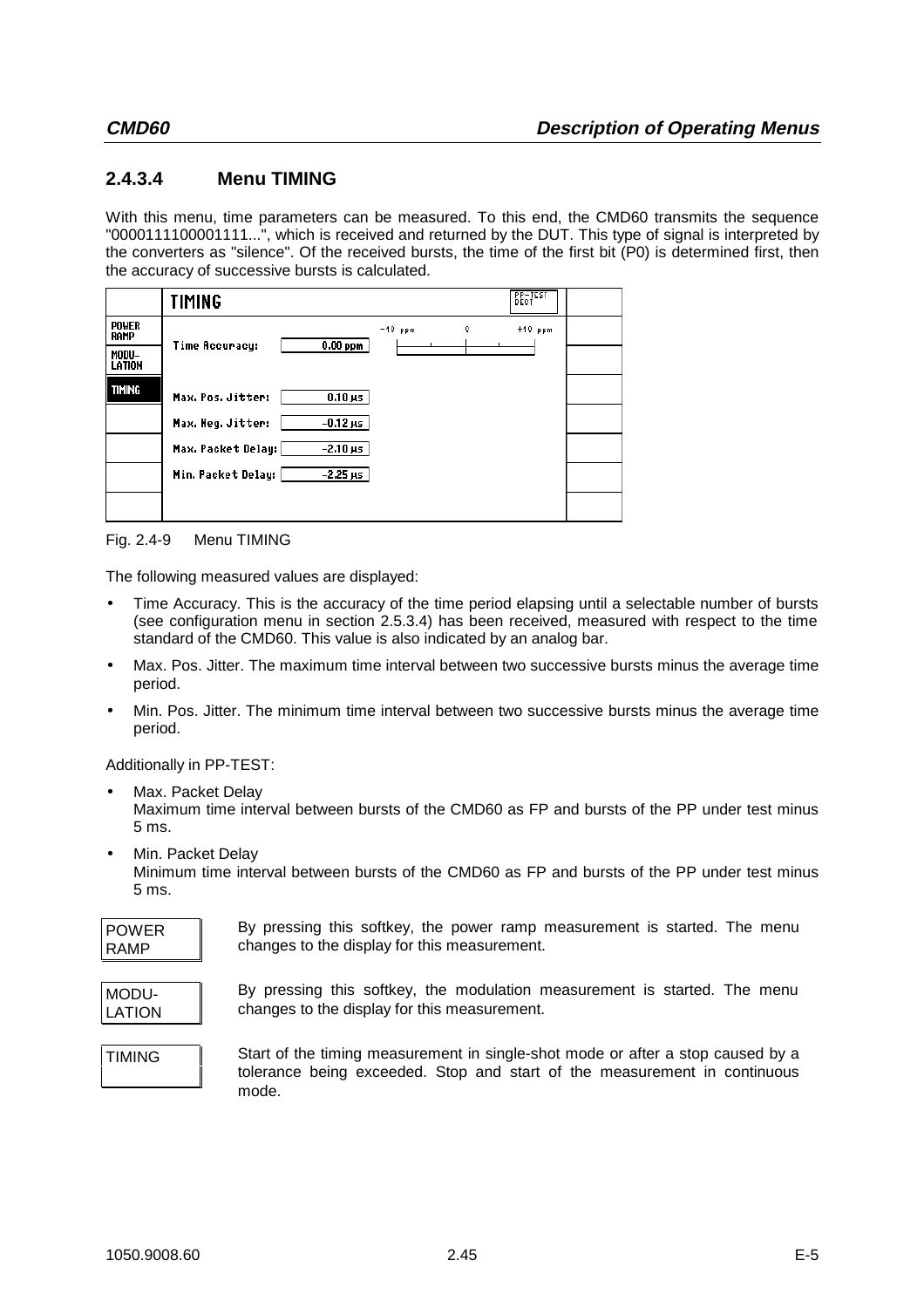### 2.4.3.4 Menu TIMING

With this menu, time parameters can be measured. To this end, the CMD60 transmits the sequence "0000111100001111...", which is received and returned by the DUT. This type of signal is interpreted by the converters as "silence". Of the received bursts, the time of the first bit (P0) is determined first, then the accuracy of successive bursts is calculated.

| | TIMING | | | PP-TEST DECT | |
|---|---|---|---|---|---|
| POWER RAMP | Time Accuracy: | 0.00 ppm | −10 ppm 0 +10 ppm | | |
| MODU-LATION | | | | | |
| TIMING | Max. Pos. Jitter: | 0.10 µs | | | |
| | Max. Neg. Jitter: | −0.12 µs | | | |
| | Max. Packet Delay: | −2.10 µs | | | |
| | Min. Packet Delay: | −2.25 µs | | | |
| | | | | | |

Fig. 2.4-9 Menu TIMING

The following measured values are displayed:

- Time Accuracy. This is the accuracy of the time period elapsing until a selectable number of bursts (see configuration menu in section 2.5.3.4) has been received, measured with respect to the time standard of the CMD60. This value is also indicated by an analog bar.
- Max. Pos. Jitter. The maximum time interval between two successive bursts minus the average time period.
- Min. Pos. Jitter. The minimum time interval between two successive bursts minus the average time period.

Additionally in PP-TEST:

- Max. Packet Delay
  Maximum time interval between bursts of the CMD60 as FP and bursts of the PP under test minus 5 ms.
- Min. Packet Delay
  Minimum time interval between bursts of the CMD60 as FP and bursts of the PP under test minus 5 ms.

| | |
|---|---|
| POWER RAMP | By pressing this softkey, the power ramp measurement is started. The menu changes to the display for this measurement. |
| MODU-LATION | By pressing this softkey, the modulation measurement is started. The menu changes to the display for this measurement. |
| TIMING | Start of the timing measurement in single-shot mode or after a stop caused by a tolerance being exceeded. Stop and start of the measurement in continuous mode. |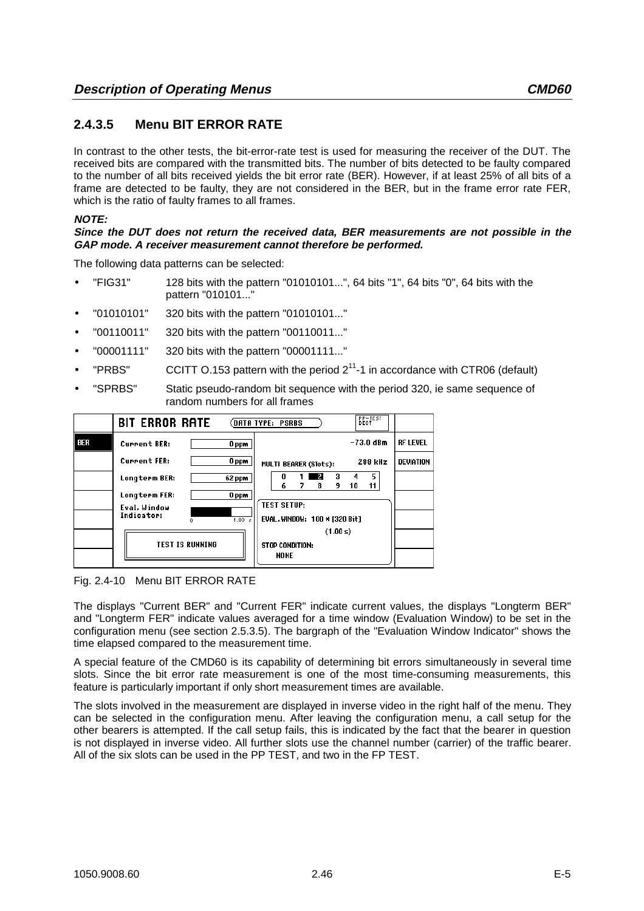## 2.4.3.5 Menu BIT ERROR RATE

In contrast to the other tests, the bit-error-rate test is used for measuring the receiver of the DUT. The received bits are compared with the transmitted bits. The number of bits detected to be faulty compared to the number of all bits received yields the bit error rate (BER). However, if at least 25% of all bits of a frame are detected to be faulty, they are not considered in the BER, but in the frame error rate FER, which is the ratio of faulty frames to all frames.

***NOTE:***
***Since the DUT does not return the received data, BER measurements are not possible in the GAP mode. A receiver measurement cannot therefore be performed.***

The following data patterns can be selected:

- "FIG31" 128 bits with the pattern "01010101...", 64 bits "1", 64 bits "0", 64 bits with the pattern "010101..."
- "01010101" 320 bits with the pattern "01010101..."
- "00110011" 320 bits with the pattern "00110011..."
- "00001111" 320 bits with the pattern "00001111..."
- "PRBS" CCITT O.153 pattern with the period $2^{11}$-1 in accordance with CTR06 (default)
- "SPRBS" Static pseudo-random bit sequence with the period 320, ie same sequence of random numbers for all frames

| | BIT ERROR RATE | | DATA TYPE: PSRBS | PP-TEST DECT | |
|---|---|---|---|---|---|
| BER | Current BER: | 0 ppm | | -73.0 dBm | RF LEVEL |
| | Current FER: | 0 ppm | MULTI BEARER (Slots): | 288 kHz | DEVIATION |
| | Longterm BER: | 62 ppm | 0 1 2 3 4 5 / 6 7 8 9 10 11 | | |
| | Longterm FER: | 0 ppm | TEST SETUP: | | |
| | Eval. Window Indicator: | 0 ... 1.00 | EVAL. WINDOW: 100 * [320 Bit] (1.00 s) | | |
| | TEST IS RUNNING | | STOP CONDITION: NONE | | |

Fig. 2.4-10 Menu BIT ERROR RATE

The displays "Current BER" and "Current FER" indicate current values, the displays "Longterm BER" and "Longterm FER" indicate values averaged for a time window (Evaluation Window) to be set in the configuration menu (see section 2.5.3.5). The bargraph of the "Evaluation Window Indicator" shows the time elapsed compared to the measurement time.

A special feature of the CMD60 is its capability of determining bit errors simultaneously in several time slots. Since the bit error rate measurement is one of the most time-consuming measurements, this feature is particularly important if only short measurement times are available.

The slots involved in the measurement are displayed in inverse video in the right half of the menu. They can be selected in the configuration menu. After leaving the configuration menu, a call setup for the other bearers is attempted. If the call setup fails, this is indicated by the fact that the bearer in question is not displayed in inverse video. All further slots use the channel number (carrier) of the traffic bearer. All of the six slots can be used in the PP TEST, and two in the FP TEST.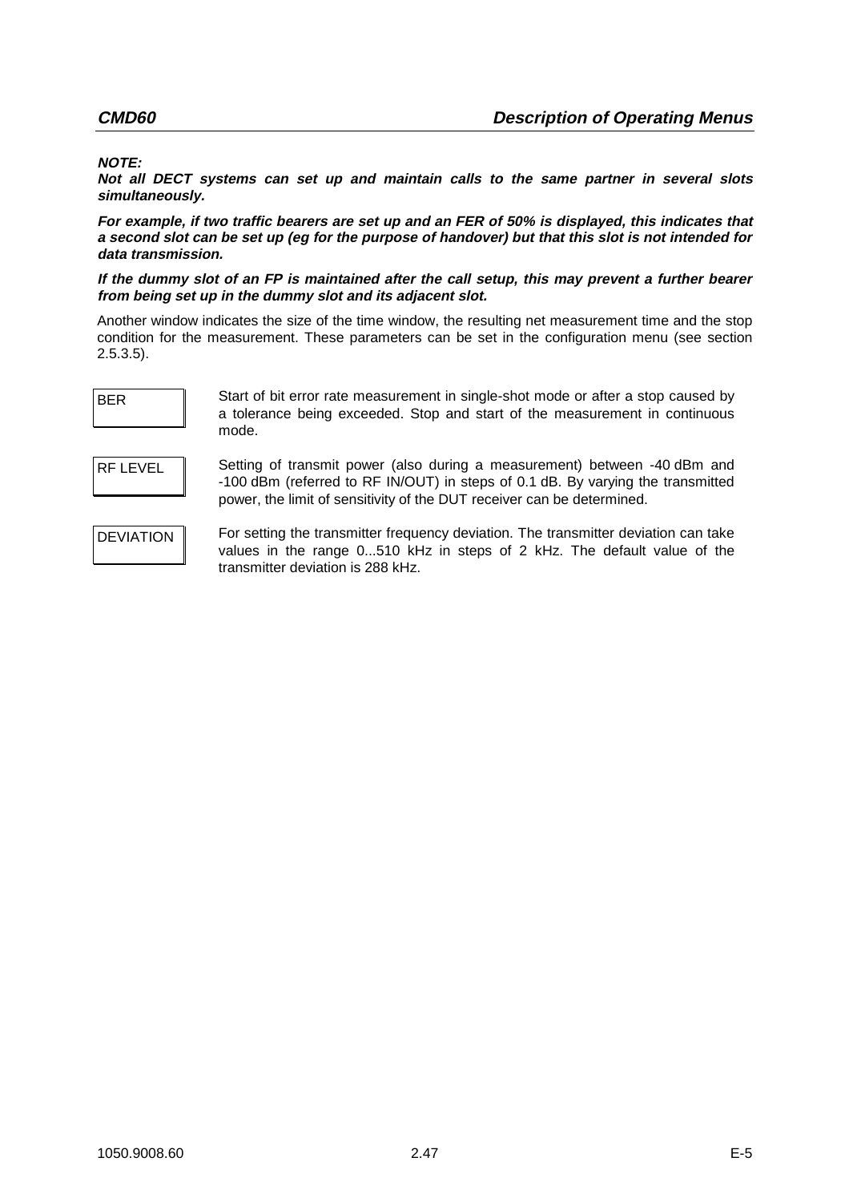***NOTE:***
***Not all DECT systems can set up and maintain calls to the same partner in several slots simultaneously.***

***For example, if two traffic bearers are set up and an FER of 50% is displayed, this indicates that a second slot can be set up (eg for the purpose of handover) but that this slot is not intended for data transmission.***

***If the dummy slot of an FP is maintained after the call setup, this may prevent a further bearer from being set up in the dummy slot and its adjacent slot.***

Another window indicates the size of the time window, the resulting net measurement time and the stop condition for the measurement. These parameters can be set in the configuration menu (see section 2.5.3.5).

| | |
|---|---|
| BER | Start of bit error rate measurement in single-shot mode or after a stop caused by a tolerance being exceeded. Stop and start of the measurement in continuous mode. |
| RF LEVEL | Setting of transmit power (also during a measurement) between -40 dBm and -100 dBm (referred to RF IN/OUT) in steps of 0.1 dB. By varying the transmitted power, the limit of sensitivity of the DUT receiver can be determined. |
| DEVIATION | For setting the transmitter frequency deviation. The transmitter deviation can take values in the range 0...510 kHz in steps of 2 kHz. The default value of the transmitter deviation is 288 kHz. |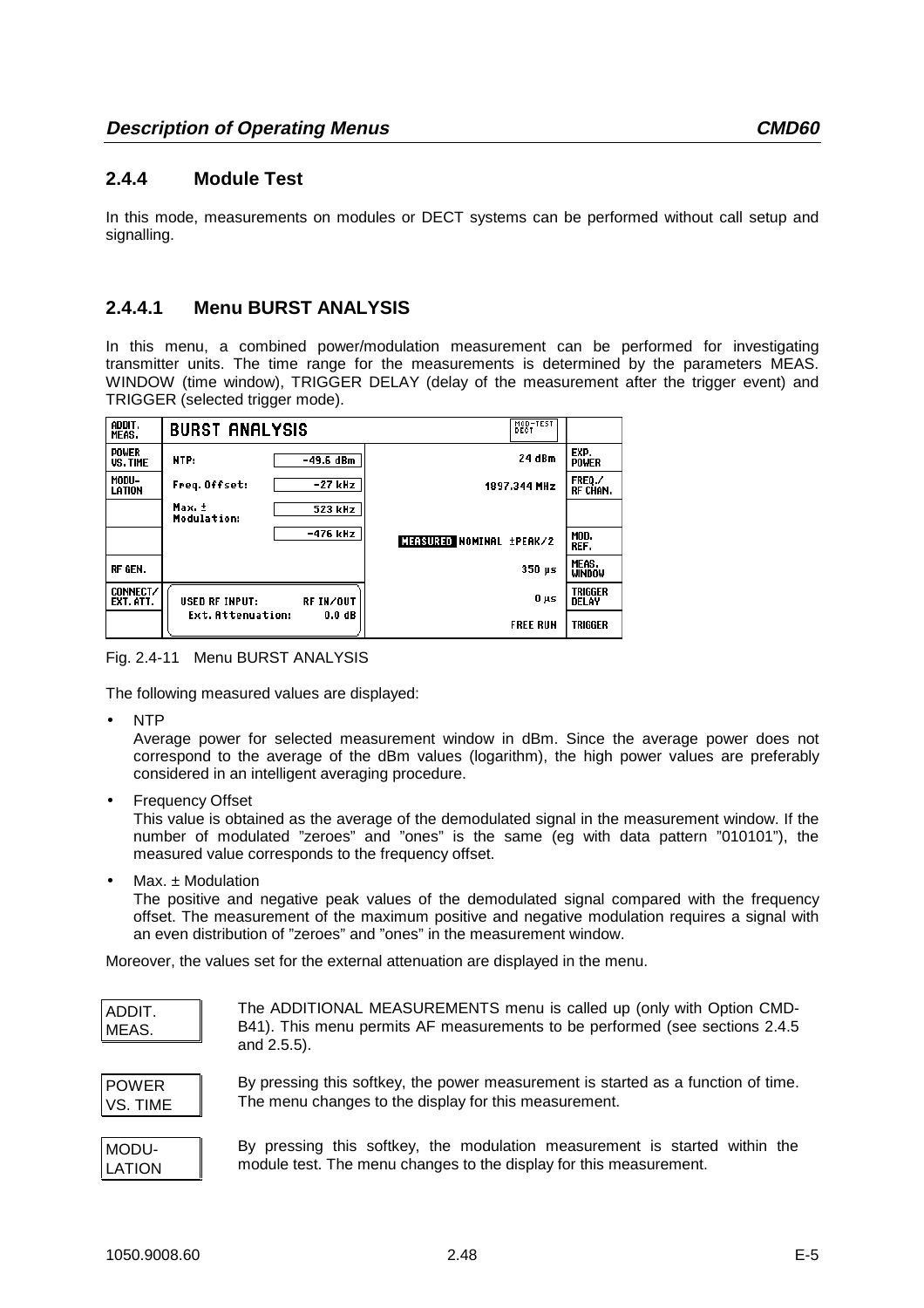### 2.4.4 Module Test

In this mode, measurements on modules or DECT systems can be performed without call setup and signalling.

### 2.4.4.1 Menu BURST ANALYSIS

In this menu, a combined power/modulation measurement can be performed for investigating transmitter units. The time range for the measurements is determined by the parameters MEAS. WINDOW (time window), TRIGGER DELAY (delay of the measurement after the trigger event) and TRIGGER (selected trigger mode).

| ADDIT. MEAS. | BURST ANALYSIS | | MOD-TEST DECT | |
|---|---|---|---|---|
| POWER VS. TIME | NTP: | -49.6 dBm | 24 dBm | EXP. POWER |
| MODU-LATION | Freq. Offset: | -27 kHz | 1897.344 MHz | FREQ./ RF CHAN. |
| | Max. ± Modulation: | 523 kHz | | |
| | | -476 kHz | MEASURED NOMINAL ±PEAK/2 | MOD. REF. |
| RF GEN. | | | 350 µs | MEAS. WINDOW |
| CONNECT/ EXT. ATT. | USED RF INPUT: | RF IN/OUT | 0 µs | TRIGGER DELAY |
| | Ext. Attenuation: | 0.0 dB | FREE RUN | TRIGGER |

Fig. 2.4-11 Menu BURST ANALYSIS

The following measured values are displayed:

- NTP
  Average power for selected measurement window in dBm. Since the average power does not correspond to the average of the dBm values (logarithm), the high power values are preferably considered in an intelligent averaging procedure.
- Frequency Offset
  This value is obtained as the average of the demodulated signal in the measurement window. If the number of modulated "zeroes" and "ones" is the same (eg with data pattern "010101"), the measured value corresponds to the frequency offset.
- Max. ± Modulation
  The positive and negative peak values of the demodulated signal compared with the frequency offset. The measurement of the maximum positive and negative modulation requires a signal with an even distribution of "zeroes" and "ones" in the measurement window.

Moreover, the values set for the external attenuation are displayed in the menu.

| | |
|---|---|
| ADDIT. MEAS. | The ADDITIONAL MEASUREMENTS menu is called up (only with Option CMD-B41). This menu permits AF measurements to be performed (see sections 2.4.5 and 2.5.5). |
| POWER VS. TIME | By pressing this softkey, the power measurement is started as a function of time. The menu changes to the display for this measurement. |
| MODU-LATION | By pressing this softkey, the modulation measurement is started within the module test. The menu changes to the display for this measurement. |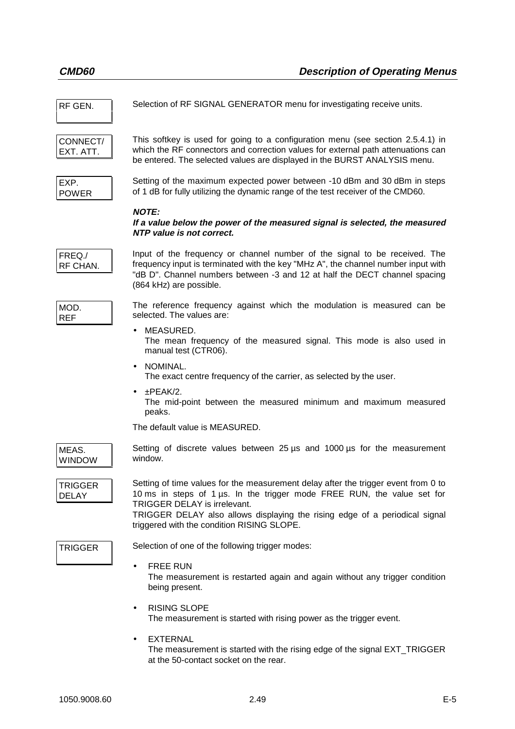**RF GEN.**

Selection of RF SIGNAL GENERATOR menu for investigating receive units.

**CONNECT/ EXT. ATT.**

This softkey is used for going to a configuration menu (see section 2.5.4.1) in which the RF connectors and correction values for external path attenuations can be entered. The selected values are displayed in the BURST ANALYSIS menu.

**EXP. POWER**

Setting of the maximum expected power between -10 dBm and 30 dBm in steps of 1 dB for fully utilizing the dynamic range of the test receiver of the CMD60.

***NOTE:***
***If a value below the power of the measured signal is selected, the measured NTP value is not correct.***

**FREQ./ RF CHAN.**

Input of the frequency or channel number of the signal to be received. The frequency input is terminated with the key "MHz A", the channel number input with "dB D". Channel numbers between -3 and 12 at half the DECT channel spacing (864 kHz) are possible.

**MOD. REF**

The reference frequency against which the modulation is measured can be selected. The values are:

- MEASURED.
  The mean frequency of the measured signal. This mode is also used in manual test (CTR06).
- NOMINAL.
  The exact centre frequency of the carrier, as selected by the user.
- ±PEAK/2.
  The mid-point between the measured minimum and maximum measured peaks.

The default value is MEASURED.

**MEAS. WINDOW**

Setting of discrete values between 25 µs and 1000 µs for the measurement window.

**TRIGGER DELAY**

Setting of time values for the measurement delay after the trigger event from 0 to 10 ms in steps of 1 µs. In the trigger mode FREE RUN, the value set for TRIGGER DELAY is irrelevant.
TRIGGER DELAY also allows displaying the rising edge of a periodical signal triggered with the condition RISING SLOPE.

**TRIGGER**

Selection of one of the following trigger modes:

- FREE RUN
  The measurement is restarted again and again without any trigger condition being present.
- RISING SLOPE
  The measurement is started with rising power as the trigger event.
- EXTERNAL
  The measurement is started with the rising edge of the signal EXT_TRIGGER at the 50-contact socket on the rear.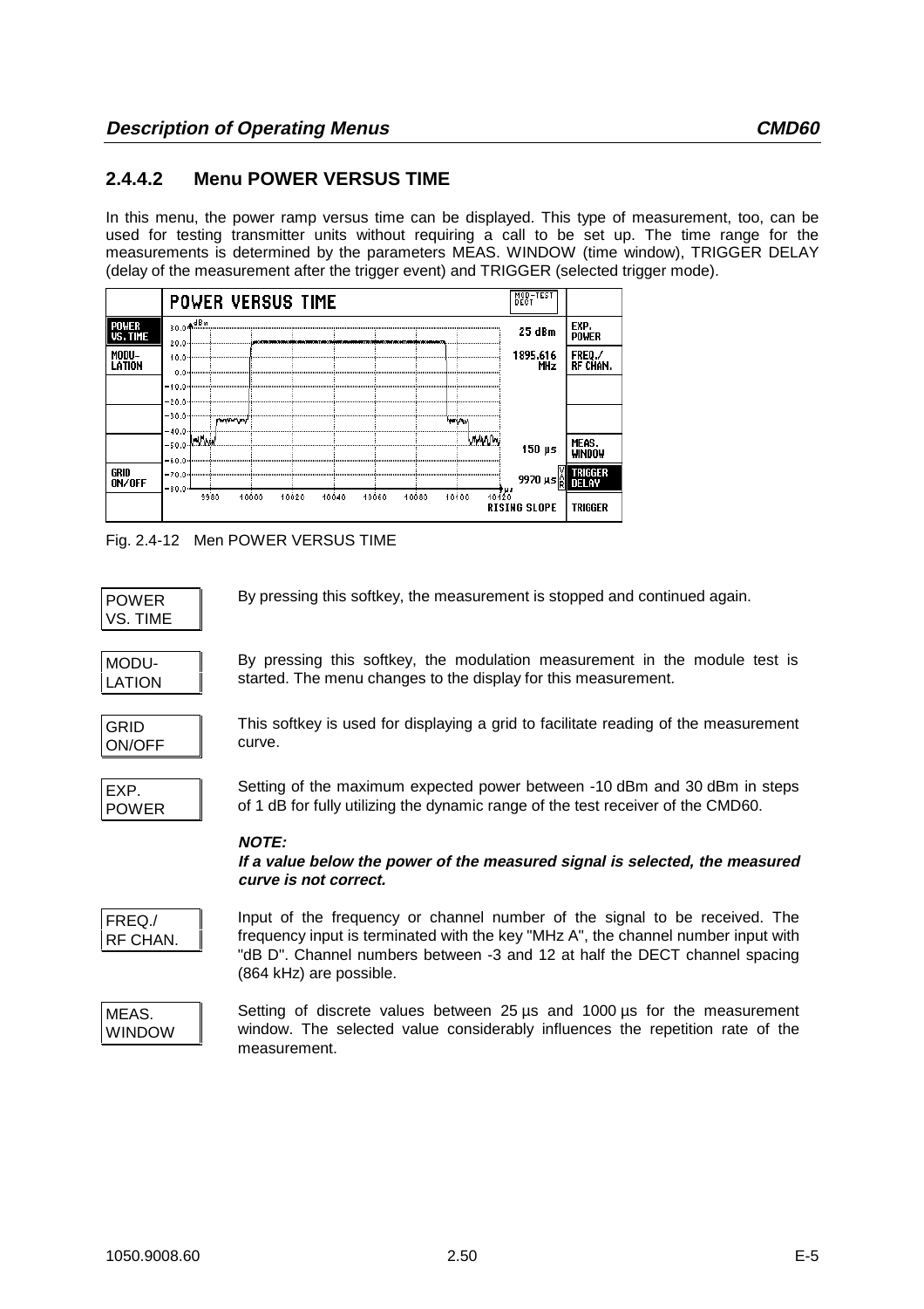## 2.4.4.2 Menu POWER VERSUS TIME

In this menu, the power ramp versus time can be displayed. This type of measurement, too, can be used for testing transmitter units without requiring a call to be set up. The time range for the measurements is determined by the parameters MEAS. WINDOW (time window), TRIGGER DELAY (delay of the measurement after the trigger event) and TRIGGER (selected trigger mode).

Fig. 2.4-12 Men POWER VERSUS TIME

**POWER VS. TIME** — By pressing this softkey, the measurement is stopped and continued again.

**MODU-LATION** — By pressing this softkey, the modulation measurement in the module test is started. The menu changes to the display for this measurement.

**GRID ON/OFF** — This softkey is used for displaying a grid to facilitate reading of the measurement curve.

**EXP. POWER** — Setting of the maximum expected power between -10 dBm and 30 dBm in steps of 1 dB for fully utilizing the dynamic range of the test receiver of the CMD60.

***NOTE:***
***If a value below the power of the measured signal is selected, the measured curve is not correct.***

**FREQ./ RF CHAN.** — Input of the frequency or channel number of the signal to be received. The frequency input is terminated with the key "MHz A", the channel number input with "dB D". Channel numbers between -3 and 12 at half the DECT channel spacing (864 kHz) are possible.

**MEAS. WINDOW** — Setting of discrete values between 25 µs and 1000 µs for the measurement window. The selected value considerably influences the repetition rate of the measurement.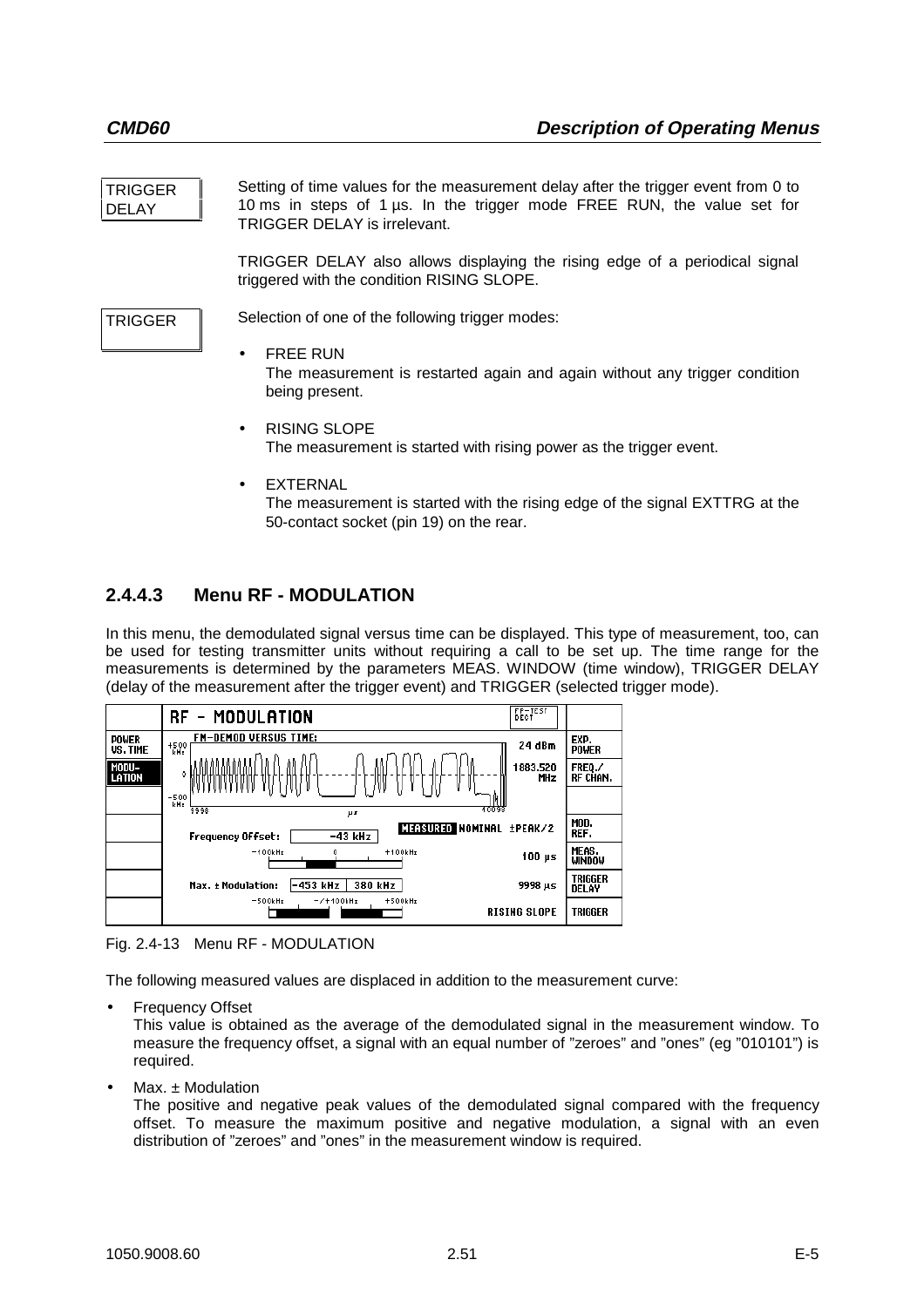**TRIGGER DELAY**

Setting of time values for the measurement delay after the trigger event from 0 to 10 ms in steps of 1 µs. In the trigger mode FREE RUN, the value set for TRIGGER DELAY is irrelevant.

TRIGGER DELAY also allows displaying the rising edge of a periodical signal triggered with the condition RISING SLOPE.

**TRIGGER**

Selection of one of the following trigger modes:

- FREE RUN
  The measurement is restarted again and again without any trigger condition being present.
- RISING SLOPE
  The measurement is started with rising power as the trigger event.
- EXTERNAL
  The measurement is started with the rising edge of the signal EXTTRG at the 50-contact socket (pin 19) on the rear.

### 2.4.4.3 Menu RF - MODULATION

In this menu, the demodulated signal versus time can be displayed. This type of measurement, too, can be used for testing transmitter units without requiring a call to be set up. The time range for the measurements is determined by the parameters MEAS. WINDOW (time window), TRIGGER DELAY (delay of the measurement after the trigger event) and TRIGGER (selected trigger mode).

Fig. 2.4-13 Menu RF - MODULATION

The following measured values are displaced in addition to the measurement curve:

- Frequency Offset
  This value is obtained as the average of the demodulated signal in the measurement window. To measure the frequency offset, a signal with an equal number of "zeroes" and "ones" (eg "010101") is required.
- Max. ± Modulation
  The positive and negative peak values of the demodulated signal compared with the frequency offset. To measure the maximum positive and negative modulation, a signal with an even distribution of "zeroes" and "ones" in the measurement window is required.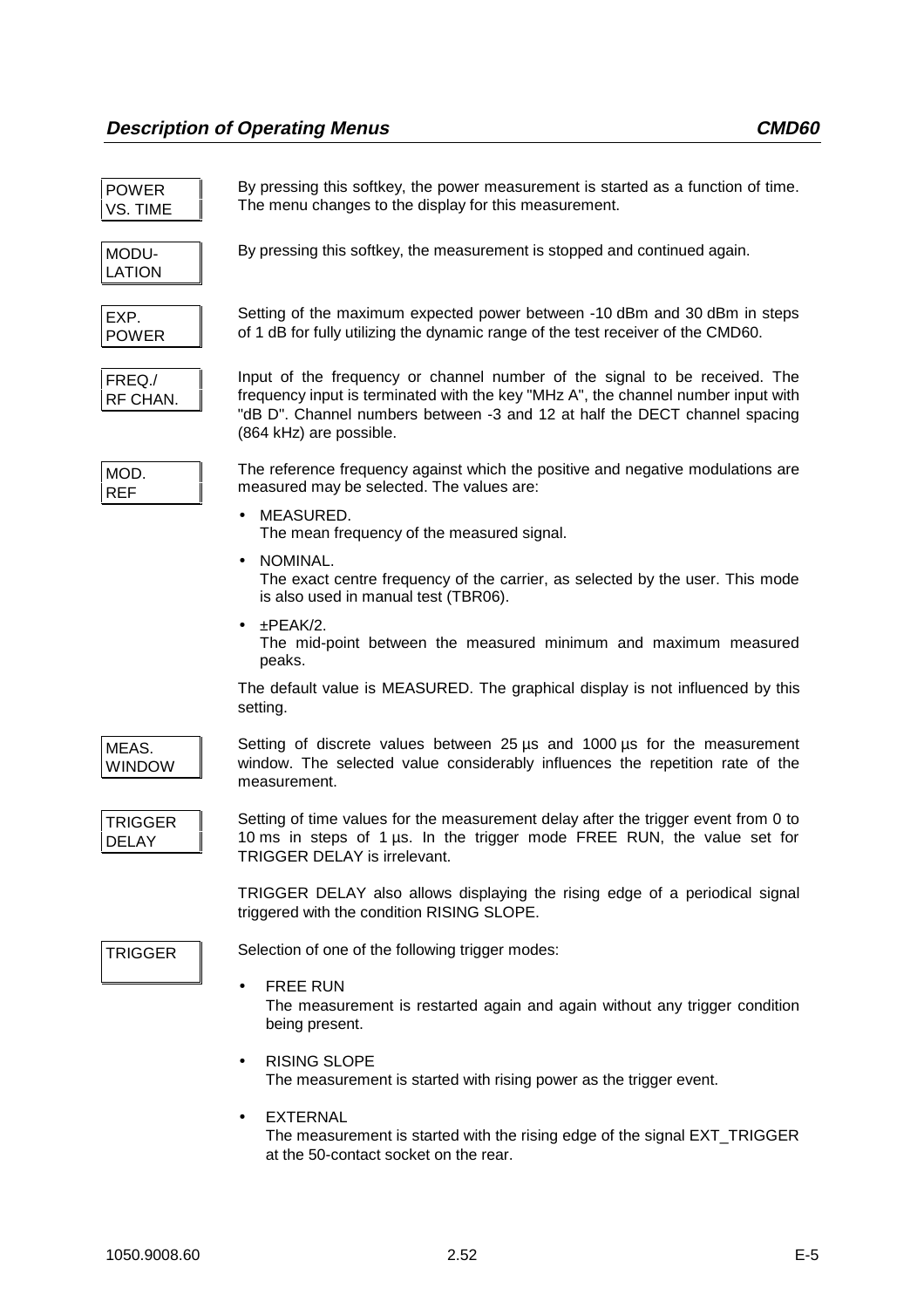**POWER VS. TIME**

By pressing this softkey, the power measurement is started as a function of time. The menu changes to the display for this measurement.

**MODU-LATION**

By pressing this softkey, the measurement is stopped and continued again.

**EXP. POWER**

Setting of the maximum expected power between -10 dBm and 30 dBm in steps of 1 dB for fully utilizing the dynamic range of the test receiver of the CMD60.

**FREQ./ RF CHAN.**

Input of the frequency or channel number of the signal to be received. The frequency input is terminated with the key "MHz A", the channel number input with "dB D". Channel numbers between -3 and 12 at half the DECT channel spacing (864 kHz) are possible.

**MOD. REF**

The reference frequency against which the positive and negative modulations are measured may be selected. The values are:

- MEASURED.
  The mean frequency of the measured signal.
- NOMINAL.
  The exact centre frequency of the carrier, as selected by the user. This mode is also used in manual test (TBR06).
- ±PEAK/2.
  The mid-point between the measured minimum and maximum measured peaks.

The default value is MEASURED. The graphical display is not influenced by this setting.

**MEAS. WINDOW**

Setting of discrete values between 25 µs and 1000 µs for the measurement window. The selected value considerably influences the repetition rate of the measurement.

**TRIGGER DELAY**

Setting of time values for the measurement delay after the trigger event from 0 to 10 ms in steps of 1 µs. In the trigger mode FREE RUN, the value set for TRIGGER DELAY is irrelevant.

TRIGGER DELAY also allows displaying the rising edge of a periodical signal triggered with the condition RISING SLOPE.

**TRIGGER**

Selection of one of the following trigger modes:

- FREE RUN
  The measurement is restarted again and again without any trigger condition being present.
- RISING SLOPE
  The measurement is started with rising power as the trigger event.
- EXTERNAL
  The measurement is started with the rising edge of the signal EXT_TRIGGER at the 50-contact socket on the rear.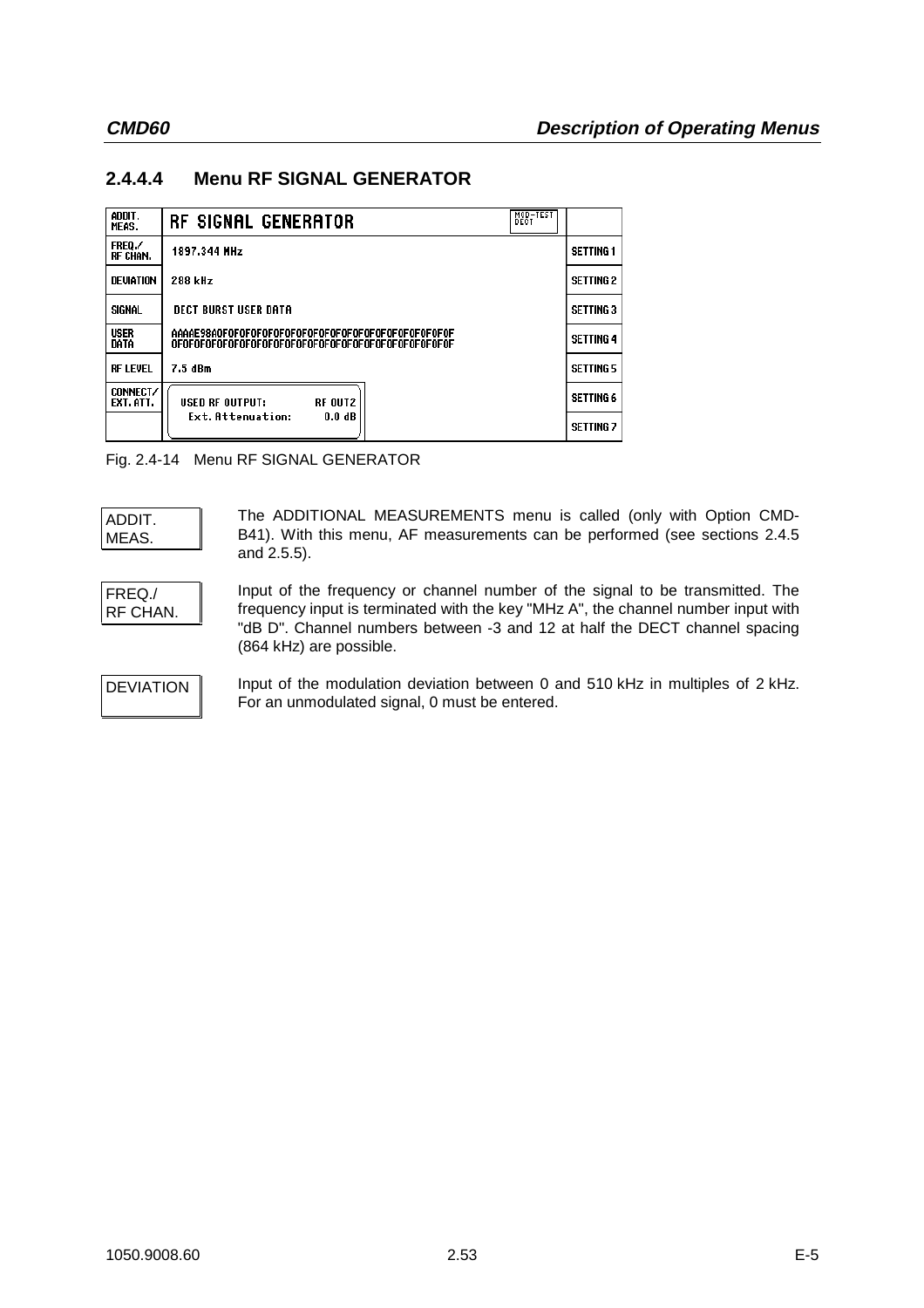### 2.4.4.4 Menu RF SIGNAL GENERATOR

| ADDIT. MEAS. | RF SIGNAL GENERATOR | MOD-TEST DECT | |
|---|---|---|---|
| FREQ./ RF CHAN. | 1897.344 MHz | | SETTING 1 |
| DEVIATION | 288 kHz | | SETTING 2 |
| SIGNAL | DECT BURST USER DATA | | SETTING 3 |
| USER DATA | AAAAE98A0F0F0F0F0F0F0F0F0F0F0F0F0F0F0F0F0F0F0F0F0F0F0F0F 0F0F0F0F0F0F0F0F0F0F0F0F0F0F0F0F0F0F0F0F0F0F0F0F0F0F0F0F | | SETTING 4 |
| RF LEVEL | 7.5 dBm | | SETTING 5 |
| CONNECT/ EXT. ATT. | USED RF OUTPUT: RF OUT2 | | SETTING 6 |
| | Ext. Attenuation: 0.0 dB | | SETTING 7 |

Fig. 2.4-14 Menu RF SIGNAL GENERATOR

**ADDIT. MEAS.**

The ADDITIONAL MEASUREMENTS menu is called (only with Option CMD-B41). With this menu, AF measurements can be performed (see sections 2.4.5 and 2.5.5).

**FREQ./ RF CHAN.**

Input of the frequency or channel number of the signal to be transmitted. The frequency input is terminated with the key "MHz A", the channel number input with "dB D". Channel numbers between -3 and 12 at half the DECT channel spacing (864 kHz) are possible.

**DEVIATION**

Input of the modulation deviation between 0 and 510 kHz in multiples of 2 kHz. For an unmodulated signal, 0 must be entered.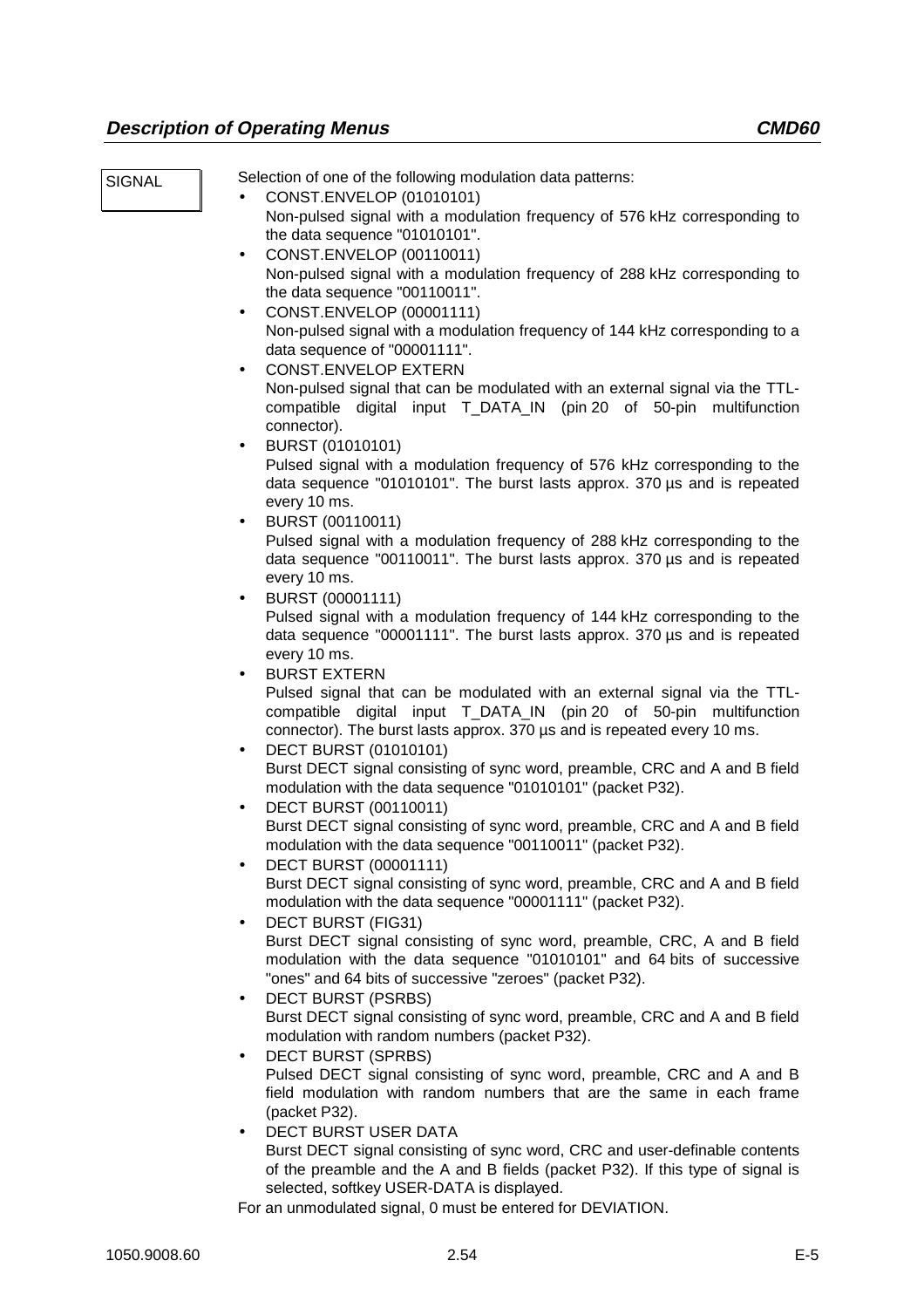SIGNAL

Selection of one of the following modulation data patterns:

- CONST.ENVELOP (01010101)
  Non-pulsed signal with a modulation frequency of 576 kHz corresponding to the data sequence "01010101".
- CONST.ENVELOP (00110011)
  Non-pulsed signal with a modulation frequency of 288 kHz corresponding to the data sequence "00110011".
- CONST.ENVELOP (00001111)
  Non-pulsed signal with a modulation frequency of 144 kHz corresponding to a data sequence of "00001111".
- CONST.ENVELOP EXTERN
  Non-pulsed signal that can be modulated with an external signal via the TTL-compatible digital input T_DATA_IN (pin 20 of 50-pin multifunction connector).
- BURST (01010101)
  Pulsed signal with a modulation frequency of 576 kHz corresponding to the data sequence "01010101". The burst lasts approx. 370 µs and is repeated every 10 ms.
- BURST (00110011)
  Pulsed signal with a modulation frequency of 288 kHz corresponding to the data sequence "00110011". The burst lasts approx. 370 µs and is repeated every 10 ms.
- BURST (00001111)
  Pulsed signal with a modulation frequency of 144 kHz corresponding to the data sequence "00001111". The burst lasts approx. 370 µs and is repeated every 10 ms.
- BURST EXTERN
  Pulsed signal that can be modulated with an external signal via the TTL-compatible digital input T_DATA_IN (pin 20 of 50-pin multifunction connector). The burst lasts approx. 370 µs and is repeated every 10 ms.
- DECT BURST (01010101)
  Burst DECT signal consisting of sync word, preamble, CRC and A and B field modulation with the data sequence "01010101" (packet P32).
- DECT BURST (00110011)
  Burst DECT signal consisting of sync word, preamble, CRC and A and B field modulation with the data sequence "00110011" (packet P32).
- DECT BURST (00001111)
  Burst DECT signal consisting of sync word, preamble, CRC and A and B field modulation with the data sequence "00001111" (packet P32).
- DECT BURST (FIG31)
  Burst DECT signal consisting of sync word, preamble, CRC, A and B field modulation with the data sequence "01010101" and 64 bits of successive "ones" and 64 bits of successive "zeroes" (packet P32).
- DECT BURST (PSRBS)
  Burst DECT signal consisting of sync word, preamble, CRC and A and B field modulation with random numbers (packet P32).
- DECT BURST (SPRBS)
  Pulsed DECT signal consisting of sync word, preamble, CRC and A and B field modulation with random numbers that are the same in each frame (packet P32).
- DECT BURST USER DATA
  Burst DECT signal consisting of sync word, CRC and user-definable contents of the preamble and the A and B fields (packet P32). If this type of signal is selected, softkey USER-DATA is displayed.

For an unmodulated signal, 0 must be entered for DEVIATION.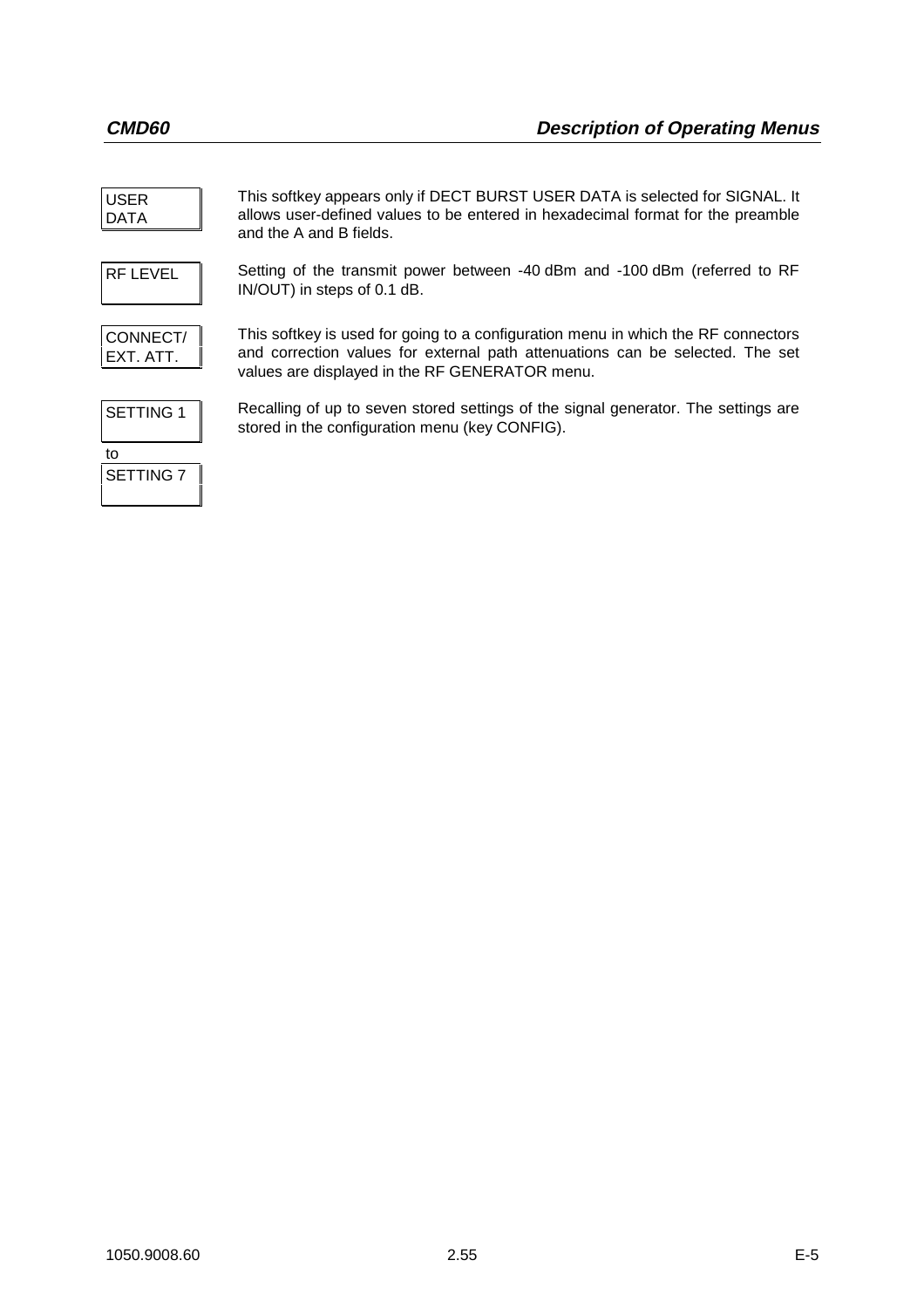| Softkey | Description |
| --- | --- |
| USER DATA | This softkey appears only if DECT BURST USER DATA is selected for SIGNAL. It allows user-defined values to be entered in hexadecimal format for the preamble and the A and B fields. |
| RF LEVEL | Setting of the transmit power between -40 dBm and -100 dBm (referred to RF IN/OUT) in steps of 0.1 dB. |
| CONNECT/ EXT. ATT. | This softkey is used for going to a configuration menu in which the RF connectors and correction values for external path attenuations can be selected. The set values are displayed in the RF GENERATOR menu. |
| SETTING 1 to SETTING 7 | Recalling of up to seven stored settings of the signal generator. The settings are stored in the configuration menu (key CONFIG). |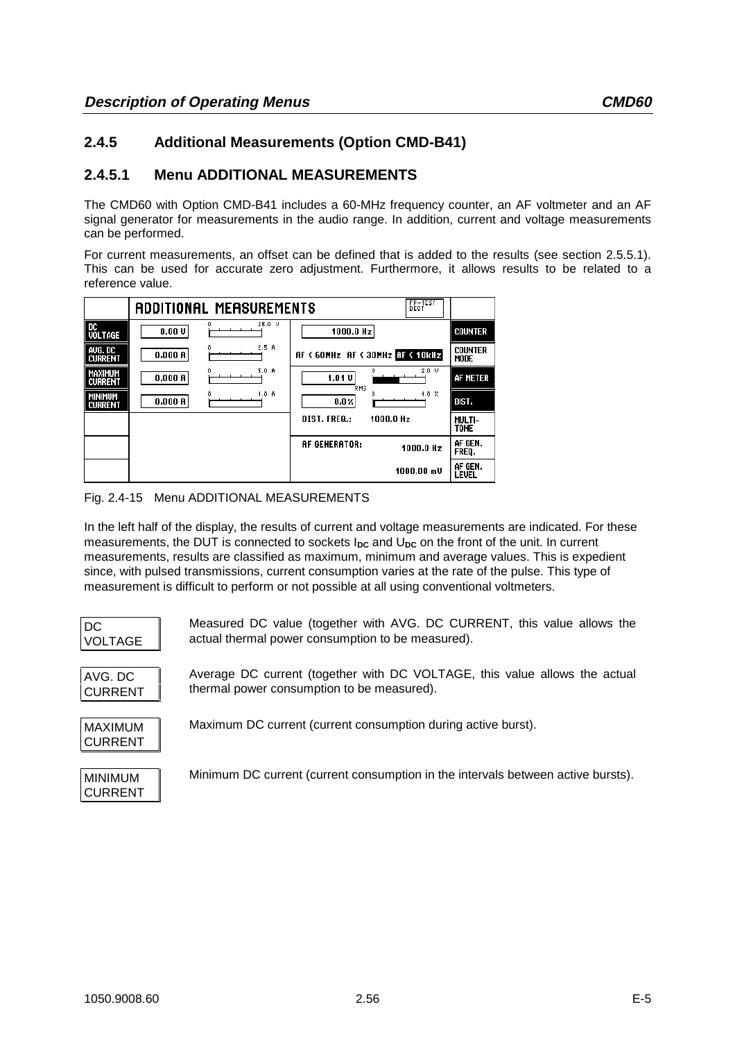## 2.4.5 Additional Measurements (Option CMD-B41)

### 2.4.5.1 Menu ADDITIONAL MEASUREMENTS

The CMD60 with Option CMD-B41 includes a 60-MHz frequency counter, an AF voltmeter and an AF signal generator for measurements in the audio range. In addition, current and voltage measurements can be performed.

For current measurements, an offset can be defined that is added to the results (see section 2.5.5.1). This can be used for accurate zero adjustment. Furthermore, it allows results to be related to a reference value.

| | ADDITIONAL MEASUREMENTS | | RF-TEST DECT | |
|---|---|---|---|---|
| DC VOLTAGE | 0.00 V | 0 … 25.0 V | 1000.0 Hz | COUNTER |
| AVG. DC CURRENT | 0.000 A | 0 … 2.5 A | AF < 60MHz AF < 30MHz AF < 10kHz | COUNTER MODE |
| MAXIMUM CURRENT | 0.000 A | 0 … 5.0 A | 1.01 V RMS 0 … 2.0 V | AF METER |
| MINIMUM CURRENT | 0.000 A | 0 … 1.0 A | 0.0% 0 … 1.0 % | DIST. |
| | | | DIST. FREQ.: 1000.0 Hz | MULTI-TONE |
| | | | AF GENERATOR: 1000.0 Hz | AF GEN. FREQ. |
| | | | 1000.00 mV | AF GEN. LEVEL |

Fig. 2.4-15 Menu ADDITIONAL MEASUREMENTS

In the left half of the display, the results of current and voltage measurements are indicated. For these measurements, the DUT is connected to sockets $I_{DC}$ and $U_{DC}$ on the front of the unit. In current measurements, results are classified as maximum, minimum and average values. This is expedient since, with pulsed transmissions, current consumption varies at the rate of the pulse. This type of measurement is difficult to perform or not possible at all using conventional voltmeters.

**DC VOLTAGE** — Measured DC value (together with AVG. DC CURRENT, this value allows the actual thermal power consumption to be measured).

**AVG. DC CURRENT** — Average DC current (together with DC VOLTAGE, this value allows the actual thermal power consumption to be measured).

**MAXIMUM CURRENT** — Maximum DC current (current consumption during active burst).

**MINIMUM CURRENT** — Minimum DC current (current consumption in the intervals between active bursts).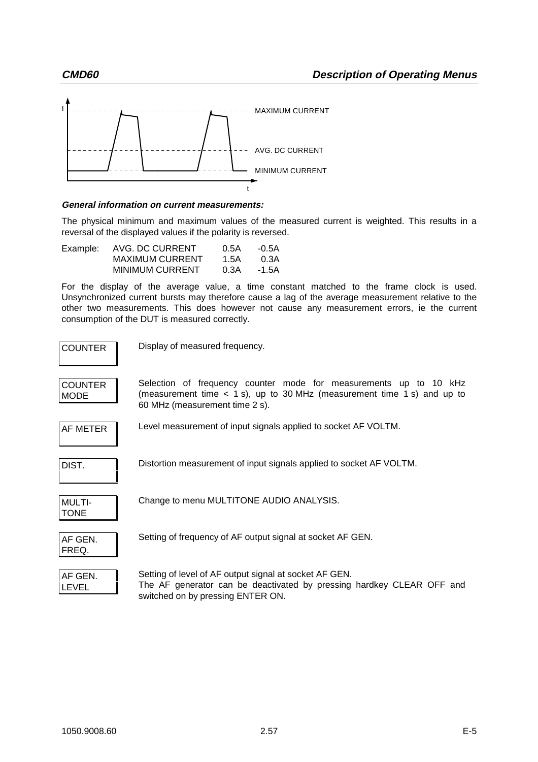General information on current measurements:

The physical minimum and maximum values of the measured current is weighted. This results in a reversal of the displayed values if the polarity is reversed.

| Example: | | | |
|---|---|---|---|
| | AVG. DC CURRENT | 0.5A | -0.5A |
| | MAXIMUM CURRENT | 1.5A | 0.3A |
| | MINIMUM CURRENT | 0.3A | -1.5A |

For the display of the average value, a time constant matched to the frame clock is used. Unsynchronized current bursts may therefore cause a lag of the average measurement relative to the other two measurements. This does however not cause any measurement errors, ie the current consumption of the DUT is measured correctly.

**COUNTER** Display of measured frequency.

**COUNTER MODE** Selection of frequency counter mode for measurements up to 10 kHz (measurement time < 1 s), up to 30 MHz (measurement time 1 s) and up to 60 MHz (measurement time 2 s).

**AF METER** Level measurement of input signals applied to socket AF VOLTM.

**DIST.** Distortion measurement of input signals applied to socket AF VOLTM.

**MULTI-TONE** Change to menu MULTITONE AUDIO ANALYSIS.

**AF GEN. FREQ.** Setting of frequency of AF output signal at socket AF GEN.

**AF GEN. LEVEL** Setting of level of AF output signal at socket AF GEN.
The AF generator can be deactivated by pressing hardkey CLEAR OFF and switched on by pressing ENTER ON.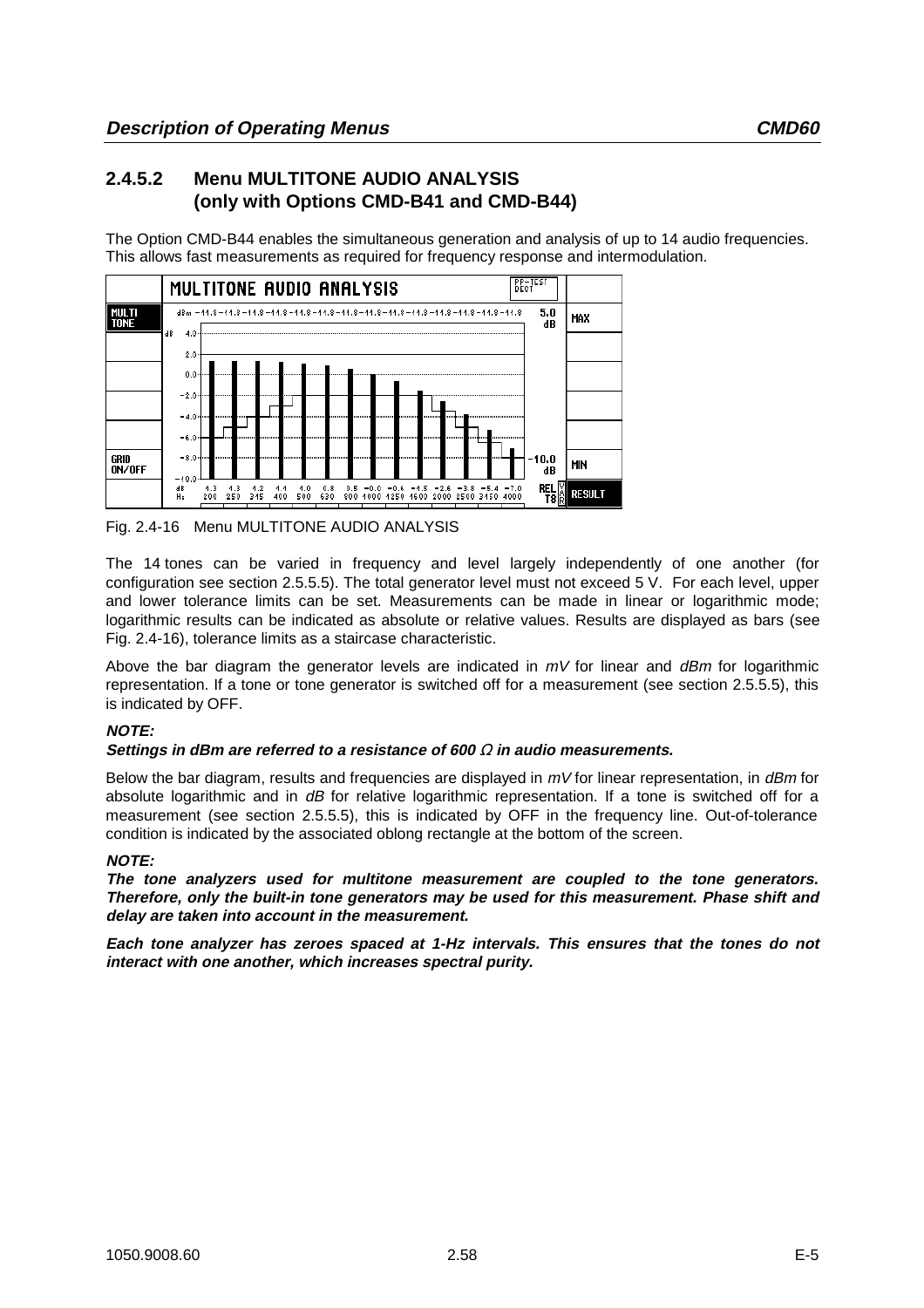## 2.4.5.2 Menu MULTITONE AUDIO ANALYSIS (only with Options CMD-B41 and CMD-B44)

The Option CMD-B44 enables the simultaneous generation and analysis of up to 14 audio frequencies. This allows fast measurements as required for frequency response and intermodulation.

Fig. 2.4-16 Menu MULTITONE AUDIO ANALYSIS

The 14 tones can be varied in frequency and level largely independently of one another (for configuration see section 2.5.5.5). The total generator level must not exceed 5 V. For each level, upper and lower tolerance limits can be set. Measurements can be made in linear or logarithmic mode; logarithmic results can be indicated as absolute or relative values. Results are displayed as bars (see Fig. 2.4-16), tolerance limits as a staircase characteristic.

Above the bar diagram the generator levels are indicated in *mV* for linear and *dBm* for logarithmic representation. If a tone or tone generator is switched off for a measurement (see section 2.5.5.5), this is indicated by OFF.

***NOTE:***
***Settings in dBm are referred to a resistance of 600 Ω in audio measurements.***

Below the bar diagram, results and frequencies are displayed in *mV* for linear representation, in *dBm* for absolute logarithmic and in *dB* for relative logarithmic representation. If a tone is switched off for a measurement (see section 2.5.5.5), this is indicated by OFF in the frequency line. Out-of-tolerance condition is indicated by the associated oblong rectangle at the bottom of the screen.

***NOTE:***
***The tone analyzers used for multitone measurement are coupled to the tone generators. Therefore, only the built-in tone generators may be used for this measurement. Phase shift and delay are taken into account in the measurement.***

***Each tone analyzer has zeroes spaced at 1-Hz intervals. This ensures that the tones do not interact with one another, which increases spectral purity.***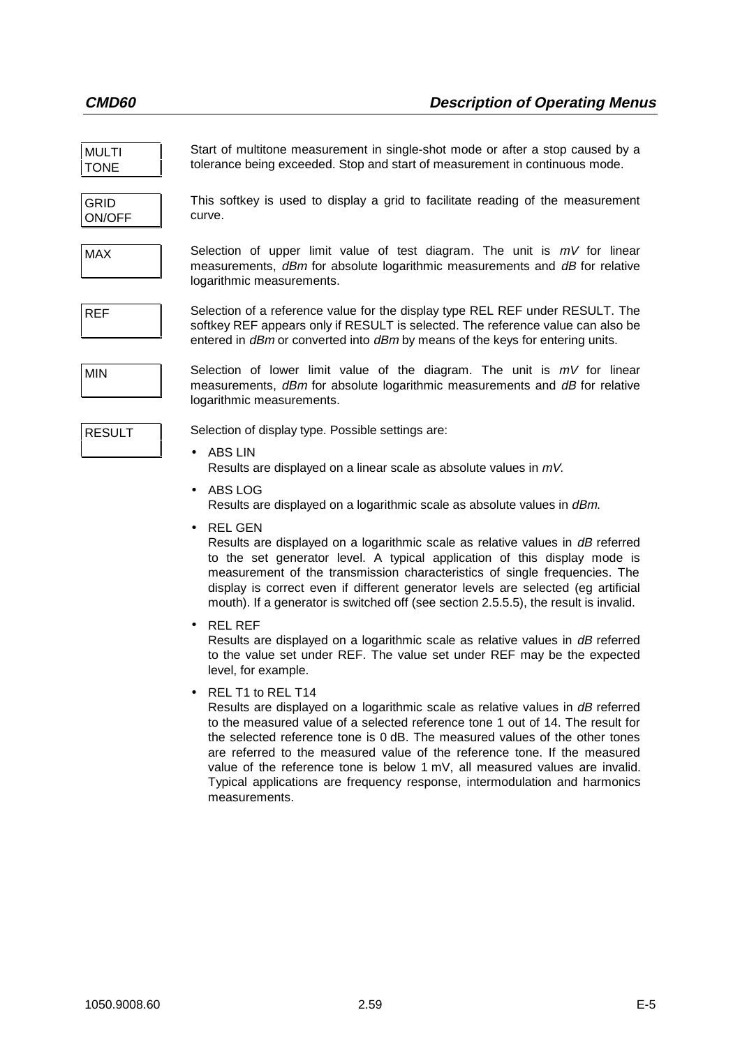**MULTI TONE**

Start of multitone measurement in single-shot mode or after a stop caused by a tolerance being exceeded. Stop and start of measurement in continuous mode.

**GRID ON/OFF**

This softkey is used to display a grid to facilitate reading of the measurement curve.

**MAX**

Selection of upper limit value of test diagram. The unit is *mV* for linear measurements, *dBm* for absolute logarithmic measurements and *dB* for relative logarithmic measurements.

**REF**

Selection of a reference value for the display type REL REF under RESULT. The softkey REF appears only if RESULT is selected. The reference value can also be entered in *dBm* or converted into *dBm* by means of the keys for entering units.

**MIN**

Selection of lower limit value of the diagram. The unit is *mV* for linear measurements, *dBm* for absolute logarithmic measurements and *dB* for relative logarithmic measurements.

**RESULT**

Selection of display type. Possible settings are:

- ABS LIN
  Results are displayed on a linear scale as absolute values in *mV*.
- ABS LOG
  Results are displayed on a logarithmic scale as absolute values in *dBm*.
- REL GEN
  Results are displayed on a logarithmic scale as relative values in *dB* referred to the set generator level. A typical application of this display mode is measurement of the transmission characteristics of single frequencies. The display is correct even if different generator levels are selected (eg artificial mouth). If a generator is switched off (see section 2.5.5.5), the result is invalid.
- REL REF
  Results are displayed on a logarithmic scale as relative values in *dB* referred to the value set under REF. The value set under REF may be the expected level, for example.
- REL T1 to REL T14
  Results are displayed on a logarithmic scale as relative values in *dB* referred to the measured value of a selected reference tone 1 out of 14. The result for the selected reference tone is 0 dB. The measured values of the other tones are referred to the measured value of the reference tone. If the measured value of the reference tone is below 1 mV, all measured values are invalid. Typical applications are frequency response, intermodulation and harmonics measurements.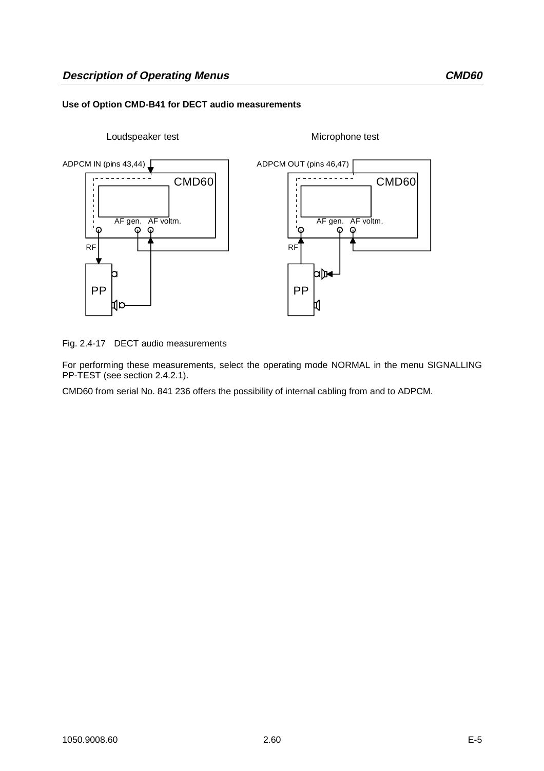**Use of Option CMD-B41 for DECT audio measurements**

Loudspeaker test

ADPCM IN (pins 43,44)

CMD60

AF gen. AF voltm.

RF

PP

Microphone test

ADPCM OUT (pins 46,47)

CMD60

AF gen. AF voltm.

RF

PP

Fig. 2.4-17 DECT audio measurements

For performing these measurements, select the operating mode NORMAL in the menu SIGNALLING PP-TEST (see section 2.4.2.1).

CMD60 from serial No. 841 236 offers the possibility of internal cabling from and to ADPCM.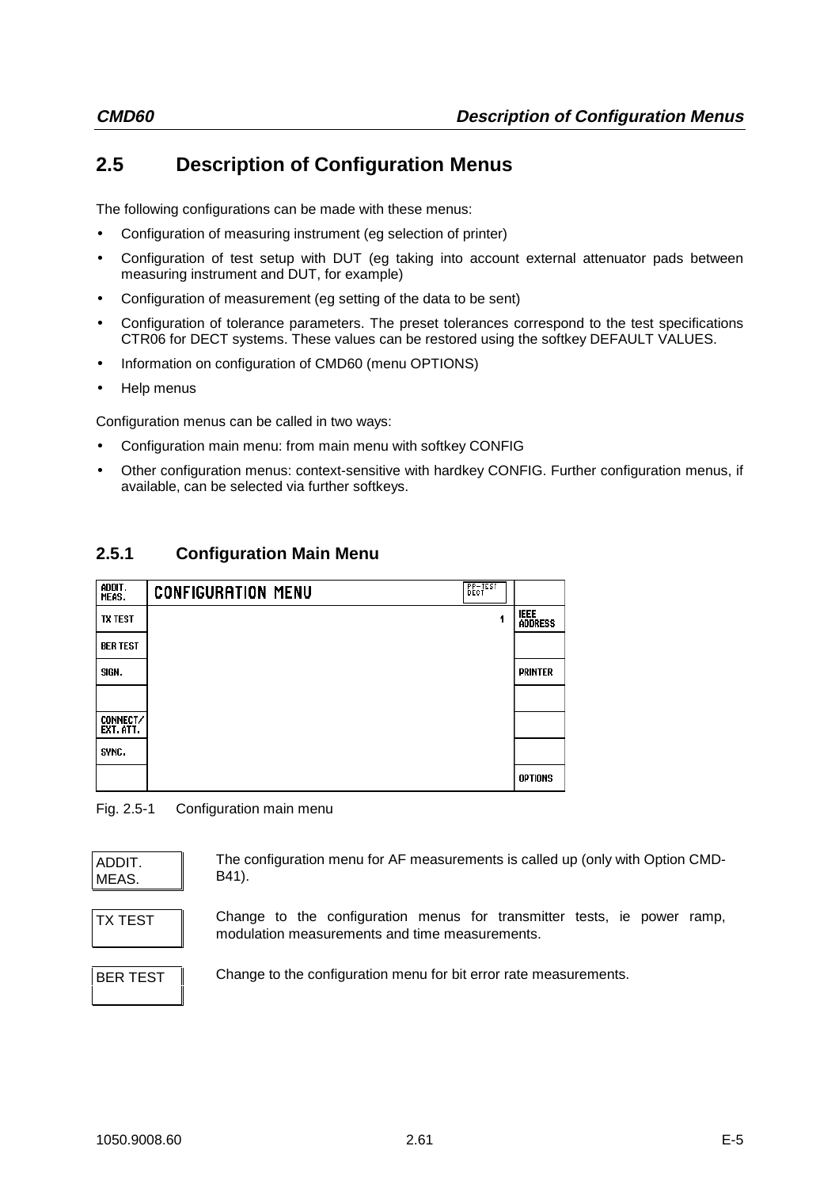## 2.5 Description of Configuration Menus

The following configurations can be made with these menus:

- Configuration of measuring instrument (eg selection of printer)
- Configuration of test setup with DUT (eg taking into account external attenuator pads between measuring instrument and DUT, for example)
- Configuration of measurement (eg setting of the data to be sent)
- Configuration of tolerance parameters. The preset tolerances correspond to the test specifications CTR06 for DECT systems. These values can be restored using the softkey DEFAULT VALUES.
- Information on configuration of CMD60 (menu OPTIONS)
- Help menus

Configuration menus can be called in two ways:

- Configuration main menu: from main menu with softkey CONFIG
- Other configuration menus: context-sensitive with hardkey CONFIG. Further configuration menus, if available, can be selected via further softkeys.

### 2.5.1 Configuration Main Menu

| ADDIT. MEAS. | CONFIGURATION MENU | PP-TEST DECT | |
|---|---|---|---|
| TX TEST | | 1 | IEEE ADDRESS |
| BER TEST | | | |
| SIGN. | | | PRINTER |
| | | | |
| CONNECT/ EXT. ATT. | | | |
| SYNC. | | | |
| | | | OPTIONS |

Fig. 2.5-1 Configuration main menu

**ADDIT. MEAS.** — The configuration menu for AF measurements is called up (only with Option CMD-B41).

**TX TEST** — Change to the configuration menus for transmitter tests, ie power ramp, modulation measurements and time measurements.

**BER TEST** — Change to the configuration menu for bit error rate measurements.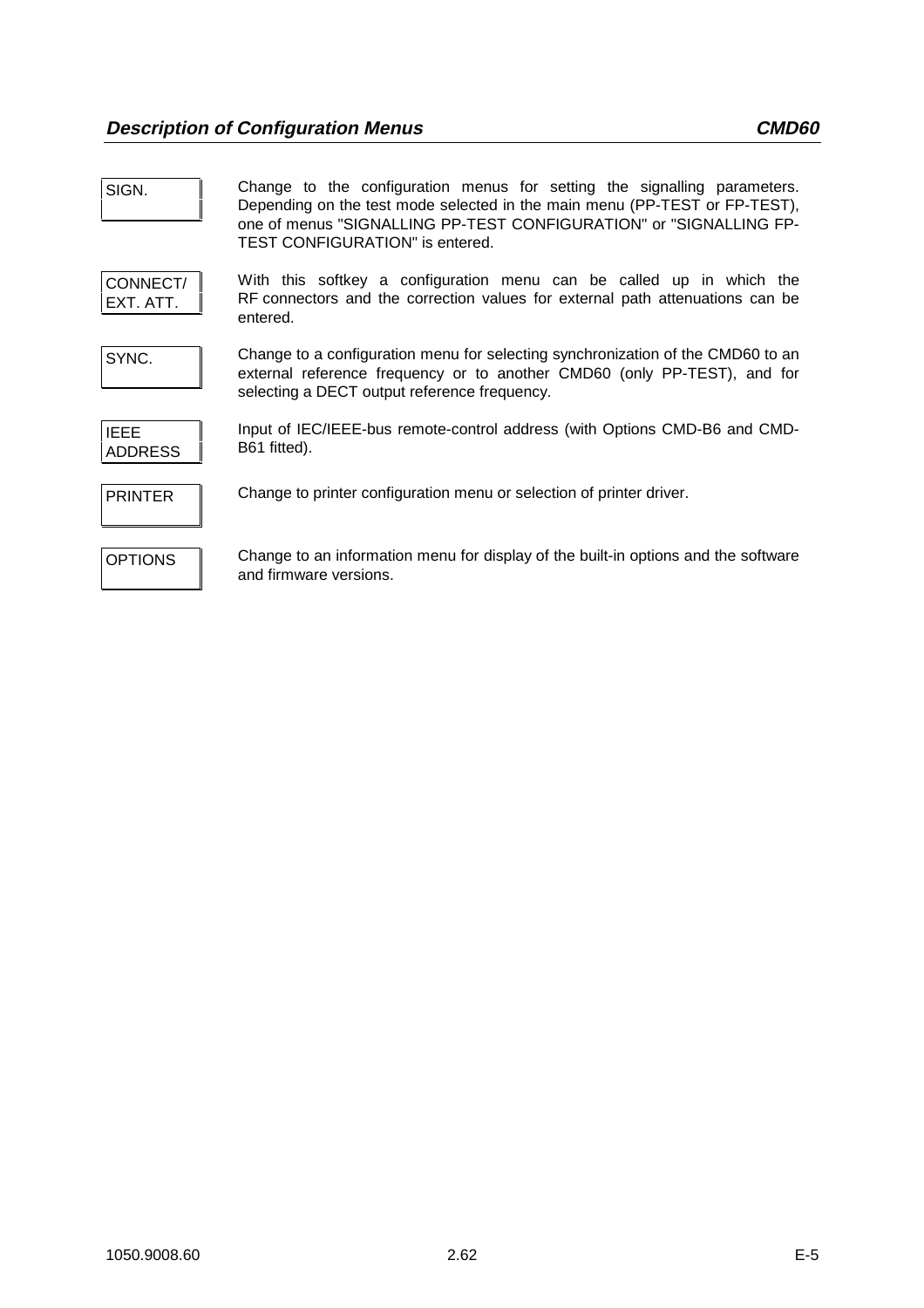| | |
|---|---|
| SIGN. | Change to the configuration menus for setting the signalling parameters. Depending on the test mode selected in the main menu (PP-TEST or FP-TEST), one of menus "SIGNALLING PP-TEST CONFIGURATION" or "SIGNALLING FP-TEST CONFIGURATION" is entered. |
| CONNECT/ EXT. ATT. | With this softkey a configuration menu can be called up in which the RF connectors and the correction values for external path attenuations can be entered. |
| SYNC. | Change to a configuration menu for selecting synchronization of the CMD60 to an external reference frequency or to another CMD60 (only PP-TEST), and for selecting a DECT output reference frequency. |
| IEEE ADDRESS | Input of IEC/IEEE-bus remote-control address (with Options CMD-B6 and CMD-B61 fitted). |
| PRINTER | Change to printer configuration menu or selection of printer driver. |
| OPTIONS | Change to an information menu for display of the built-in options and the software and firmware versions. |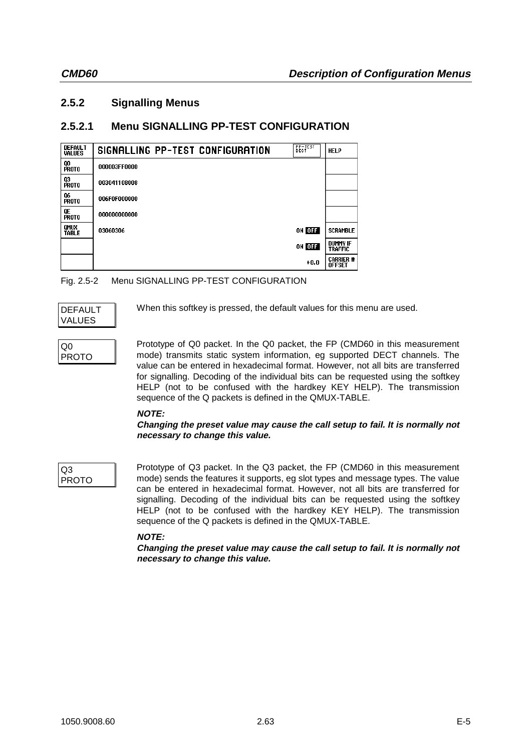## 2.5.2 Signalling Menus

### 2.5.2.1 Menu SIGNALLING PP-TEST CONFIGURATION

| DEFAULT VALUES | SIGNALLING PP-TEST CONFIGURATION | PP-TEST DECT | HELP |
|---|---|---|---|
| Q0 PROTO | 000003FF0000 | | |
| Q3 PROTO | 003041108008 | | |
| Q6 PROTO | 006F0F000000 | | |
| QE PROTO | 000000000000 | | |
| QMUX TABLE | 03060306 | ON OFF | SCRAMBLE |
| | | ON OFF | DUMMY IF TRAFFIC |
| | | +0.0 | CARRIER # OFFSET |

Fig. 2.5-2 Menu SIGNALLING PP-TEST CONFIGURATION

**DEFAULT VALUES**

When this softkey is pressed, the default values for this menu are used.

**Q0 PROTO**

Prototype of Q0 packet. In the Q0 packet, the FP (CMD60 in this measurement mode) transmits static system information, eg supported DECT channels. The value can be entered in hexadecimal format. However, not all bits are transferred for signalling. Decoding of the individual bits can be requested using the softkey HELP (not to be confused with the hardkey KEY HELP). The transmission sequence of the Q packets is defined in the QMUX-TABLE.

***NOTE:***
***Changing the preset value may cause the call setup to fail. It is normally not necessary to change this value.***

**Q3 PROTO**

Prototype of Q3 packet. In the Q3 packet, the FP (CMD60 in this measurement mode) sends the features it supports, eg slot types and message types. The value can be entered in hexadecimal format. However, not all bits are transferred for signalling. Decoding of the individual bits can be requested using the softkey HELP (not to be confused with the hardkey KEY HELP). The transmission sequence of the Q packets is defined in the QMUX-TABLE.

***NOTE:***
***Changing the preset value may cause the call setup to fail. It is normally not necessary to change this value.***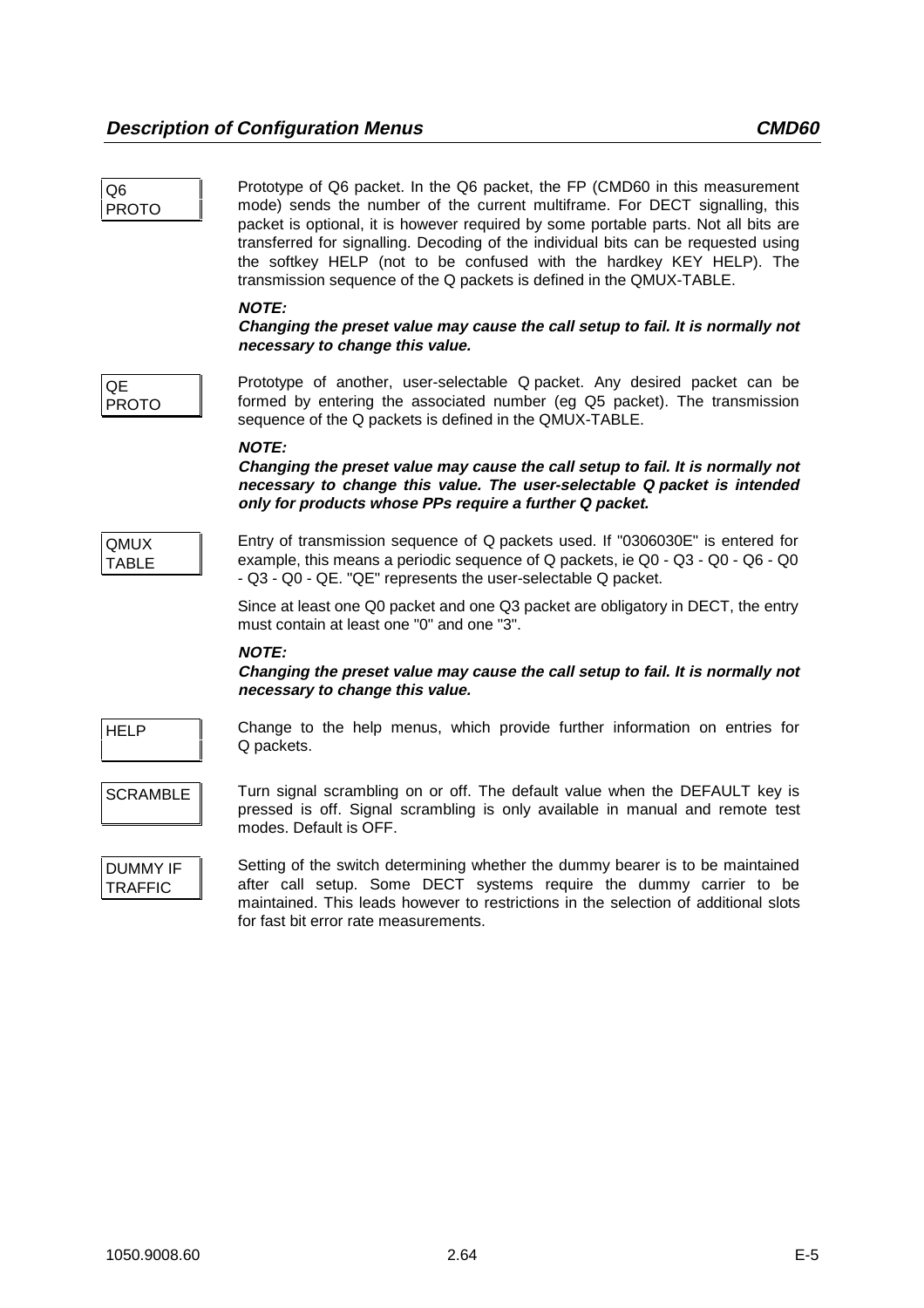**Q6 PROTO**

Prototype of Q6 packet. In the Q6 packet, the FP (CMD60 in this measurement mode) sends the number of the current multiframe. For DECT signalling, this packet is optional, it is however required by some portable parts. Not all bits are transferred for signalling. Decoding of the individual bits can be requested using the softkey HELP (not to be confused with the hardkey KEY HELP). The transmission sequence of the Q packets is defined in the QMUX-TABLE.

***NOTE:***
***Changing the preset value may cause the call setup to fail. It is normally not necessary to change this value.***

**QE PROTO**

Prototype of another, user-selectable Q packet. Any desired packet can be formed by entering the associated number (eg Q5 packet). The transmission sequence of the Q packets is defined in the QMUX-TABLE.

***NOTE:***
***Changing the preset value may cause the call setup to fail. It is normally not necessary to change this value. The user-selectable Q packet is intended only for products whose PPs require a further Q packet.***

**QMUX TABLE**

Entry of transmission sequence of Q packets used. If "0306030E" is entered for example, this means a periodic sequence of Q packets, ie Q0 - Q3 - Q0 - Q6 - Q0 - Q3 - Q0 - QE. "QE" represents the user-selectable Q packet.

Since at least one Q0 packet and one Q3 packet are obligatory in DECT, the entry must contain at least one "0" and one "3".

***NOTE:***
***Changing the preset value may cause the call setup to fail. It is normally not necessary to change this value.***

**HELP**

Change to the help menus, which provide further information on entries for Q packets.

**SCRAMBLE**

Turn signal scrambling on or off. The default value when the DEFAULT key is pressed is off. Signal scrambling is only available in manual and remote test modes. Default is OFF.

**DUMMY IF TRAFFIC**

Setting of the switch determining whether the dummy bearer is to be maintained after call setup. Some DECT systems require the dummy carrier to be maintained. This leads however to restrictions in the selection of additional slots for fast bit error rate measurements.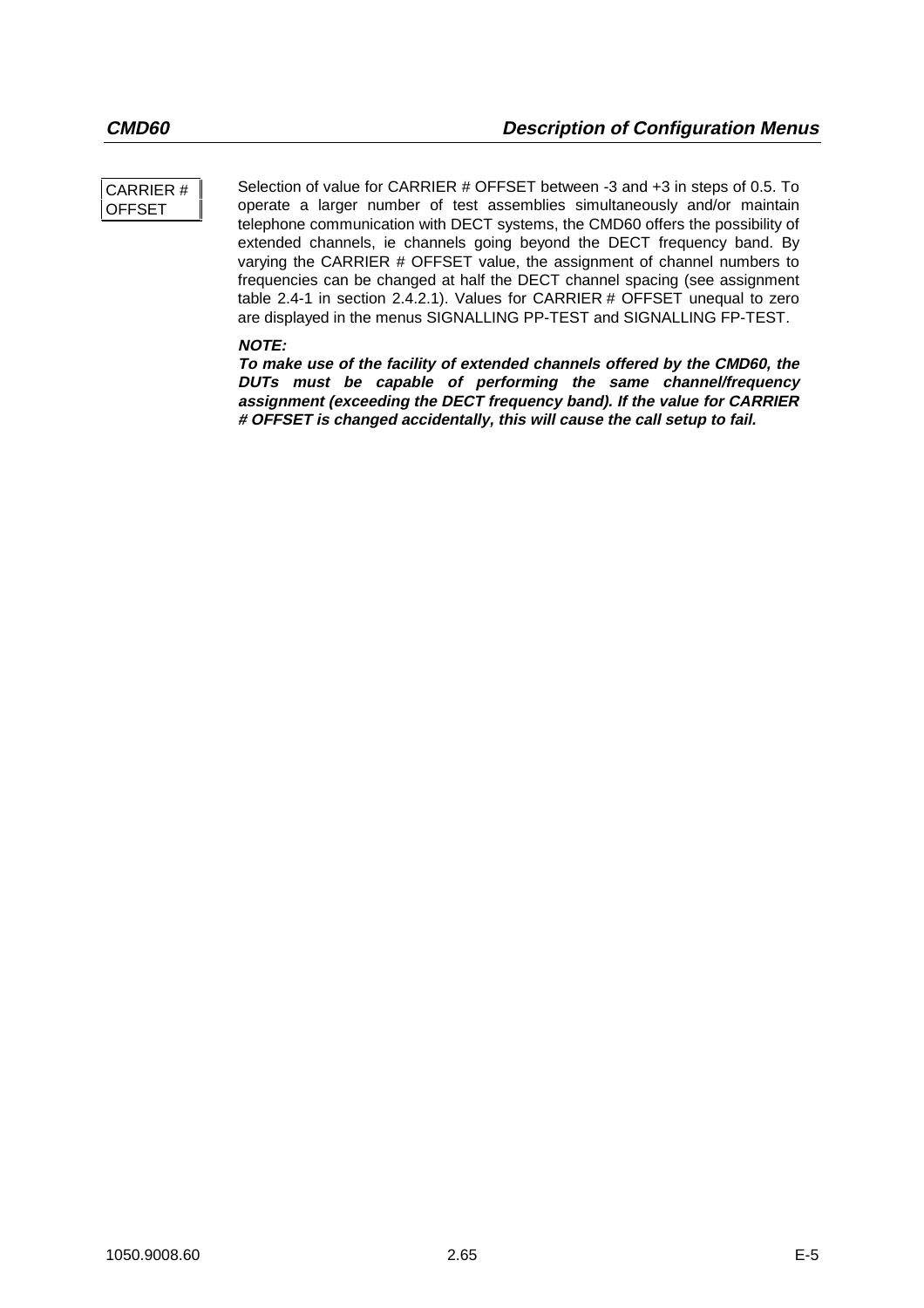**CARRIER # OFFSET**

Selection of value for CARRIER # OFFSET between -3 and +3 in steps of 0.5. To operate a larger number of test assemblies simultaneously and/or maintain telephone communication with DECT systems, the CMD60 offers the possibility of extended channels, ie channels going beyond the DECT frequency band. By varying the CARRIER # OFFSET value, the assignment of channel numbers to frequencies can be changed at half the DECT channel spacing (see assignment table 2.4-1 in section 2.4.2.1). Values for CARRIER # OFFSET unequal to zero are displayed in the menus SIGNALLING PP-TEST and SIGNALLING FP-TEST.

***NOTE:***

***To make use of the facility of extended channels offered by the CMD60, the DUTs must be capable of performing the same channel/frequency assignment (exceeding the DECT frequency band). If the value for CARRIER # OFFSET is changed accidentally, this will cause the call setup to fail.***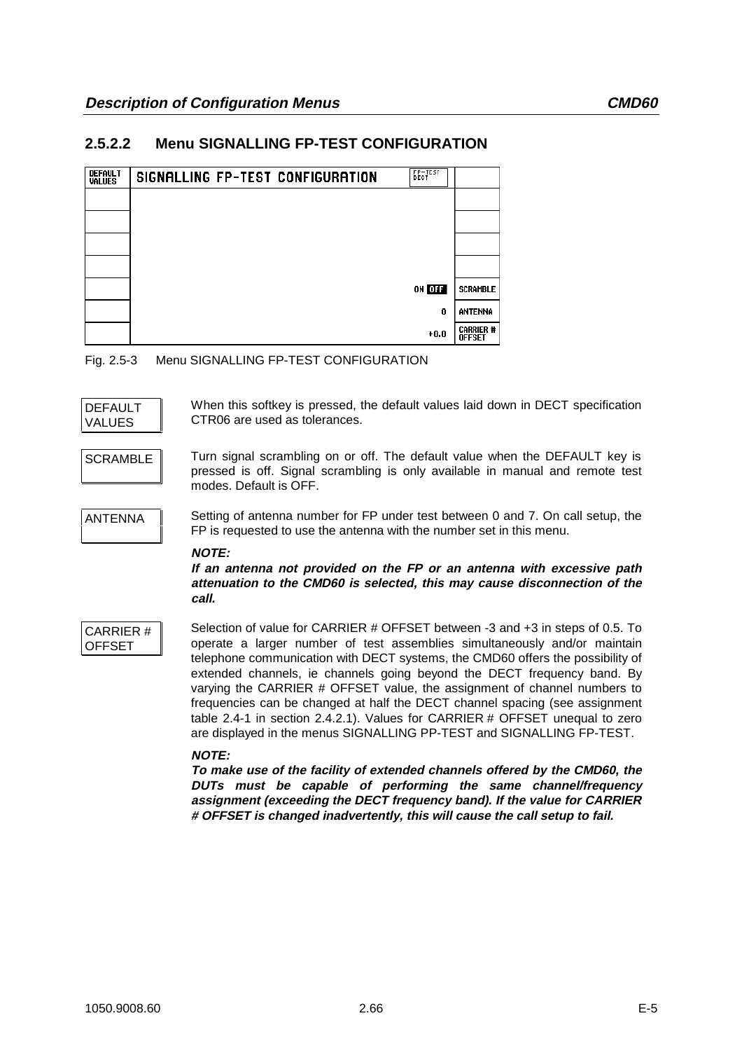### 2.5.2.2 Menu SIGNALLING FP-TEST CONFIGURATION

| DEFAULT VALUES | SIGNALLING FP-TEST CONFIGURATION | FP-TEST DECT | |
|---|---|---|---|
| | | | |
| | | | |
| | | | |
| | | | |
| | | ON OFF | SCRAMBLE |
| | | 0 | ANTENNA |
| | | +0.0 | CARRIER # OFFSET |

Fig. 2.5-3 Menu SIGNALLING FP-TEST CONFIGURATION

**DEFAULT VALUES** — When this softkey is pressed, the default values laid down in DECT specification CTR06 are used as tolerances.

**SCRAMBLE** — Turn signal scrambling on or off. The default value when the DEFAULT key is pressed is off. Signal scrambling is only available in manual and remote test modes. Default is OFF.

**ANTENNA** — Setting of antenna number for FP under test between 0 and 7. On call setup, the FP is requested to use the antenna with the number set in this menu.

***NOTE:***
***If an antenna not provided on the FP or an antenna with excessive path attenuation to the CMD60 is selected, this may cause disconnection of the call.***

**CARRIER # OFFSET** — Selection of value for CARRIER # OFFSET between -3 and +3 in steps of 0.5. To operate a larger number of test assemblies simultaneously and/or maintain telephone communication with DECT systems, the CMD60 offers the possibility of extended channels, ie channels going beyond the DECT frequency band. By varying the CARRIER # OFFSET value, the assignment of channel numbers to frequencies can be changed at half the DECT channel spacing (see assignment table 2.4-1 in section 2.4.2.1). Values for CARRIER # OFFSET unequal to zero are displayed in the menus SIGNALLING PP-TEST and SIGNALLING FP-TEST.

***NOTE:***
***To make use of the facility of extended channels offered by the CMD60, the DUTs must be capable of performing the same channel/frequency assignment (exceeding the DECT frequency band). If the value for CARRIER # OFFSET is changed inadvertently, this will cause the call setup to fail.***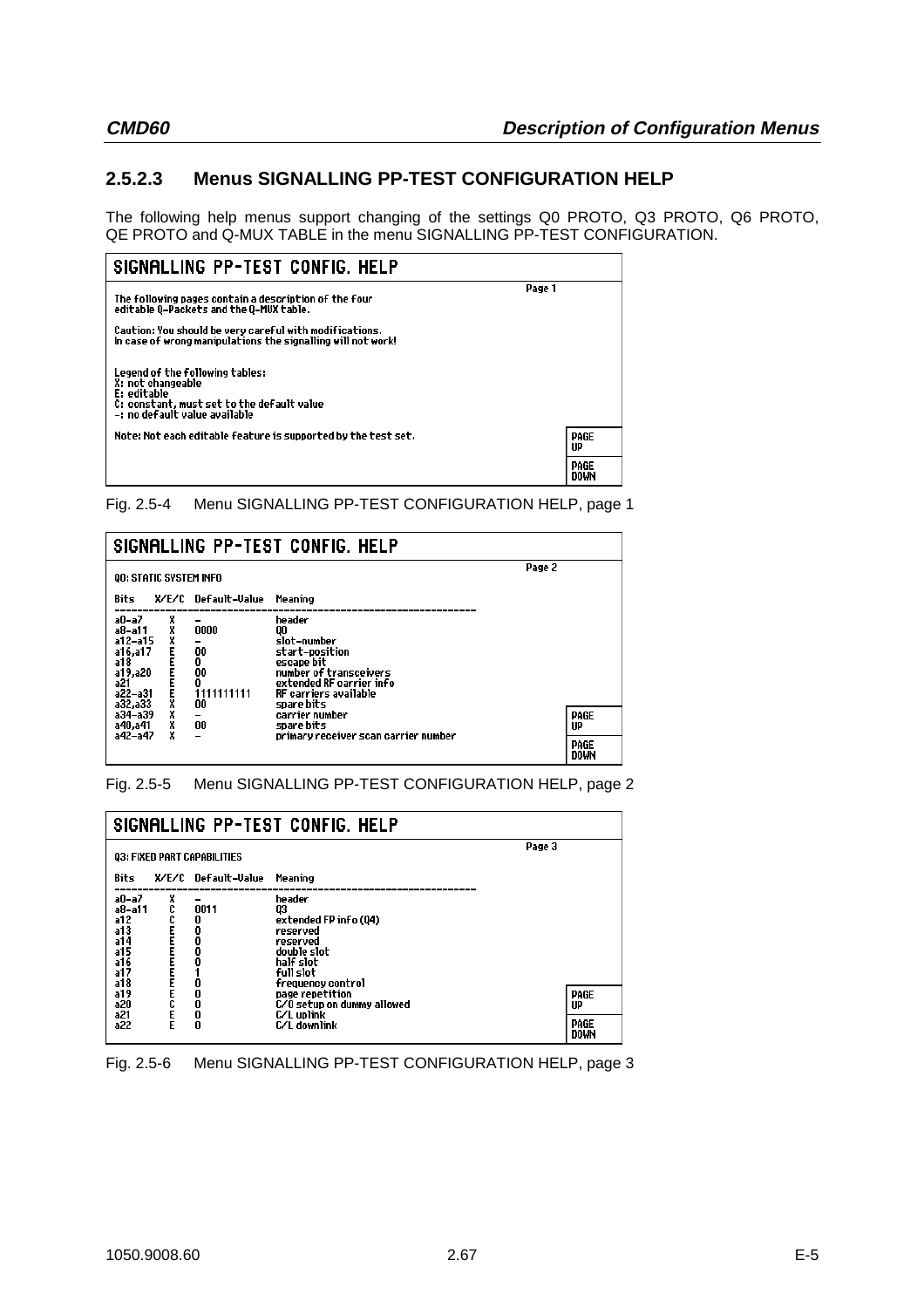### 2.5.2.3 Menus SIGNALLING PP-TEST CONFIGURATION HELP

The following help menus support changing of the settings Q0 PROTO, Q3 PROTO, Q6 PROTO, QE PROTO and Q-MUX TABLE in the menu SIGNALLING PP-TEST CONFIGURATION.

**SIGNALLING PP-TEST CONFIG. HELP**

Page 1

The following pages contain a description of the four editable Q-Packets and the Q-MUX table.

Caution: You should be very careful with modifications. In case of wrong manipulations the signalling will not work!

Legend of the following tables:
X: not changeable
E: editable
C: constant, must set to the default value
-: no default value available

Note: Not each editable feature is supported by the test set.

PAGE UP | PAGE DOWN

Fig. 2.5-4 Menu SIGNALLING PP-TEST CONFIGURATION HELP, page 1

**SIGNALLING PP-TEST CONFIG. HELP**

Page 2

Q0: STATIC SYSTEM INFO

| Bits | X/E/C | Default-Value | Meaning |
|---|---|---|---|
| a0-a7 | X | - | header |
| a8-a11 | X | 0000 | Q0 |
| a12-a15 | X | - | slot-number |
| a16,a17 | E | 00 | start-position |
| a18 | E | 0 | escape bit |
| a19,a20 | E | 00 | number of transceivers |
| a21 | E | 0 | extended RF carrier info |
| a22-a31 | E | 1111111111 | RF carriers available |
| a32,a33 | X | 00 | spare bits |
| a34-a39 | X | - | carrier number |
| a40,a41 | X | 00 | spare bits |
| a42-a47 | X | - | primary receiver scan carrier number |

PAGE UP | PAGE DOWN

Fig. 2.5-5 Menu SIGNALLING PP-TEST CONFIGURATION HELP, page 2

**SIGNALLING PP-TEST CONFIG. HELP**

Page 3

Q3: FIXED PART CAPABILITIES

| Bits | X/E/C | Default-Value | Meaning |
|---|---|---|---|
| a0-a7 | X | - | header |
| a8-a11 | C | 0011 | Q3 |
| a12 | C | 0 | extended FP info (Q4) |
| a13 | E | 0 | reserved |
| a14 | E | 0 | reserved |
| a15 | E | 0 | double slot |
| a16 | E | 0 | half slot |
| a17 | E | 1 | full slot |
| a18 | E | 0 | frequency control |
| a19 | E | 0 | page repetition |
| a20 | C | 0 | C/O setup on dummy allowed |
| a21 | E | 0 | C/L uplink |
| a22 | E | 0 | C/L downlink |

PAGE UP | PAGE DOWN

Fig. 2.5-6 Menu SIGNALLING PP-TEST CONFIGURATION HELP, page 3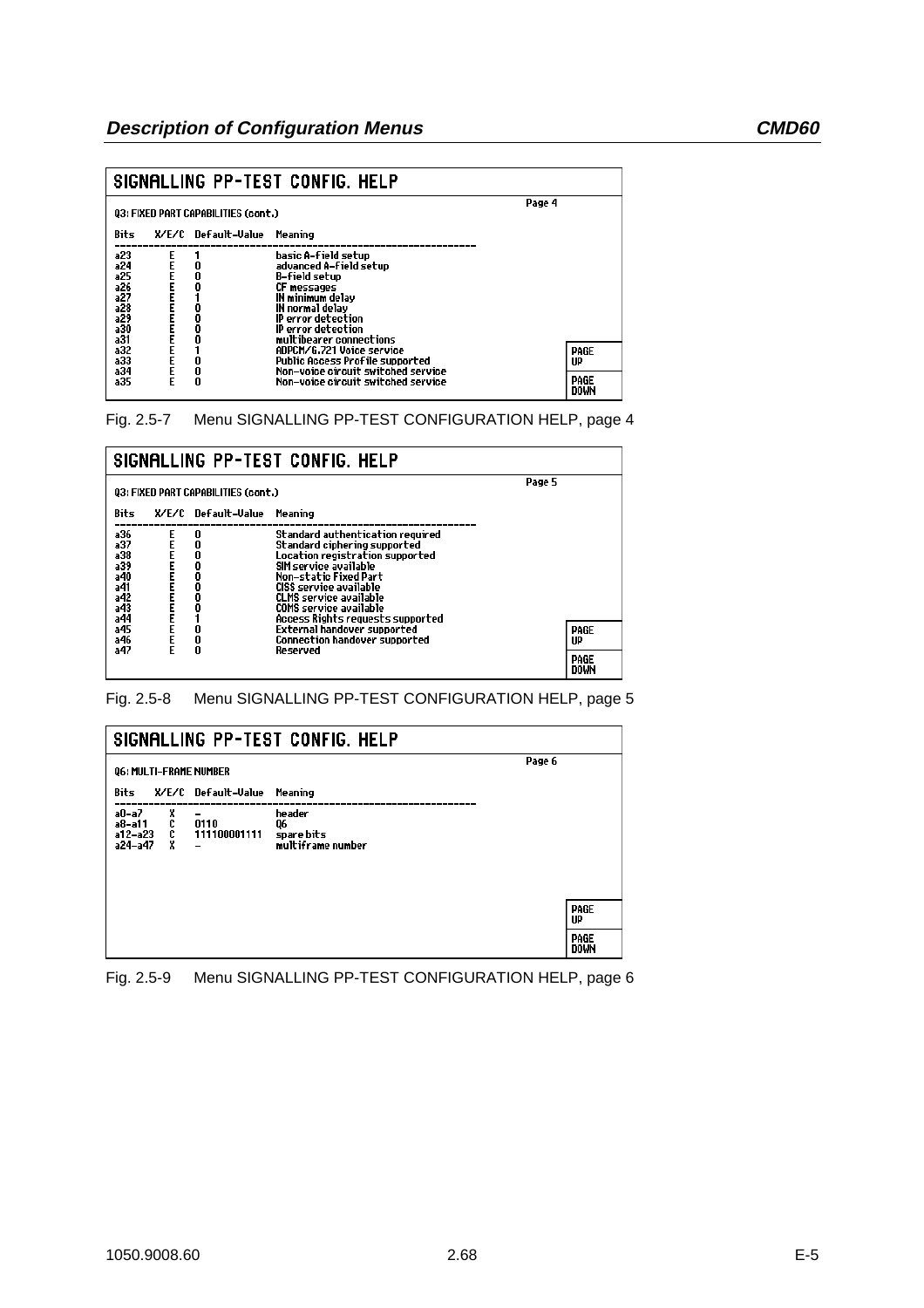**SIGNALLING PP-TEST CONFIG. HELP**

Page 4

Q3: FIXED PART CAPABILITIES (cont.)

| Bits | X/E/C | Default-Value | Meaning |
|---|---|---|---|
| a23 | E | 1 | basic A-field setup |
| a24 | E | 0 | advanced A-field setup |
| a25 | E | 0 | B-field setup |
| a26 | E | 0 | CF messages |
| a27 | E | 1 | IN minimum delay |
| a28 | E | 0 | IN normal delay |
| a29 | E | 0 | IP error detection |
| a30 | E | 0 | IP error detection |
| a31 | E | 0 | multibearer connections |
| a32 | E | 1 | ADPCM/G.721 Voice service |
| a33 | E | 0 | Public Access Profile supported |
| a34 | E | 0 | Non-voice circuit switched service |
| a35 | E | 0 | Non-voice circuit switched service |

PAGE UP | PAGE DOWN

Fig. 2.5-7 Menu SIGNALLING PP-TEST CONFIGURATION HELP, page 4

**SIGNALLING PP-TEST CONFIG. HELP**

Page 5

Q3: FIXED PART CAPABILITIES (cont.)

| Bits | X/E/C | Default-Value | Meaning |
|---|---|---|---|
| a36 | E | 0 | Standard authentication required |
| a37 | E | 0 | Standard ciphering supported |
| a38 | E | 0 | Location registration supported |
| a39 | E | 0 | SIM service available |
| a40 | E | 0 | Non-static Fixed Part |
| a41 | E | 0 | CISS service available |
| a42 | E | 0 | CLMS service available |
| a43 | E | 0 | COMS service available |
| a44 | E | 1 | Access Rights requests supported |
| a45 | E | 0 | External handover supported |
| a46 | E | 0 | Connection handover supported |
| a47 | E | 0 | Reserved |

PAGE UP | PAGE DOWN

Fig. 2.5-8 Menu SIGNALLING PP-TEST CONFIGURATION HELP, page 5

**SIGNALLING PP-TEST CONFIG. HELP**

Page 6

Q6: MULTI-FRAME NUMBER

| Bits | X/E/C | Default-Value | Meaning |
|---|---|---|---|
| a0–a7 | X | – | header |
| a8–a11 | C | 0110 | Q6 |
| a12–a23 | C | 111100001111 | spare bits |
| a24–a47 | X | – | multiframe number |

PAGE UP | PAGE DOWN

Fig. 2.5-9 Menu SIGNALLING PP-TEST CONFIGURATION HELP, page 6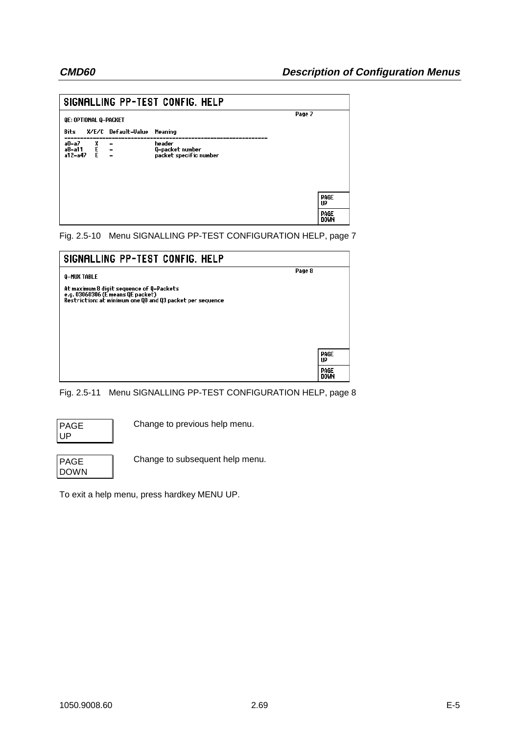**SIGNALLING PP-TEST CONFIG. HELP**

Page 7

QE: OPTIONAL Q-PACKET

| Bits | X/E/C | Default-Value | Meaning |
|---|---|---|---|
| a0–a7 | X | – | header |
| a8–a11 | E | – | Q-packet number |
| a12–a47 | E | – | packet specific number |

PAGE UP

PAGE DOWN

Fig. 2.5-10 Menu SIGNALLING PP-TEST CONFIGURATION HELP, page 7

**SIGNALLING PP-TEST CONFIG. HELP**

Page 8

Q-MUX TABLE

At maximum 8 digit sequence of Q-Packets
e.g. 03060306 (E means QE packet)
Restriction: at minimum one Q0 and Q3 packet per sequence

PAGE UP

PAGE DOWN

Fig. 2.5-11 Menu SIGNALLING PP-TEST CONFIGURATION HELP, page 8

| Softkey | Description |
|---|---|
| PAGE UP | Change to previous help menu. |
| PAGE DOWN | Change to subsequent help menu. |

To exit a help menu, press hardkey MENU UP.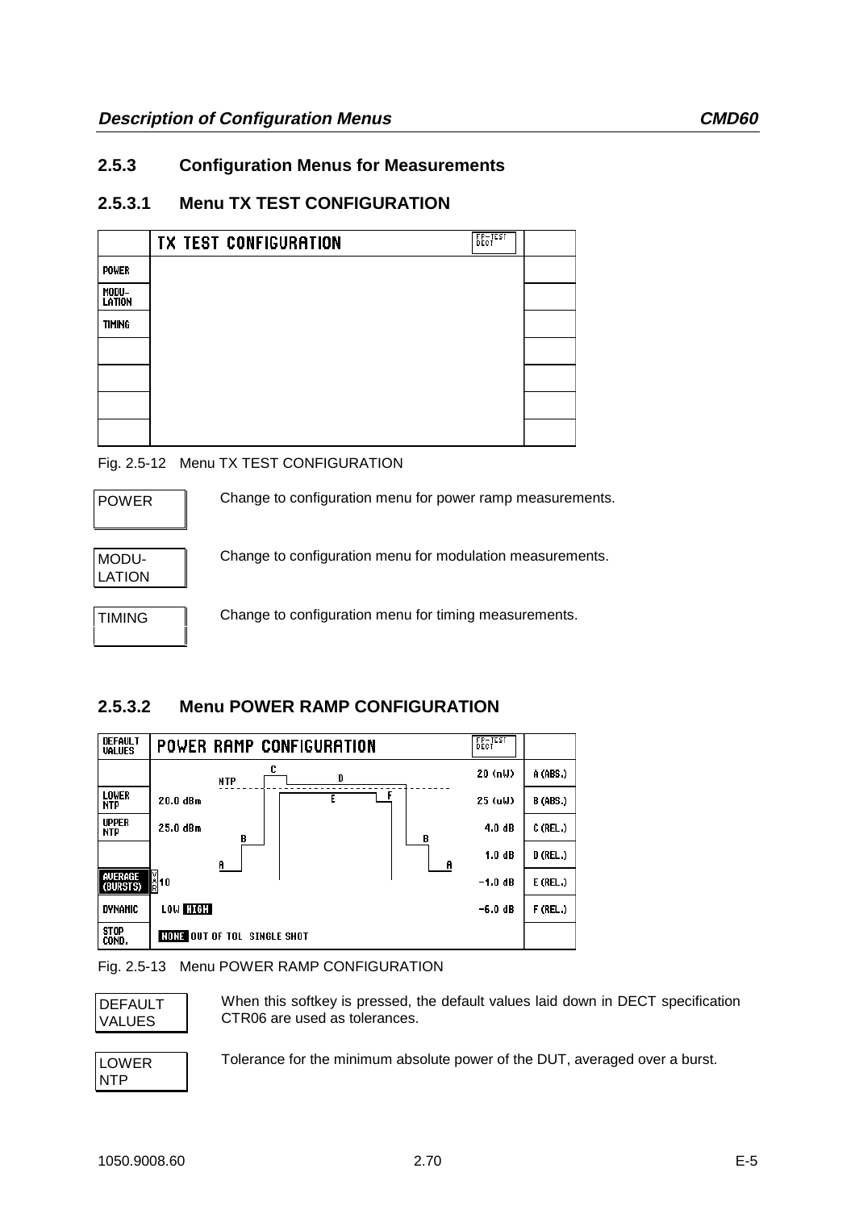### 2.5.3 Configuration Menus for Measurements

#### 2.5.3.1 Menu TX TEST CONFIGURATION

| | TX TEST CONFIGURATION | FP-TEST DECT | |
|---|---|---|---|
| POWER | | | |
| MODU-LATION | | | |
| TIMING | | | |
| | | | |
| | | | |
| | | | |
| | | | |

Fig. 2.5-12 Menu TX TEST CONFIGURATION

| Softkey | Description |
|---|---|
| POWER | Change to configuration menu for power ramp measurements. |
| MODU-LATION | Change to configuration menu for modulation measurements. |
| TIMING | Change to configuration menu for timing measurements. |

#### 2.5.3.2 Menu POWER RAMP CONFIGURATION

| DEFAULT VALUES | POWER RAMP CONFIGURATION | FP-TEST DECT | |
|---|---|---|---|
| | NTP | 20 (nW) | A (ABS.) |
| LOWER NTP | 20.0 dBm | 25 (uW) | B (ABS.) |
| UPPER NTP | 25.0 dBm | 4.0 dB | C (REL.) |
| | | 1.0 dB | D (REL.) |
| AVERAGE (BURSTS) | 10 | -1.0 dB | E (REL.) |
| DYNAMIC | LOW **HIGH** | -6.0 dB | F (REL.) |
| STOP COND. | **NONE** OUT OF TOL SINGLE SHOT | | |

Fig. 2.5-13 Menu POWER RAMP CONFIGURATION

| Softkey | Description |
|---|---|
| DEFAULT VALUES | When this softkey is pressed, the default values laid down in DECT specification CTR06 are used as tolerances. |
| LOWER NTP | Tolerance for the minimum absolute power of the DUT, averaged over a burst. |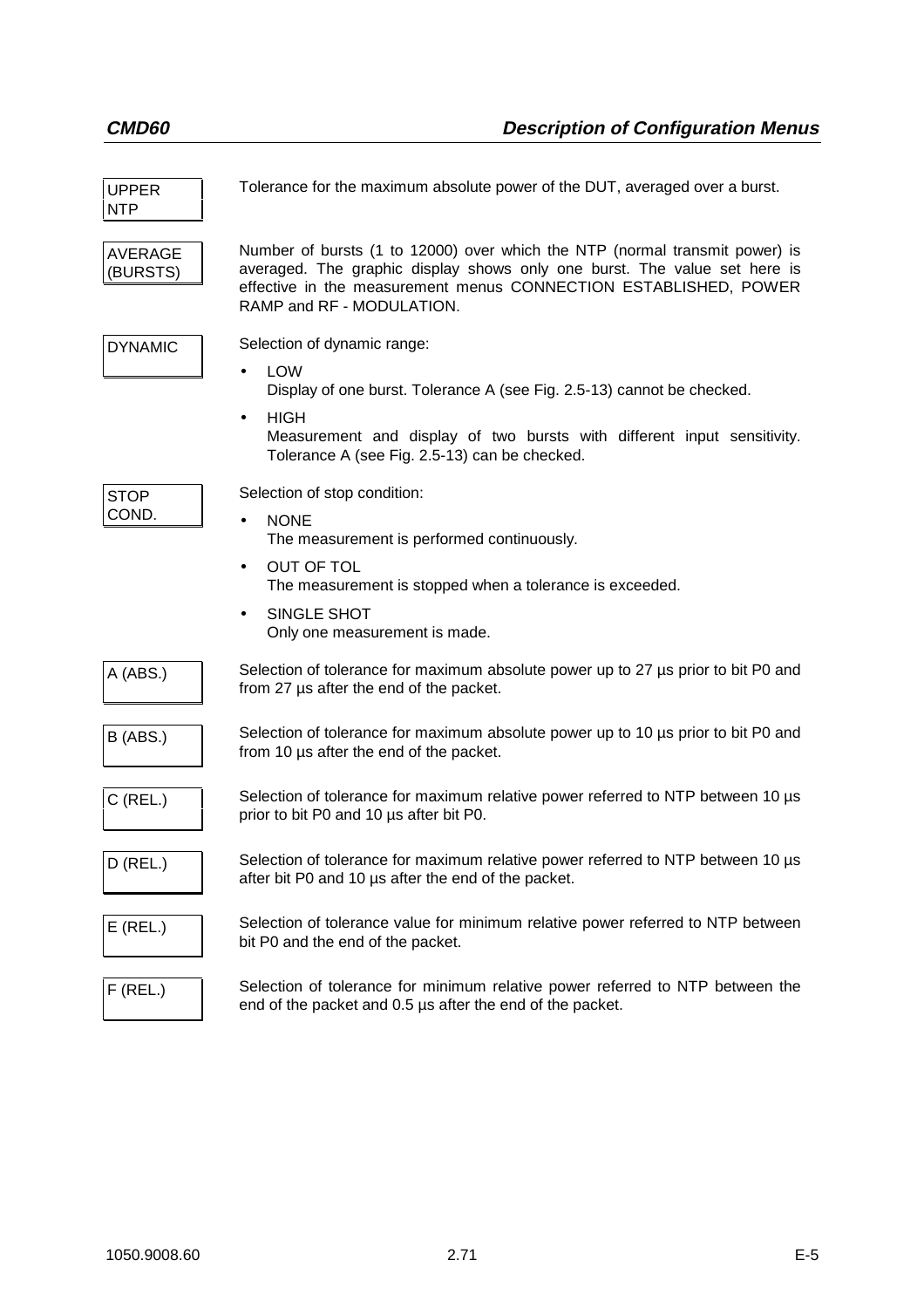| | |
|---|---|
| UPPER NTP | Tolerance for the maximum absolute power of the DUT, averaged over a burst. |
| AVERAGE (BURSTS) | Number of bursts (1 to 12000) over which the NTP (normal transmit power) is averaged. The graphic display shows only one burst. The value set here is effective in the measurement menus CONNECTION ESTABLISHED, POWER RAMP and RF - MODULATION. |
| DYNAMIC | Selection of dynamic range:<br>• LOW<br>Display of one burst. Tolerance A (see Fig. 2.5-13) cannot be checked.<br>• HIGH<br>Measurement and display of two bursts with different input sensitivity. Tolerance A (see Fig. 2.5-13) can be checked. |
| STOP COND. | Selection of stop condition:<br>• NONE<br>The measurement is performed continuously.<br>• OUT OF TOL<br>The measurement is stopped when a tolerance is exceeded.<br>• SINGLE SHOT<br>Only one measurement is made. |
| A (ABS.) | Selection of tolerance for maximum absolute power up to 27 µs prior to bit P0 and from 27 µs after the end of the packet. |
| B (ABS.) | Selection of tolerance for maximum absolute power up to 10 µs prior to bit P0 and from 10 µs after the end of the packet. |
| C (REL.) | Selection of tolerance for maximum relative power referred to NTP between 10 µs prior to bit P0 and 10 µs after bit P0. |
| D (REL.) | Selection of tolerance for maximum relative power referred to NTP between 10 µs after bit P0 and 10 µs after the end of the packet. |
| E (REL.) | Selection of tolerance value for minimum relative power referred to NTP between bit P0 and the end of the packet. |
| F (REL.) | Selection of tolerance for minimum relative power referred to NTP between the end of the packet and 0.5 µs after the end of the packet. |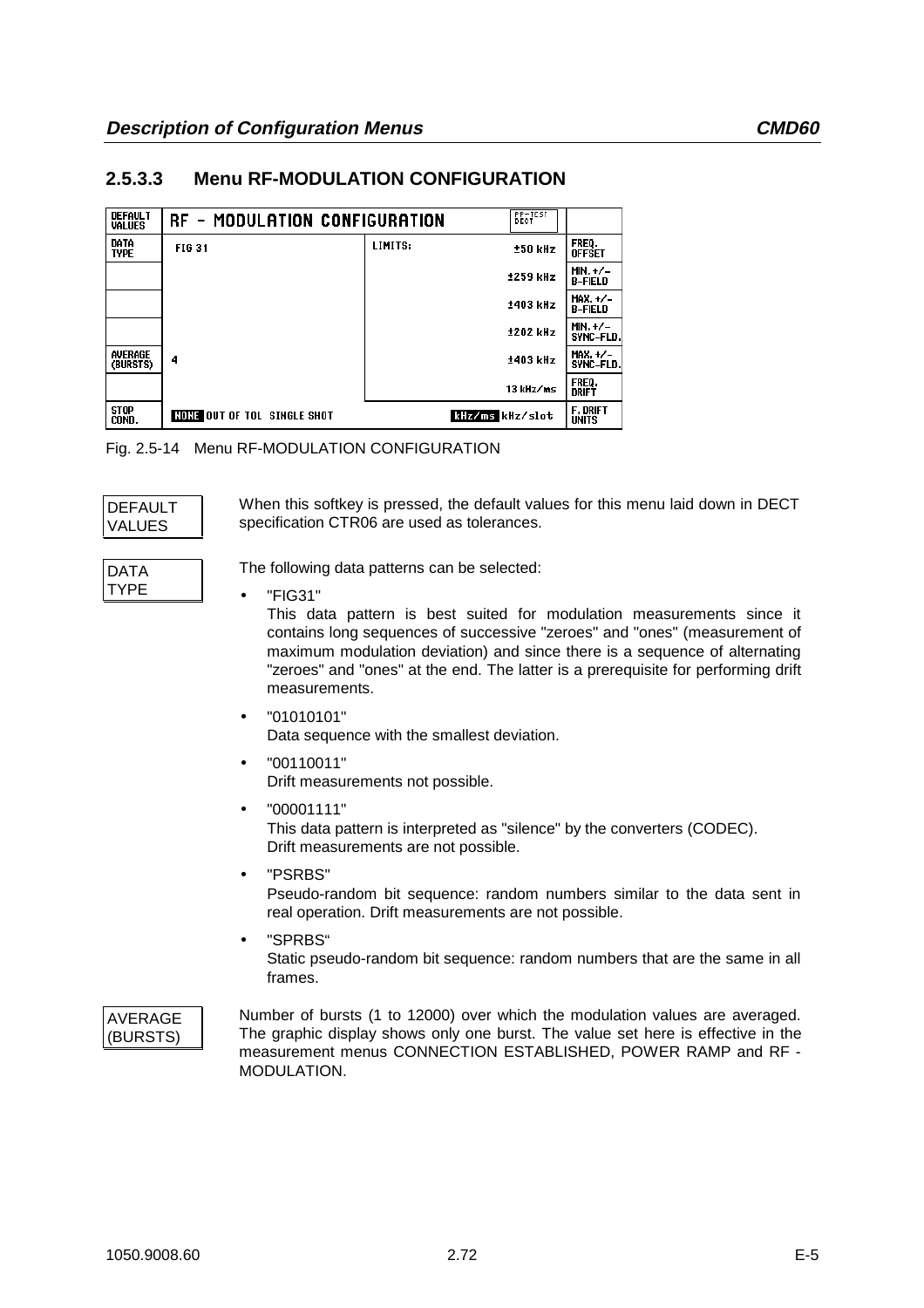### 2.5.3.3 Menu RF-MODULATION CONFIGURATION

| DEFAULT VALUES | RF - MODULATION CONFIGURATION | | RF-TEST DECT | |
|---|---|---|---|---|
| DATA TYPE | FIG 31 | LIMITS: | ±50 kHz | FREQ. OFFSET |
| | | | ±259 kHz | MIN. +/- B-FIELD |
| | | | ±403 kHz | MAX. +/- B-FIELD |
| | | | ±202 kHz | MIN. +/- SYNC-FLD. |
| AVERAGE (BURSTS) | 4 | | ±403 kHz | MAX. +/- SYNC-FLD. |
| | | | 13 kHz/ms | FREQ. DRIFT |
| STOP COND. | NONE OUT OF TOL SINGLE SHOT | | kHz/ms kHz/slot | F. DRIFT UNITS |

Fig. 2.5-14 Menu RF-MODULATION CONFIGURATION

**DEFAULT VALUES**

When this softkey is pressed, the default values for this menu laid down in DECT specification CTR06 are used as tolerances.

**DATA TYPE**

The following data patterns can be selected:

- "FIG31"
  This data pattern is best suited for modulation measurements since it contains long sequences of successive "zeroes" and "ones" (measurement of maximum modulation deviation) and since there is a sequence of alternating "zeroes" and "ones" at the end. The latter is a prerequisite for performing drift measurements.
- "01010101"
  Data sequence with the smallest deviation.
- "00110011"
  Drift measurements not possible.
- "00001111"
  This data pattern is interpreted as "silence" by the converters (CODEC).
  Drift measurements are not possible.
- "PSRBS"
  Pseudo-random bit sequence: random numbers similar to the data sent in real operation. Drift measurements are not possible.
- "SPRBS"
  Static pseudo-random bit sequence: random numbers that are the same in all frames.

**AVERAGE (BURSTS)**

Number of bursts (1 to 12000) over which the modulation values are averaged. The graphic display shows only one burst. The value set here is effective in the measurement menus CONNECTION ESTABLISHED, POWER RAMP and RF - MODULATION.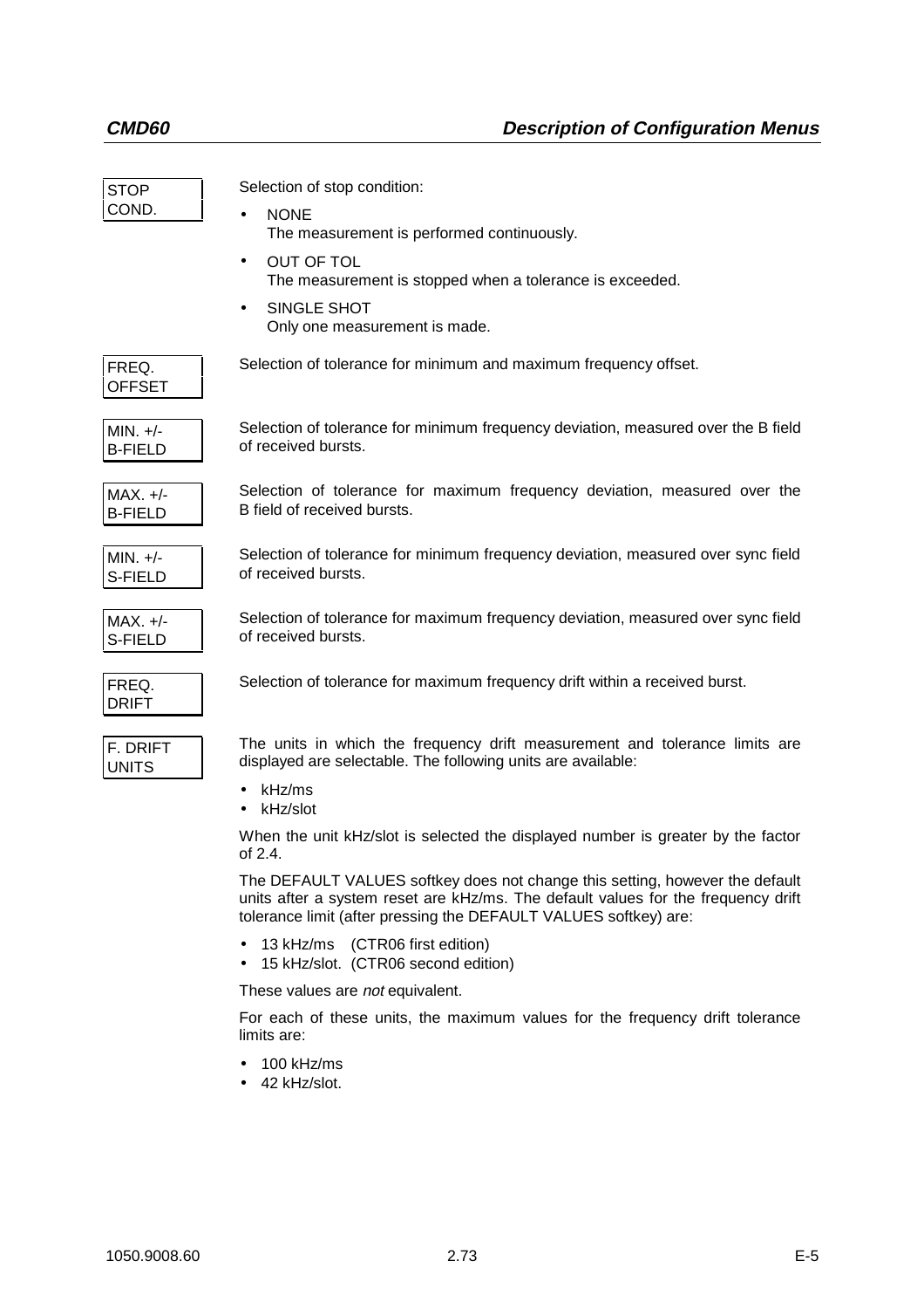**STOP COND.**

Selection of stop condition:

- NONE
  The measurement is performed continuously.
- OUT OF TOL
  The measurement is stopped when a tolerance is exceeded.
- SINGLE SHOT
  Only one measurement is made.

**FREQ. OFFSET**

Selection of tolerance for minimum and maximum frequency offset.

**MIN. +/- B-FIELD**

Selection of tolerance for minimum frequency deviation, measured over the B field of received bursts.

**MAX. +/- B-FIELD**

Selection of tolerance for maximum frequency deviation, measured over the B field of received bursts.

**MIN. +/- S-FIELD**

Selection of tolerance for minimum frequency deviation, measured over sync field of received bursts.

**MAX. +/- S-FIELD**

Selection of tolerance for maximum frequency deviation, measured over sync field of received bursts.

**FREQ. DRIFT**

Selection of tolerance for maximum frequency drift within a received burst.

**F. DRIFT UNITS**

The units in which the frequency drift measurement and tolerance limits are displayed are selectable. The following units are available:

- kHz/ms
- kHz/slot

When the unit kHz/slot is selected the displayed number is greater by the factor of 2.4.

The DEFAULT VALUES softkey does not change this setting, however the default units after a system reset are kHz/ms. The default values for the frequency drift tolerance limit (after pressing the DEFAULT VALUES softkey) are:

- 13 kHz/ms (CTR06 first edition)
- 15 kHz/slot. (CTR06 second edition)

These values are *not* equivalent.

For each of these units, the maximum values for the frequency drift tolerance limits are:

- 100 kHz/ms
- 42 kHz/slot.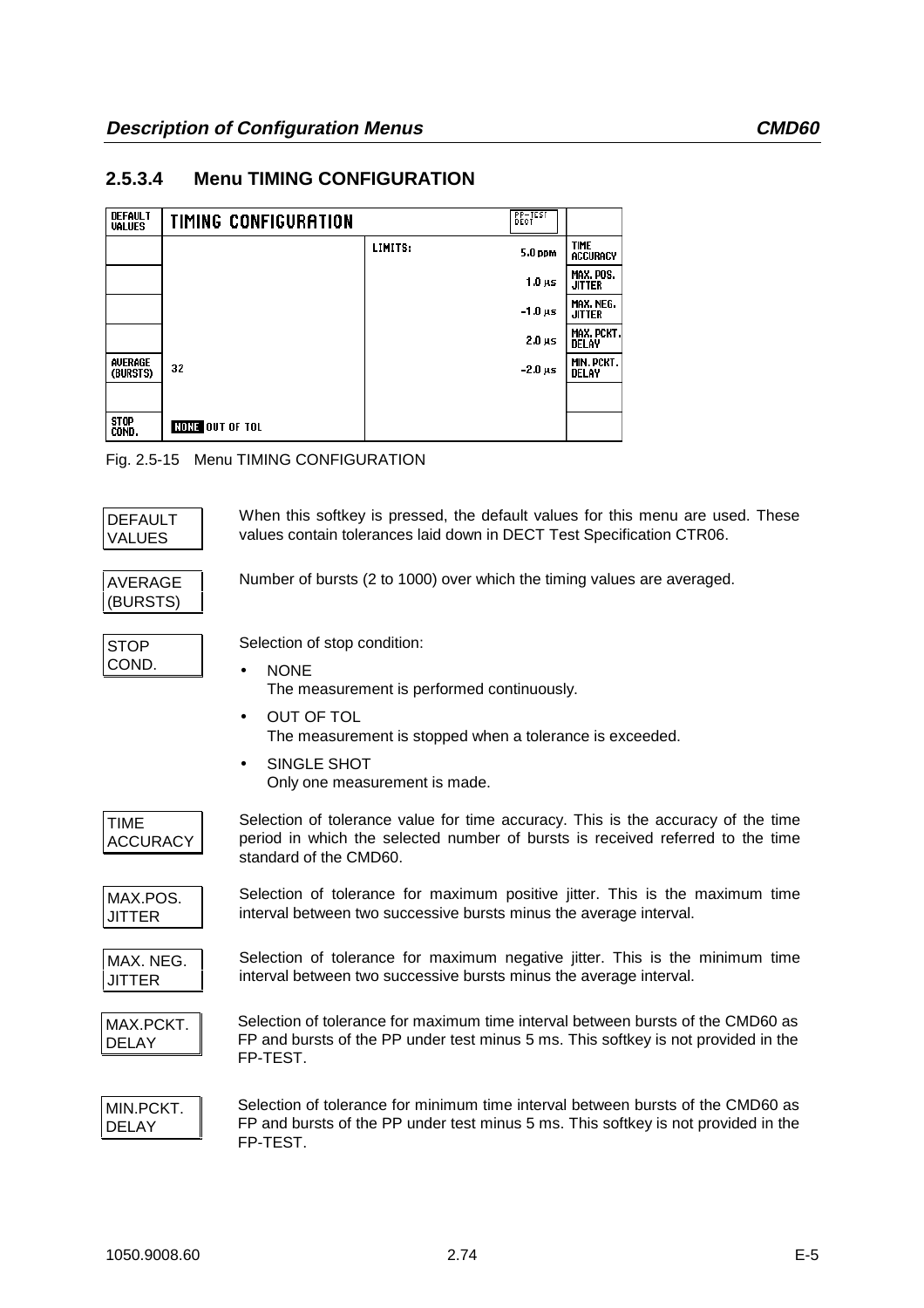### 2.5.3.4 Menu TIMING CONFIGURATION

| DEFAULT VALUES | TIMING CONFIGURATION | | PP–TEST DECT | |
|---|---|---|---|---|
| | | LIMITS: | 5.0 ppm | TIME ACCURACY |
| | | | 1.0 µs | MAX. POS. JITTER |
| | | | –1.0 µs | MAX. NEG. JITTER |
| | | | 2.0 µs | MAX. PCKT. DELAY |
| AVERAGE (BURSTS) | 32 | | –2.0 µs | MIN. PCKT. DELAY |
| | | | | |
| STOP COND. | NONE OUT OF TOL | | | |

Fig. 2.5-15 Menu TIMING CONFIGURATION

**DEFAULT VALUES** — When this softkey is pressed, the default values for this menu are used. These values contain tolerances laid down in DECT Test Specification CTR06.

**AVERAGE (BURSTS)** — Number of bursts (2 to 1000) over which the timing values are averaged.

**STOP COND.** — Selection of stop condition:

- NONE
  The measurement is performed continuously.
- OUT OF TOL
  The measurement is stopped when a tolerance is exceeded.
- SINGLE SHOT
  Only one measurement is made.

**TIME ACCURACY** — Selection of tolerance value for time accuracy. This is the accuracy of the time period in which the selected number of bursts is received referred to the time standard of the CMD60.

**MAX.POS. JITTER** — Selection of tolerance for maximum positive jitter. This is the maximum time interval between two successive bursts minus the average interval.

**MAX. NEG. JITTER** — Selection of tolerance for maximum negative jitter. This is the minimum time interval between two successive bursts minus the average interval.

**MAX.PCKT. DELAY** — Selection of tolerance for maximum time interval between bursts of the CMD60 as FP and bursts of the PP under test minus 5 ms. This softkey is not provided in the FP-TEST.

**MIN.PCKT. DELAY** — Selection of tolerance for minimum time interval between bursts of the CMD60 as FP and bursts of the PP under test minus 5 ms. This softkey is not provided in the FP-TEST.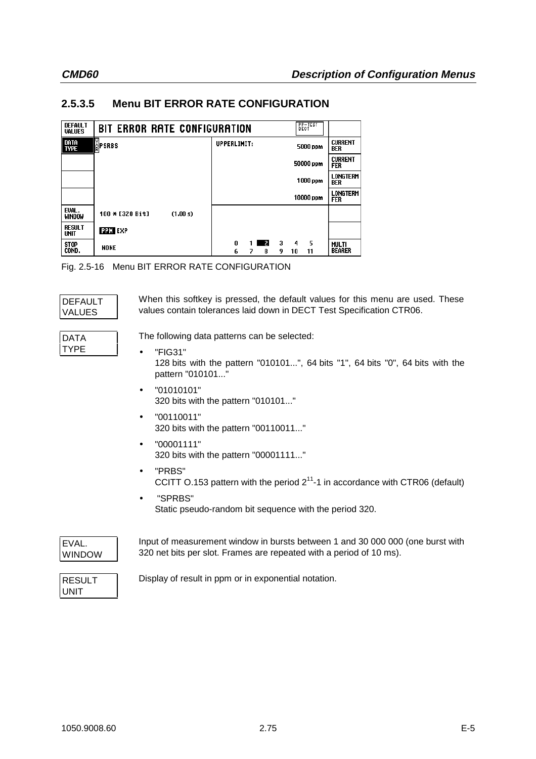## 2.5.3.5 Menu BIT ERROR RATE CONFIGURATION

| DEFAULT VALUES | BIT ERROR RATE CONFIGURATION | | PP–TEST DECT | |
|---|---|---|---|---|
| DATA TYPE | VAR PSRBS | UPPERLIMIT: | 5000 ppm | CURRENT BER |
| | | | 50000 ppm | CURRENT FER |
| | | | 1000 ppm | LONGTERM BER |
| | | | 10000 ppm | LONGTERM FER |
| EVAL. WINDOW | 100 * [320 Bit] (1.00 s) | | | |
| RESULT UNIT | PPM EXP | | | |
| STOP COND. | NONE | 0 1 2 3 4 5 / 6 7 8 9 10 11 | | MULTI BEARER |

Fig. 2.5-16 Menu BIT ERROR RATE CONFIGURATION

DEFAULT VALUES

When this softkey is pressed, the default values for this menu are used. These values contain tolerances laid down in DECT Test Specification CTR06.

DATA TYPE

The following data patterns can be selected:

- "FIG31"
  128 bits with the pattern "010101...", 64 bits "1", 64 bits "0", 64 bits with the pattern "010101..."
- "01010101"
  320 bits with the pattern "010101..."
- "00110011"
  320 bits with the pattern "00110011..."
- "00001111"
  320 bits with the pattern "00001111..."
- "PRBS"
  CCITT O.153 pattern with the period $2^{11}$-1 in accordance with CTR06 (default)
- "SPRBS"
  Static pseudo-random bit sequence with the period 320.

EVAL. WINDOW

Input of measurement window in bursts between 1 and 30 000 000 (one burst with 320 net bits per slot. Frames are repeated with a period of 10 ms).

RESULT UNIT

Display of result in ppm or in exponential notation.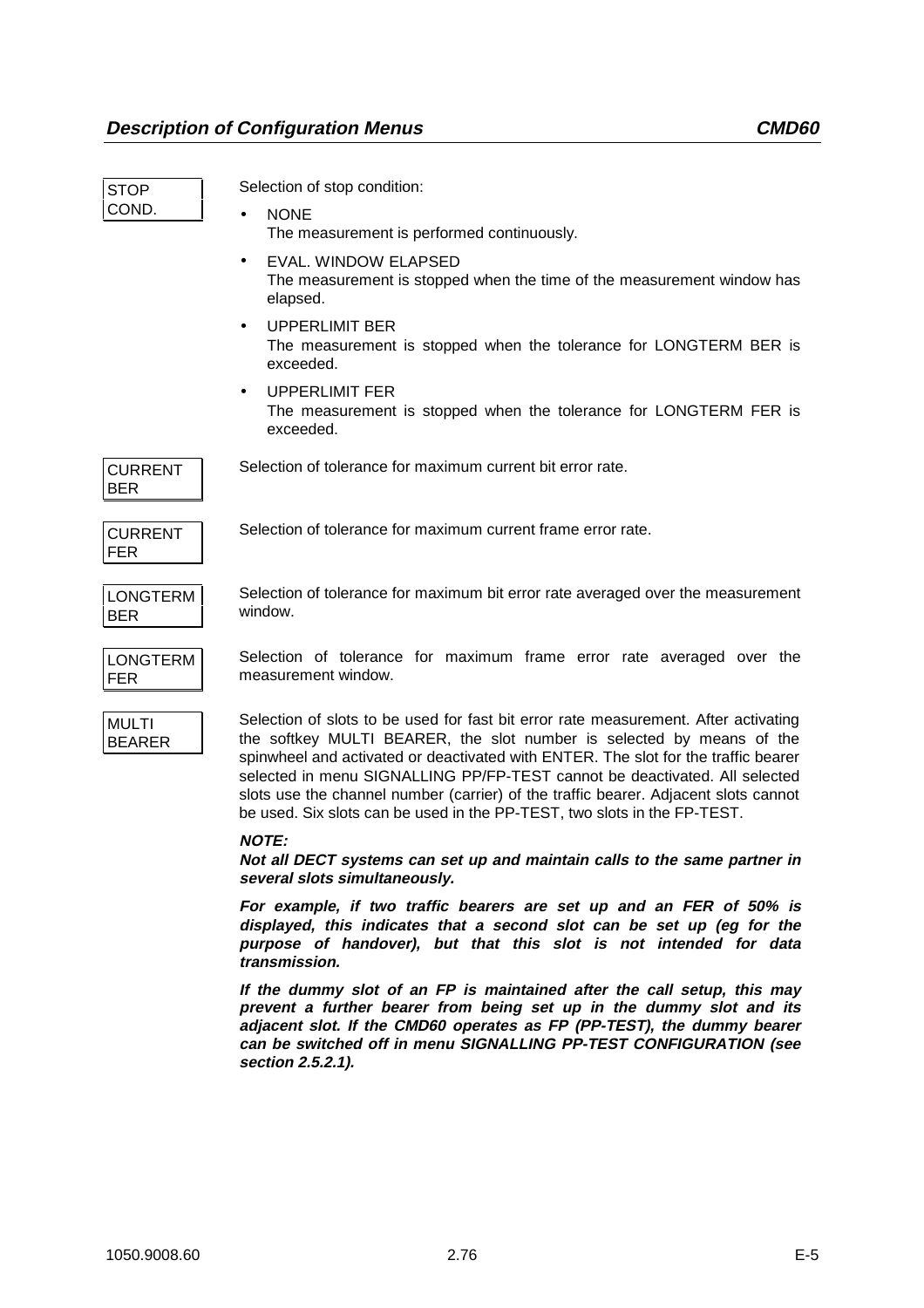STOP COND.

Selection of stop condition:

- NONE
  The measurement is performed continuously.
- EVAL. WINDOW ELAPSED
  The measurement is stopped when the time of the measurement window has elapsed.
- UPPERLIMIT BER
  The measurement is stopped when the tolerance for LONGTERM BER is exceeded.
- UPPERLIMIT FER
  The measurement is stopped when the tolerance for LONGTERM FER is exceeded.

CURRENT BER

Selection of tolerance for maximum current bit error rate.

CURRENT FER

Selection of tolerance for maximum current frame error rate.

LONGTERM BER

Selection of tolerance for maximum bit error rate averaged over the measurement window.

LONGTERM FER

Selection of tolerance for maximum frame error rate averaged over the measurement window.

MULTI BEARER

Selection of slots to be used for fast bit error rate measurement. After activating the softkey MULTI BEARER, the slot number is selected by means of the spinwheel and activated or deactivated with ENTER. The slot for the traffic bearer selected in menu SIGNALLING PP/FP-TEST cannot be deactivated. All selected slots use the channel number (carrier) of the traffic bearer. Adjacent slots cannot be used. Six slots can be used in the PP-TEST, two slots in the FP-TEST.

***NOTE:***
***Not all DECT systems can set up and maintain calls to the same partner in several slots simultaneously.***

***For example, if two traffic bearers are set up and an FER of 50% is displayed, this indicates that a second slot can be set up (eg for the purpose of handover), but that this slot is not intended for data transmission.***

***If the dummy slot of an FP is maintained after the call setup, this may prevent a further bearer from being set up in the dummy slot and its adjacent slot. If the CMD60 operates as FP (PP-TEST), the dummy bearer can be switched off in menu SIGNALLING PP-TEST CONFIGURATION (see section 2.5.2.1).***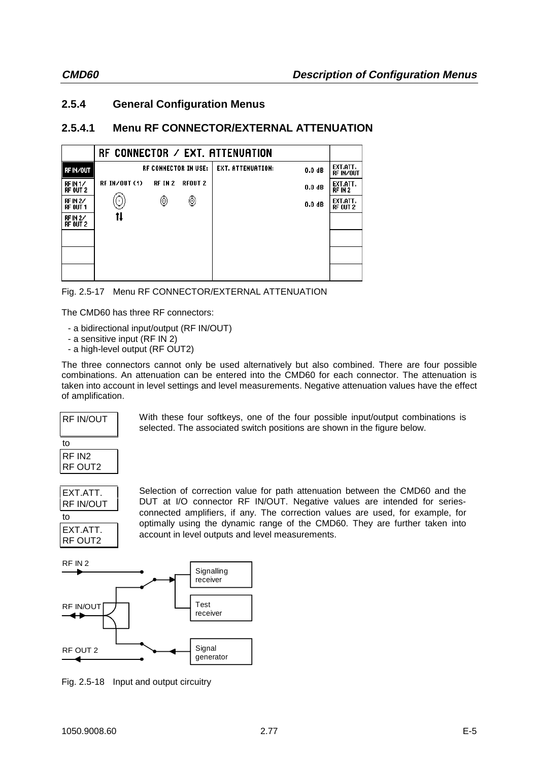### 2.5.4 General Configuration Menus

#### 2.5.4.1 Menu RF CONNECTOR/EXTERNAL ATTENUATION

| | RF CONNECTOR / EXT. ATTENUATION | | |
|---|---|---|---|
| RF IN/OUT | RF CONNECTOR IN USE: | EXT. ATTENUATION: 0.0 dB | EXT.ATT. RF IN/OUT |
| RF IN 1/ RF OUT 2 | RF IN/OUT (1) RF IN 2 RFOUT 2 | 0.0 dB | EXT.ATT. RF IN 2 |
| RF IN 2/ RF OUT 1 | | 0.0 dB | EXT.ATT. RF OUT 2 |
| RF IN 2/ RF OUT 2 | | | |

Fig. 2.5-17 Menu RF CONNECTOR/EXTERNAL ATTENUATION

The CMD60 has three RF connectors:

- a bidirectional input/output (RF IN/OUT)
- a sensitive input (RF IN 2)
- a high-level output (RF OUT2)

The three connectors cannot only be used alternatively but also combined. There are four possible combinations. An attenuation can be entered into the CMD60 for each connector. The attenuation is taken into account in level settings and level measurements. Negative attenuation values have the effect of amplification.

**RF IN/OUT** to **RF IN2 RF OUT2**

With these four softkeys, one of the four possible input/output combinations is selected. The associated switch positions are shown in the figure below.

**EXT.ATT. RF IN/OUT** to **EXT.ATT. RF OUT2**

Selection of correction value for path attenuation between the CMD60 and the DUT at I/O connector RF IN/OUT. Negative values are intended for series-connected amplifiers, if any. The correction values are used, for example, for optimally using the dynamic range of the CMD60. They are further taken into account in level outputs and level measurements.

RF IN 2 — Signalling receiver — RF IN/OUT — Test receiver — RF OUT 2 — Signal generator

Fig. 2.5-18 Input and output circuitry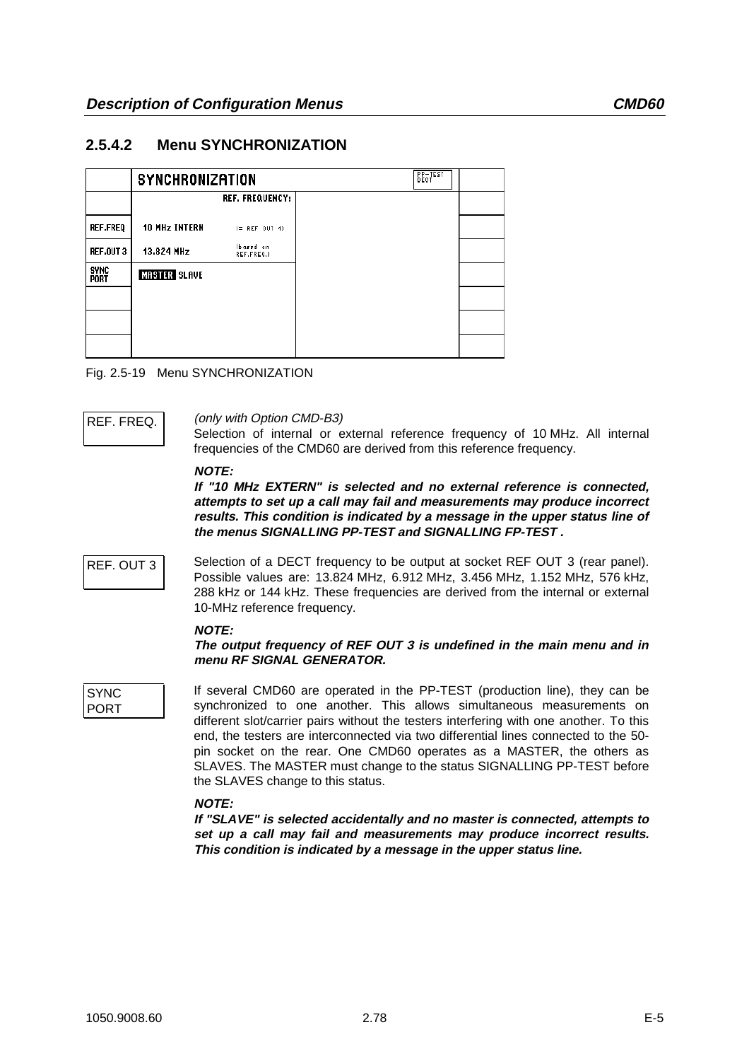## 2.5.4.2 Menu SYNCHRONIZATION

| | SYNCHRONIZATION | | PP-TEST DECT | |
|---|---|---|---|---|
| | | REF. FREQUENCY: | | |
| REF.FREQ | 10 MHz INTERN | (= REF OUT 4) | | |
| REF.OUT 3 | 13.824 MHz | (based on REF.FREQ.) | | |
| SYNC PORT | MASTER SLAVE | | | |
| | | | | |
| | | | | |
| | | | | |

Fig. 2.5-19 Menu SYNCHRONIZATION

**REF. FREQ.**

*(only with Option CMD-B3)*
Selection of internal or external reference frequency of 10 MHz. All internal frequencies of the CMD60 are derived from this reference frequency.

***NOTE:***
***If "10 MHz EXTERN" is selected and no external reference is connected, attempts to set up a call may fail and measurements may produce incorrect results. This condition is indicated by a message in the upper status line of the menus SIGNALLING PP-TEST and SIGNALLING FP-TEST .***

**REF. OUT 3**

Selection of a DECT frequency to be output at socket REF OUT 3 (rear panel). Possible values are: 13.824 MHz, 6.912 MHz, 3.456 MHz, 1.152 MHz, 576 kHz, 288 kHz or 144 kHz. These frequencies are derived from the internal or external 10-MHz reference frequency.

***NOTE:***
***The output frequency of REF OUT 3 is undefined in the main menu and in menu RF SIGNAL GENERATOR.***

**SYNC PORT**

If several CMD60 are operated in the PP-TEST (production line), they can be synchronized to one another. This allows simultaneous measurements on different slot/carrier pairs without the testers interfering with one another. To this end, the testers are interconnected via two differential lines connected to the 50-pin socket on the rear. One CMD60 operates as a MASTER, the others as SLAVES. The MASTER must change to the status SIGNALLING PP-TEST before the SLAVES change to this status.

***NOTE:***
***If "SLAVE" is selected accidentally and no master is connected, attempts to set up a call may fail and measurements may produce incorrect results. This condition is indicated by a message in the upper status line.***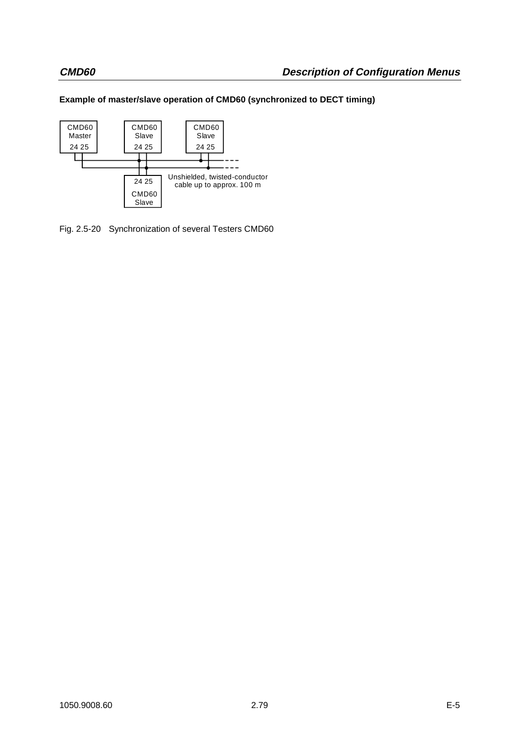**Example of master/slave operation of CMD60 (synchronized to DECT timing)**

CMD60 Master 24 25

CMD60 Slave 24 25

CMD60 Slave 24 25

24 25 CMD60 Slave

Unshielded, twisted-conductor cable up to approx. 100 m

Fig. 2.5-20 Synchronization of several Testers CMD60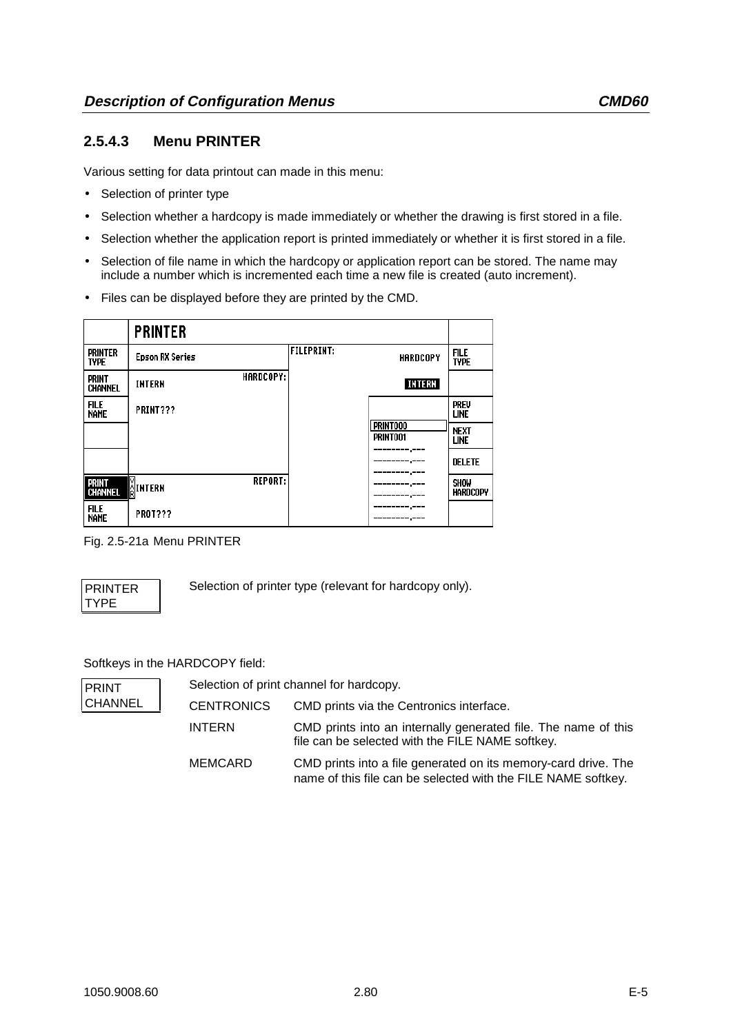### 2.5.4.3 Menu PRINTER

Various setting for data printout can made in this menu:

- Selection of printer type
- Selection whether a hardcopy is made immediately or whether the drawing is first stored in a file.
- Selection whether the application report is printed immediately or whether it is first stored in a file.
- Selection of file name in which the hardcopy or application report can be stored. The name may include a number which is incremented each time a new file is created (auto increment).
- Files can be displayed before they are printed by the CMD.

| | PRINTER | | | | |
|---|---|---|---|---|---|
| PRINTER TYPE | Epson RX Series | | FILEPRINT: | HARDCOPY | FILE TYPE |
| PRINT CHANNEL | INTERN | HARDCOPY: | | INTERN | |
| FILE NAME | PRINT??? | | | | PREV LINE |
| | | | | PRINT000<br>PRINT001<br>--------.---- | NEXT LINE |
| | | | | --------.----<br>--------.---- | DELETE |
| PRINT CHANNEL | INTERN | REPORT: | | --------.----<br>--------.---- | SHOW HARDCOPY |
| FILE NAME | PROT??? | | | --------.----<br>--------.---- | |

Fig. 2.5-21a Menu PRINTER

PRINTER TYPE — Selection of printer type (relevant for hardcopy only).

Softkeys in the HARDCOPY field:

PRINT CHANNEL — Selection of print channel for hardcopy.

| | |
|---|---|
| CENTRONICS | CMD prints via the Centronics interface. |
| INTERN | CMD prints into an internally generated file. The name of this file can be selected with the FILE NAME softkey. |
| MEMCARD | CMD prints into a file generated on its memory-card drive. The name of this file can be selected with the FILE NAME softkey. |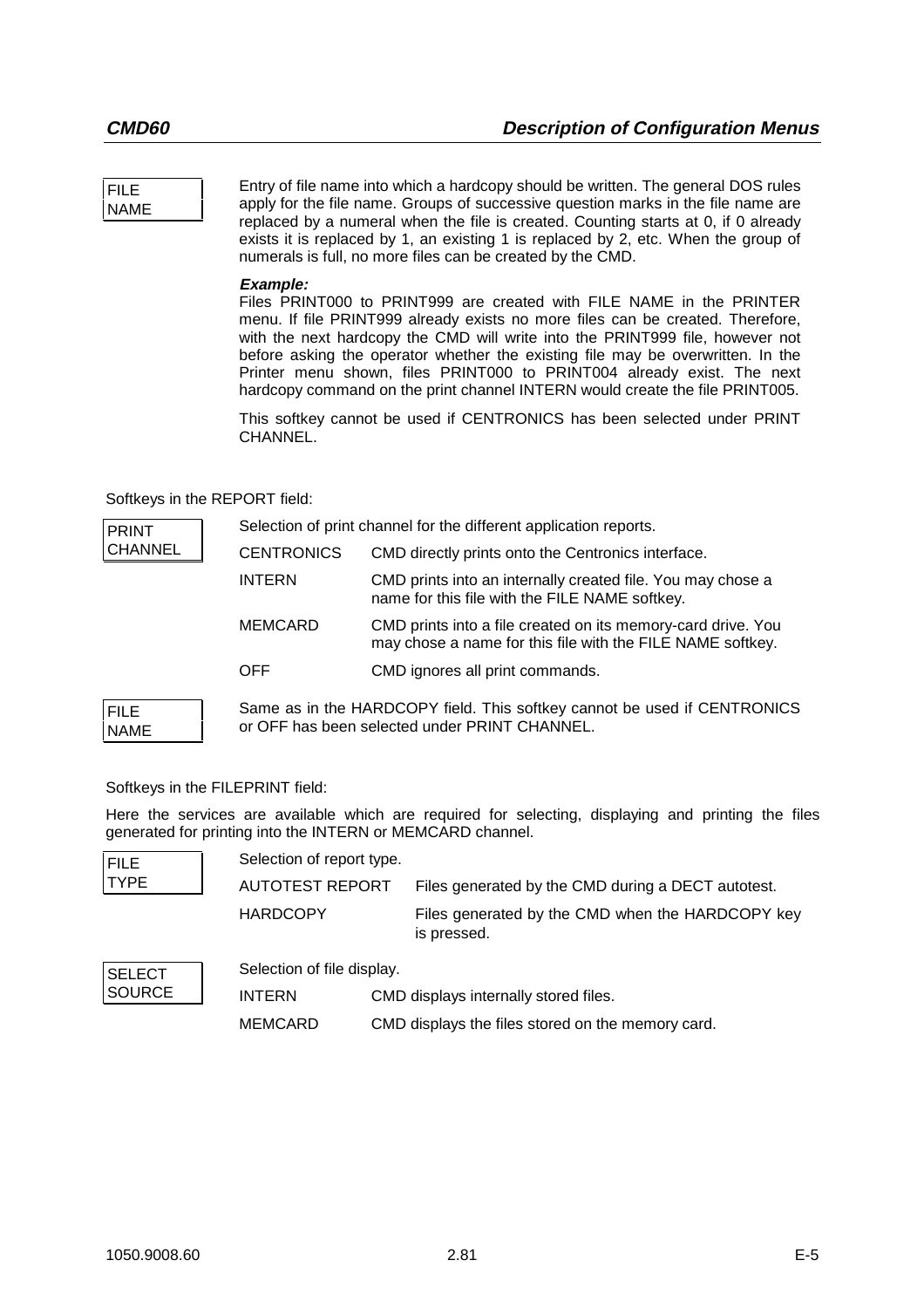**FILE NAME**

Entry of file name into which a hardcopy should be written. The general DOS rules apply for the file name. Groups of successive question marks in the file name are replaced by a numeral when the file is created. Counting starts at 0, if 0 already exists it is replaced by 1, an existing 1 is replaced by 2, etc. When the group of numerals is full, no more files can be created by the CMD.

***Example:***
Files PRINT000 to PRINT999 are created with FILE NAME in the PRINTER menu. If file PRINT999 already exists no more files can be created. Therefore, with the next hardcopy the CMD will write into the PRINT999 file, however not before asking the operator whether the existing file may be overwritten. In the Printer menu shown, files PRINT000 to PRINT004 already exist. The next hardcopy command on the print channel INTERN would create the file PRINT005.

This softkey cannot be used if CENTRONICS has been selected under PRINT CHANNEL.

Softkeys in the REPORT field:

**PRINT CHANNEL**

Selection of print channel for the different application reports.

| | |
|---|---|
| CENTRONICS | CMD directly prints onto the Centronics interface. |
| INTERN | CMD prints into an internally created file. You may chose a name for this file with the FILE NAME softkey. |
| MEMCARD | CMD prints into a file created on its memory-card drive. You may chose a name for this file with the FILE NAME softkey. |
| OFF | CMD ignores all print commands. |

**FILE NAME**

Same as in the HARDCOPY field. This softkey cannot be used if CENTRONICS or OFF has been selected under PRINT CHANNEL.

Softkeys in the FILEPRINT field:

Here the services are available which are required for selecting, displaying and printing the files generated for printing into the INTERN or MEMCARD channel.

**FILE TYPE**

Selection of report type.

| | |
|---|---|
| AUTOTEST REPORT | Files generated by the CMD during a DECT autotest. |
| HARDCOPY | Files generated by the CMD when the HARDCOPY key is pressed. |

**SELECT SOURCE**

Selection of file display.

| | |
|---|---|
| INTERN | CMD displays internally stored files. |
| MEMCARD | CMD displays the files stored on the memory card. |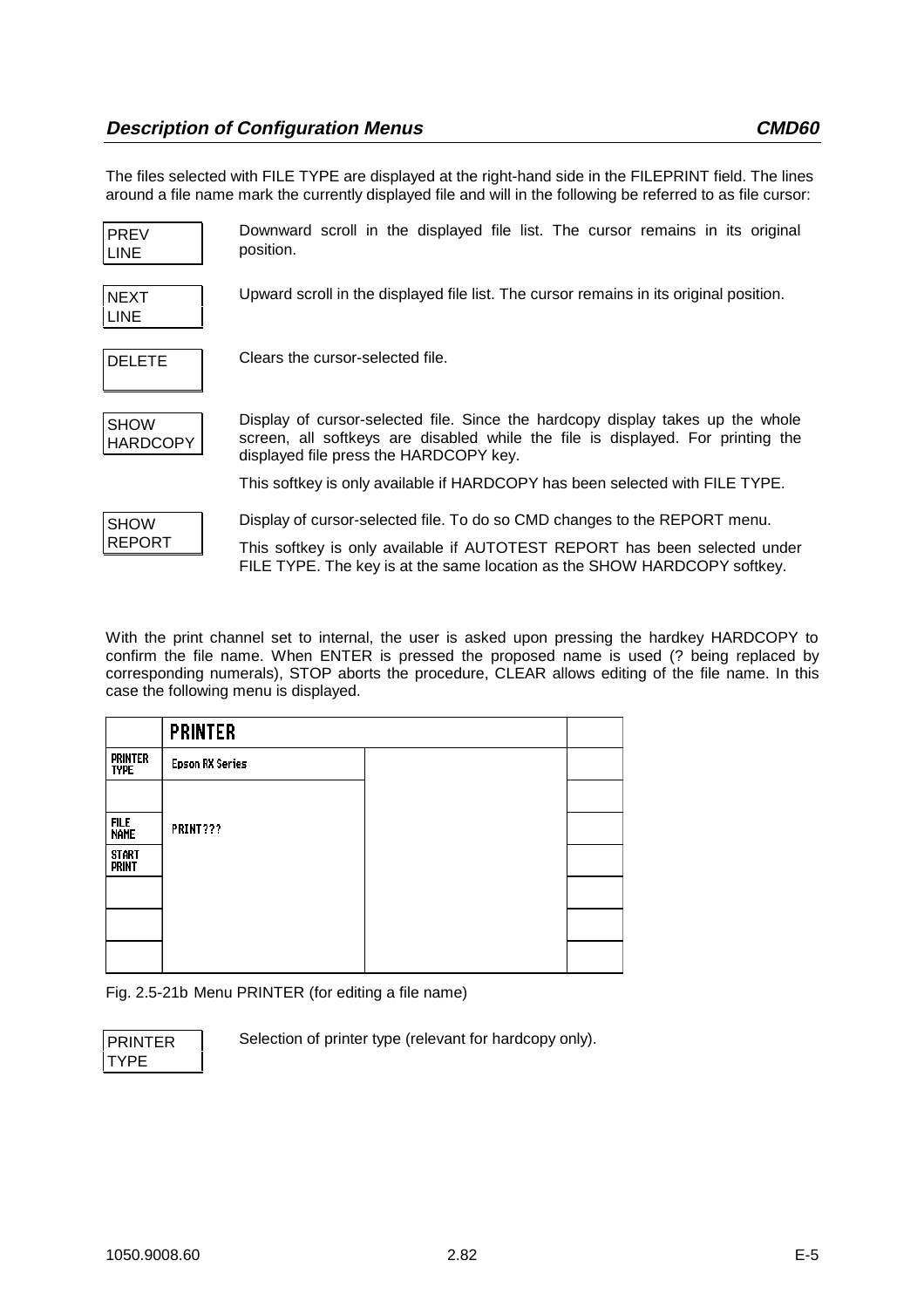The files selected with FILE TYPE are displayed at the right-hand side in the FILEPRINT field. The lines around a file name mark the currently displayed file and will in the following be referred to as file cursor:

| | |
|---|---|
| PREV LINE | Downward scroll in the displayed file list. The cursor remains in its original position. |
| NEXT LINE | Upward scroll in the displayed file list. The cursor remains in its original position. |
| DELETE | Clears the cursor-selected file. |
| SHOW HARDCOPY | Display of cursor-selected file. Since the hardcopy display takes up the whole screen, all softkeys are disabled while the file is displayed. For printing the displayed file press the HARDCOPY key. This softkey is only available if HARDCOPY has been selected with FILE TYPE. |
| SHOW REPORT | Display of cursor-selected file. To do so CMD changes to the REPORT menu. This softkey is only available if AUTOTEST REPORT has been selected under FILE TYPE. The key is at the same location as the SHOW HARDCOPY softkey. |

With the print channel set to internal, the user is asked upon pressing the hardkey HARDCOPY to confirm the file name. When ENTER is pressed the proposed name is used (? being replaced by corresponding numerals), STOP aborts the procedure, CLEAR allows editing of the file name. In this case the following menu is displayed.

| | PRINTER | | |
|---|---|---|---|
| PRINTER TYPE | Epson RX Series | | |
| | | | |
| FILE NAME | PRINT??? | | |
| START PRINT | | | |
| | | | |
| | | | |
| | | | |

Fig. 2.5-21b Menu PRINTER (for editing a file name)

| | |
|---|---|
| PRINTER TYPE | Selection of printer type (relevant for hardcopy only). |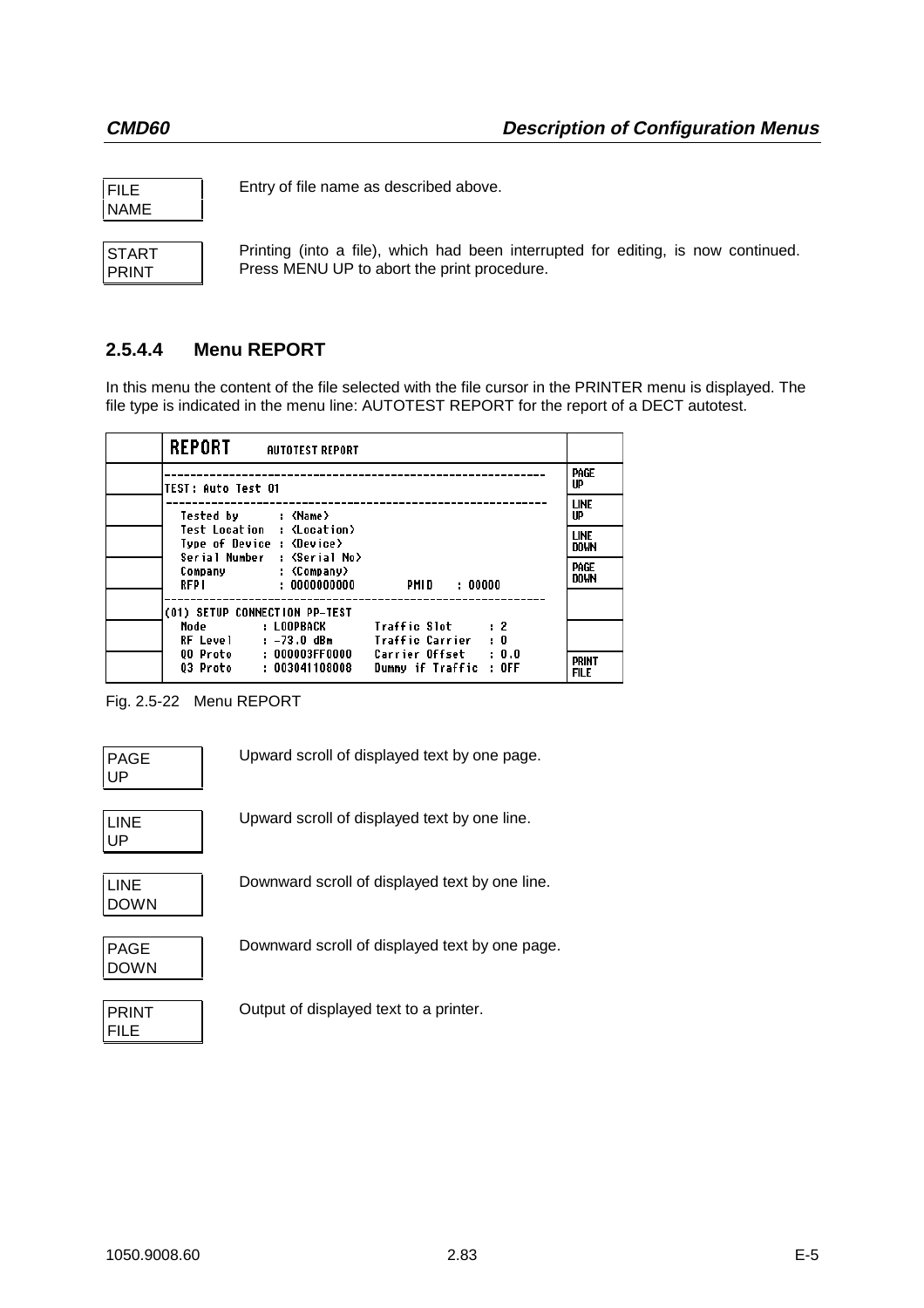FILE NAME

Entry of file name as described above.

START PRINT

Printing (into a file), which had been interrupted for editing, is now continued. Press MENU UP to abort the print procedure.

### 2.5.4.4 Menu REPORT

In this menu the content of the file selected with the file cursor in the PRINTER menu is displayed. The file type is indicated in the menu line: AUTOTEST REPORT for the report of a DECT autotest.

```
REPORT    AUTOTEST REPORT
----------------------------------------------------------         PAGE UP
TEST: Auto Test 01
----------------------------------------------------------         LINE UP
  Tested by       : <Name>
  Test Location   : <Location>                                     LINE DOWN
  Type of Device  : <Device>
  Serial Number   : <Serial No>                                    PAGE DOWN
  Company         : <Company>
  RFPI            : 0000000000        PMID    : 00000
----------------------------------------------------------
(01) SETUP CONNECTION PP-TEST
  Mode       : LOOPBACK        Traffic Slot      : 2
  RF Level   : -73.0 dBm       Traffic Carrier   : 0
  Q0 Proto   : 000003FF0000    Carrier Offset    : 0.0             PRINT FILE
  Q3 Proto   : 003041108008    Dummy if Traffic  : OFF
```

Fig. 2.5-22 Menu REPORT

PAGE UP

Upward scroll of displayed text by one page.

LINE UP

Upward scroll of displayed text by one line.

LINE DOWN

Downward scroll of displayed text by one line.

PAGE DOWN

Downward scroll of displayed text by one page.

PRINT FILE

Output of displayed text to a printer.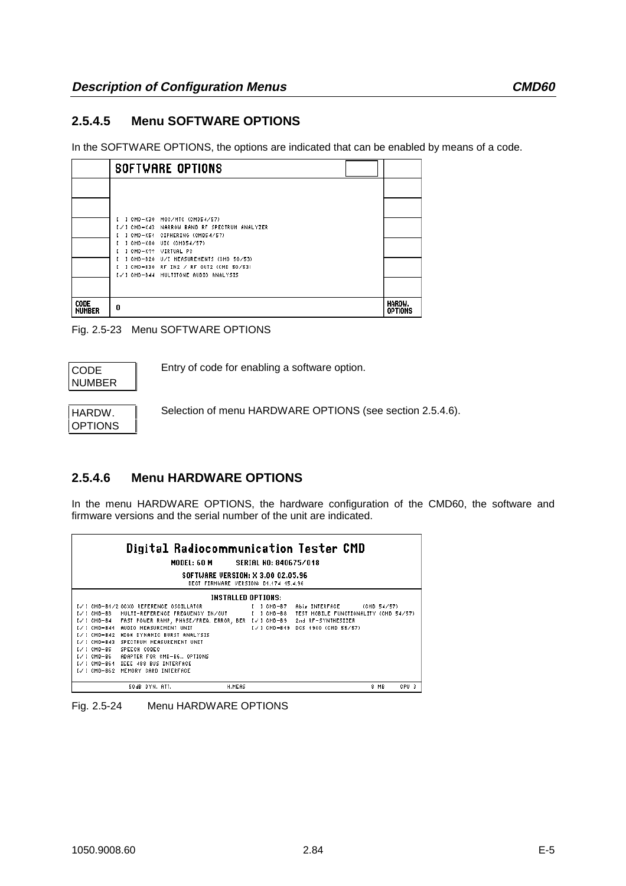### 2.5.4.5 Menu SOFTWARE OPTIONS

In the SOFTWARE OPTIONS, the options are indicated that can be enabled by means of a code.

| | SOFTWARE OPTIONS | |
|---|---|---|
| | [ ] CMD-K30 MOC/MTC (CMD54/57)<br>[✓] CMD-K43 NARROW BAND RF SPECTRUM ANALYZER<br>[ ] CMD-K51 CIPHERING (CMD54/57)<br>[ ] CMD-K80 UIC (CMD54/57)<br>[ ] CMD-K?? VIRTUAL PC<br>[ ] CMD-B20 U/I MEASUREMENTS (CMD 50/53)<br>[ ] CMD-B30 RF IN2 / RF OUT2 (CMD 50/53)<br>[✓] CMD-B44 MULTITONE AUDIO ANALYSIS | |
| CODE NUMBER | 0 | HARDW. OPTIONS |

Fig. 2.5-23 Menu SOFTWARE OPTIONS

| | |
|---|---|
| CODE NUMBER | Entry of code for enabling a software option. |
| HARDW. OPTIONS | Selection of menu HARDWARE OPTIONS (see section 2.5.4.6). |

### 2.5.4.6 Menu HARDWARE OPTIONS

In the menu HARDWARE OPTIONS, the hardware configuration of the CMD60, the software and firmware versions and the serial number of the unit are indicated.

**Digital Radiocommunication Tester CMD**

MODEL: 60 M    SERIAL NO: 840675/018

SOFTWARE VERSION: X 3.00 02.05.96

DECT FIRMWARE VERSION: D1.174 15.4.96

INSTALLED OPTIONS:

| | |
|---|---|
| [✓] CMD-B1/2 OCXO REFERENCE OSCILLATOR | [ ] CMD-B7 Abis INTERFACE (CMD 54/57) |
| [✓] CMD-B3 MULTI-REFERENCE FREQUENCY IN/OUT | [ ] CMD-B8 TEST MOBILE FUNCTIONALITY (CMD 54/57) |
| [✓] CMD-B4 FAST POWER RAMP, PHASE/FREQ. ERROR, BER | [✓] CMD-B9 2nd RF-SYNTHESIZER |
| [✓] CMD-B41 AUDIO MEASUREMENT UNIT | [✓] CMD-B49 DCS 1900 (CMD 55/57) |
| [✓] CMD-B42 HIGH DYNAMIC BURST ANALYSIS | |
| [✓] CMD-B43 SPECTRUM MEASUREMENT UNIT | |
| [✓] CMD-B5 SPEECH CODEC | |
| [✓] CMD-B6 ADAPTER FOR CMD-B6.. OPTIONS | |
| [✓] CMD-B61 IEEE 488 BUS INTERFACE | |
| [✓] CMD-B62 MEMORY CARD INTERFACE | |

50dB DYN. ATT.    H.MEAS    8 MB    CPU 3

Fig. 2.5-24 Menu HARDWARE OPTIONS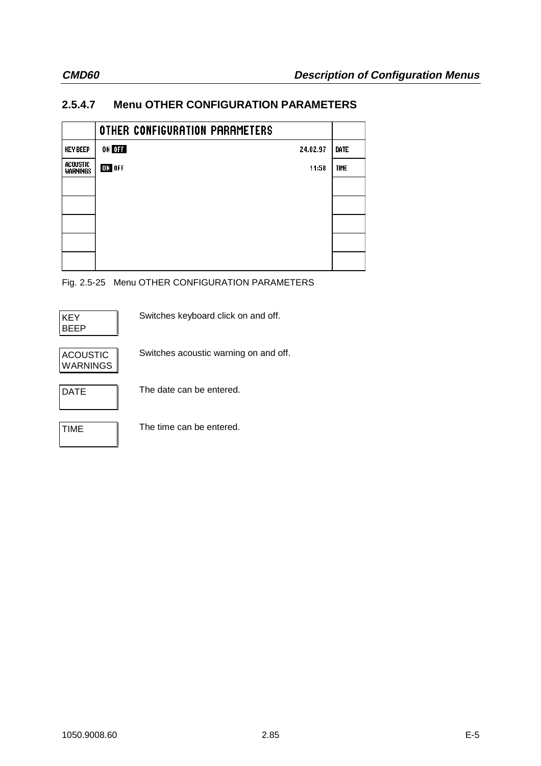### 2.5.4.7 Menu OTHER CONFIGURATION PARAMETERS

| | OTHER CONFIGURATION PARAMETERS | |
|---|---|---|
| KEY BEEP | ON **OFF** 24.02.97 | DATE |
| ACOUSTIC WARNINGS | **ON** OFF 11:58 | TIME |
| | | |
| | | |
| | | |
| | | |
| | | |

Fig. 2.5-25 Menu OTHER CONFIGURATION PARAMETERS

| | |
|---|---|
| KEY BEEP | Switches keyboard click on and off. |
| ACOUSTIC WARNINGS | Switches acoustic warning on and off. |
| DATE | The date can be entered. |
| TIME | The time can be entered. |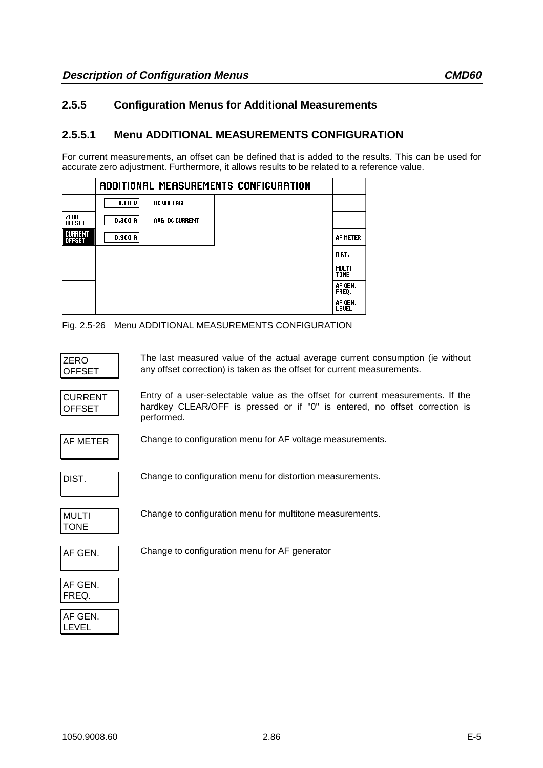## 2.5.5 Configuration Menus for Additional Measurements

### 2.5.5.1 Menu ADDITIONAL MEASUREMENTS CONFIGURATION

For current measurements, an offset can be defined that is added to the results. This can be used for accurate zero adjustment. Furthermore, it allows results to be related to a reference value.

| | ADDITIONAL MEASUREMENTS CONFIGURATION | | |
|---|---|---|---|
| | 0.00 V | DC VOLTAGE | |
| ZERO OFFSET | 0.300 A | AVG. DC CURRENT | |
| CURRENT OFFSET | 0.300 A | | AF METER |
| | | | DIST. |
| | | | MULTI-TONE |
| | | | AF GEN. FREQ. |
| | | | AF GEN. LEVEL |

Fig. 2.5-26 Menu ADDITIONAL MEASUREMENTS CONFIGURATION

| | |
|---|---|
| ZERO OFFSET | The last measured value of the actual average current consumption (ie without any offset correction) is taken as the offset for current measurements. |
| CURRENT OFFSET | Entry of a user-selectable value as the offset for current measurements. If the hardkey CLEAR/OFF is pressed or if "0" is entered, no offset correction is performed. |
| AF METER | Change to configuration menu for AF voltage measurements. |
| DIST. | Change to configuration menu for distortion measurements. |
| MULTI TONE | Change to configuration menu for multitone measurements. |
| AF GEN. | Change to configuration menu for AF generator |
| AF GEN. FREQ. | |
| AF GEN. LEVEL | |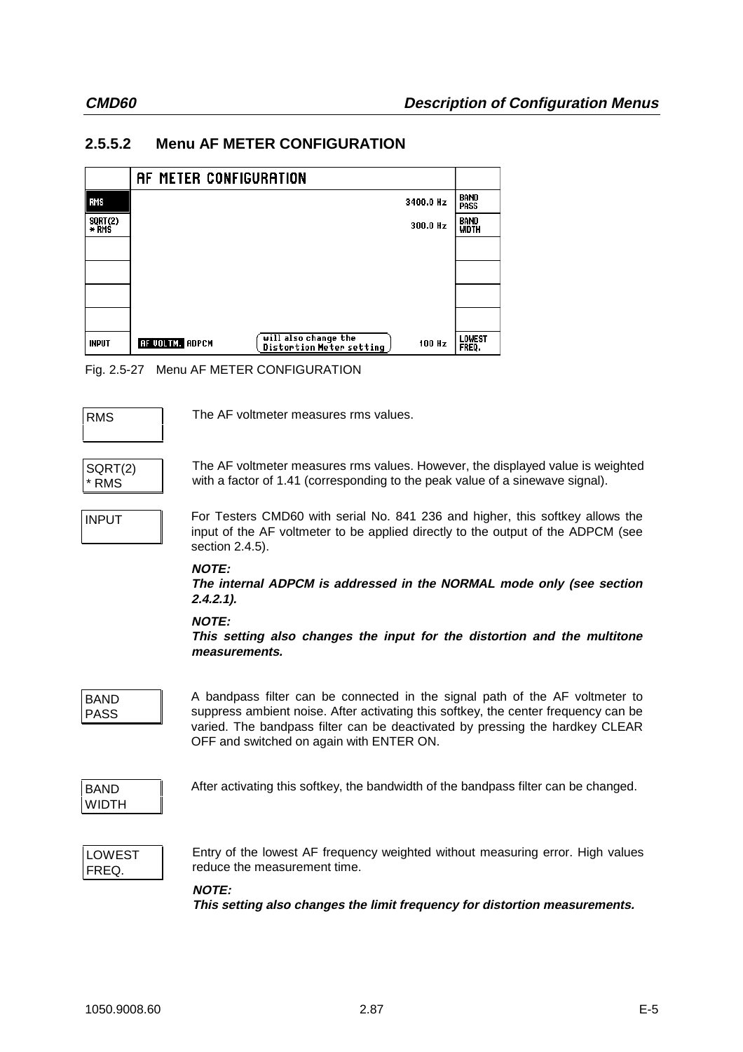### 2.5.5.2 Menu AF METER CONFIGURATION

| | AF METER CONFIGURATION | | |
|---|---|---|---|
| RMS | | 3400.0 Hz | BAND PASS |
| SQRT(2) * RMS | | 300.0 Hz | BAND WIDTH |
| | | | |
| | | | |
| | | | |
| | | | |
| INPUT | AF VOLTM. ADPCM — will also change the Distortion Meter setting | 100 Hz | LOWEST FREQ. |

Fig. 2.5-27 Menu AF METER CONFIGURATION

**RMS**

The AF voltmeter measures rms values.

**SQRT(2) * RMS**

The AF voltmeter measures rms values. However, the displayed value is weighted with a factor of 1.41 (corresponding to the peak value of a sinewave signal).

**INPUT**

For Testers CMD60 with serial No. 841 236 and higher, this softkey allows the input of the AF voltmeter to be applied directly to the output of the ADPCM (see section 2.4.5).

***NOTE:***
***The internal ADPCM is addressed in the NORMAL mode only (see section 2.4.2.1).***

***NOTE:***
***This setting also changes the input for the distortion and the multitone measurements.***

**BAND PASS**

A bandpass filter can be connected in the signal path of the AF voltmeter to suppress ambient noise. After activating this softkey, the center frequency can be varied. The bandpass filter can be deactivated by pressing the hardkey CLEAR OFF and switched on again with ENTER ON.

**BAND WIDTH**

After activating this softkey, the bandwidth of the bandpass filter can be changed.

**LOWEST FREQ.**

Entry of the lowest AF frequency weighted without measuring error. High values reduce the measurement time.

***NOTE:***
***This setting also changes the limit frequency for distortion measurements.***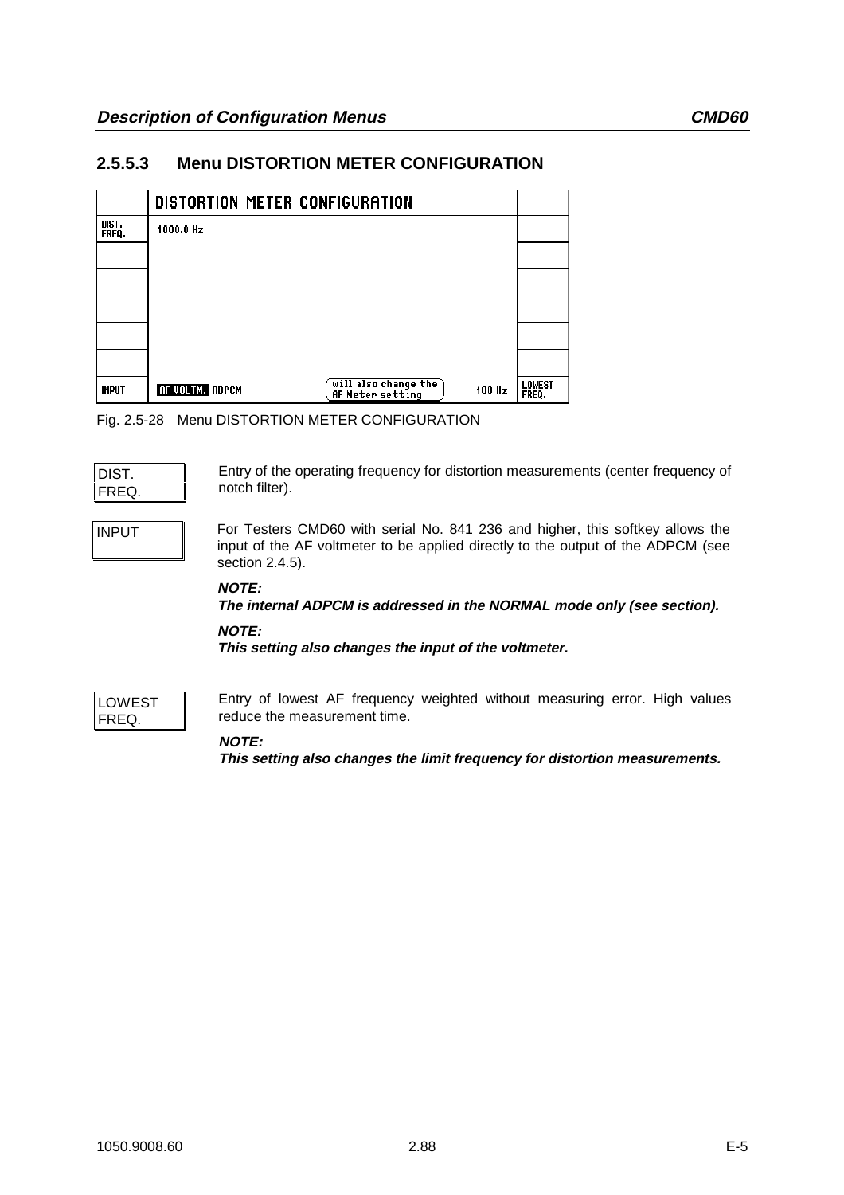### 2.5.5.3 Menu DISTORTION METER CONFIGURATION

| | DISTORTION METER CONFIGURATION | | | |
|---|---|---|---|---|
| DIST. FREQ. | 1000.0 Hz | | | |
| | | | | |
| | | | | |
| | | | | |
| | | | | |
| | | | | |
| INPUT | **AF VOLTM.** ADPCM | will also change the AF Meter setting | 100 Hz | LOWEST FREQ. |

Fig. 2.5-28 Menu DISTORTION METER CONFIGURATION

**DIST. FREQ.**

Entry of the operating frequency for distortion measurements (center frequency of notch filter).

**INPUT**

For Testers CMD60 with serial No. 841 236 and higher, this softkey allows the input of the AF voltmeter to be applied directly to the output of the ADPCM (see section 2.4.5).

***NOTE:***
***The internal ADPCM is addressed in the NORMAL mode only (see section).***

***NOTE:***
***This setting also changes the input of the voltmeter.***

**LOWEST FREQ.**

Entry of lowest AF frequency weighted without measuring error. High values reduce the measurement time.

***NOTE:***
***This setting also changes the limit frequency for distortion measurements.***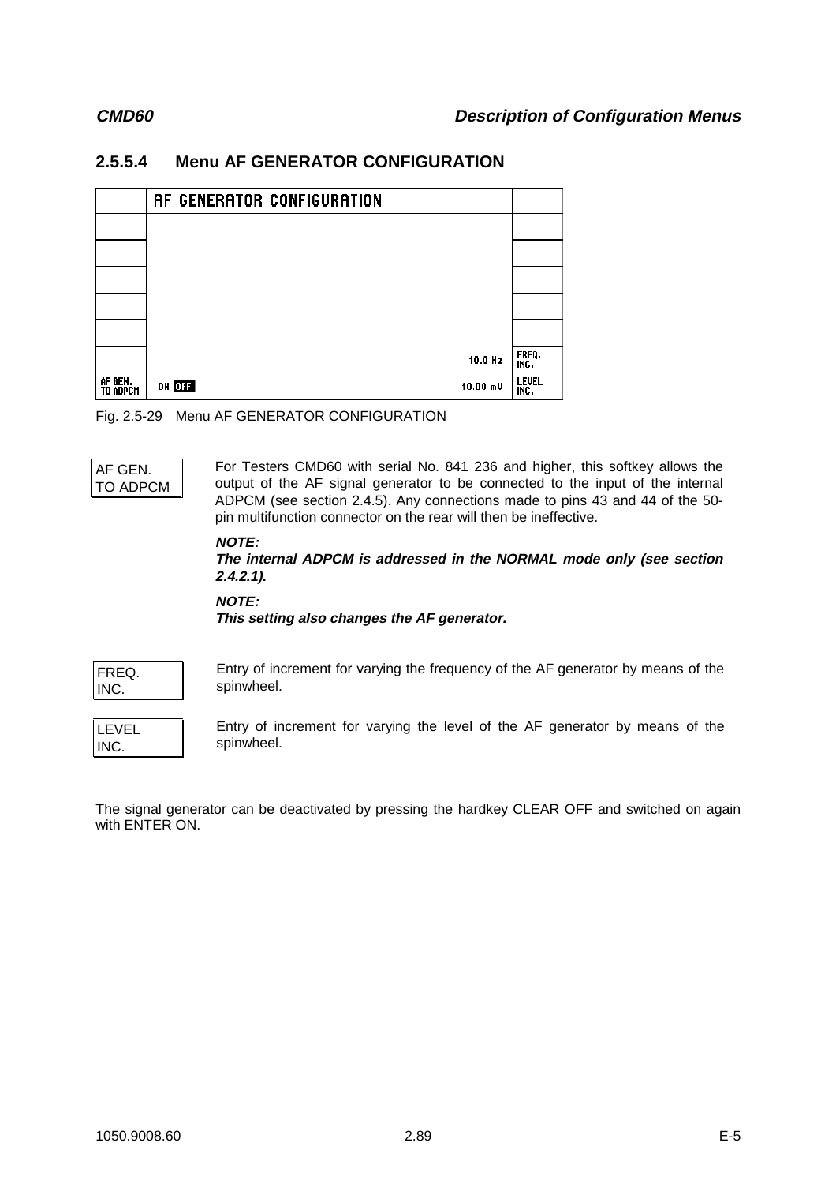### 2.5.5.4 Menu AF GENERATOR CONFIGURATION

| | AF GENERATOR CONFIGURATION | |
|---|---|---|
| | | |
| | | |
| | | |
| | | |
| | | |
| | 10.0 Hz | FREQ. INC. |
| AF GEN. TO ADPCM | ON OFF 10.00 mV | LEVEL INC. |

Fig. 2.5-29 Menu AF GENERATOR CONFIGURATION

AF GEN. TO ADPCM

For Testers CMD60 with serial No. 841 236 and higher, this softkey allows the output of the AF signal generator to be connected to the input of the internal ADPCM (see section 2.4.5). Any connections made to pins 43 and 44 of the 50-pin multifunction connector on the rear will then be ineffective.

***NOTE:***
***The internal ADPCM is addressed in the NORMAL mode only (see section 2.4.2.1).***

***NOTE:***
***This setting also changes the AF generator.***

FREQ. INC.

Entry of increment for varying the frequency of the AF generator by means of the spinwheel.

LEVEL INC.

Entry of increment for varying the level of the AF generator by means of the spinwheel.

The signal generator can be deactivated by pressing the hardkey CLEAR OFF and switched on again with ENTER ON.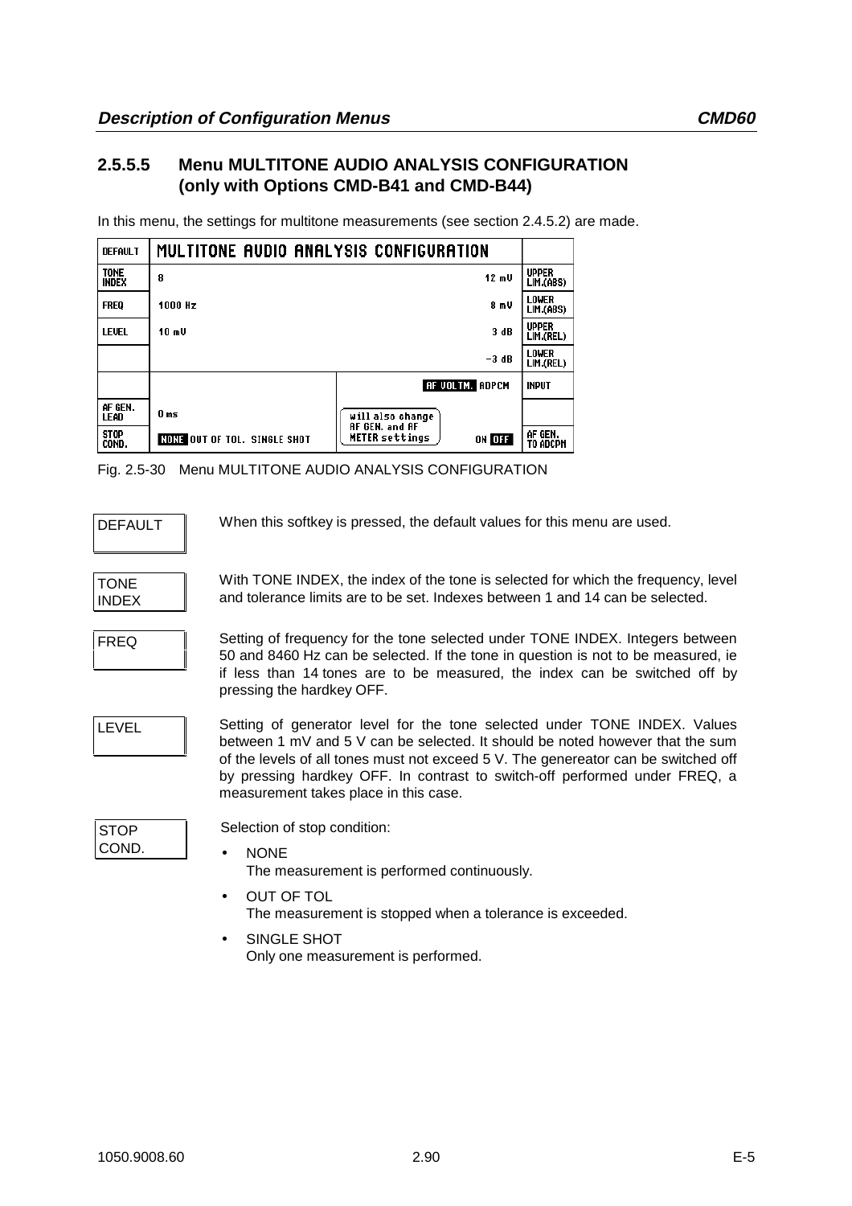### 2.5.5.5 Menu MULTITONE AUDIO ANALYSIS CONFIGURATION (only with Options CMD-B41 and CMD-B44)

In this menu, the settings for multitone measurements (see section 2.4.5.2) are made.

| DEFAULT | MULTITONE AUDIO ANALYSIS CONFIGURATION | | |
|---|---|---|---|
| TONE INDEX | 8 | 12 mV | UPPER LIM.(ABS) |
| FREQ | 1000 Hz | 8 mV | LOWER LIM.(ABS) |
| LEVEL | 10 mV | 3 dB | UPPER LIM.(REL) |
| | | −3 dB | LOWER LIM.(REL) |
| | | AF VOLTM. ADPCM | INPUT |
| AF GEN. LEAD | 0 ms | will also change AF GEN. and AF METER settings | |
| STOP COND. | NONE OUT OF TOL. SINGLE SHOT | ON OFF | AF GEN. TO ADCPM |

Fig. 2.5-30 Menu MULTITONE AUDIO ANALYSIS CONFIGURATION

**DEFAULT**

When this softkey is pressed, the default values for this menu are used.

**TONE INDEX**

With TONE INDEX, the index of the tone is selected for which the frequency, level and tolerance limits are to be set. Indexes between 1 and 14 can be selected.

**FREQ**

Setting of frequency for the tone selected under TONE INDEX. Integers between 50 and 8460 Hz can be selected. If the tone in question is not to be measured, ie if less than 14 tones are to be measured, the index can be switched off by pressing the hardkey OFF.

**LEVEL**

Setting of generator level for the tone selected under TONE INDEX. Values between 1 mV and 5 V can be selected. It should be noted however that the sum of the levels of all tones must not exceed 5 V. The genereator can be switched off by pressing hardkey OFF. In contrast to switch-off performed under FREQ, a measurement takes place in this case.

**STOP COND.**

Selection of stop condition:

- NONE
  The measurement is performed continuously.
- OUT OF TOL
  The measurement is stopped when a tolerance is exceeded.
- SINGLE SHOT
  Only one measurement is performed.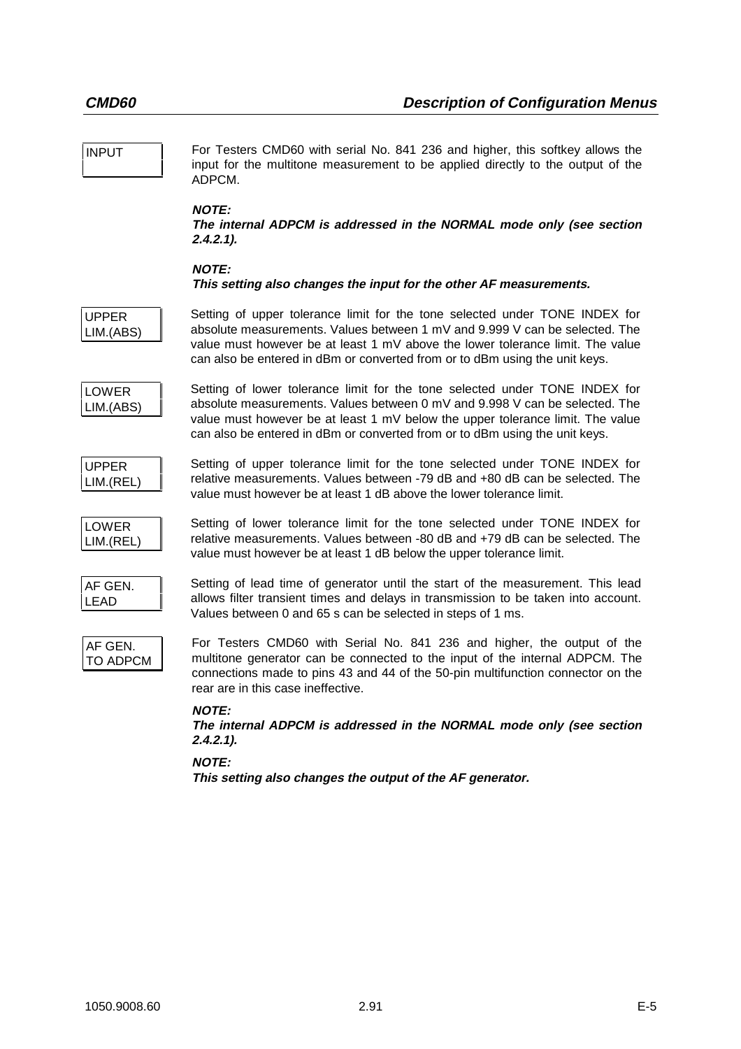**INPUT**

For Testers CMD60 with serial No. 841 236 and higher, this softkey allows the input for the multitone measurement to be applied directly to the output of the ADPCM.

***NOTE:***
***The internal ADPCM is addressed in the NORMAL mode only (see section 2.4.2.1).***

***NOTE:***
***This setting also changes the input for the other AF measurements.***

**UPPER LIM.(ABS)**

Setting of upper tolerance limit for the tone selected under TONE INDEX for absolute measurements. Values between 1 mV and 9.999 V can be selected. The value must however be at least 1 mV above the lower tolerance limit. The value can also be entered in dBm or converted from or to dBm using the unit keys.

**LOWER LIM.(ABS)**

Setting of lower tolerance limit for the tone selected under TONE INDEX for absolute measurements. Values between 0 mV and 9.998 V can be selected. The value must however be at least 1 mV below the upper tolerance limit. The value can also be entered in dBm or converted from or to dBm using the unit keys.

**UPPER LIM.(REL)**

Setting of upper tolerance limit for the tone selected under TONE INDEX for relative measurements. Values between -79 dB and +80 dB can be selected. The value must however be at least 1 dB above the lower tolerance limit.

**LOWER LIM.(REL)**

Setting of lower tolerance limit for the tone selected under TONE INDEX for relative measurements. Values between -80 dB and +79 dB can be selected. The value must however be at least 1 dB below the upper tolerance limit.

**AF GEN. LEAD**

Setting of lead time of generator until the start of the measurement. This lead allows filter transient times and delays in transmission to be taken into account. Values between 0 and 65 s can be selected in steps of 1 ms.

**AF GEN. TO ADPCM**

For Testers CMD60 with Serial No. 841 236 and higher, the output of the multitone generator can be connected to the input of the internal ADPCM. The connections made to pins 43 and 44 of the 50-pin multifunction connector on the rear are in this case ineffective.

***NOTE:***
***The internal ADPCM is addressed in the NORMAL mode only (see section 2.4.2.1).***

***NOTE:***
***This setting also changes the output of the AF generator.***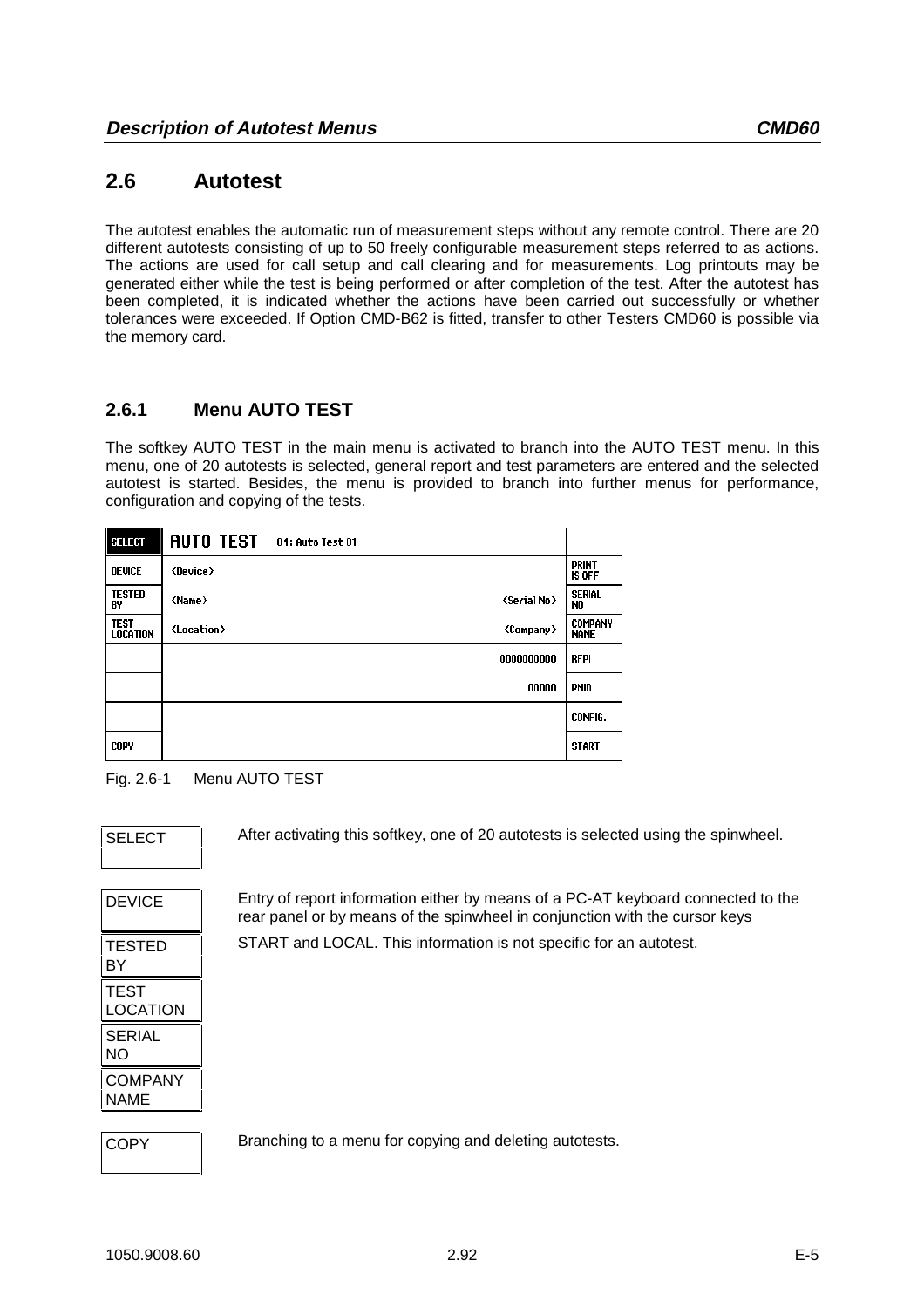## 2.6 Autotest

The autotest enables the automatic run of measurement steps without any remote control. There are 20 different autotests consisting of up to 50 freely configurable measurement steps referred to as actions. The actions are used for call setup and call clearing and for measurements. Log printouts may be generated either while the test is being performed or after completion of the test. After the autotest has been completed, it is indicated whether the actions have been carried out successfully or whether tolerances were exceeded. If Option CMD-B62 is fitted, transfer to other Testers CMD60 is possible via the memory card.

### 2.6.1 Menu AUTO TEST

The softkey AUTO TEST in the main menu is activated to branch into the AUTO TEST menu. In this menu, one of 20 autotests is selected, general report and test parameters are entered and the selected autotest is started. Besides, the menu is provided to branch into further menus for performance, configuration and copying of the tests.

| SELECT | AUTO TEST 01: Auto Test 01 | |
|---|---|---|
| DEVICE | <Device> | PRINT IS OFF |
| TESTED BY | <Name> <Serial No> | SERIAL NO |
| TEST LOCATION | <Location> <Company> | COMPANY NAME |
| | 0000000000 | RFPI |
| | 00000 | PMID |
| | | CONFIG. |
| COPY | | START |

Fig. 2.6-1 Menu AUTO TEST

SELECT — After activating this softkey, one of 20 autotests is selected using the spinwheel.

DEVICE, TESTED BY, TEST LOCATION, SERIAL NO, COMPANY NAME — Entry of report information either by means of a PC-AT keyboard connected to the rear panel or by means of the spinwheel in conjunction with the cursor keys START and LOCAL. This information is not specific for an autotest.

COPY — Branching to a menu for copying and deleting autotests.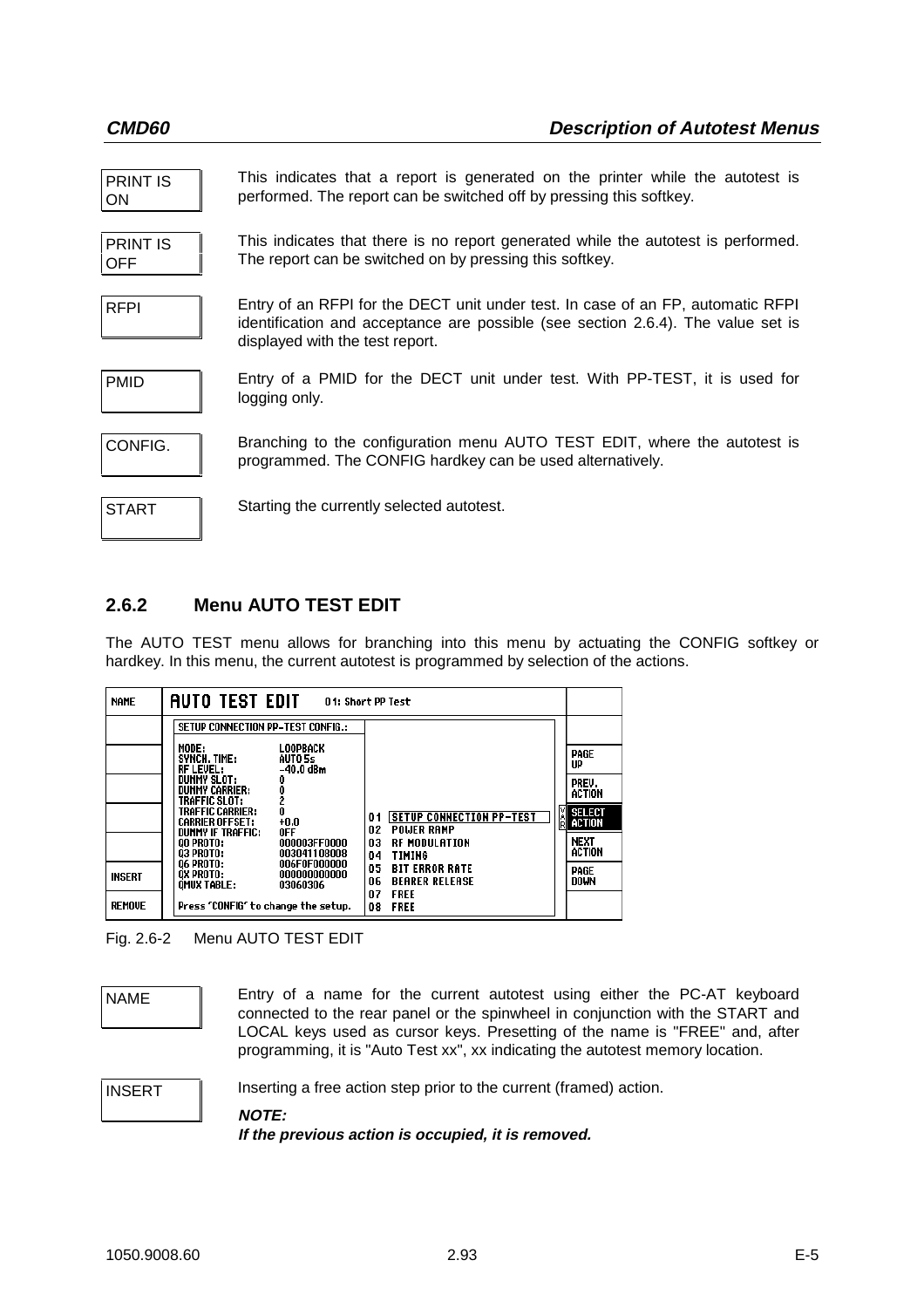| PRINT IS ON | This indicates that a report is generated on the printer while the autotest is performed. The report can be switched off by pressing this softkey. |
|---|---|
| PRINT IS OFF | This indicates that there is no report generated while the autotest is performed. The report can be switched on by pressing this softkey. |
| RFPI | Entry of an RFPI for the DECT unit under test. In case of an FP, automatic RFPI identification and acceptance are possible (see section 2.6.4). The value set is displayed with the test report. |
| PMID | Entry of a PMID for the DECT unit under test. With PP-TEST, it is used for logging only. |
| CONFIG. | Branching to the configuration menu AUTO TEST EDIT, where the autotest is programmed. The CONFIG hardkey can be used alternatively. |
| START | Starting the currently selected autotest. |

## 2.6.2 Menu AUTO TEST EDIT

The AUTO TEST menu allows for branching into this menu by actuating the CONFIG softkey or hardkey. In this menu, the current autotest is programmed by selection of the actions.

```
NAME    | AUTO TEST EDIT        01: Short PP Test                          |
        | SETUP CONNECTION PP-TEST CONFIG.:                                |
        | MODE:             LOOPBACK                                       | PAGE UP
        | SYNCH. TIME:      AUTO 5s                                        |
        | RF LEVEL:         -40.0 dBm                                      |
        | DUMMY SLOT:       0                                              | PREV. ACTION
        | DUMMY CARRIER:    0                                              |
        | TRAFFIC SLOT:     2                                              |
        | TRAFFIC CARRIER:  0            01  SETUP CONNECTION PP-TEST      | SELECT ACTION
        | CARRIER OFFSET:   +0.0         02  POWER RAMP                    |
        | DUMMY IF TRAFFIC: OFF          03  RF MODULATION                 | NEXT ACTION
        | Q0 PROTO:         000003FF0000 04  TIMING                        |
        | Q3 PROTO:         003041108008 05  BIT ERROR RATE                |
        | Q6 PROTO:         006F0F000000 06  BEARER RELEASE                |
INSERT  | QX PROTO:         000000000000 07  FREE                          | PAGE DOWN
        | QMUX TABLE:       03060306     08  FREE                          |
REMOVE  | Press 'CONFIG' to change the setup.                              |
```

Fig. 2.6-2 Menu AUTO TEST EDIT

| NAME | Entry of a name for the current autotest using either the PC-AT keyboard connected to the rear panel or the spinwheel in conjunction with the START and LOCAL keys used as cursor keys. Presetting of the name is "FREE" and, after programming, it is "Auto Test xx", xx indicating the autotest memory location. |
|---|---|
| INSERT | Inserting a free action step prior to the current (framed) action.<br>***NOTE:***<br>***If the previous action is occupied, it is removed.*** |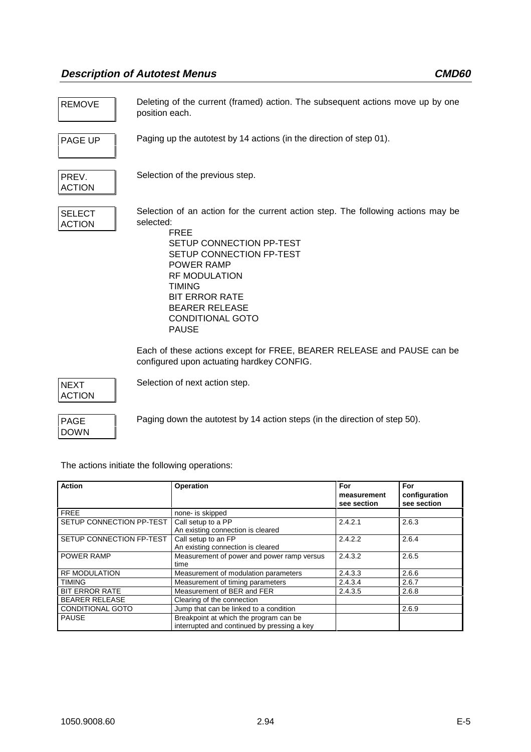REMOVE — Deleting of the current (framed) action. The subsequent actions move up by one position each.

PAGE UP — Paging up the autotest by 14 actions (in the direction of step 01).

PREV. ACTION — Selection of the previous step.

SELECT ACTION — Selection of an action for the current action step. The following actions may be selected:

FREE
SETUP CONNECTION PP-TEST
SETUP CONNECTION FP-TEST
POWER RAMP
RF MODULATION
TIMING
BIT ERROR RATE
BEARER RELEASE
CONDITIONAL GOTO
PAUSE

Each of these actions except for FREE, BEARER RELEASE and PAUSE can be configured upon actuating hardkey CONFIG.

NEXT ACTION — Selection of next action step.

PAGE DOWN — Paging down the autotest by 14 action steps (in the direction of step 50).

The actions initiate the following operations:

| Action | Operation | For measurement see section | For configuration see section |
|---|---|---|---|
| FREE | none- is skipped | | |
| SETUP CONNECTION PP-TEST | Call setup to a PP<br>An existing connection is cleared | 2.4.2.1 | 2.6.3 |
| SETUP CONNECTION FP-TEST | Call setup to an FP<br>An existing connection is cleared | 2.4.2.2 | 2.6.4 |
| POWER RAMP | Measurement of power and power ramp versus time | 2.4.3.2 | 2.6.5 |
| RF MODULATION | Measurement of modulation parameters | 2.4.3.3 | 2.6.6 |
| TIMING | Measurement of timing parameters | 2.4.3.4 | 2.6.7 |
| BIT ERROR RATE | Measurement of BER and FER | 2.4.3.5 | 2.6.8 |
| BEARER RELEASE | Clearing of the connection | | |
| CONDITIONAL GOTO | Jump that can be linked to a condition | | 2.6.9 |
| PAUSE | Breakpoint at which the program can be interrupted and continued by pressing a key | | |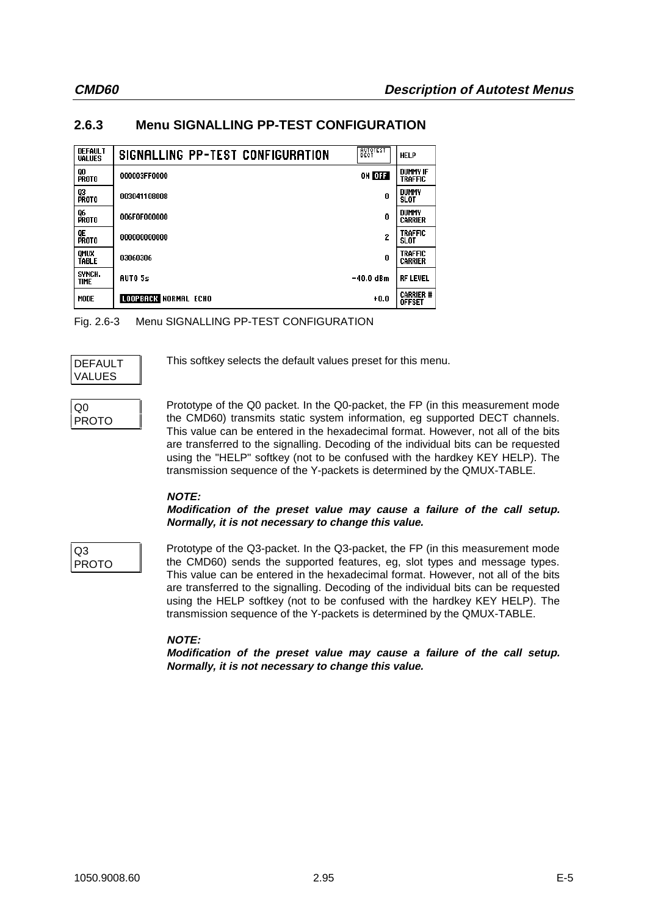## 2.6.3 Menu SIGNALLING PP-TEST CONFIGURATION

| | | | |
|---|---|---|---|
| DEFAULT VALUES | SIGNALLING PP-TEST CONFIGURATION | AUTOTEST DECT | HELP |
| Q0 PROTO | 000003FF0000 | ON OFF | DUMMY IF TRAFFIC |
| Q3 PROTO | 003041108008 | 0 | DUMMY SLOT |
| Q6 PROTO | 006F0F000000 | 0 | DUMMY CARRIER |
| QE PROTO | 000000000000 | 2 | TRAFFIC SLOT |
| QMUX TABLE | 03060306 | 0 | TRAFFIC CARRIER |
| SYNCH. TIME | AUTO 5s | −40.0 dBm | RF LEVEL |
| MODE | LOOPBACK NORMAL ECHO | +0.0 | CARRIER # OFFSET |

Fig. 2.6-3 Menu SIGNALLING PP-TEST CONFIGURATION

**DEFAULT VALUES**

This softkey selects the default values preset for this menu.

**Q0 PROTO**

Prototype of the Q0 packet. In the Q0-packet, the FP (in this measurement mode the CMD60) transmits static system information, eg supported DECT channels. This value can be entered in the hexadecimal format. However, not all of the bits are transferred to the signalling. Decoding of the individual bits can be requested using the "HELP" softkey (not to be confused with the hardkey KEY HELP). The transmission sequence of the Y-packets is determined by the QMUX-TABLE.

***NOTE:***
***Modification of the preset value may cause a failure of the call setup. Normally, it is not necessary to change this value.***

**Q3 PROTO**

Prototype of the Q3-packet. In the Q3-packet, the FP (in this measurement mode the CMD60) sends the supported features, eg, slot types and message types. This value can be entered in the hexadecimal format. However, not all of the bits are transferred to the signalling. Decoding of the individual bits can be requested using the HELP softkey (not to be confused with the hardkey KEY HELP). The transmission sequence of the Y-packets is determined by the QMUX-TABLE.

***NOTE:***
***Modification of the preset value may cause a failure of the call setup. Normally, it is not necessary to change this value.***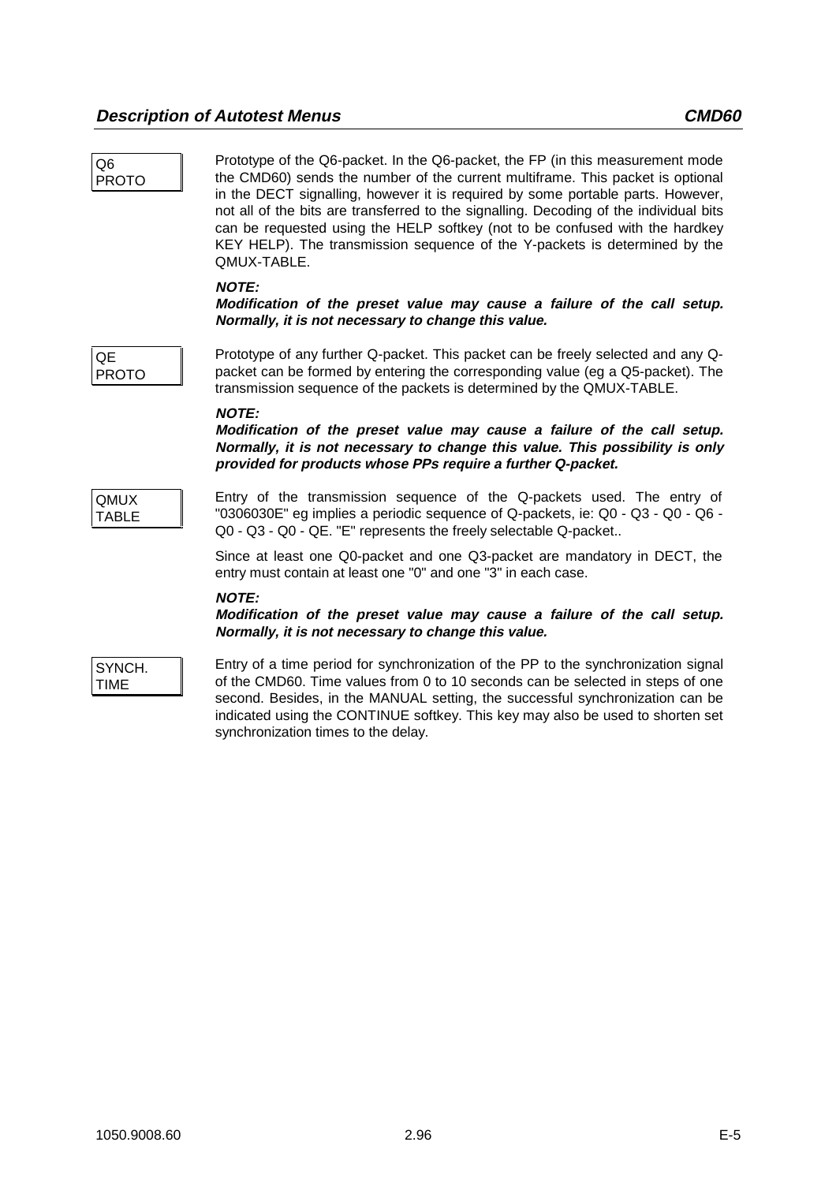**Q6 PROTO**

Prototype of the Q6-packet. In the Q6-packet, the FP (in this measurement mode the CMD60) sends the number of the current multiframe. This packet is optional in the DECT signalling, however it is required by some portable parts. However, not all of the bits are transferred to the signalling. Decoding of the individual bits can be requested using the HELP softkey (not to be confused with the hardkey KEY HELP). The transmission sequence of the Y-packets is determined by the QMUX-TABLE.

***NOTE:***
***Modification of the preset value may cause a failure of the call setup. Normally, it is not necessary to change this value.***

**QE PROTO**

Prototype of any further Q-packet. This packet can be freely selected and any Q-packet can be formed by entering the corresponding value (eg a Q5-packet). The transmission sequence of the packets is determined by the QMUX-TABLE.

***NOTE:***
***Modification of the preset value may cause a failure of the call setup. Normally, it is not necessary to change this value. This possibility is only provided for products whose PPs require a further Q-packet.***

**QMUX TABLE**

Entry of the transmission sequence of the Q-packets used. The entry of "0306030E" eg implies a periodic sequence of Q-packets, ie: Q0 - Q3 - Q0 - Q6 - Q0 - Q3 - Q0 - QE. "E" represents the freely selectable Q-packet..

Since at least one Q0-packet and one Q3-packet are mandatory in DECT, the entry must contain at least one "0" and one "3" in each case.

***NOTE:***
***Modification of the preset value may cause a failure of the call setup. Normally, it is not necessary to change this value.***

**SYNCH. TIME**

Entry of a time period for synchronization of the PP to the synchronization signal of the CMD60. Time values from 0 to 10 seconds can be selected in steps of one second. Besides, in the MANUAL setting, the successful synchronization can be indicated using the CONTINUE softkey. This key may also be used to shorten set synchronization times to the delay.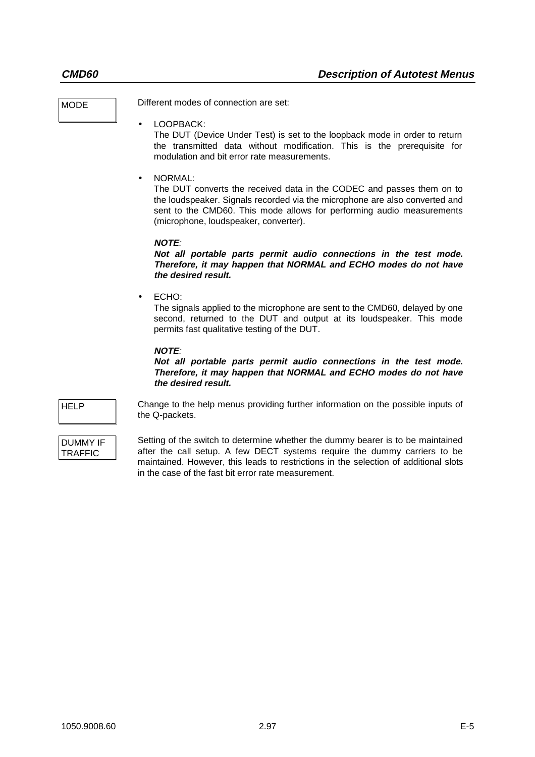**MODE**

Different modes of connection are set:

- LOOPBACK:
  The DUT (Device Under Test) is set to the loopback mode in order to return the transmitted data without modification. This is the prerequisite for modulation and bit error rate measurements.

- NORMAL:
  The DUT converts the received data in the CODEC and passes them on to the loudspeaker. Signals recorded via the microphone are also converted and sent to the CMD60. This mode allows for performing audio measurements (microphone, loudspeaker, converter).

  ***NOTE**:*
  ***Not all portable parts permit audio connections in the test mode. Therefore, it may happen that NORMAL and ECHO modes do not have the desired result.***

- ECHO:
  The signals applied to the microphone are sent to the CMD60, delayed by one second, returned to the DUT and output at its loudspeaker. This mode permits fast qualitative testing of the DUT.

  ***NOTE**:*
  ***Not all portable parts permit audio connections in the test mode. Therefore, it may happen that NORMAL and ECHO modes do not have the desired result.***

**HELP**

Change to the help menus providing further information on the possible inputs of the Q-packets.

**DUMMY IF TRAFFIC**

Setting of the switch to determine whether the dummy bearer is to be maintained after the call setup. A few DECT systems require the dummy carriers to be maintained. However, this leads to restrictions in the selection of additional slots in the case of the fast bit error rate measurement.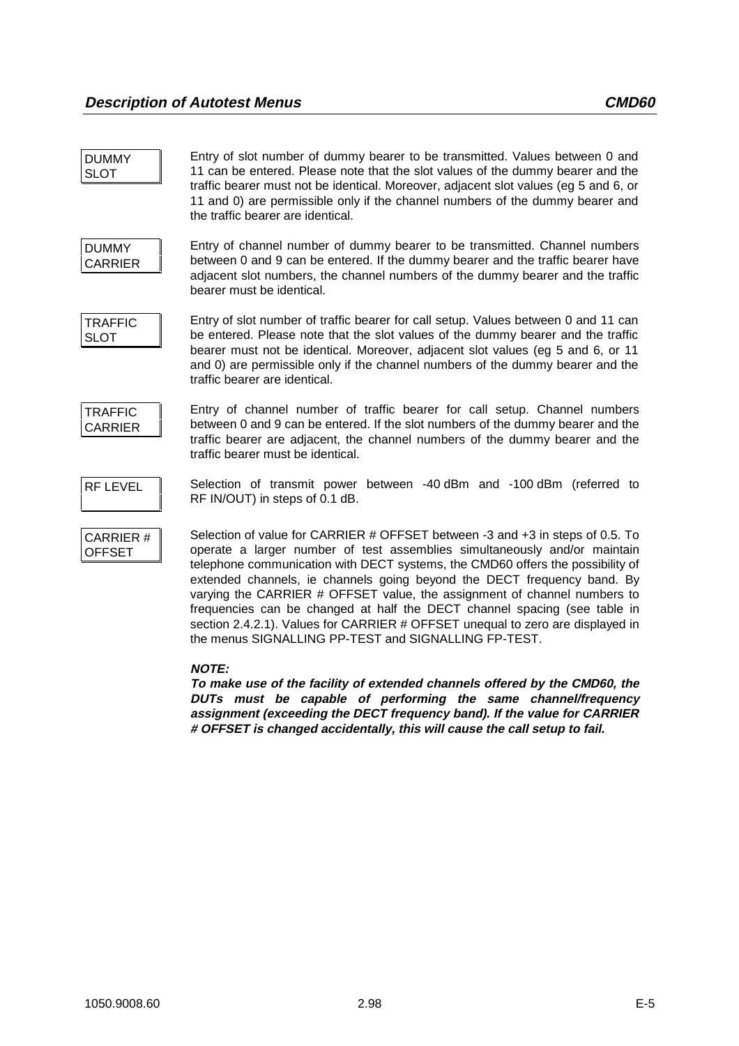DUMMY SLOT

Entry of slot number of dummy bearer to be transmitted. Values between 0 and 11 can be entered. Please note that the slot values of the dummy bearer and the traffic bearer must not be identical. Moreover, adjacent slot values (eg 5 and 6, or 11 and 0) are permissible only if the channel numbers of the dummy bearer and the traffic bearer are identical.

DUMMY CARRIER

Entry of channel number of dummy bearer to be transmitted. Channel numbers between 0 and 9 can be entered. If the dummy bearer and the traffic bearer have adjacent slot numbers, the channel numbers of the dummy bearer and the traffic bearer must be identical.

TRAFFIC SLOT

Entry of slot number of traffic bearer for call setup. Values between 0 and 11 can be entered. Please note that the slot values of the dummy bearer and the traffic bearer must not be identical. Moreover, adjacent slot values (eg 5 and 6, or 11 and 0) are permissible only if the channel numbers of the dummy bearer and the traffic bearer are identical.

TRAFFIC CARRIER

Entry of channel number of traffic bearer for call setup. Channel numbers between 0 and 9 can be entered. If the slot numbers of the dummy bearer and the traffic bearer are adjacent, the channel numbers of the dummy bearer and the traffic bearer must be identical.

RF LEVEL

Selection of transmit power between -40 dBm and -100 dBm (referred to RF IN/OUT) in steps of 0.1 dB.

CARRIER # OFFSET

Selection of value for CARRIER # OFFSET between -3 and +3 in steps of 0.5. To operate a larger number of test assemblies simultaneously and/or maintain telephone communication with DECT systems, the CMD60 offers the possibility of extended channels, ie channels going beyond the DECT frequency band. By varying the CARRIER # OFFSET value, the assignment of channel numbers to frequencies can be changed at half the DECT channel spacing (see table in section 2.4.2.1). Values for CARRIER # OFFSET unequal to zero are displayed in the menus SIGNALLING PP-TEST and SIGNALLING FP-TEST.

***NOTE:***
***To make use of the facility of extended channels offered by the CMD60, the DUTs must be capable of performing the same channel/frequency assignment (exceeding the DECT frequency band). If the value for CARRIER # OFFSET is changed accidentally, this will cause the call setup to fail.***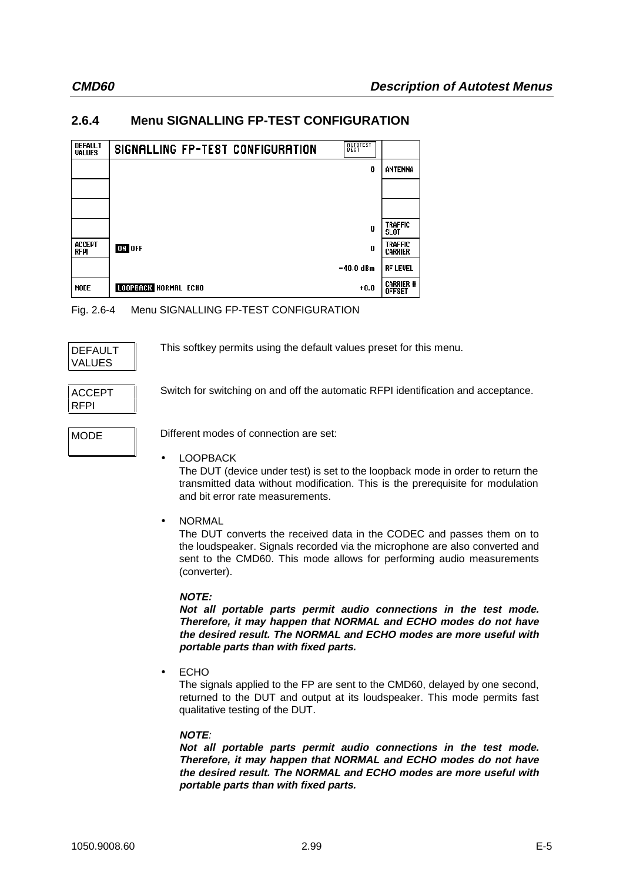### 2.6.4 Menu SIGNALLING FP-TEST CONFIGURATION

| DEFAULT VALUES | SIGNALLING FP-TEST CONFIGURATION | AUTOTEST DECT | |
|---|---|---|---|
| | | 0 | ANTENNA |
| | | | |
| | | | |
| | | 0 | TRAFFIC SLOT |
| ACCEPT RFPI | **ON** OFF | 0 | TRAFFIC CARRIER |
| | | −40.0 dBm | RF LEVEL |
| MODE | **LOOPBACK** NORMAL ECHO | +0.0 | CARRIER # OFFSET |

Fig. 2.6-4 Menu SIGNALLING FP-TEST CONFIGURATION

**DEFAULT VALUES**

This softkey permits using the default values preset for this menu.

**ACCEPT RFPI**

Switch for switching on and off the automatic RFPI identification and acceptance.

**MODE**

Different modes of connection are set:

- LOOPBACK
  The DUT (device under test) is set to the loopback mode in order to return the transmitted data without modification. This is the prerequisite for modulation and bit error rate measurements.

- NORMAL
  The DUT converts the received data in the CODEC and passes them on to the loudspeaker. Signals recorded via the microphone are also converted and sent to the CMD60. This mode allows for performing audio measurements (converter).

  ***NOTE:***
  ***Not all portable parts permit audio connections in the test mode. Therefore, it may happen that NORMAL and ECHO modes do not have the desired result. The NORMAL and ECHO modes are more useful with portable parts than with fixed parts.***

- ECHO
  The signals applied to the FP are sent to the CMD60, delayed by one second, returned to the DUT and output at its loudspeaker. This mode permits fast qualitative testing of the DUT.

  ***NOTE:***
  ***Not all portable parts permit audio connections in the test mode. Therefore, it may happen that NORMAL and ECHO modes do not have the desired result. The NORMAL and ECHO modes are more useful with portable parts than with fixed parts.***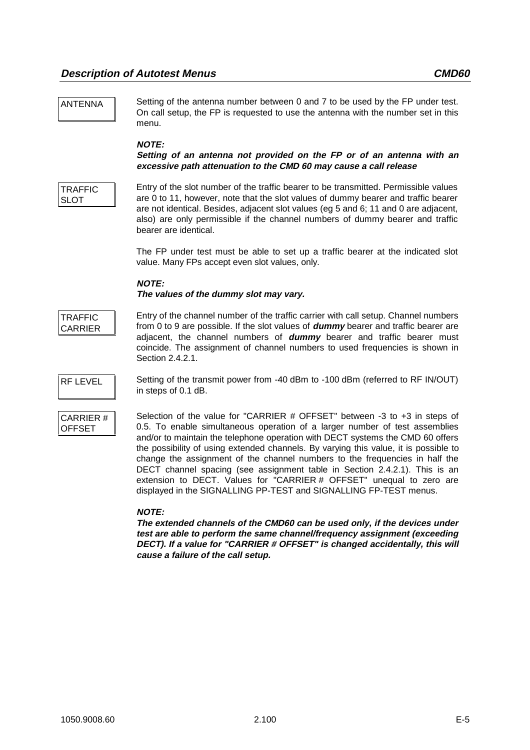**ANTENNA**

Setting of the antenna number between 0 and 7 to be used by the FP under test. On call setup, the FP is requested to use the antenna with the number set in this menu.

***NOTE:***
***Setting of an antenna not provided on the FP or of an antenna with an excessive path attenuation to the CMD 60 may cause a call release***

**TRAFFIC SLOT**

Entry of the slot number of the traffic bearer to be transmitted. Permissible values are 0 to 11, however, note that the slot values of dummy bearer and traffic bearer are not identical. Besides, adjacent slot values (eg 5 and 6; 11 and 0 are adjacent, also) are only permissible if the channel numbers of dummy bearer and traffic bearer are identical.

The FP under test must be able to set up a traffic bearer at the indicated slot value. Many FPs accept even slot values, only.

***NOTE:***
***The values of the dummy slot may vary.***

**TRAFFIC CARRIER**

Entry of the channel number of the traffic carrier with call setup. Channel numbers from 0 to 9 are possible. If the slot values of ***dummy*** bearer and traffic bearer are adjacent, the channel numbers of ***dummy*** bearer and traffic bearer must coincide. The assignment of channel numbers to used frequencies is shown in Section 2.4.2.1.

**RF LEVEL**

Setting of the transmit power from -40 dBm to -100 dBm (referred to RF IN/OUT) in steps of 0.1 dB.

**CARRIER # OFFSET**

Selection of the value for "CARRIER # OFFSET" between -3 to +3 in steps of 0.5. To enable simultaneous operation of a larger number of test assemblies and/or to maintain the telephone operation with DECT systems the CMD 60 offers the possibility of using extended channels. By varying this value, it is possible to change the assignment of the channel numbers to the frequencies in half the DECT channel spacing (see assignment table in Section 2.4.2.1). This is an extension to DECT. Values for "CARRIER # OFFSET" unequal to zero are displayed in the SIGNALLING PP-TEST and SIGNALLING FP-TEST menus.

***NOTE:***
***The extended channels of the CMD60 can be used only, if the devices under test are able to perform the same channel/frequency assignment (exceeding DECT). If a value for "CARRIER # OFFSET" is changed accidentally, this will cause a failure of the call setup.***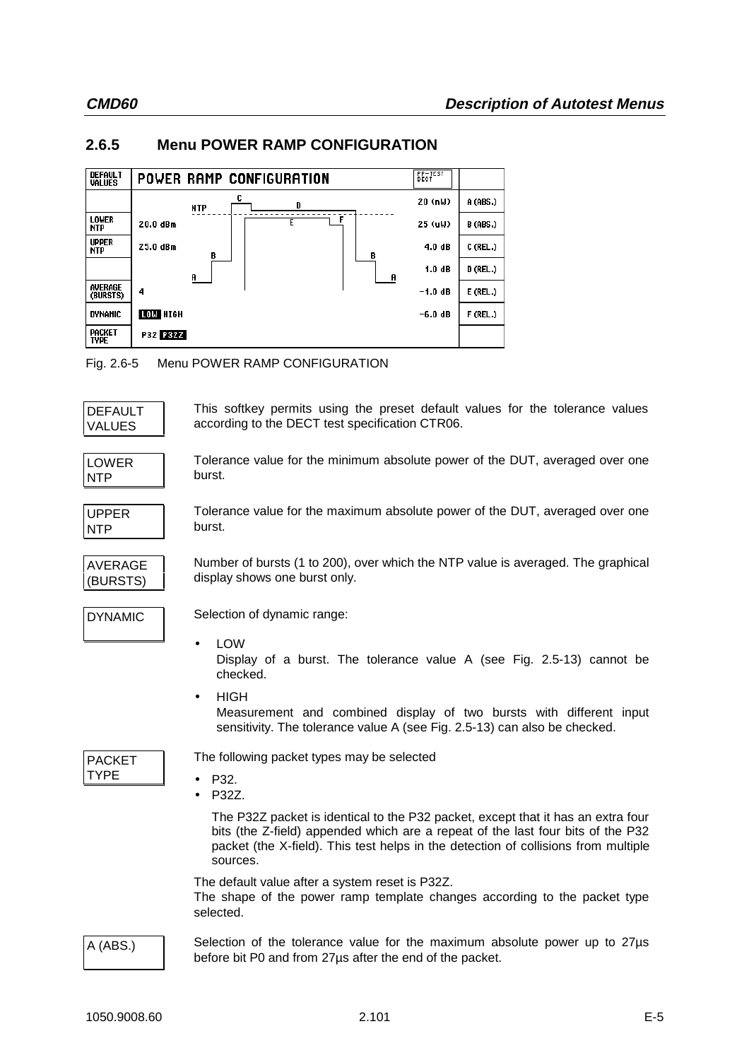### 2.6.5 Menu POWER RAMP CONFIGURATION

| DEFAULT VALUES | POWER RAMP CONFIGURATION | | PP-TEST DECT | |
|---|---|---|---|---|
| | | | 20 (nW) | A (ABS.) |
| LOWER NTP | 20.0 dBm | | 25 (uW) | B (ABS.) |
| UPPER NTP | 25.0 dBm | | 4.0 dB | C (REL.) |
| | | | 1.0 dB | D (REL.) |
| AVERAGE (BURSTS) | 4 | | -1.0 dB | E (REL.) |
| DYNAMIC | **LOW** HIGH | | -6.0 dB | F (REL.) |
| PACKET TYPE | P32 **P32Z** | | | |

Fig. 2.6-5 Menu POWER RAMP CONFIGURATION

**DEFAULT VALUES**

This softkey permits using the preset default values for the tolerance values according to the DECT test specification CTR06.

**LOWER NTP**

Tolerance value for the minimum absolute power of the DUT, averaged over one burst.

**UPPER NTP**

Tolerance value for the maximum absolute power of the DUT, averaged over one burst.

**AVERAGE (BURSTS)**

Number of bursts (1 to 200), over which the NTP value is averaged. The graphical display shows one burst only.

**DYNAMIC**

Selection of dynamic range:

- LOW
  Display of a burst. The tolerance value A (see Fig. 2.5-13) cannot be checked.
- HIGH
  Measurement and combined display of two bursts with different input sensitivity. The tolerance value A (see Fig. 2.5-13) can also be checked.

**PACKET TYPE**

The following packet types may be selected

- P32.
- P32Z.

  The P32Z packet is identical to the P32 packet, except that it has an extra four bits (the Z-field) appended which are a repeat of the last four bits of the P32 packet (the X-field). This test helps in the detection of collisions from multiple sources.

The default value after a system reset is P32Z.
The shape of the power ramp template changes according to the packet type selected.

**A (ABS.)**

Selection of the tolerance value for the maximum absolute power up to 27µs before bit P0 and from 27µs after the end of the packet.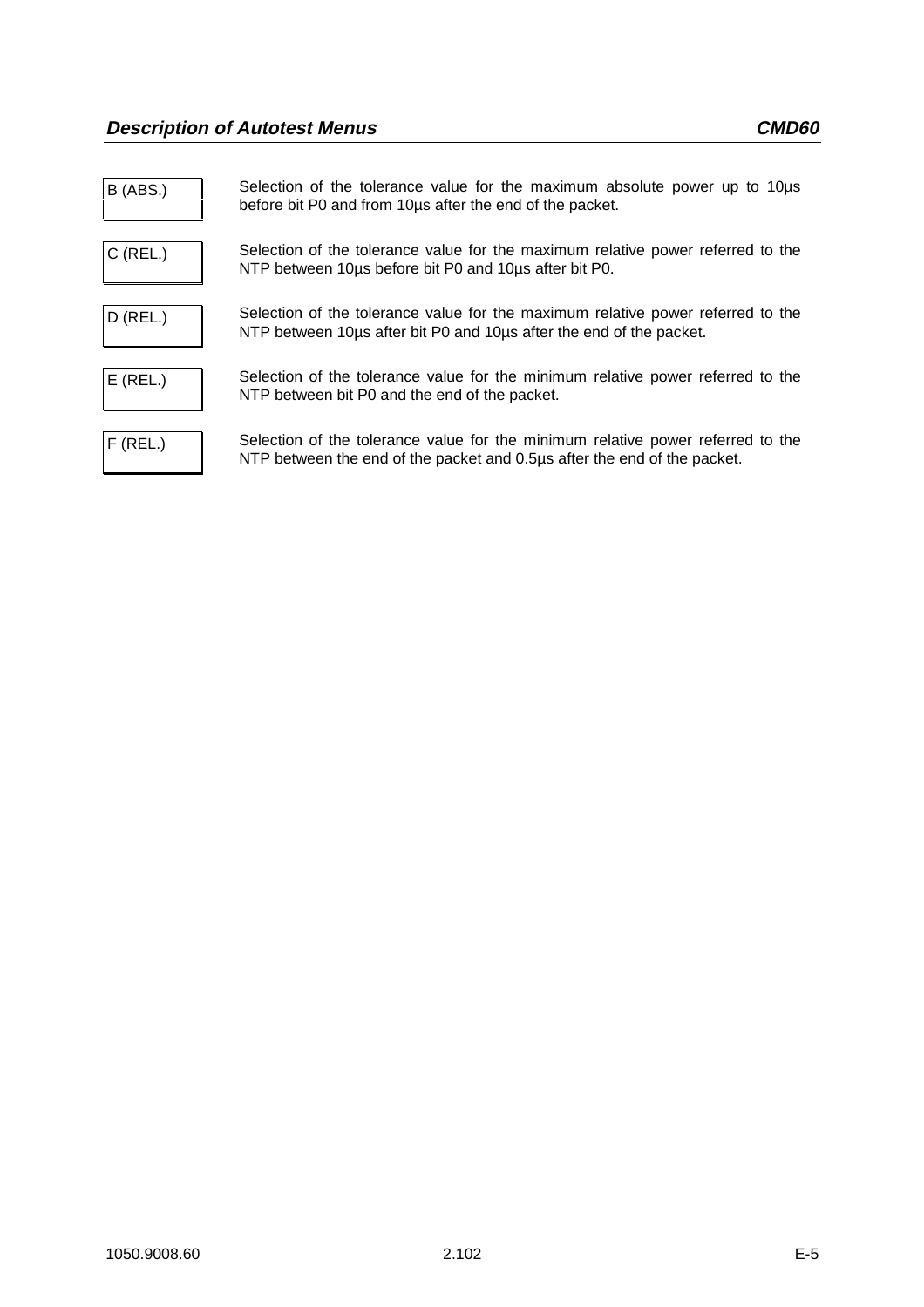B (ABS.) — Selection of the tolerance value for the maximum absolute power up to 10µs before bit P0 and from 10µs after the end of the packet.

C (REL.) — Selection of the tolerance value for the maximum relative power referred to the NTP between 10µs before bit P0 and 10µs after bit P0.

D (REL.) — Selection of the tolerance value for the maximum relative power referred to the NTP between 10µs after bit P0 and 10µs after the end of the packet.

E (REL.) — Selection of the tolerance value for the minimum relative power referred to the NTP between bit P0 and the end of the packet.

F (REL.) — Selection of the tolerance value for the minimum relative power referred to the NTP between the end of the packet and 0.5µs after the end of the packet.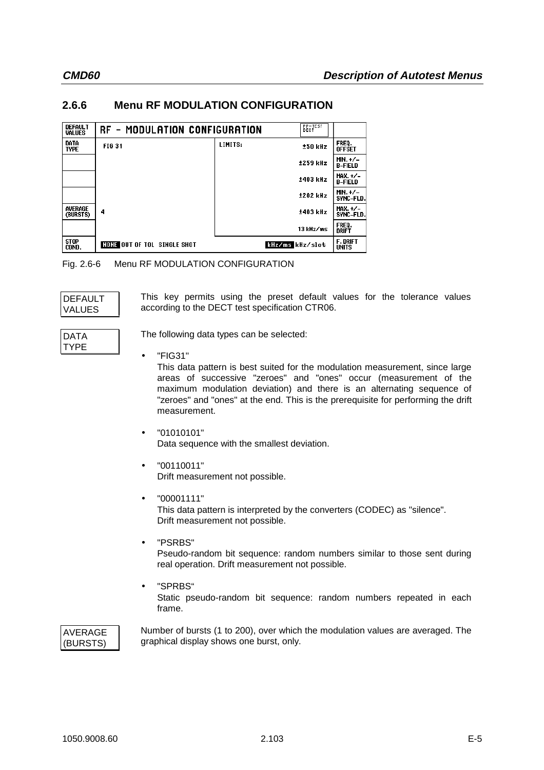### 2.6.6 Menu RF MODULATION CONFIGURATION

| DEFAULT VALUES | RF – MODULATION CONFIGURATION | | RF–TEST DECT | |
|---|---|---|---|---|
| DATA TYPE | FIG 31 | LIMITS: | ±50 kHz | FREQ. OFFSET |
| | | | ±259 kHz | MIN. +/– B-FIELD |
| | | | ±403 kHz | MAX. +/– B-FIELD |
| | | | ±202 kHz | MIN. +/– SYNC-FLD. |
| AVERAGE (BURSTS) | 4 | | ±403 kHz | MAX. +/– SYNC-FLD. |
| | | | 13 kHz/ms | FREQ. DRIFT |
| STOP COND. | NONE OUT OF TOL SINGLE SHOT | | kHz/ms kHz/slot | F. DRIFT UNITS |

Fig. 2.6-6 Menu RF MODULATION CONFIGURATION

**DEFAULT VALUES**

This key permits using the preset default values for the tolerance values according to the DECT test specification CTR06.

**DATA TYPE**

The following data types can be selected:

- "FIG31"
  This data pattern is best suited for the modulation measurement, since large areas of successive "zeroes" and "ones" occur (measurement of the maximum modulation deviation) and there is an alternating sequence of "zeroes" and "ones" at the end. This is the prerequisite for performing the drift measurement.

- "01010101"
  Data sequence with the smallest deviation.

- "00110011"
  Drift measurement not possible.

- "00001111"
  This data pattern is interpreted by the converters (CODEC) as "silence".
  Drift measurement not possible.

- "PSRBS"
  Pseudo-random bit sequence: random numbers similar to those sent during real operation. Drift measurement not possible.

- "SPRBS"
  Static pseudo-random bit sequence: random numbers repeated in each frame.

**AVERAGE (BURSTS)**

Number of bursts (1 to 200), over which the modulation values are averaged. The graphical display shows one burst, only.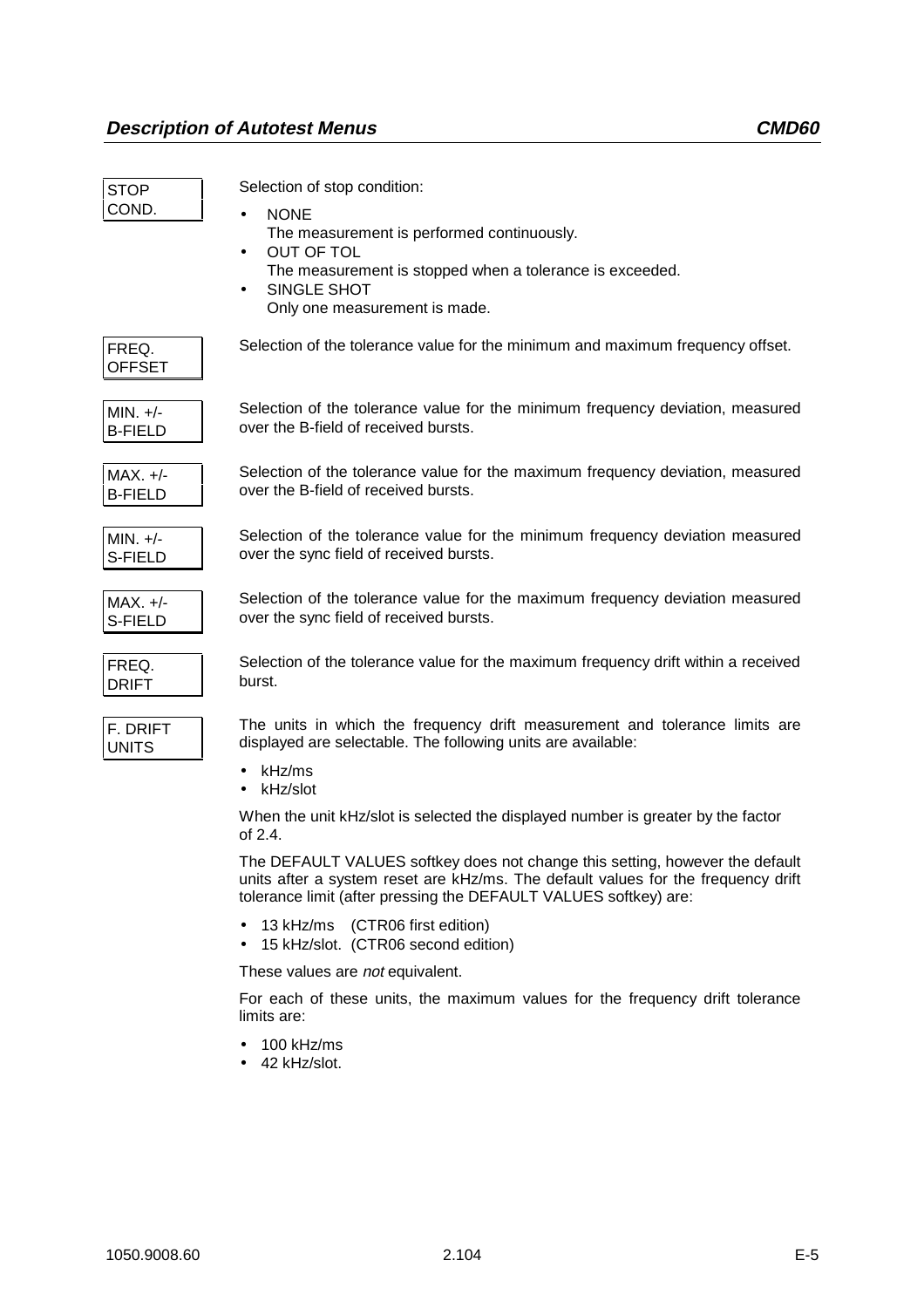**STOP COND.**

Selection of stop condition:

- NONE
  The measurement is performed continuously.
- OUT OF TOL
  The measurement is stopped when a tolerance is exceeded.
- SINGLE SHOT
  Only one measurement is made.

**FREQ. OFFSET**

Selection of the tolerance value for the minimum and maximum frequency offset.

**MIN. +/- B-FIELD**

Selection of the tolerance value for the minimum frequency deviation, measured over the B-field of received bursts.

**MAX. +/- B-FIELD**

Selection of the tolerance value for the maximum frequency deviation, measured over the B-field of received bursts.

**MIN. +/- S-FIELD**

Selection of the tolerance value for the minimum frequency deviation measured over the sync field of received bursts.

**MAX. +/- S-FIELD**

Selection of the tolerance value for the maximum frequency deviation measured over the sync field of received bursts.

**FREQ. DRIFT**

Selection of the tolerance value for the maximum frequency drift within a received burst.

**F. DRIFT UNITS**

The units in which the frequency drift measurement and tolerance limits are displayed are selectable. The following units are available:

- kHz/ms
- kHz/slot

When the unit kHz/slot is selected the displayed number is greater by the factor of 2.4.

The DEFAULT VALUES softkey does not change this setting, however the default units after a system reset are kHz/ms. The default values for the frequency drift tolerance limit (after pressing the DEFAULT VALUES softkey) are:

- 13 kHz/ms (CTR06 first edition)
- 15 kHz/slot. (CTR06 second edition)

These values are *not* equivalent.

For each of these units, the maximum values for the frequency drift tolerance limits are:

- 100 kHz/ms
- 42 kHz/slot.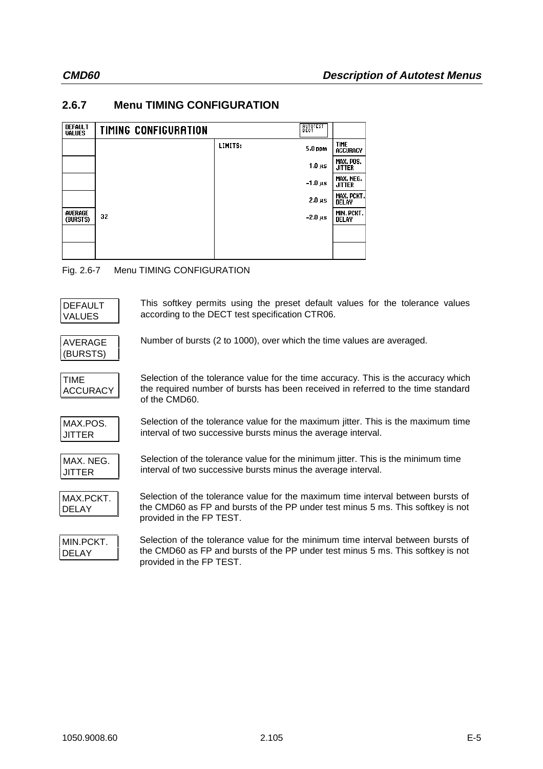## 2.6.7 Menu TIMING CONFIGURATION

| DEFAULT VALUES | TIMING CONFIGURATION | | AUTOTEST DECT | |
|---|---|---|---|---|
| | | LIMITS: | 5.0 ppm | TIME ACCURACY |
| | | | 1.0 µs | MAX. POS. JITTER |
| | | | -1.0 µs | MAX. NEG. JITTER |
| | | | 2.0 µs | MAX. PCKT. DELAY |
| AVERAGE (BURSTS) | 32 | | -2.0 µs | MIN. PCKT. DELAY |
| | | | | |
| | | | | |

Fig. 2.6-7 Menu TIMING CONFIGURATION

**DEFAULT VALUES** This softkey permits using the preset default values for the tolerance values according to the DECT test specification CTR06.

**AVERAGE (BURSTS)** Number of bursts (2 to 1000), over which the time values are averaged.

**TIME ACCURACY** Selection of the tolerance value for the time accuracy. This is the accuracy which the required number of bursts has been received in referred to the time standard of the CMD60.

**MAX.POS. JITTER** Selection of the tolerance value for the maximum jitter. This is the maximum time interval of two successive bursts minus the average interval.

**MAX. NEG. JITTER** Selection of the tolerance value for the minimum jitter. This is the minimum time interval of two successive bursts minus the average interval.

**MAX.PCKT. DELAY** Selection of the tolerance value for the maximum time interval between bursts of the CMD60 as FP and bursts of the PP under test minus 5 ms. This softkey is not provided in the FP TEST.

**MIN.PCKT. DELAY** Selection of the tolerance value for the minimum time interval between bursts of the CMD60 as FP and bursts of the PP under test minus 5 ms. This softkey is not provided in the FP TEST.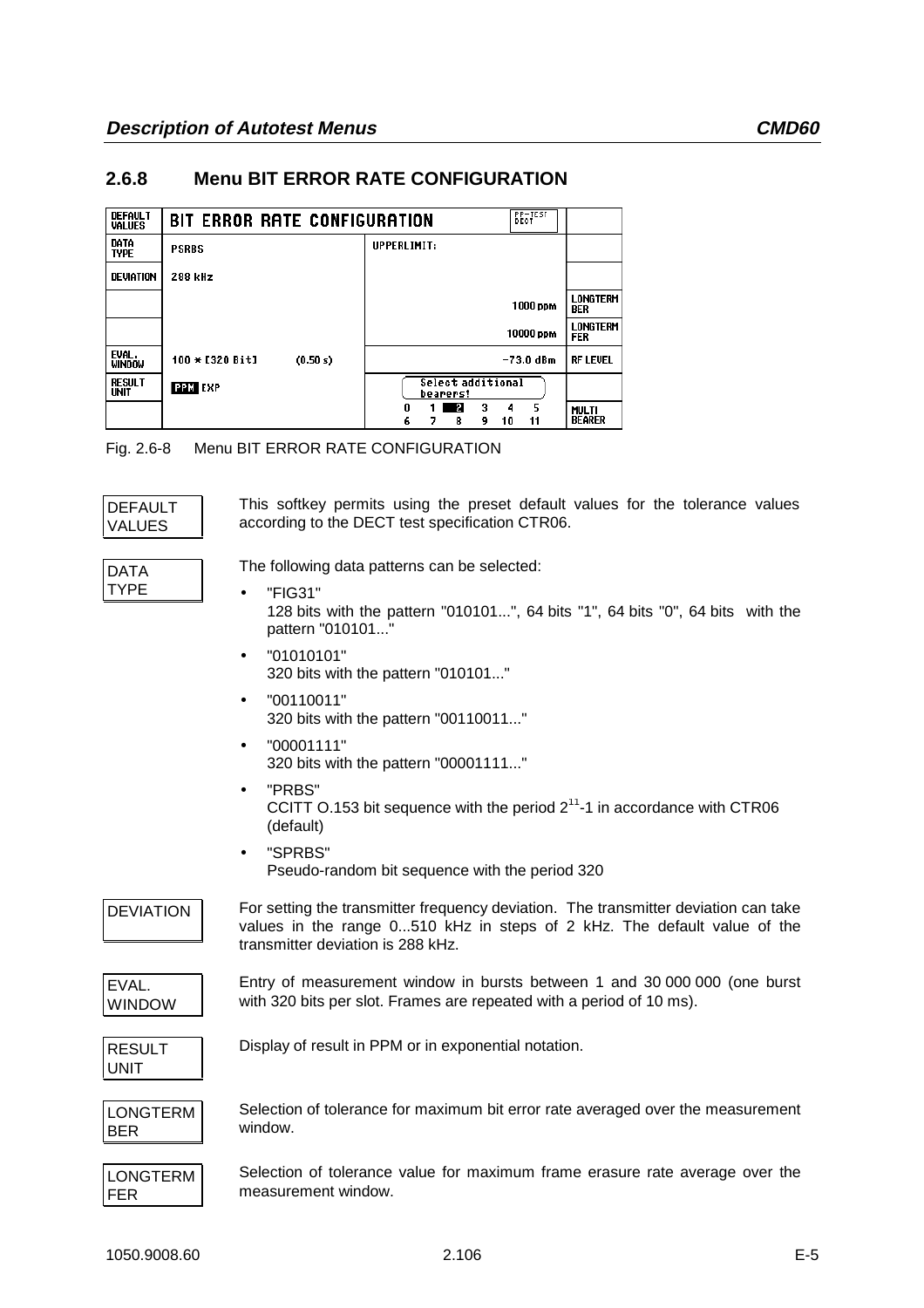### 2.6.8 Menu BIT ERROR RATE CONFIGURATION

| DEFAULT VALUES | BIT ERROR RATE CONFIGURATION | PP-TEST DECT | |
|---|---|---|---|
| DATA TYPE | PSRBS | UPPERLIMIT: | |
| DEVIATION | 288 kHz | | |
| | | 1000 ppm | LONGTERM BER |
| | | 10000 ppm | LONGTERM FER |
| EVAL. WINDOW | 100 * [320 Bit] (0.50 s) | -73.0 dBm | RF LEVEL |
| RESULT UNIT | PPM EXP | Select additional bearers! | |
| | | 0 1 2 3 4 5 / 6 7 8 9 10 11 | MULTI BEARER |

Fig. 2.6-8 Menu BIT ERROR RATE CONFIGURATION

**DEFAULT VALUES**

This softkey permits using the preset default values for the tolerance values according to the DECT test specification CTR06.

**DATA TYPE**

The following data patterns can be selected:

- "FIG31"
  128 bits with the pattern "010101...", 64 bits "1", 64 bits "0", 64 bits with the pattern "010101..."
- "01010101"
  320 bits with the pattern "010101..."
- "00110011"
  320 bits with the pattern "00110011..."
- "00001111"
  320 bits with the pattern "00001111..."
- "PRBS"
  CCITT O.153 bit sequence with the period $2^{11}$-1 in accordance with CTR06 (default)
- "SPRBS"
  Pseudo-random bit sequence with the period 320

**DEVIATION**

For setting the transmitter frequency deviation. The transmitter deviation can take values in the range 0...510 kHz in steps of 2 kHz. The default value of the transmitter deviation is 288 kHz.

**EVAL. WINDOW**

Entry of measurement window in bursts between 1 and 30 000 000 (one burst with 320 bits per slot. Frames are repeated with a period of 10 ms).

**RESULT UNIT**

Display of result in PPM or in exponential notation.

**LONGTERM BER**

Selection of tolerance for maximum bit error rate averaged over the measurement window.

**LONGTERM FER**

Selection of tolerance value for maximum frame erasure rate average over the measurement window.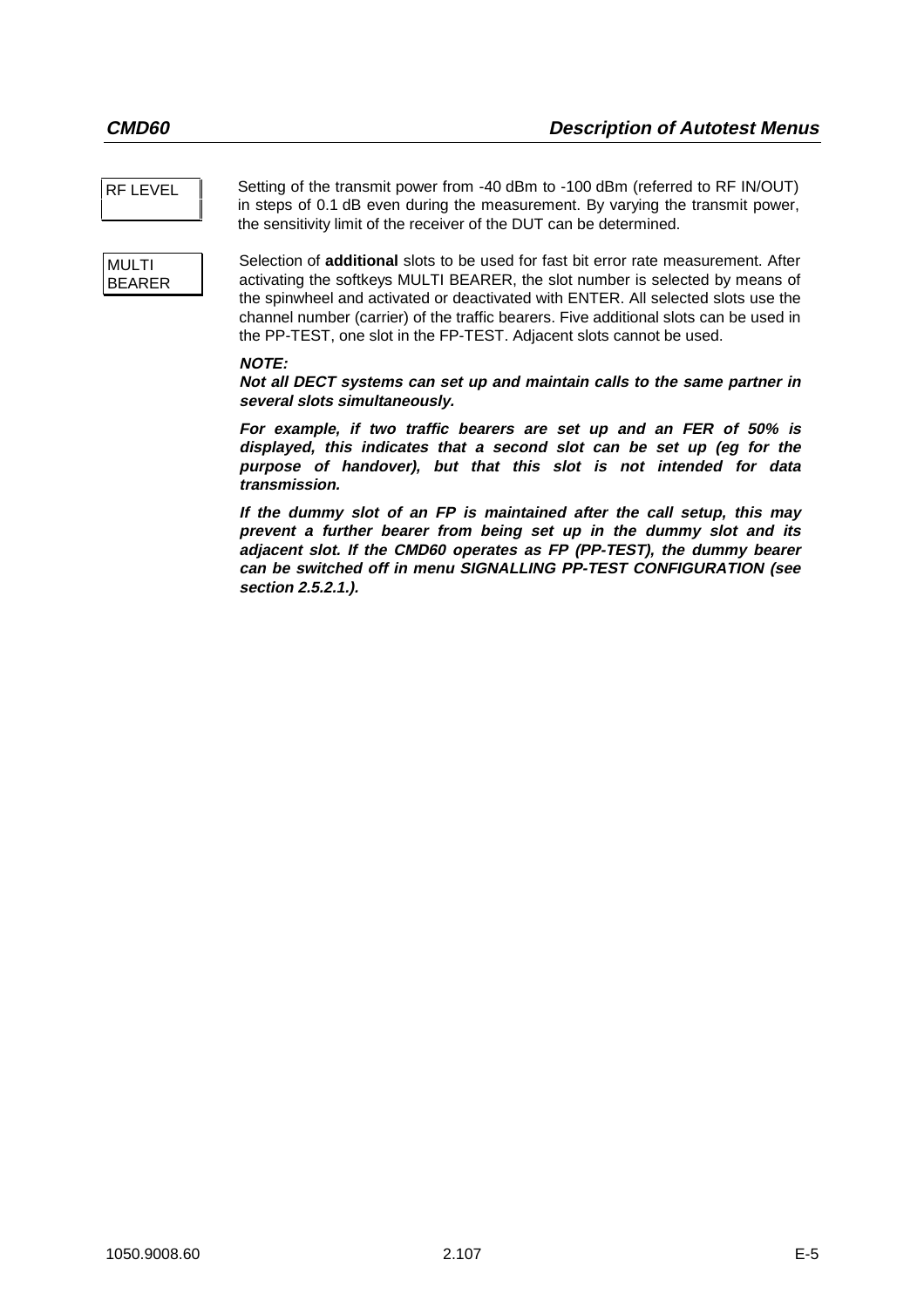RF LEVEL

Setting of the transmit power from -40 dBm to -100 dBm (referred to RF IN/OUT) in steps of 0.1 dB even during the measurement. By varying the transmit power, the sensitivity limit of the receiver of the DUT can be determined.

MULTI BEARER

Selection of **additional** slots to be used for fast bit error rate measurement. After activating the softkeys MULTI BEARER, the slot number is selected by means of the spinwheel and activated or deactivated with ENTER. All selected slots use the channel number (carrier) of the traffic bearers. Five additional slots can be used in the PP-TEST, one slot in the FP-TEST. Adjacent slots cannot be used.

***NOTE:***

***Not all DECT systems can set up and maintain calls to the same partner in several slots simultaneously.***

***For example, if two traffic bearers are set up and an FER of 50% is displayed, this indicates that a second slot can be set up (eg for the purpose of handover), but that this slot is not intended for data transmission.***

***If the dummy slot of an FP is maintained after the call setup, this may prevent a further bearer from being set up in the dummy slot and its adjacent slot. If the CMD60 operates as FP (PP-TEST), the dummy bearer can be switched off in menu SIGNALLING PP-TEST CONFIGURATION (see section 2.5.2.1.).***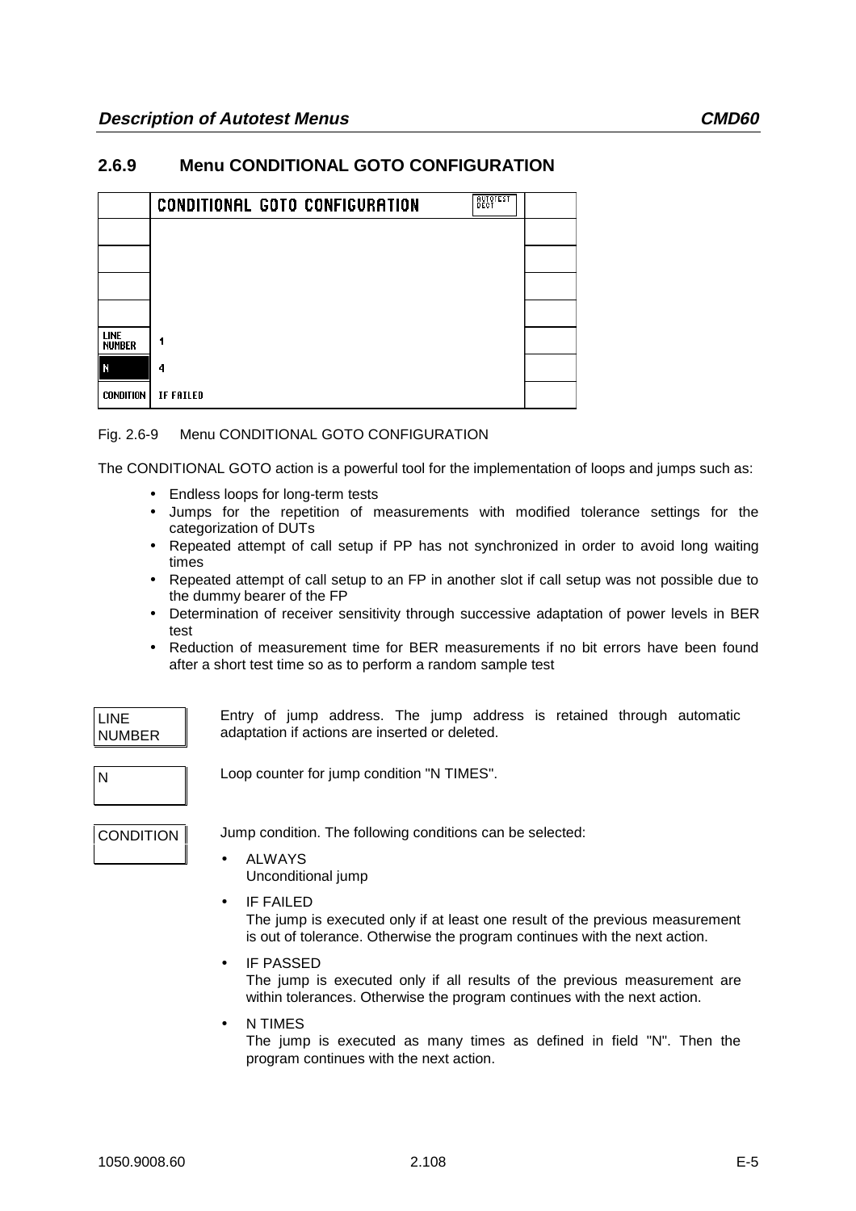### 2.6.9 Menu CONDITIONAL GOTO CONFIGURATION

| | CONDITIONAL GOTO CONFIGURATION | AUTOTEST DECT | |
|---|---|---|---|
| | | | |
| | | | |
| | | | |
| | | | |
| LINE NUMBER | 1 | | |
| N | 4 | | |
| CONDITION | IF FAILED | | |

Fig. 2.6-9 Menu CONDITIONAL GOTO CONFIGURATION

The CONDITIONAL GOTO action is a powerful tool for the implementation of loops and jumps such as:

- Endless loops for long-term tests
- Jumps for the repetition of measurements with modified tolerance settings for the categorization of DUTs
- Repeated attempt of call setup if PP has not synchronized in order to avoid long waiting times
- Repeated attempt of call setup to an FP in another slot if call setup was not possible due to the dummy bearer of the FP
- Determination of receiver sensitivity through successive adaptation of power levels in BER test
- Reduction of measurement time for BER measurements if no bit errors have been found after a short test time so as to perform a random sample test

**LINE NUMBER** — Entry of jump address. The jump address is retained through automatic adaptation if actions are inserted or deleted.

**N** — Loop counter for jump condition "N TIMES".

**CONDITION** — Jump condition. The following conditions can be selected:

- ALWAYS
  Unconditional jump
- IF FAILED
  The jump is executed only if at least one result of the previous measurement is out of tolerance. Otherwise the program continues with the next action.
- IF PASSED
  The jump is executed only if all results of the previous measurement are within tolerances. Otherwise the program continues with the next action.
- N TIMES
  The jump is executed as many times as defined in field "N". Then the program continues with the next action.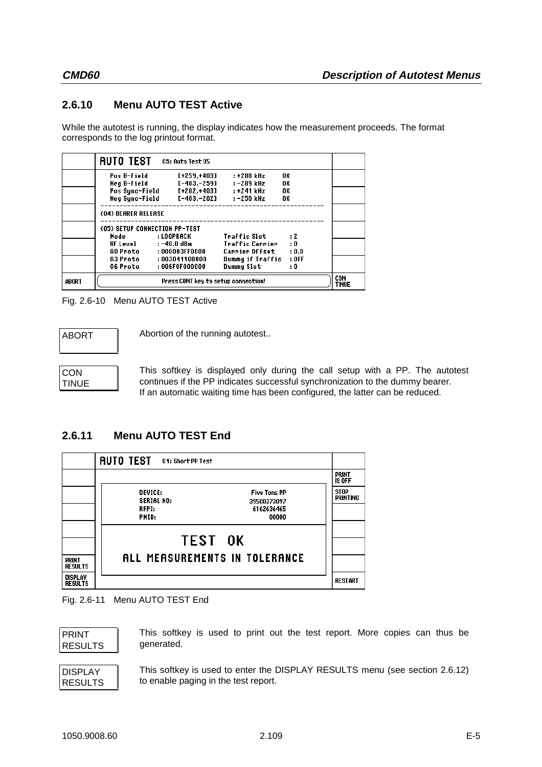## 2.6.10 Menu AUTO TEST Active

While the autotest is running, the display indicates how the measurement proceeds. The format corresponds to the log printout format.

| | AUTO TEST 05: Auto Test 05 | |
|---|---|---|
| | Pos B-Field [+259,+403] : +288 kHz OK<br>Neg B-Field [-403,-259] : -289 kHz OK | |
| | Pos Sync-Field [+202,+403] : +241 kHz OK<br>Neg Sync-Field [-403,-202] : -250 kHz OK | |
| | (04) BEARER RELEASE | |
| | (05) SETUP CONNECTION PP-TEST<br>Mode : LOOPBACK Traffic Slot : 2 | |
| | RF Level : -40.0 dBm Traffic Carrier : 0<br>Q0 Proto : 000003FF0000 Carrier Offset : 0.0 | |
| | Q3 Proto : 003041108008 Dummy if Traffic : OFF<br>Q6 Proto : 006F0F000000 Dummy Slot : 0 | |
| ABORT | Press CONT key to setup connection! | CON TINUE |

Fig. 2.6-10 Menu AUTO TEST Active

ABORT — Abortion of the running autotest..

CON TINUE — This softkey is displayed only during the call setup with a PP. The autotest continues if the PP indicates successful synchronization to the dummy bearer. If an automatic waiting time has been configured, the latter can be reduced.

## 2.6.11 Menu AUTO TEST End

| | AUTO TEST 01: Short PP Test | |
|---|---|---|
| | | PRINT IS OFF |
| | DEVICE: Five Tons PP<br>SERIAL NO: 39500373097 | STOP PRINTING |
| | RFPI: 6162636465<br>PMID: 00000 | |
| | | |
| | TEST OK | |
| PRINT RESULTS | ALL MEASUREMENTS IN TOLERANCE | |
| DISPLAY RESULTS | | RESTART |

Fig. 2.6-11 Menu AUTO TEST End

PRINT RESULTS — This softkey is used to print out the test report. More copies can thus be generated.

DISPLAY RESULTS — This softkey is used to enter the DISPLAY RESULTS menu (see section 2.6.12) to enable paging in the test report.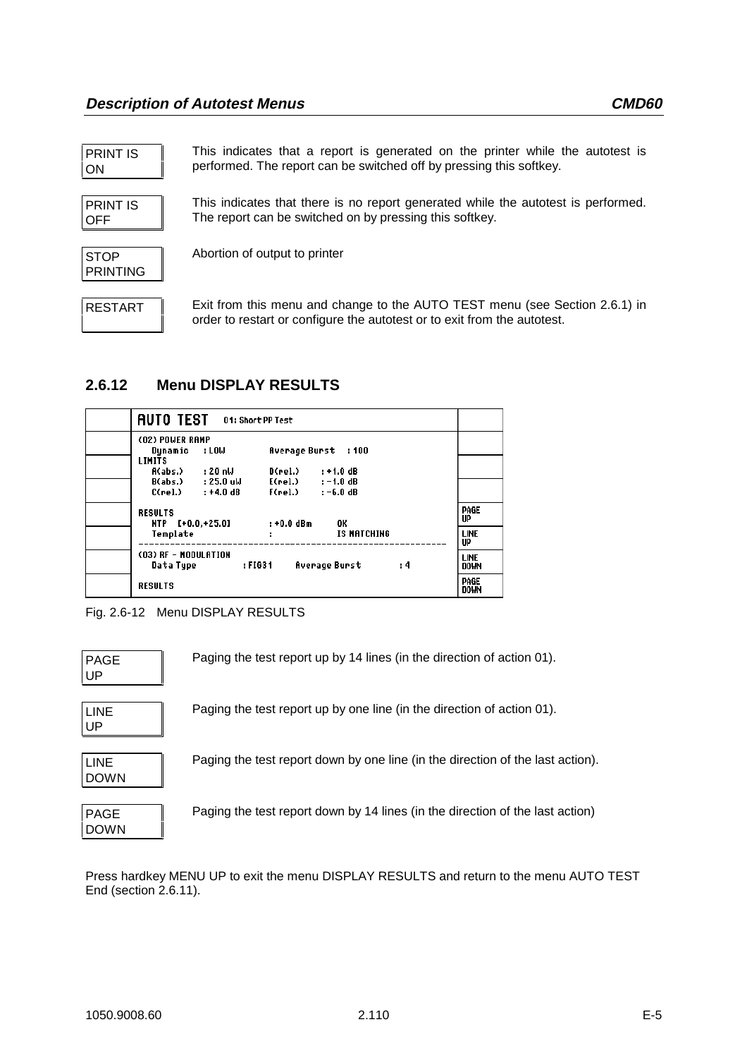**PRINT IS ON** — This indicates that a report is generated on the printer while the autotest is performed. The report can be switched off by pressing this softkey.

**PRINT IS OFF** — This indicates that there is no report generated while the autotest is performed. The report can be switched on by pressing this softkey.

**STOP PRINTING** — Abortion of output to printer

**RESTART** — Exit from this menu and change to the AUTO TEST menu (see Section 2.6.1) in order to restart or configure the autotest or to exit from the autotest.

### 2.6.12 Menu DISPLAY RESULTS

```
AUTO TEST   01: Short PP Test

(02) POWER RAMP
   Dynamic   : LOW          Average Burst   : 100
LIMITS
   A(abs.)    : 20 nW       D(rel.)    : +1.0 dB
   B(abs.)    : 25.0 uW     E(rel.)    : -1.0 dB
   C(rel.)    : +4.0 dB     F(rel.)    : -6.0 dB

RESULTS                                                PAGE UP
   NTP  [+0.0,+25.0]        : +0.0 dBm     OK
   Template                 :              IS MATCHING LINE UP
-----------------------------------------------------------
(03) RF - MODULATION                                   LINE DOWN
   Data Type          : FIG31     Average Burst      : 4

RESULTS                                                PAGE DOWN
```

Fig. 2.6-12 Menu DISPLAY RESULTS

**PAGE UP** — Paging the test report up by 14 lines (in the direction of action 01).

**LINE UP** — Paging the test report up by one line (in the direction of action 01).

**LINE DOWN** — Paging the test report down by one line (in the direction of the last action).

**PAGE DOWN** — Paging the test report down by 14 lines (in the direction of the last action)

Press hardkey MENU UP to exit the menu DISPLAY RESULTS and return to the menu AUTO TEST End (section 2.6.11).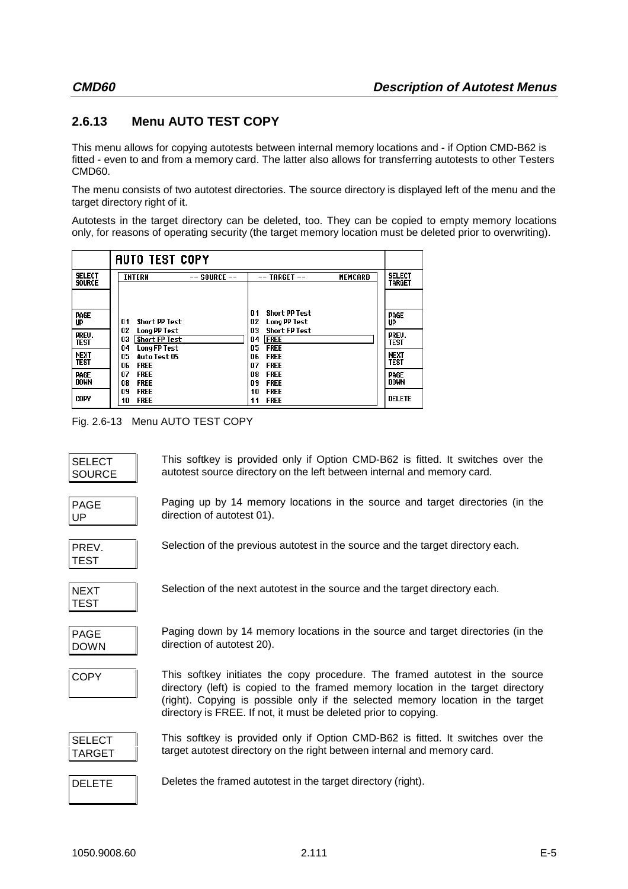### 2.6.13 Menu AUTO TEST COPY

This menu allows for copying autotests between internal memory locations and - if Option CMD-B62 is fitted - even to and from a memory card. The latter also allows for transferring autotests to other Testers CMD60.

The menu consists of two autotest directories. The source directory is displayed left of the menu and the target directory right of it.

Autotests in the target directory can be deleted, too. They can be copied to empty memory locations only, for reasons of operating security (the target memory location must be deleted prior to overwriting).

AUTO TEST COPY

| | | | |
|---|---|---|---|
| SELECT SOURCE | INTERN -- SOURCE -- | -- TARGET -- MEMCARD | SELECT TARGET |
| | | 01 Short PP Test | |
| PAGE UP | 01 Short PP Test | 02 Long PP Test | PAGE UP |
| | 02 Long PP Test | 03 Short FP Test | |
| PREV. TEST | 03 Short FP Test | 04 FREE | PREV. TEST |
| | 04 Long FP Test | 05 FREE | |
| NEXT TEST | 05 Auto Test 05 | 06 FREE | NEXT TEST |
| | 06 FREE | 07 FREE | |
| PAGE DOWN | 07 FREE | 08 FREE | PAGE DOWN |
| | 08 FREE | 09 FREE | |
| COPY | 09 FREE | 10 FREE | DELETE |
| | 10 FREE | 11 FREE | |

Fig. 2.6-13 Menu AUTO TEST COPY

| | |
|---|---|
| SELECT SOURCE | This softkey is provided only if Option CMD-B62 is fitted. It switches over the autotest source directory on the left between internal and memory card. |
| PAGE UP | Paging up by 14 memory locations in the source and target directories (in the direction of autotest 01). |
| PREV. TEST | Selection of the previous autotest in the source and the target directory each. |
| NEXT TEST | Selection of the next autotest in the source and the target directory each. |
| PAGE DOWN | Paging down by 14 memory locations in the source and target directories (in the direction of autotest 20). |
| COPY | This softkey initiates the copy procedure. The framed autotest in the source directory (left) is copied to the framed memory location in the target directory (right). Copying is possible only if the selected memory location in the target directory is FREE. If not, it must be deleted prior to copying. |
| SELECT TARGET | This softkey is provided only if Option CMD-B62 is fitted. It switches over the target autotest directory on the right between internal and memory card. |
| DELETE | Deletes the framed autotest in the target directory (right). |